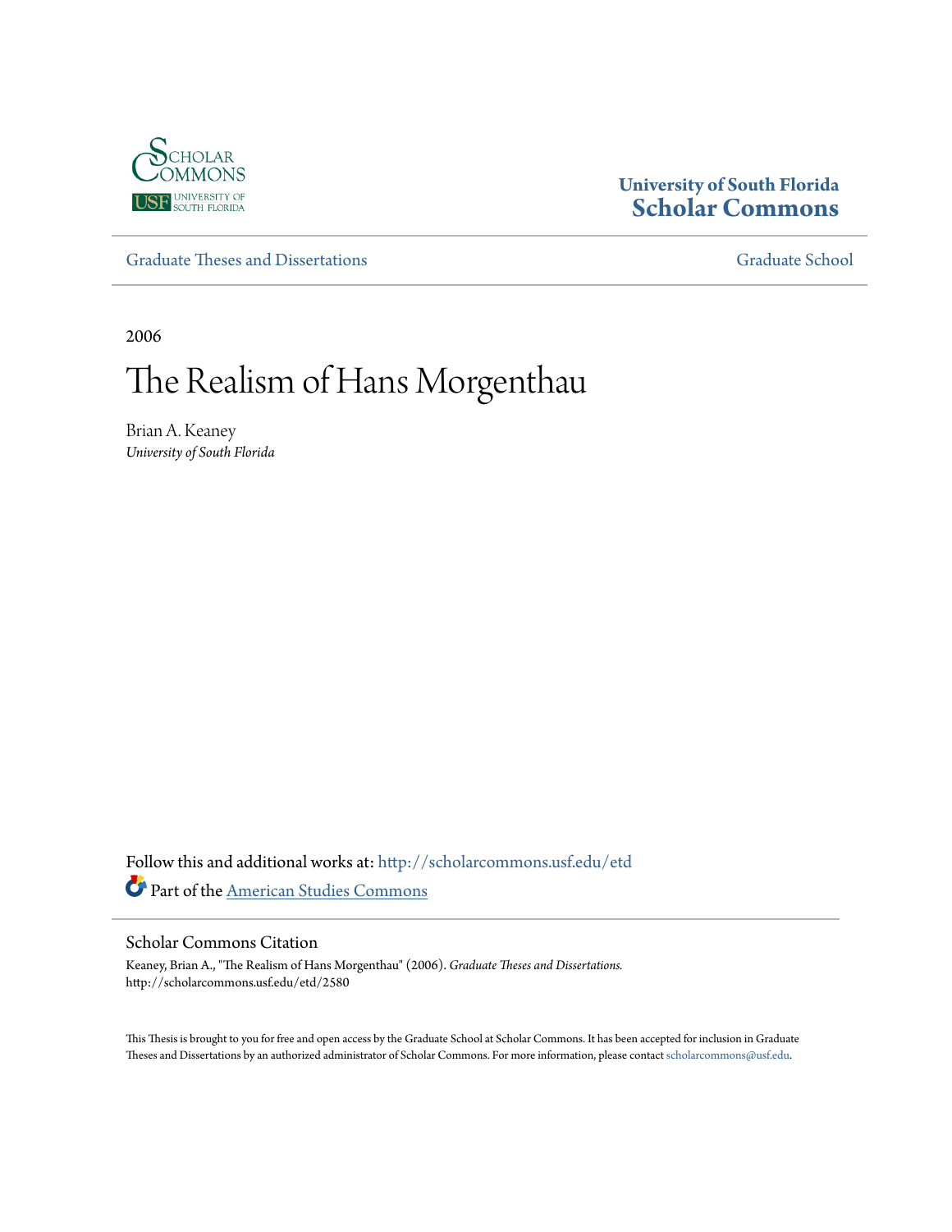University of South Florida
Scholar Commons

Graduate Theses and Dissertations

Graduate School

2006

# The Realism of Hans Morgenthau

Brian A. Keaney
*University of South Florida*

Follow this and additional works at: http://scholarcommons.usf.edu/etd

Part of the American Studies Commons

## Scholar Commons Citation

Keaney, Brian A., "The Realism of Hans Morgenthau" (2006). *Graduate Theses and Dissertations.*
http://scholarcommons.usf.edu/etd/2580

This Thesis is brought to you for free and open access by the Graduate School at Scholar Commons. It has been accepted for inclusion in Graduate Theses and Dissertations by an authorized administrator of Scholar Commons. For more information, please contact scholarcommons@usf.edu.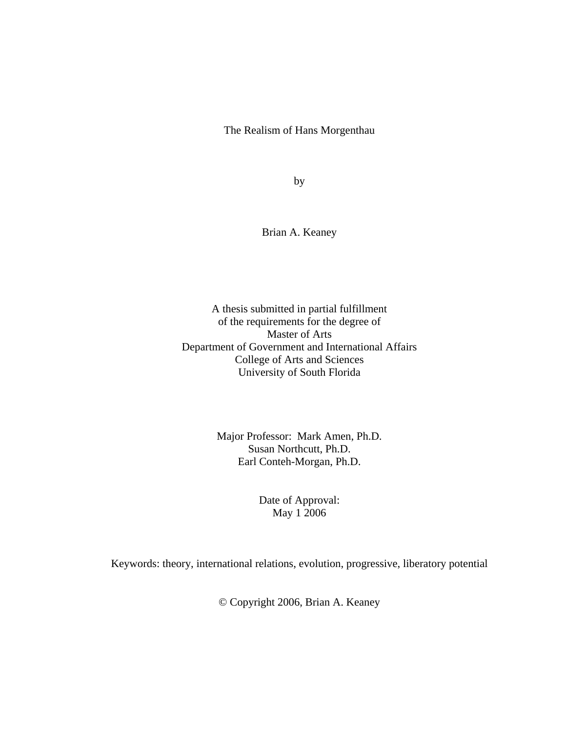# The Realism of Hans Morgenthau

by

Brian A. Keaney

A thesis submitted in partial fulfillment
of the requirements for the degree of
Master of Arts
Department of Government and International Affairs
College of Arts and Sciences
University of South Florida

Major Professor: Mark Amen, Ph.D.
Susan Northcutt, Ph.D.
Earl Conteh-Morgan, Ph.D.

Date of Approval:
May 1 2006

Keywords: theory, international relations, evolution, progressive, liberatory potential

© Copyright 2006, Brian A. Keaney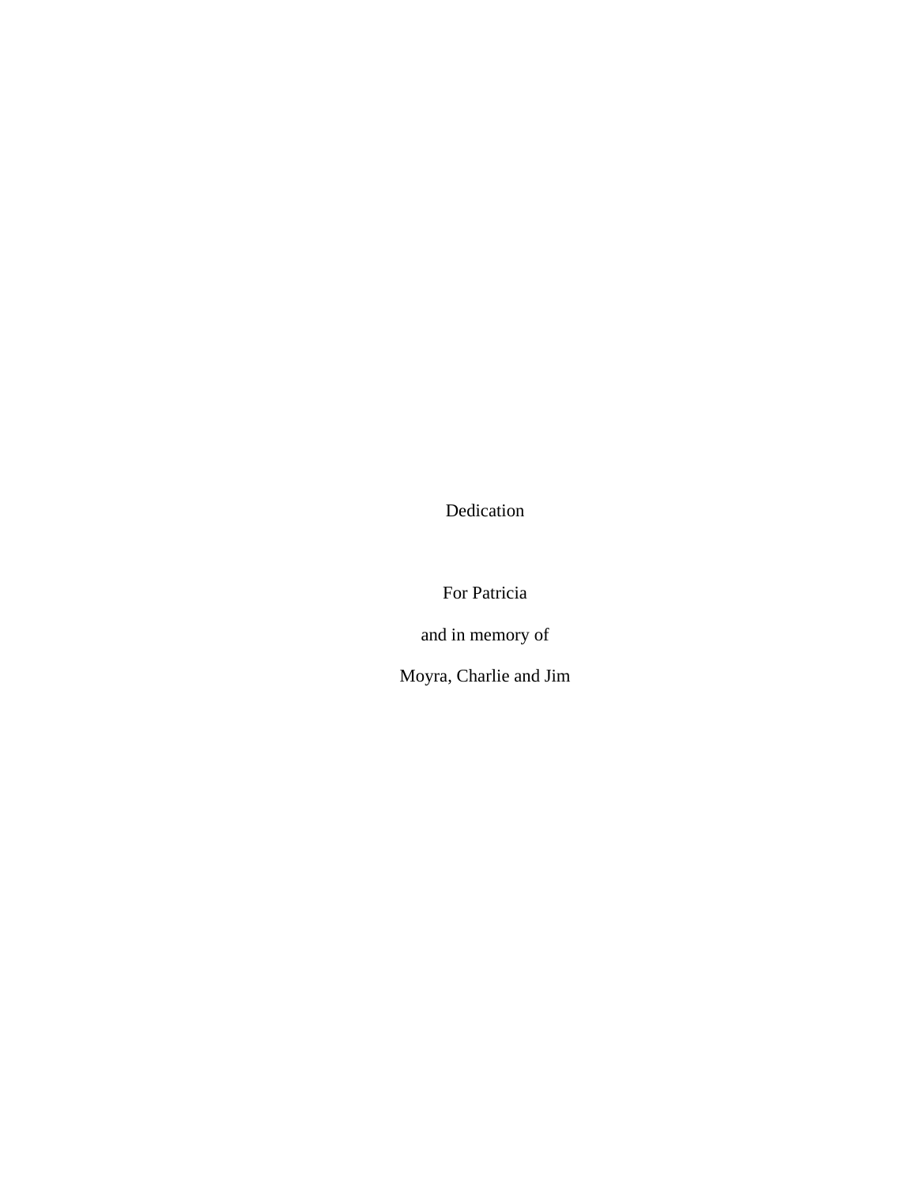# Dedication

For Patricia

and in memory of

Moyra, Charlie and Jim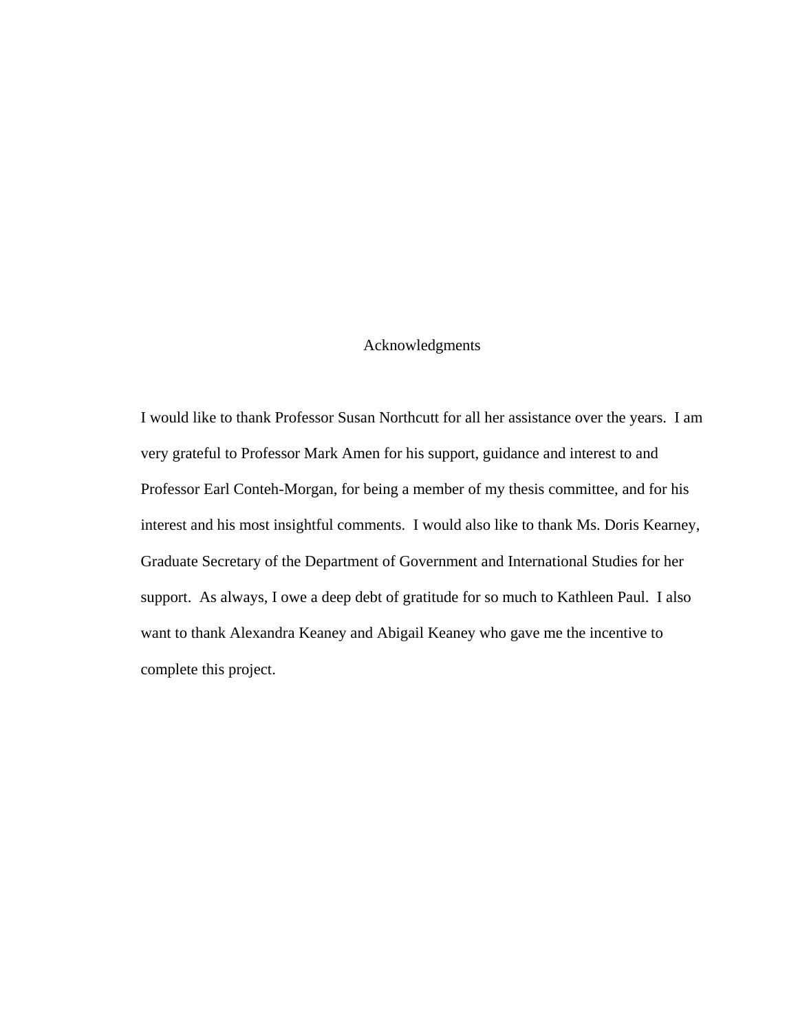# Acknowledgments

I would like to thank Professor Susan Northcutt for all her assistance over the years. I am very grateful to Professor Mark Amen for his support, guidance and interest to and Professor Earl Conteh-Morgan, for being a member of my thesis committee, and for his interest and his most insightful comments. I would also like to thank Ms. Doris Kearney, Graduate Secretary of the Department of Government and International Studies for her support. As always, I owe a deep debt of gratitude for so much to Kathleen Paul. I also want to thank Alexandra Keaney and Abigail Keaney who gave me the incentive to complete this project.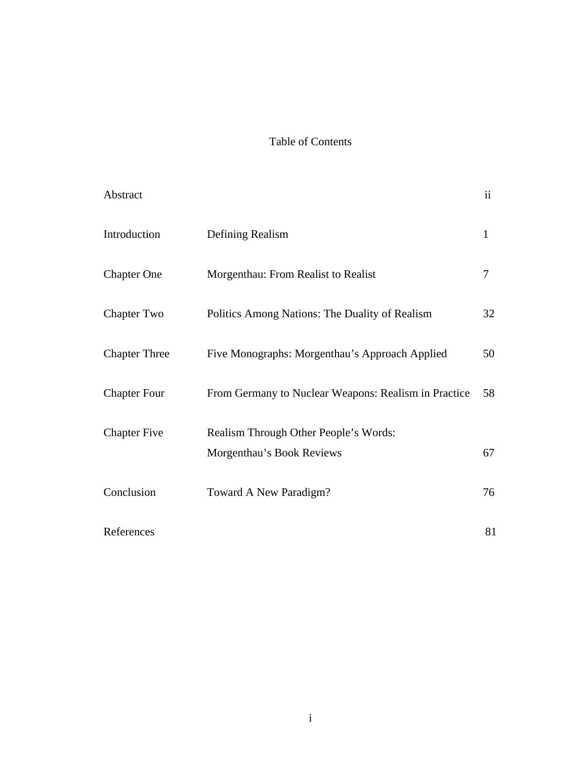# Table of Contents

| | | |
|---|---|---|
| Abstract | | ii |
| Introduction | Defining Realism | 1 |
| Chapter One | Morgenthau: From Realist to Realist | 7 |
| Chapter Two | Politics Among Nations: The Duality of Realism | 32 |
| Chapter Three | Five Monographs: Morgenthau's Approach Applied | 50 |
| Chapter Four | From Germany to Nuclear Weapons: Realism in Practice | 58 |
| Chapter Five | Realism Through Other People's Words: Morgenthau's Book Reviews | 67 |
| Conclusion | Toward A New Paradigm? | 76 |
| References | | 81 |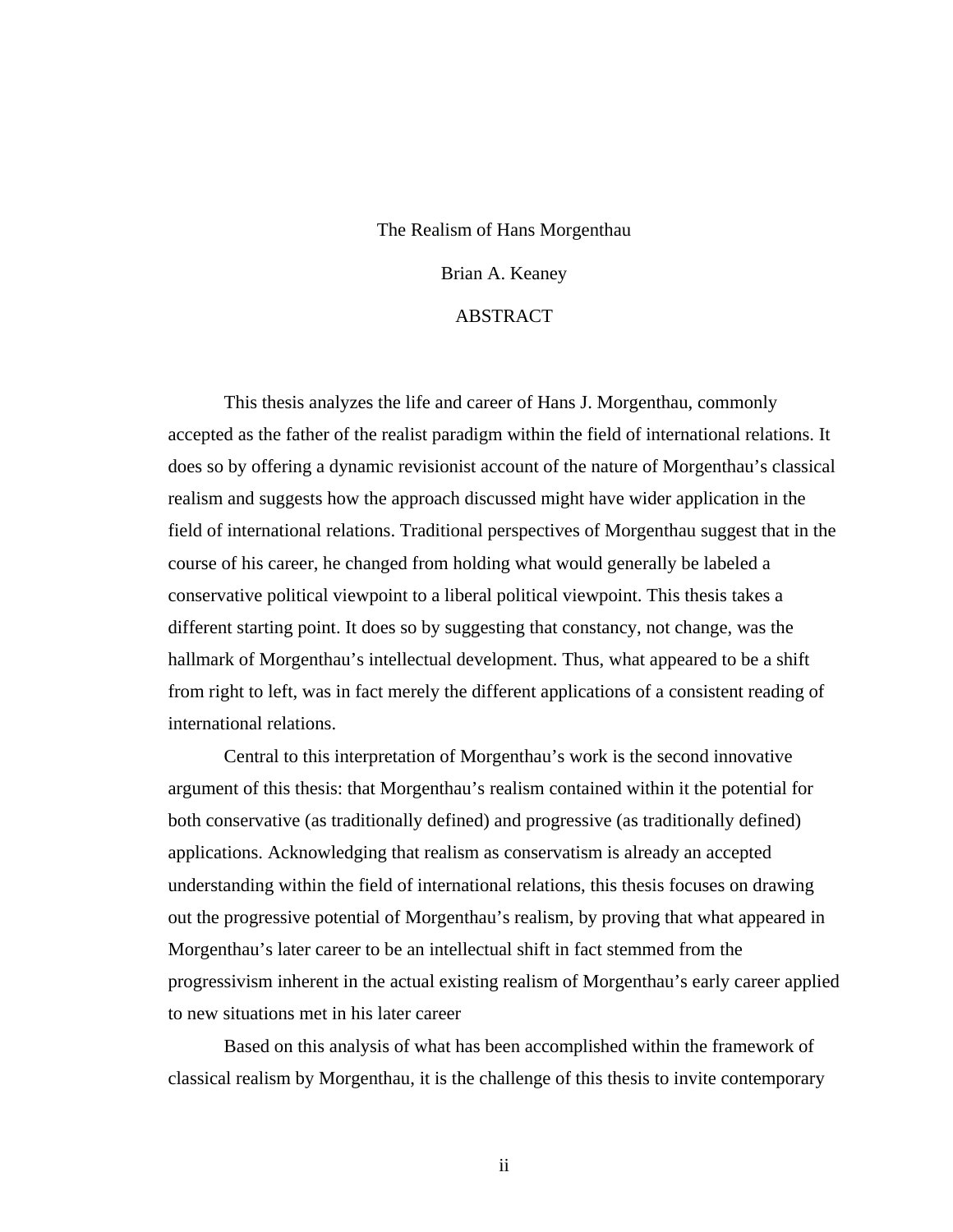# The Realism of Hans Morgenthau

Brian A. Keaney

## ABSTRACT

This thesis analyzes the life and career of Hans J. Morgenthau, commonly accepted as the father of the realist paradigm within the field of international relations. It does so by offering a dynamic revisionist account of the nature of Morgenthau's classical realism and suggests how the approach discussed might have wider application in the field of international relations. Traditional perspectives of Morgenthau suggest that in the course of his career, he changed from holding what would generally be labeled a conservative political viewpoint to a liberal political viewpoint. This thesis takes a different starting point. It does so by suggesting that constancy, not change, was the hallmark of Morgenthau's intellectual development. Thus, what appeared to be a shift from right to left, was in fact merely the different applications of a consistent reading of international relations.

Central to this interpretation of Morgenthau's work is the second innovative argument of this thesis: that Morgenthau's realism contained within it the potential for both conservative (as traditionally defined) and progressive (as traditionally defined) applications. Acknowledging that realism as conservatism is already an accepted understanding within the field of international relations, this thesis focuses on drawing out the progressive potential of Morgenthau's realism, by proving that what appeared in Morgenthau's later career to be an intellectual shift in fact stemmed from the progressivism inherent in the actual existing realism of Morgenthau's early career applied to new situations met in his later career

Based on this analysis of what has been accomplished within the framework of classical realism by Morgenthau, it is the challenge of this thesis to invite contemporary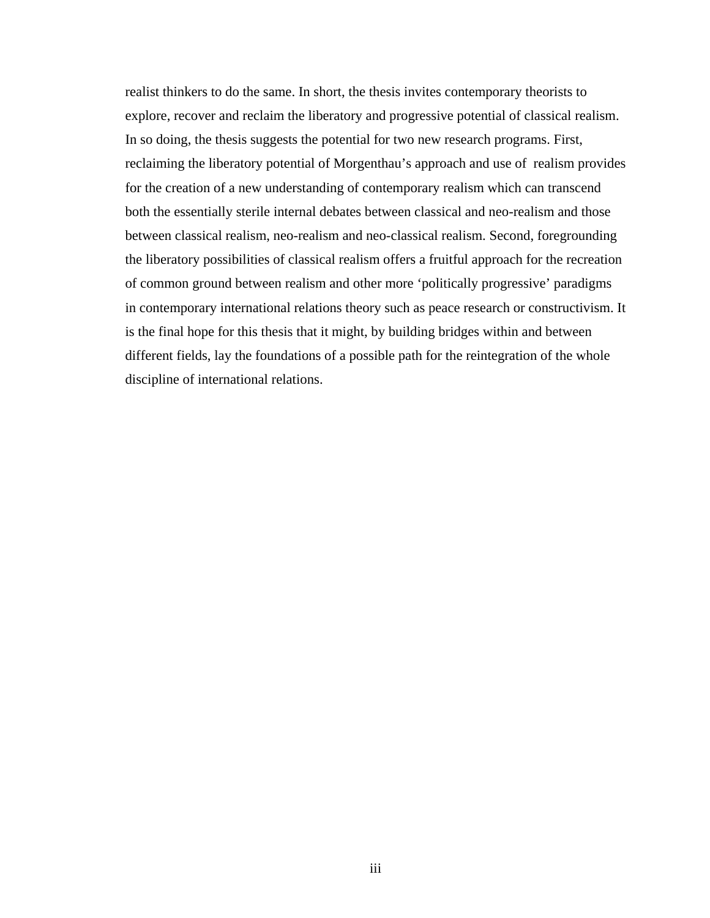realist thinkers to do the same. In short, the thesis invites contemporary theorists to explore, recover and reclaim the liberatory and progressive potential of classical realism. In so doing, the thesis suggests the potential for two new research programs. First, reclaiming the liberatory potential of Morgenthau's approach and use of realism provides for the creation of a new understanding of contemporary realism which can transcend both the essentially sterile internal debates between classical and neo-realism and those between classical realism, neo-realism and neo-classical realism. Second, foregrounding the liberatory possibilities of classical realism offers a fruitful approach for the recreation of common ground between realism and other more 'politically progressive' paradigms in contemporary international relations theory such as peace research or constructivism. It is the final hope for this thesis that it might, by building bridges within and between different fields, lay the foundations of a possible path for the reintegration of the whole discipline of international relations.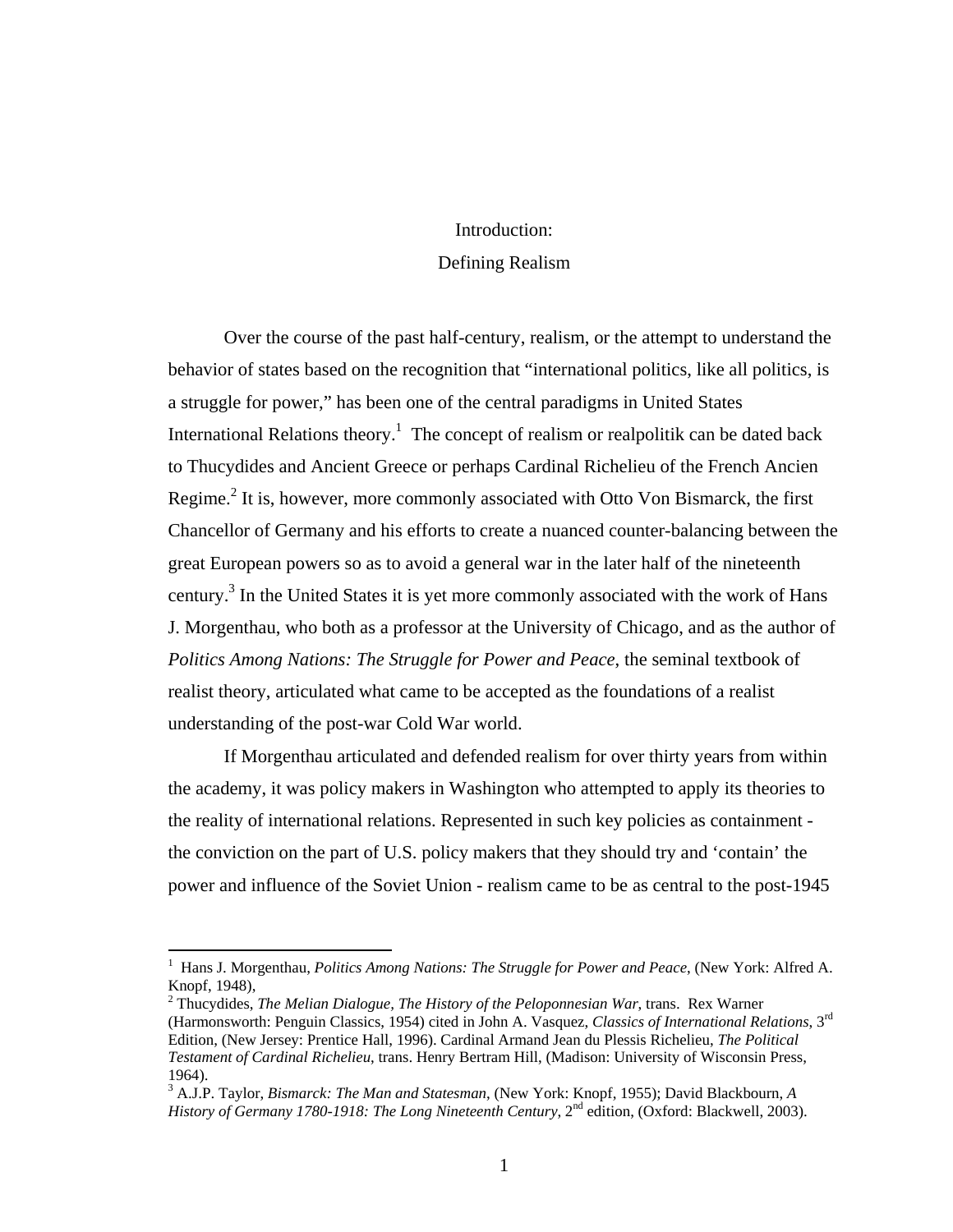# Introduction:
# Defining Realism

Over the course of the past half-century, realism, or the attempt to understand the behavior of states based on the recognition that "international politics, like all politics, is a struggle for power," has been one of the central paradigms in United States International Relations theory.[1] The concept of realism or realpolitik can be dated back to Thucydides and Ancient Greece or perhaps Cardinal Richelieu of the French Ancien Regime.[2] It is, however, more commonly associated with Otto Von Bismarck, the first Chancellor of Germany and his efforts to create a nuanced counter-balancing between the great European powers so as to avoid a general war in the later half of the nineteenth century.[3] In the United States it is yet more commonly associated with the work of Hans J. Morgenthau, who both as a professor at the University of Chicago, and as the author of *Politics Among Nations: The Struggle for Power and Peace*, the seminal textbook of realist theory, articulated what came to be accepted as the foundations of a realist understanding of the post-war Cold War world.

If Morgenthau articulated and defended realism for over thirty years from within the academy, it was policy makers in Washington who attempted to apply its theories to the reality of international relations. Represented in such key policies as containment - the conviction on the part of U.S. policy makers that they should try and 'contain' the power and influence of the Soviet Union - realism came to be as central to the post-1945

---

[1] Hans J. Morgenthau, *Politics Among Nations: The Struggle for Power and Peace,* (New York: Alfred A. Knopf, 1948),

[2] Thucydides, *The Melian Dialogue, The History of the Peloponnesian War*, trans. Rex Warner (Harmonsworth: Penguin Classics, 1954) cited in John A. Vasquez, *Classics of International Relations,* 3rd Edition, (New Jersey: Prentice Hall, 1996). Cardinal Armand Jean du Plessis Richelieu, *The Political Testament of Cardinal Richelieu*, trans. Henry Bertram Hill, (Madison: University of Wisconsin Press, 1964).

[3] A.J.P. Taylor, *Bismarck: The Man and Statesman*, (New York: Knopf, 1955); David Blackbourn, *A History of Germany 1780-1918: The Long Nineteenth Century,* 2nd edition, (Oxford: Blackwell, 2003).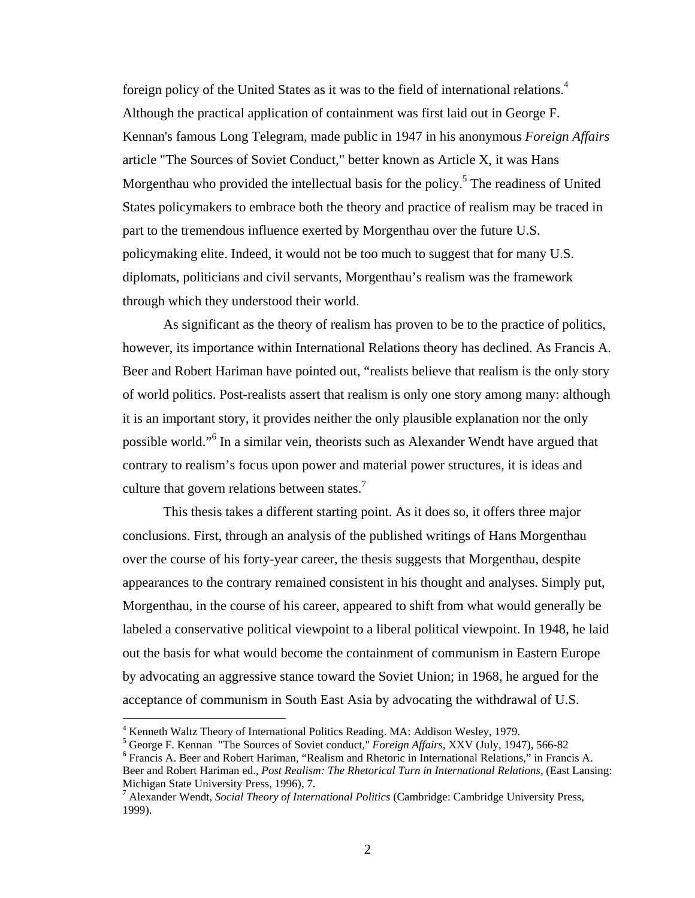foreign policy of the United States as it was to the field of international relations.[4] Although the practical application of containment was first laid out in George F. Kennan's famous Long Telegram, made public in 1947 in his anonymous *Foreign Affairs* article "The Sources of Soviet Conduct," better known as Article X, it was Hans Morgenthau who provided the intellectual basis for the policy.[5] The readiness of United States policymakers to embrace both the theory and practice of realism may be traced in part to the tremendous influence exerted by Morgenthau over the future U.S. policymaking elite. Indeed, it would not be too much to suggest that for many U.S. diplomats, politicians and civil servants, Morgenthau's realism was the framework through which they understood their world.

As significant as the theory of realism has proven to be to the practice of politics, however, its importance within International Relations theory has declined. As Francis A. Beer and Robert Hariman have pointed out, "realists believe that realism is the only story of world politics. Post-realists assert that realism is only one story among many: although it is an important story, it provides neither the only plausible explanation nor the only possible world."[6] In a similar vein, theorists such as Alexander Wendt have argued that contrary to realism's focus upon power and material power structures, it is ideas and culture that govern relations between states.[7]

This thesis takes a different starting point. As it does so, it offers three major conclusions. First, through an analysis of the published writings of Hans Morgenthau over the course of his forty-year career, the thesis suggests that Morgenthau, despite appearances to the contrary remained consistent in his thought and analyses. Simply put, Morgenthau, in the course of his career, appeared to shift from what would generally be labeled a conservative political viewpoint to a liberal political viewpoint. In 1948, he laid out the basis for what would become the containment of communism in Eastern Europe by advocating an aggressive stance toward the Soviet Union; in 1968, he argued for the acceptance of communism in South East Asia by advocating the withdrawal of U.S.

---

[4] Kenneth Waltz Theory of International Politics Reading. MA: Addison Wesley, 1979.

[5] George F. Kennan "The Sources of Soviet conduct," *Foreign Affairs*, XXV (July, 1947), 566-82

[6] Francis A. Beer and Robert Hariman, "Realism and Rhetoric in International Relations," in Francis A. Beer and Robert Hariman ed., *Post Realism: The Rhetorical Turn in International Relations*, (East Lansing: Michigan State University Press, 1996), 7.

[7] Alexander Wendt, *Social Theory of International Politics* (Cambridge: Cambridge University Press, 1999).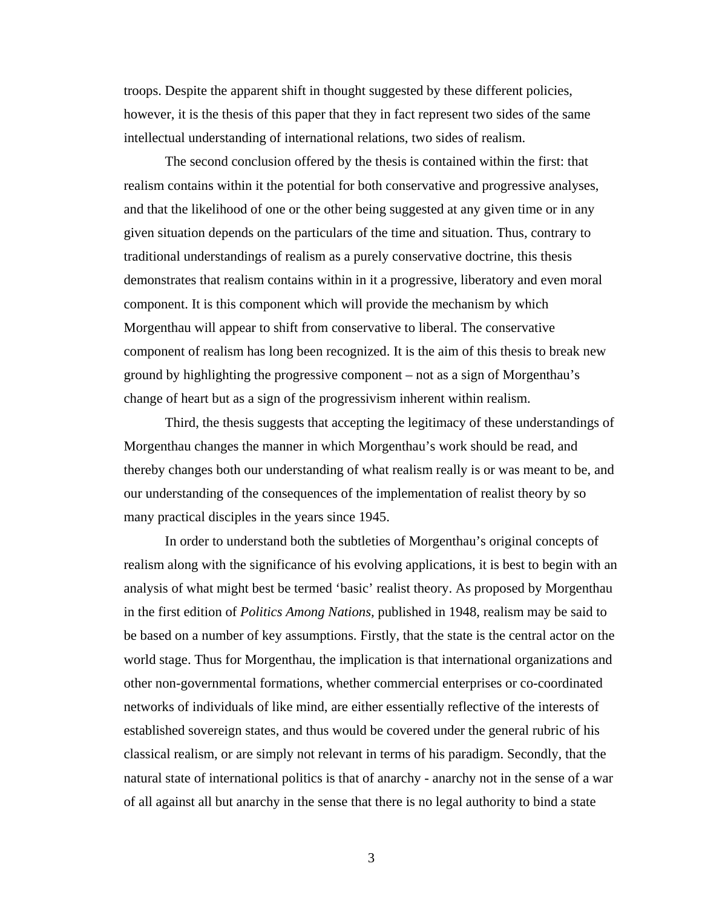troops. Despite the apparent shift in thought suggested by these different policies, however, it is the thesis of this paper that they in fact represent two sides of the same intellectual understanding of international relations, two sides of realism.

The second conclusion offered by the thesis is contained within the first: that realism contains within it the potential for both conservative and progressive analyses, and that the likelihood of one or the other being suggested at any given time or in any given situation depends on the particulars of the time and situation. Thus, contrary to traditional understandings of realism as a purely conservative doctrine, this thesis demonstrates that realism contains within in it a progressive, liberatory and even moral component. It is this component which will provide the mechanism by which Morgenthau will appear to shift from conservative to liberal. The conservative component of realism has long been recognized. It is the aim of this thesis to break new ground by highlighting the progressive component – not as a sign of Morgenthau's change of heart but as a sign of the progressivism inherent within realism.

Third, the thesis suggests that accepting the legitimacy of these understandings of Morgenthau changes the manner in which Morgenthau's work should be read, and thereby changes both our understanding of what realism really is or was meant to be, and our understanding of the consequences of the implementation of realist theory by so many practical disciples in the years since 1945.

In order to understand both the subtleties of Morgenthau's original concepts of realism along with the significance of his evolving applications, it is best to begin with an analysis of what might best be termed 'basic' realist theory. As proposed by Morgenthau in the first edition of *Politics Among Nations,* published in 1948, realism may be said to be based on a number of key assumptions. Firstly, that the state is the central actor on the world stage. Thus for Morgenthau, the implication is that international organizations and other non-governmental formations, whether commercial enterprises or co-coordinated networks of individuals of like mind, are either essentially reflective of the interests of established sovereign states, and thus would be covered under the general rubric of his classical realism, or are simply not relevant in terms of his paradigm. Secondly, that the natural state of international politics is that of anarchy - anarchy not in the sense of a war of all against all but anarchy in the sense that there is no legal authority to bind a state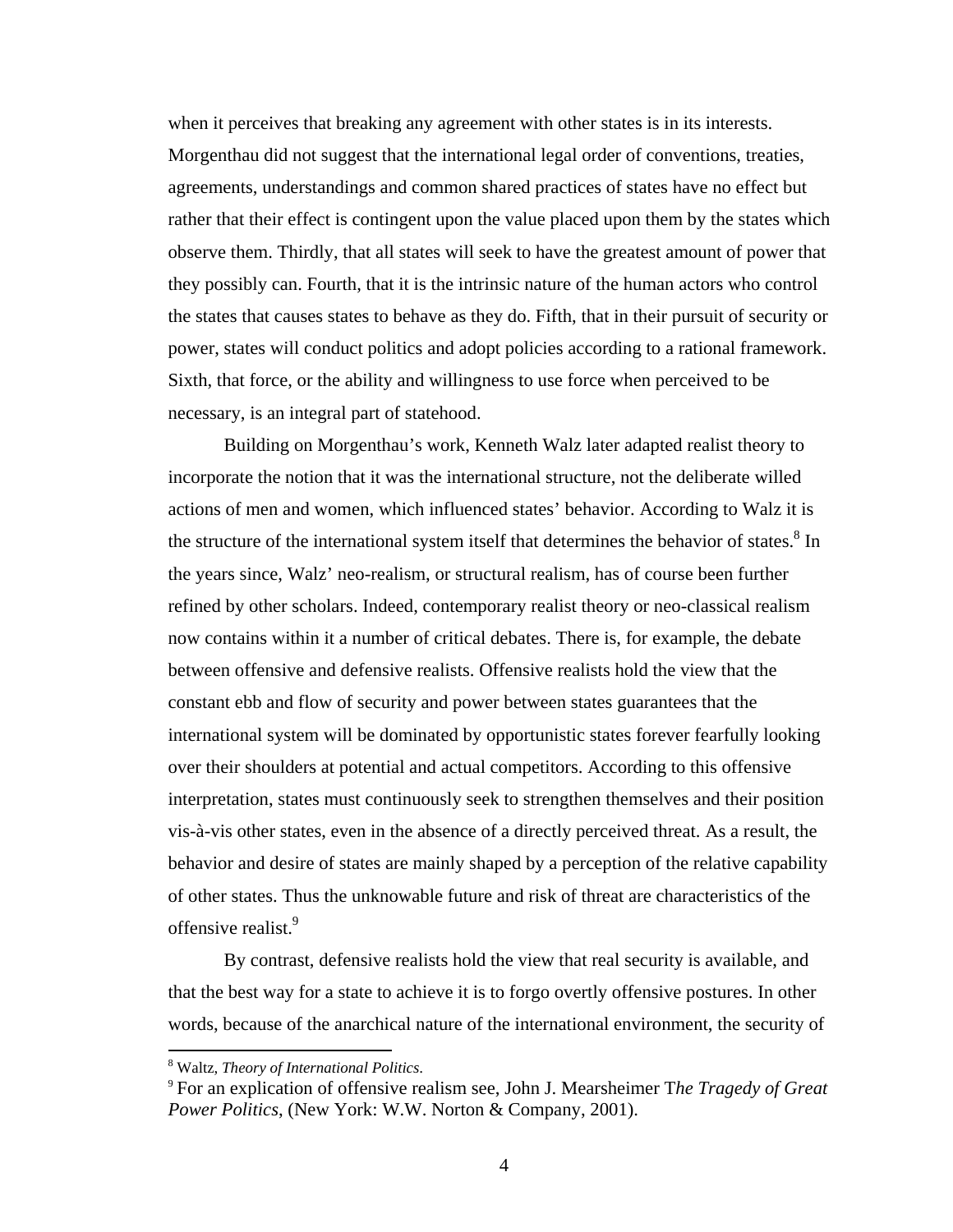when it perceives that breaking any agreement with other states is in its interests. Morgenthau did not suggest that the international legal order of conventions, treaties, agreements, understandings and common shared practices of states have no effect but rather that their effect is contingent upon the value placed upon them by the states which observe them. Thirdly, that all states will seek to have the greatest amount of power that they possibly can. Fourth, that it is the intrinsic nature of the human actors who control the states that causes states to behave as they do. Fifth, that in their pursuit of security or power, states will conduct politics and adopt policies according to a rational framework. Sixth, that force, or the ability and willingness to use force when perceived to be necessary, is an integral part of statehood.

Building on Morgenthau's work, Kenneth Walz later adapted realist theory to incorporate the notion that it was the international structure, not the deliberate willed actions of men and women, which influenced states' behavior. According to Walz it is the structure of the international system itself that determines the behavior of states.[8] In the years since, Walz' neo-realism, or structural realism, has of course been further refined by other scholars. Indeed, contemporary realist theory or neo-classical realism now contains within it a number of critical debates. There is, for example, the debate between offensive and defensive realists. Offensive realists hold the view that the constant ebb and flow of security and power between states guarantees that the international system will be dominated by opportunistic states forever fearfully looking over their shoulders at potential and actual competitors. According to this offensive interpretation, states must continuously seek to strengthen themselves and their position vis-à-vis other states, even in the absence of a directly perceived threat. As a result, the behavior and desire of states are mainly shaped by a perception of the relative capability of other states. Thus the unknowable future and risk of threat are characteristics of the offensive realist.[9]

By contrast, defensive realists hold the view that real security is available, and that the best way for a state to achieve it is to forgo overtly offensive postures. In other words, because of the anarchical nature of the international environment, the security of

---

[8] Waltz, *Theory of International Politics*.

[9] For an explication of offensive realism see, John J. Mearsheimer T*he Tragedy of Great Power Politics*, (New York: W.W. Norton & Company, 2001).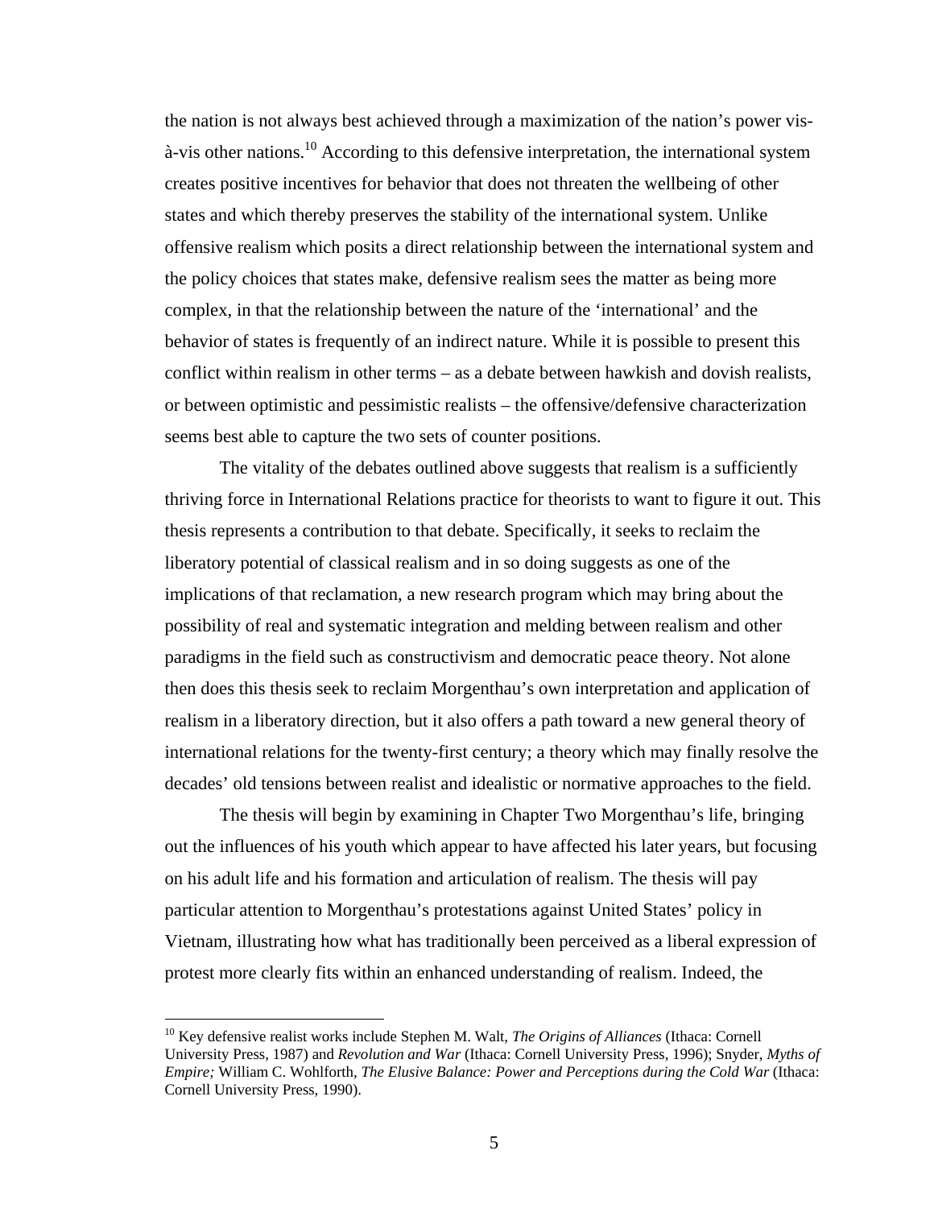the nation is not always best achieved through a maximization of the nation's power vis-à-vis other nations.[10] According to this defensive interpretation, the international system creates positive incentives for behavior that does not threaten the wellbeing of other states and which thereby preserves the stability of the international system. Unlike offensive realism which posits a direct relationship between the international system and the policy choices that states make, defensive realism sees the matter as being more complex, in that the relationship between the nature of the 'international' and the behavior of states is frequently of an indirect nature. While it is possible to present this conflict within realism in other terms – as a debate between hawkish and dovish realists, or between optimistic and pessimistic realists – the offensive/defensive characterization seems best able to capture the two sets of counter positions.

The vitality of the debates outlined above suggests that realism is a sufficiently thriving force in International Relations practice for theorists to want to figure it out. This thesis represents a contribution to that debate. Specifically, it seeks to reclaim the liberatory potential of classical realism and in so doing suggests as one of the implications of that reclamation, a new research program which may bring about the possibility of real and systematic integration and melding between realism and other paradigms in the field such as constructivism and democratic peace theory. Not alone then does this thesis seek to reclaim Morgenthau's own interpretation and application of realism in a liberatory direction, but it also offers a path toward a new general theory of international relations for the twenty-first century; a theory which may finally resolve the decades' old tensions between realist and idealistic or normative approaches to the field.

The thesis will begin by examining in Chapter Two Morgenthau's life, bringing out the influences of his youth which appear to have affected his later years, but focusing on his adult life and his formation and articulation of realism. The thesis will pay particular attention to Morgenthau's protestations against United States' policy in Vietnam, illustrating how what has traditionally been perceived as a liberal expression of protest more clearly fits within an enhanced understanding of realism. Indeed, the

[10] Key defensive realist works include Stephen M. Walt, *The Origins of Alliances* (Ithaca: Cornell University Press, 1987) and *Revolution and War* (Ithaca: Cornell University Press, 1996); Snyder, *Myths of Empire;* William C. Wohlforth, *The Elusive Balance: Power and Perceptions during the Cold War* (Ithaca: Cornell University Press, 1990).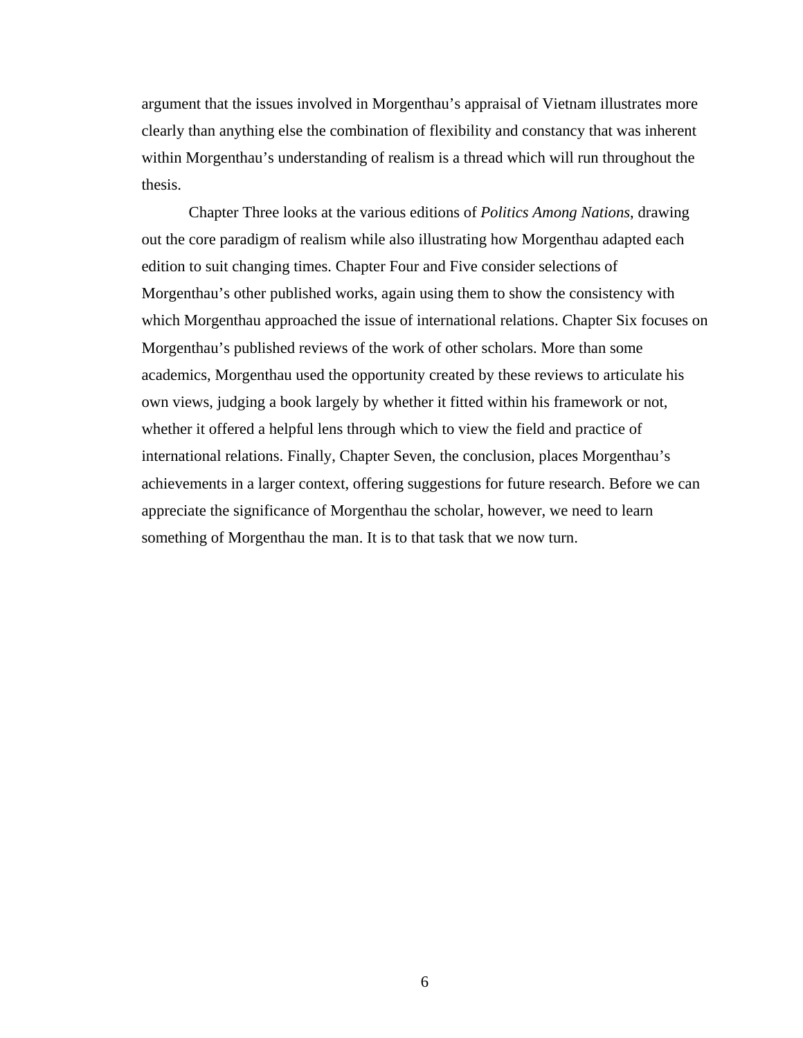argument that the issues involved in Morgenthau's appraisal of Vietnam illustrates more clearly than anything else the combination of flexibility and constancy that was inherent within Morgenthau's understanding of realism is a thread which will run throughout the thesis.

Chapter Three looks at the various editions of *Politics Among Nations*, drawing out the core paradigm of realism while also illustrating how Morgenthau adapted each edition to suit changing times. Chapter Four and Five consider selections of Morgenthau's other published works, again using them to show the consistency with which Morgenthau approached the issue of international relations. Chapter Six focuses on Morgenthau's published reviews of the work of other scholars. More than some academics, Morgenthau used the opportunity created by these reviews to articulate his own views, judging a book largely by whether it fitted within his framework or not, whether it offered a helpful lens through which to view the field and practice of international relations. Finally, Chapter Seven, the conclusion, places Morgenthau's achievements in a larger context, offering suggestions for future research. Before we can appreciate the significance of Morgenthau the scholar, however, we need to learn something of Morgenthau the man. It is to that task that we now turn.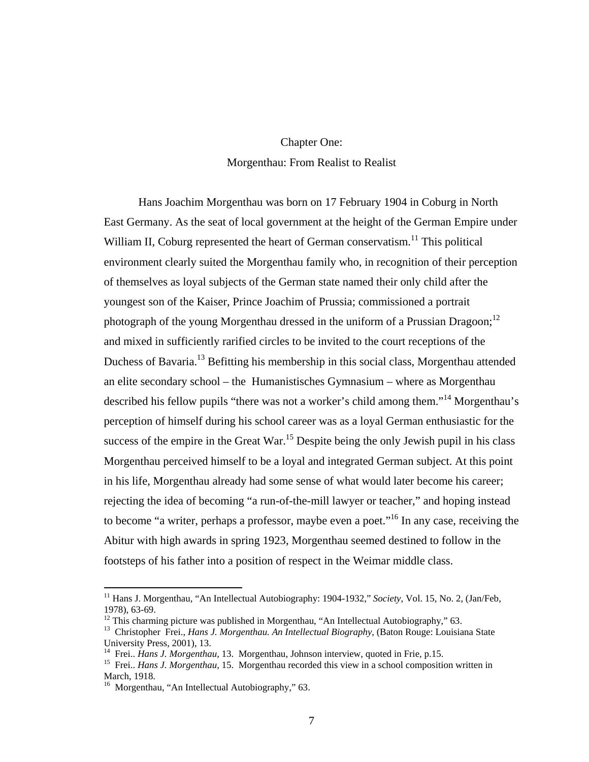# Chapter One:
## Morgenthau: From Realist to Realist

Hans Joachim Morgenthau was born on 17 February 1904 in Coburg in North East Germany. As the seat of local government at the height of the German Empire under William II, Coburg represented the heart of German conservatism.[11] This political environment clearly suited the Morgenthau family who, in recognition of their perception of themselves as loyal subjects of the German state named their only child after the youngest son of the Kaiser, Prince Joachim of Prussia; commissioned a portrait photograph of the young Morgenthau dressed in the uniform of a Prussian Dragoon;[12] and mixed in sufficiently rarified circles to be invited to the court receptions of the Duchess of Bavaria.[13] Befitting his membership in this social class, Morgenthau attended an elite secondary school – the Humanistisches Gymnasium – where as Morgenthau described his fellow pupils "there was not a worker's child among them."[14] Morgenthau's perception of himself during his school career was as a loyal German enthusiastic for the success of the empire in the Great War.[15] Despite being the only Jewish pupil in his class Morgenthau perceived himself to be a loyal and integrated German subject. At this point in his life, Morgenthau already had some sense of what would later become his career; rejecting the idea of becoming "a run-of-the-mill lawyer or teacher," and hoping instead to become "a writer, perhaps a professor, maybe even a poet."[16] In any case, receiving the Abitur with high awards in spring 1923, Morgenthau seemed destined to follow in the footsteps of his father into a position of respect in the Weimar middle class.

---

[11] Hans J. Morgenthau, "An Intellectual Autobiography: 1904-1932," *Society*, Vol. 15, No. 2, (Jan/Feb, 1978), 63-69.

[12] This charming picture was published in Morgenthau, "An Intellectual Autobiography," 63.

[13] Christopher Frei., *Hans J. Morgenthau. An Intellectual Biography*, (Baton Rouge: Louisiana State University Press, 2001), 13.

[14] Frei.. *Hans J. Morgenthau*, 13. Morgenthau, Johnson interview, quoted in Frie, p.15.

[15] Frei.. *Hans J. Morgenthau*, 15. Morgenthau recorded this view in a school composition written in March, 1918.

[16] Morgenthau, "An Intellectual Autobiography," 63.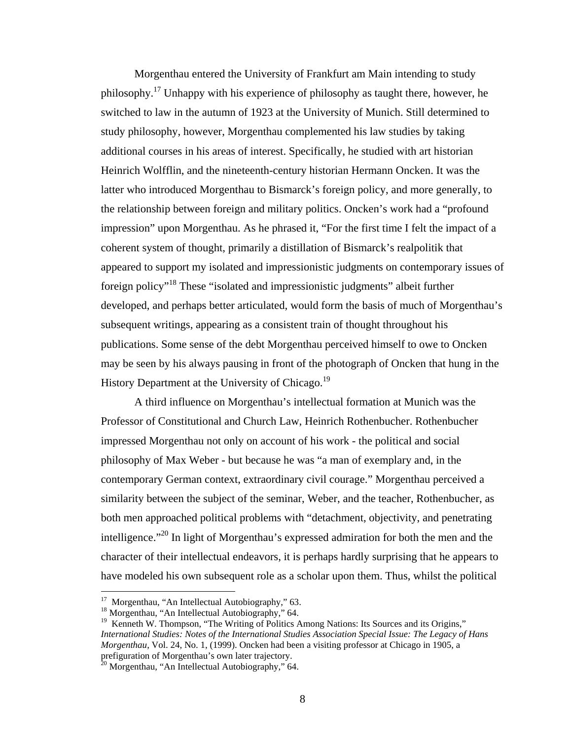Morgenthau entered the University of Frankfurt am Main intending to study philosophy.[17] Unhappy with his experience of philosophy as taught there, however, he switched to law in the autumn of 1923 at the University of Munich. Still determined to study philosophy, however, Morgenthau complemented his law studies by taking additional courses in his areas of interest. Specifically, he studied with art historian Heinrich Wolfflin, and the nineteenth-century historian Hermann Oncken. It was the latter who introduced Morgenthau to Bismarck's foreign policy, and more generally, to the relationship between foreign and military politics. Oncken's work had a "profound impression" upon Morgenthau. As he phrased it, "For the first time I felt the impact of a coherent system of thought, primarily a distillation of Bismarck's realpolitik that appeared to support my isolated and impressionistic judgments on contemporary issues of foreign policy"[18] These "isolated and impressionistic judgments" albeit further developed, and perhaps better articulated, would form the basis of much of Morgenthau's subsequent writings, appearing as a consistent train of thought throughout his publications. Some sense of the debt Morgenthau perceived himself to owe to Oncken may be seen by his always pausing in front of the photograph of Oncken that hung in the History Department at the University of Chicago.[19]

A third influence on Morgenthau's intellectual formation at Munich was the Professor of Constitutional and Church Law, Heinrich Rothenbucher. Rothenbucher impressed Morgenthau not only on account of his work - the political and social philosophy of Max Weber - but because he was "a man of exemplary and, in the contemporary German context, extraordinary civil courage." Morgenthau perceived a similarity between the subject of the seminar, Weber, and the teacher, Rothenbucher, as both men approached political problems with "detachment, objectivity, and penetrating intelligence."[20] In light of Morgenthau's expressed admiration for both the men and the character of their intellectual endeavors, it is perhaps hardly surprising that he appears to have modeled his own subsequent role as a scholar upon them. Thus, whilst the political

---

[17] Morgenthau, "An Intellectual Autobiography," 63.

[18] Morgenthau, "An Intellectual Autobiography," 64.

[19] Kenneth W. Thompson, "The Writing of Politics Among Nations: Its Sources and its Origins," *International Studies: Notes of the International Studies Association Special Issue: The Legacy of Hans Morgenthau*, Vol. 24, No. 1, (1999). Oncken had been a visiting professor at Chicago in 1905, a prefiguration of Morgenthau's own later trajectory.

[20] Morgenthau, "An Intellectual Autobiography," 64.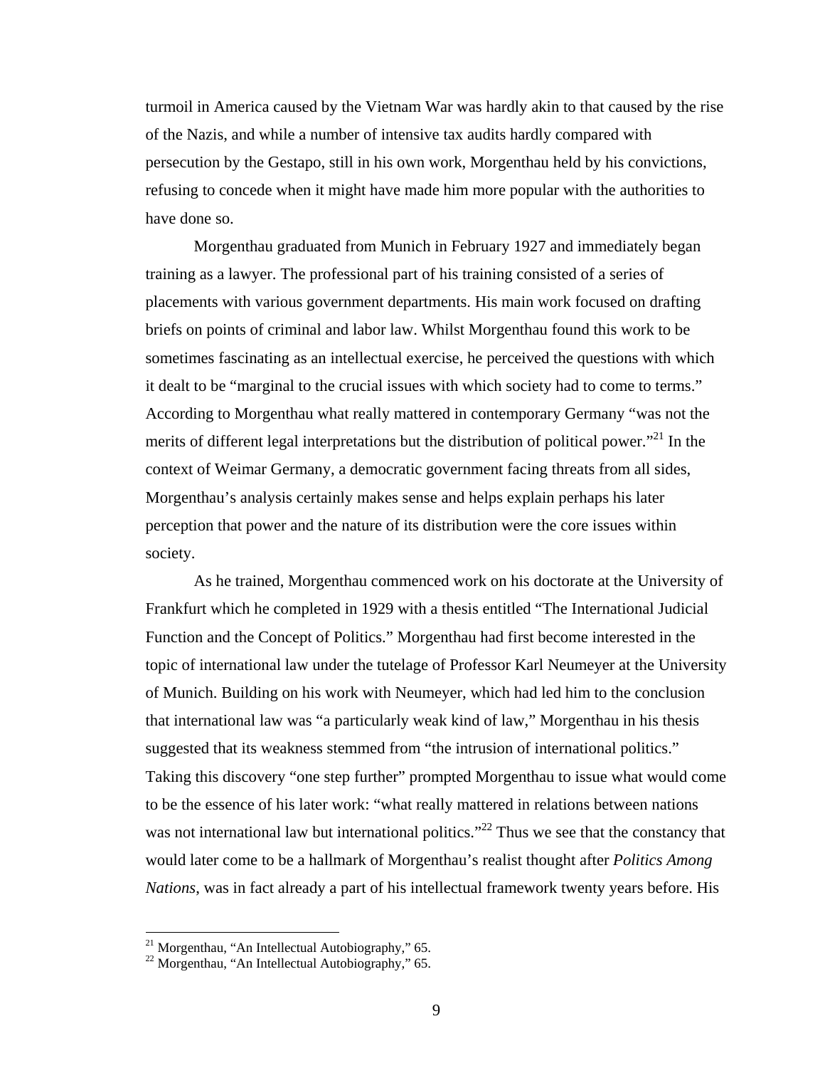turmoil in America caused by the Vietnam War was hardly akin to that caused by the rise of the Nazis, and while a number of intensive tax audits hardly compared with persecution by the Gestapo, still in his own work, Morgenthau held by his convictions, refusing to concede when it might have made him more popular with the authorities to have done so.

Morgenthau graduated from Munich in February 1927 and immediately began training as a lawyer. The professional part of his training consisted of a series of placements with various government departments. His main work focused on drafting briefs on points of criminal and labor law. Whilst Morgenthau found this work to be sometimes fascinating as an intellectual exercise, he perceived the questions with which it dealt to be "marginal to the crucial issues with which society had to come to terms." According to Morgenthau what really mattered in contemporary Germany "was not the merits of different legal interpretations but the distribution of political power."[21] In the context of Weimar Germany, a democratic government facing threats from all sides, Morgenthau's analysis certainly makes sense and helps explain perhaps his later perception that power and the nature of its distribution were the core issues within society.

As he trained, Morgenthau commenced work on his doctorate at the University of Frankfurt which he completed in 1929 with a thesis entitled "The International Judicial Function and the Concept of Politics." Morgenthau had first become interested in the topic of international law under the tutelage of Professor Karl Neumeyer at the University of Munich. Building on his work with Neumeyer, which had led him to the conclusion that international law was "a particularly weak kind of law," Morgenthau in his thesis suggested that its weakness stemmed from "the intrusion of international politics." Taking this discovery "one step further" prompted Morgenthau to issue what would come to be the essence of his later work: "what really mattered in relations between nations was not international law but international politics."[22] Thus we see that the constancy that would later come to be a hallmark of Morgenthau's realist thought after *Politics Among Nations*, was in fact already a part of his intellectual framework twenty years before. His

[21] Morgenthau, "An Intellectual Autobiography," 65.

[22] Morgenthau, "An Intellectual Autobiography," 65.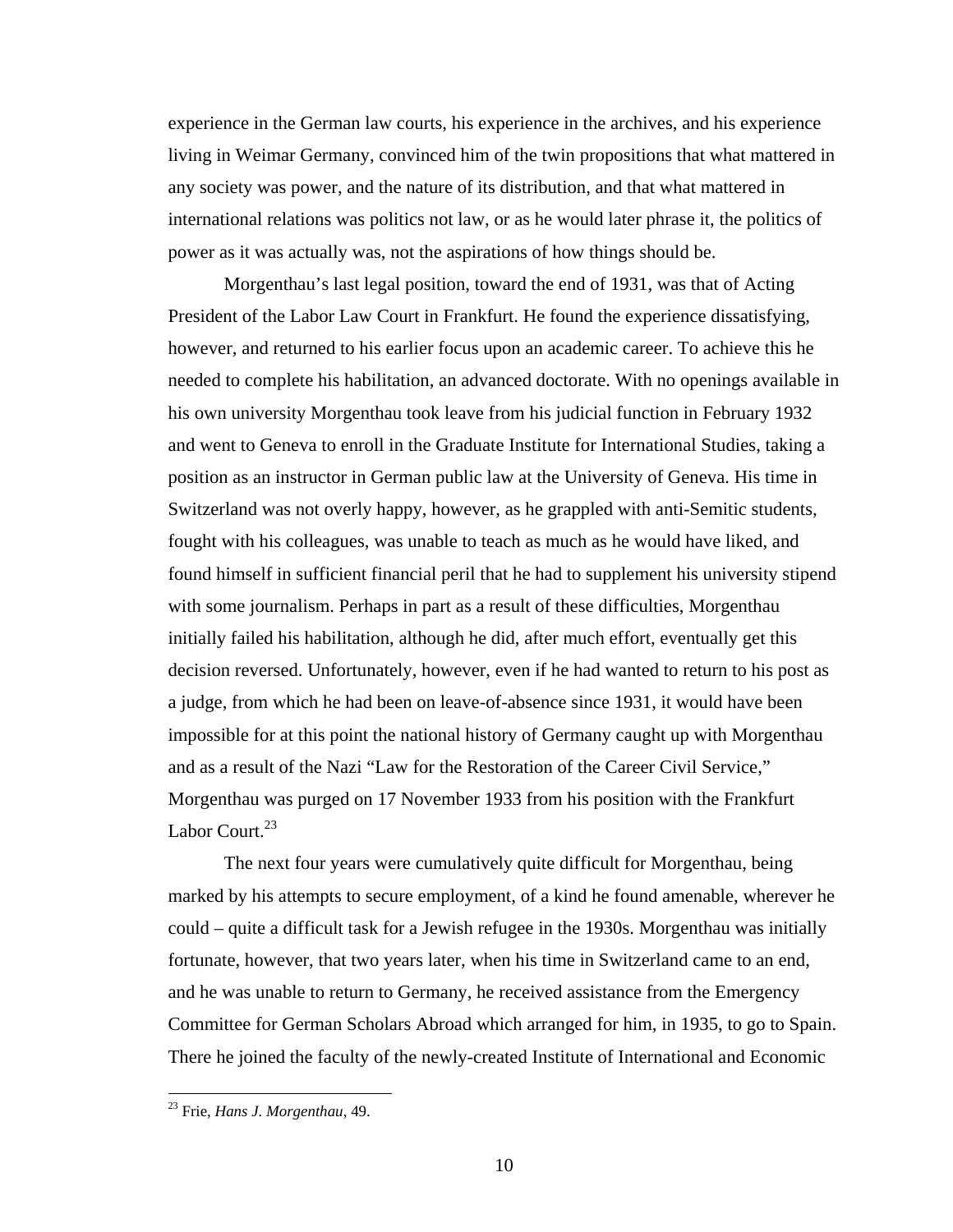experience in the German law courts, his experience in the archives, and his experience living in Weimar Germany, convinced him of the twin propositions that what mattered in any society was power, and the nature of its distribution, and that what mattered in international relations was politics not law, or as he would later phrase it, the politics of power as it was actually was, not the aspirations of how things should be.

Morgenthau's last legal position, toward the end of 1931, was that of Acting President of the Labor Law Court in Frankfurt. He found the experience dissatisfying, however, and returned to his earlier focus upon an academic career. To achieve this he needed to complete his habilitation, an advanced doctorate. With no openings available in his own university Morgenthau took leave from his judicial function in February 1932 and went to Geneva to enroll in the Graduate Institute for International Studies, taking a position as an instructor in German public law at the University of Geneva. His time in Switzerland was not overly happy, however, as he grappled with anti-Semitic students, fought with his colleagues, was unable to teach as much as he would have liked, and found himself in sufficient financial peril that he had to supplement his university stipend with some journalism. Perhaps in part as a result of these difficulties, Morgenthau initially failed his habilitation, although he did, after much effort, eventually get this decision reversed. Unfortunately, however, even if he had wanted to return to his post as a judge, from which he had been on leave-of-absence since 1931, it would have been impossible for at this point the national history of Germany caught up with Morgenthau and as a result of the Nazi "Law for the Restoration of the Career Civil Service," Morgenthau was purged on 17 November 1933 from his position with the Frankfurt Labor Court.[23]

The next four years were cumulatively quite difficult for Morgenthau, being marked by his attempts to secure employment, of a kind he found amenable, wherever he could – quite a difficult task for a Jewish refugee in the 1930s. Morgenthau was initially fortunate, however, that two years later, when his time in Switzerland came to an end, and he was unable to return to Germany, he received assistance from the Emergency Committee for German Scholars Abroad which arranged for him, in 1935, to go to Spain. There he joined the faculty of the newly-created Institute of International and Economic

---

[23] Frie, *Hans J. Morgenthau*, 49.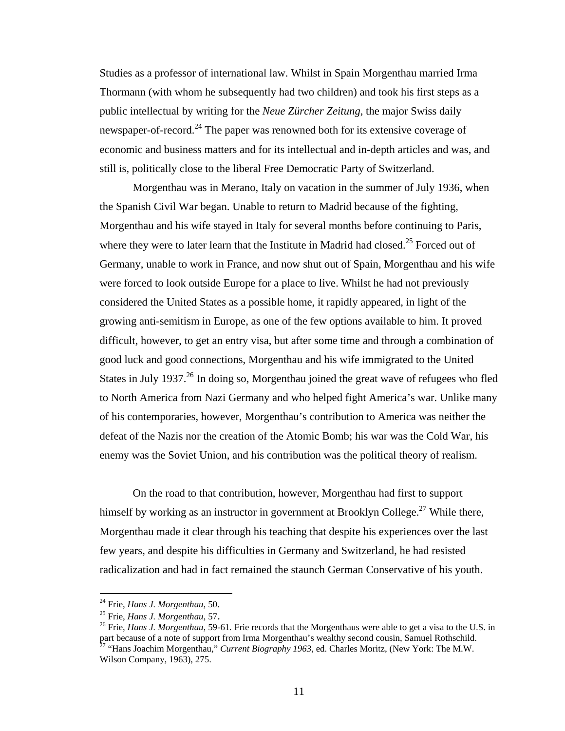Studies as a professor of international law. Whilst in Spain Morgenthau married Irma Thormann (with whom he subsequently had two children) and took his first steps as a public intellectual by writing for the *Neue Zürcher Zeitung*, the major Swiss daily newspaper-of-record.[24] The paper was renowned both for its extensive coverage of economic and business matters and for its intellectual and in-depth articles and was, and still is, politically close to the liberal Free Democratic Party of Switzerland.

Morgenthau was in Merano, Italy on vacation in the summer of July 1936, when the Spanish Civil War began. Unable to return to Madrid because of the fighting, Morgenthau and his wife stayed in Italy for several months before continuing to Paris, where they were to later learn that the Institute in Madrid had closed.[25] Forced out of Germany, unable to work in France, and now shut out of Spain, Morgenthau and his wife were forced to look outside Europe for a place to live. Whilst he had not previously considered the United States as a possible home, it rapidly appeared, in light of the growing anti-semitism in Europe, as one of the few options available to him. It proved difficult, however, to get an entry visa, but after some time and through a combination of good luck and good connections, Morgenthau and his wife immigrated to the United States in July 1937.[26] In doing so, Morgenthau joined the great wave of refugees who fled to North America from Nazi Germany and who helped fight America's war. Unlike many of his contemporaries, however, Morgenthau's contribution to America was neither the defeat of the Nazis nor the creation of the Atomic Bomb; his war was the Cold War, his enemy was the Soviet Union, and his contribution was the political theory of realism.

On the road to that contribution, however, Morgenthau had first to support himself by working as an instructor in government at Brooklyn College.[27] While there, Morgenthau made it clear through his teaching that despite his experiences over the last few years, and despite his difficulties in Germany and Switzerland, he had resisted radicalization and had in fact remained the staunch German Conservative of his youth.

---

[24] Frie, *Hans J. Morgenthau*, 50.

[25] Frie, *Hans J. Morgenthau*, 57.

[26] Frie, *Hans J. Morgenthau*, 59-61. Frie records that the Morgenthaus were able to get a visa to the U.S. in part because of a note of support from Irma Morgenthau's wealthy second cousin, Samuel Rothschild.

[27] "Hans Joachim Morgenthau," *Current Biography 1963*, ed. Charles Moritz, (New York: The M.W. Wilson Company, 1963), 275.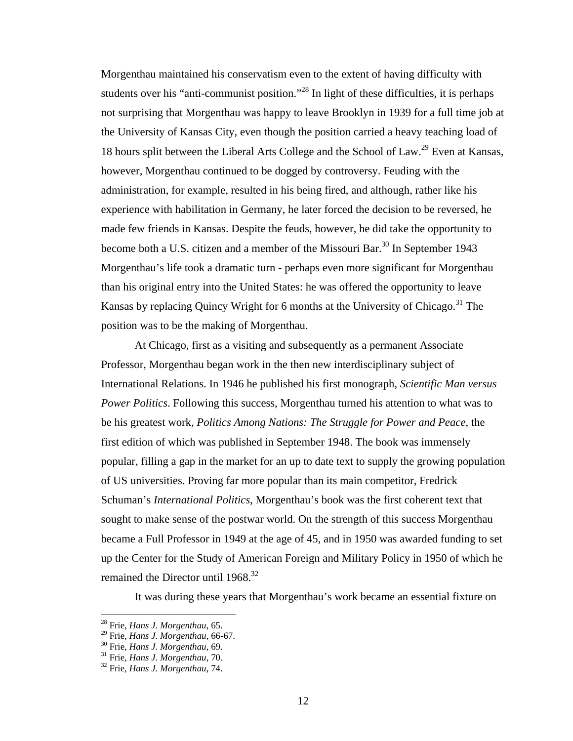Morgenthau maintained his conservatism even to the extent of having difficulty with students over his "anti-communist position."[28] In light of these difficulties, it is perhaps not surprising that Morgenthau was happy to leave Brooklyn in 1939 for a full time job at the University of Kansas City, even though the position carried a heavy teaching load of 18 hours split between the Liberal Arts College and the School of Law.[29] Even at Kansas, however, Morgenthau continued to be dogged by controversy. Feuding with the administration, for example, resulted in his being fired, and although, rather like his experience with habilitation in Germany, he later forced the decision to be reversed, he made few friends in Kansas. Despite the feuds, however, he did take the opportunity to become both a U.S. citizen and a member of the Missouri Bar.[30] In September 1943 Morgenthau's life took a dramatic turn - perhaps even more significant for Morgenthau than his original entry into the United States: he was offered the opportunity to leave Kansas by replacing Quincy Wright for 6 months at the University of Chicago.[31] The position was to be the making of Morgenthau.

At Chicago, first as a visiting and subsequently as a permanent Associate Professor, Morgenthau began work in the then new interdisciplinary subject of International Relations. In 1946 he published his first monograph, *Scientific Man versus Power Politics*. Following this success, Morgenthau turned his attention to what was to be his greatest work, *Politics Among Nations: The Struggle for Power and Peace*, the first edition of which was published in September 1948. The book was immensely popular, filling a gap in the market for an up to date text to supply the growing population of US universities. Proving far more popular than its main competitor, Fredrick Schuman's *International Politics*, Morgenthau's book was the first coherent text that sought to make sense of the postwar world. On the strength of this success Morgenthau became a Full Professor in 1949 at the age of 45, and in 1950 was awarded funding to set up the Center for the Study of American Foreign and Military Policy in 1950 of which he remained the Director until 1968.[32]

It was during these years that Morgenthau's work became an essential fixture on

---

[28] Frie, *Hans J. Morgenthau*, 65.
[29] Frie, *Hans J. Morgenthau*, 66-67.
[30] Frie, *Hans J. Morgenthau*, 69.
[31] Frie, *Hans J. Morgenthau*, 70.
[32] Frie, *Hans J. Morgenthau*, 74.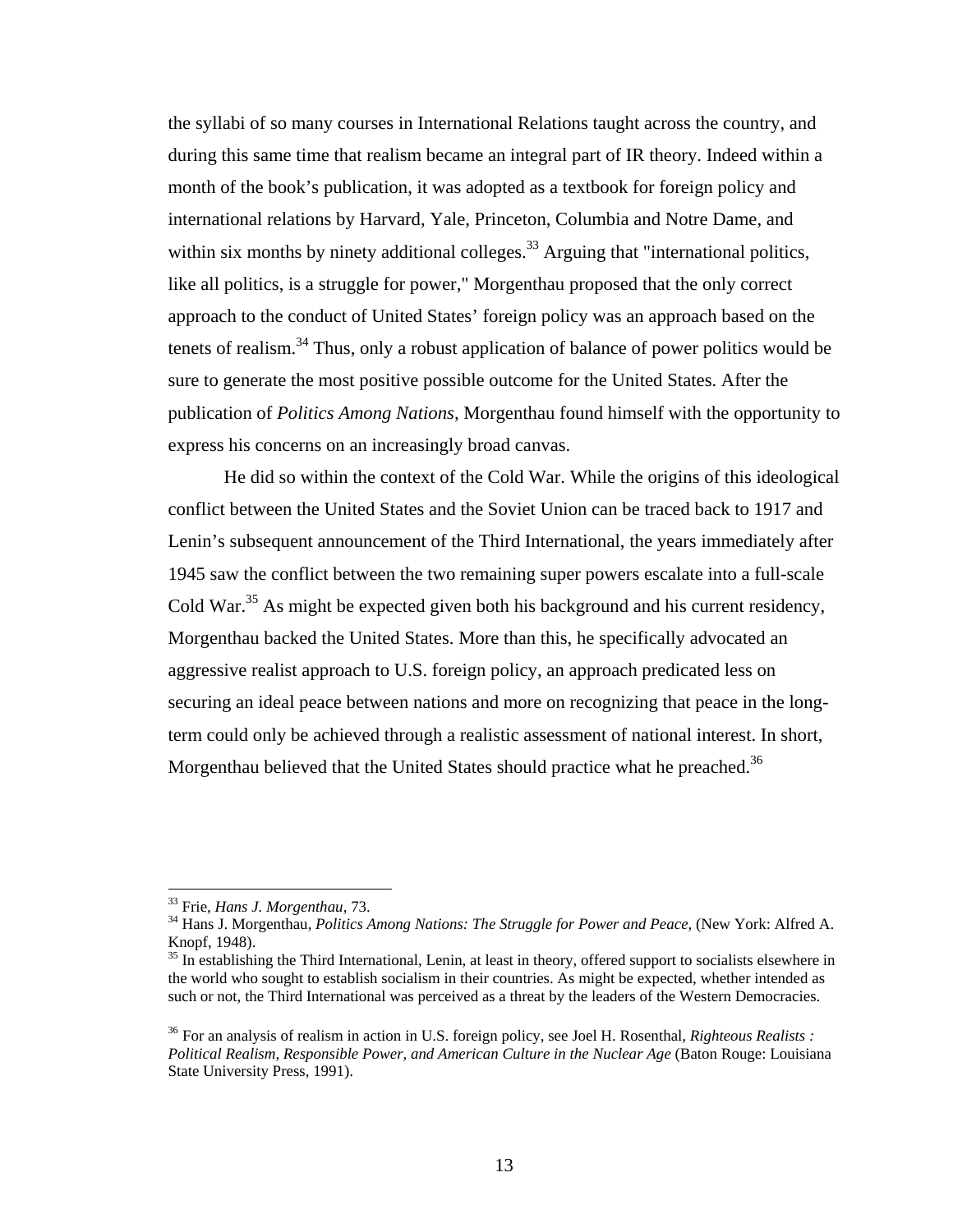the syllabi of so many courses in International Relations taught across the country, and during this same time that realism became an integral part of IR theory. Indeed within a month of the book's publication, it was adopted as a textbook for foreign policy and international relations by Harvard, Yale, Princeton, Columbia and Notre Dame, and within six months by ninety additional colleges.[33] Arguing that "international politics, like all politics, is a struggle for power," Morgenthau proposed that the only correct approach to the conduct of United States' foreign policy was an approach based on the tenets of realism.[34] Thus, only a robust application of balance of power politics would be sure to generate the most positive possible outcome for the United States. After the publication of *Politics Among Nations,* Morgenthau found himself with the opportunity to express his concerns on an increasingly broad canvas.

He did so within the context of the Cold War. While the origins of this ideological conflict between the United States and the Soviet Union can be traced back to 1917 and Lenin's subsequent announcement of the Third International, the years immediately after 1945 saw the conflict between the two remaining super powers escalate into a full-scale Cold War.[35] As might be expected given both his background and his current residency, Morgenthau backed the United States. More than this, he specifically advocated an aggressive realist approach to U.S. foreign policy, an approach predicated less on securing an ideal peace between nations and more on recognizing that peace in the long-term could only be achieved through a realistic assessment of national interest. In short, Morgenthau believed that the United States should practice what he preached.[36]

---

[33] Frie, *Hans J. Morgenthau*, 73.

[34] Hans J. Morgenthau, *Politics Among Nations: The Struggle for Power and Peace*, (New York: Alfred A. Knopf, 1948).

[35] In establishing the Third International, Lenin, at least in theory, offered support to socialists elsewhere in the world who sought to establish socialism in their countries. As might be expected, whether intended as such or not, the Third International was perceived as a threat by the leaders of the Western Democracies.

[36] For an analysis of realism in action in U.S. foreign policy, see Joel H. Rosenthal, *Righteous Realists : Political Realism, Responsible Power, and American Culture in the Nuclear Age* (Baton Rouge: Louisiana State University Press, 1991).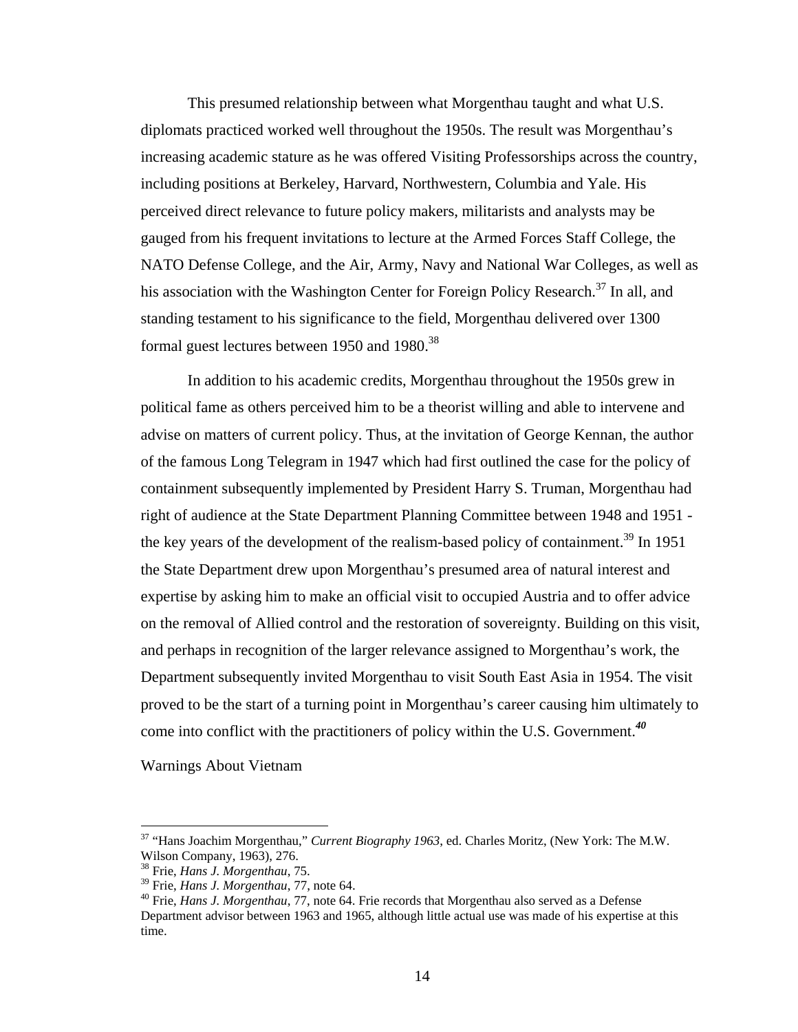This presumed relationship between what Morgenthau taught and what U.S. diplomats practiced worked well throughout the 1950s. The result was Morgenthau's increasing academic stature as he was offered Visiting Professorships across the country, including positions at Berkeley, Harvard, Northwestern, Columbia and Yale. His perceived direct relevance to future policy makers, militarists and analysts may be gauged from his frequent invitations to lecture at the Armed Forces Staff College, the NATO Defense College, and the Air, Army, Navy and National War Colleges, as well as his association with the Washington Center for Foreign Policy Research.[37] In all, and standing testament to his significance to the field, Morgenthau delivered over 1300 formal guest lectures between 1950 and 1980.[38]

In addition to his academic credits, Morgenthau throughout the 1950s grew in political fame as others perceived him to be a theorist willing and able to intervene and advise on matters of current policy. Thus, at the invitation of George Kennan, the author of the famous Long Telegram in 1947 which had first outlined the case for the policy of containment subsequently implemented by President Harry S. Truman, Morgenthau had right of audience at the State Department Planning Committee between 1948 and 1951 - the key years of the development of the realism-based policy of containment.[39] In 1951 the State Department drew upon Morgenthau's presumed area of natural interest and expertise by asking him to make an official visit to occupied Austria and to offer advice on the removal of Allied control and the restoration of sovereignty. Building on this visit, and perhaps in recognition of the larger relevance assigned to Morgenthau's work, the Department subsequently invited Morgenthau to visit South East Asia in 1954. The visit proved to be the start of a turning point in Morgenthau's career causing him ultimately to come into conflict with the practitioners of policy within the U.S. Government.[40]

## Warnings About Vietnam

---

[37] "Hans Joachim Morgenthau," *Current Biography 1963*, ed. Charles Moritz, (New York: The M.W. Wilson Company, 1963), 276.

[38] Frie, *Hans J. Morgenthau*, 75.

[39] Frie, *Hans J. Morgenthau*, 77, note 64.

[40] Frie, *Hans J. Morgenthau*, 77, note 64. Frie records that Morgenthau also served as a Defense Department advisor between 1963 and 1965, although little actual use was made of his expertise at this time.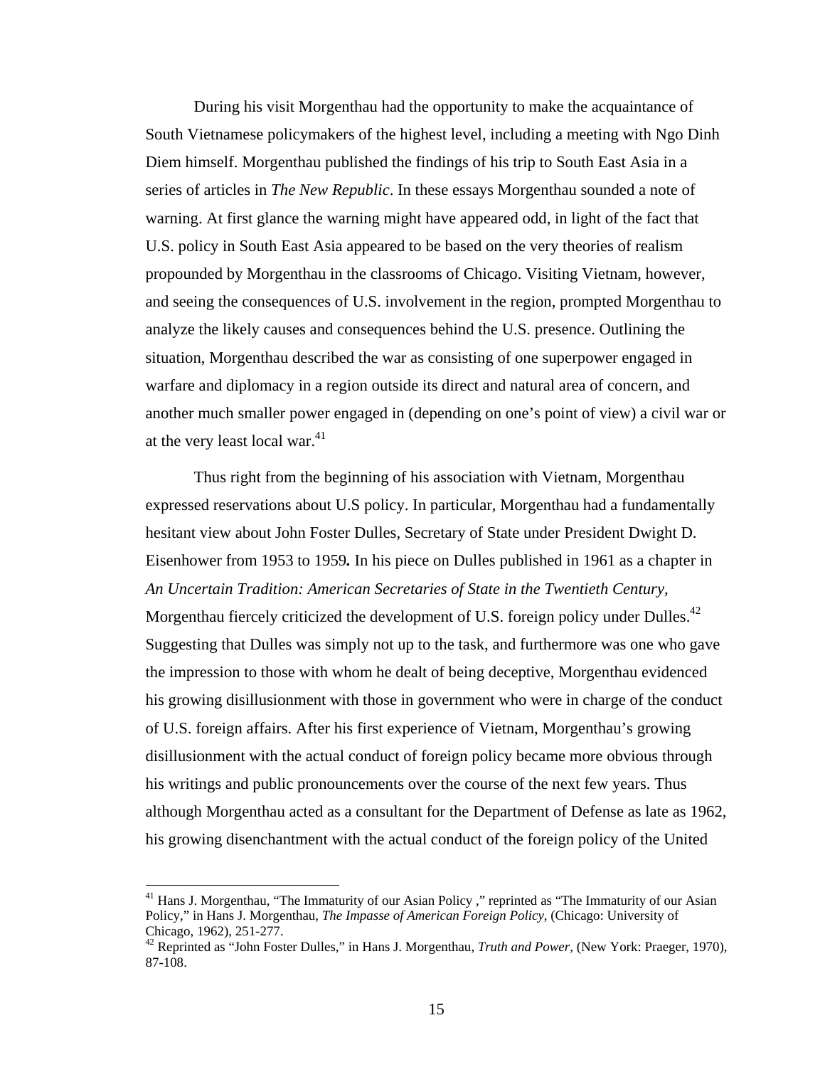During his visit Morgenthau had the opportunity to make the acquaintance of South Vietnamese policymakers of the highest level, including a meeting with Ngo Dinh Diem himself. Morgenthau published the findings of his trip to South East Asia in a series of articles in *The New Republic*. In these essays Morgenthau sounded a note of warning. At first glance the warning might have appeared odd, in light of the fact that U.S. policy in South East Asia appeared to be based on the very theories of realism propounded by Morgenthau in the classrooms of Chicago. Visiting Vietnam, however, and seeing the consequences of U.S. involvement in the region, prompted Morgenthau to analyze the likely causes and consequences behind the U.S. presence. Outlining the situation, Morgenthau described the war as consisting of one superpower engaged in warfare and diplomacy in a region outside its direct and natural area of concern, and another much smaller power engaged in (depending on one's point of view) a civil war or at the very least local war.[41]

Thus right from the beginning of his association with Vietnam, Morgenthau expressed reservations about U.S policy. In particular, Morgenthau had a fundamentally hesitant view about John Foster Dulles, Secretary of State under President Dwight D. Eisenhower from 1953 to 1959**.** In his piece on Dulles published in 1961 as a chapter in *An Uncertain Tradition: American Secretaries of State in the Twentieth Century,* Morgenthau fiercely criticized the development of U.S. foreign policy under Dulles.[42] Suggesting that Dulles was simply not up to the task, and furthermore was one who gave the impression to those with whom he dealt of being deceptive, Morgenthau evidenced his growing disillusionment with those in government who were in charge of the conduct of U.S. foreign affairs. After his first experience of Vietnam, Morgenthau's growing disillusionment with the actual conduct of foreign policy became more obvious through his writings and public pronouncements over the course of the next few years. Thus although Morgenthau acted as a consultant for the Department of Defense as late as 1962, his growing disenchantment with the actual conduct of the foreign policy of the United

---

[41] Hans J. Morgenthau, "The Immaturity of our Asian Policy ," reprinted as "The Immaturity of our Asian Policy," in Hans J. Morgenthau, *The Impasse of American Foreign Policy*, (Chicago: University of Chicago, 1962), 251-277.

[42] Reprinted as "John Foster Dulles," in Hans J. Morgenthau, *Truth and Power*, (New York: Praeger, 1970), 87-108.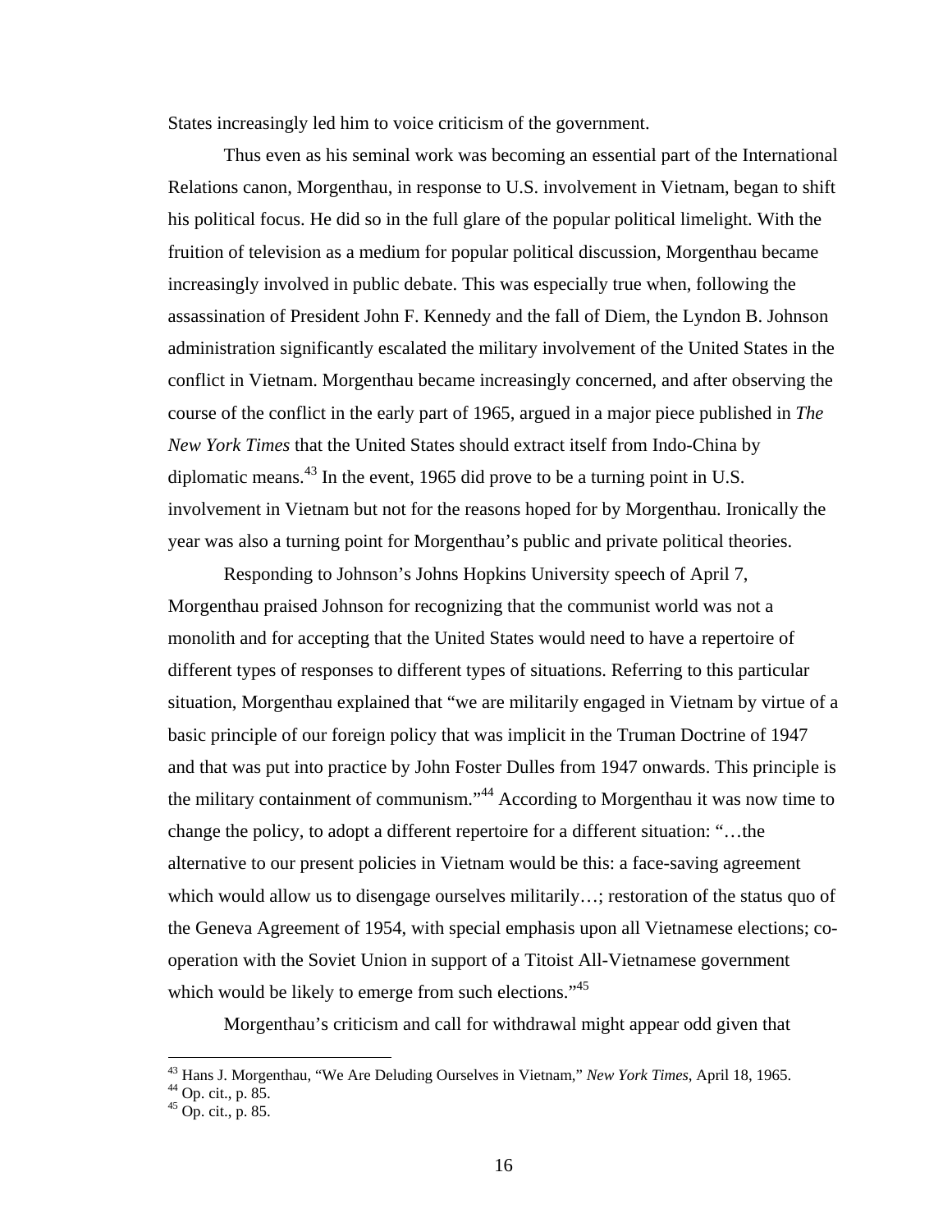States increasingly led him to voice criticism of the government.

Thus even as his seminal work was becoming an essential part of the International Relations canon, Morgenthau, in response to U.S. involvement in Vietnam, began to shift his political focus. He did so in the full glare of the popular political limelight. With the fruition of television as a medium for popular political discussion, Morgenthau became increasingly involved in public debate. This was especially true when, following the assassination of President John F. Kennedy and the fall of Diem, the Lyndon B. Johnson administration significantly escalated the military involvement of the United States in the conflict in Vietnam. Morgenthau became increasingly concerned, and after observing the course of the conflict in the early part of 1965, argued in a major piece published in *The New York Times* that the United States should extract itself from Indo-China by diplomatic means.[43] In the event, 1965 did prove to be a turning point in U.S. involvement in Vietnam but not for the reasons hoped for by Morgenthau. Ironically the year was also a turning point for Morgenthau's public and private political theories.

Responding to Johnson's Johns Hopkins University speech of April 7, Morgenthau praised Johnson for recognizing that the communist world was not a monolith and for accepting that the United States would need to have a repertoire of different types of responses to different types of situations. Referring to this particular situation, Morgenthau explained that "we are militarily engaged in Vietnam by virtue of a basic principle of our foreign policy that was implicit in the Truman Doctrine of 1947 and that was put into practice by John Foster Dulles from 1947 onwards. This principle is the military containment of communism."[44] According to Morgenthau it was now time to change the policy, to adopt a different repertoire for a different situation: "…the alternative to our present policies in Vietnam would be this: a face-saving agreement which would allow us to disengage ourselves militarily…; restoration of the status quo of the Geneva Agreement of 1954, with special emphasis upon all Vietnamese elections; co-operation with the Soviet Union in support of a Titoist All-Vietnamese government which would be likely to emerge from such elections."[45]

Morgenthau's criticism and call for withdrawal might appear odd given that

---

[43] Hans J. Morgenthau, "We Are Deluding Ourselves in Vietnam," *New York Times*, April 18, 1965.
[44] Op. cit., p. 85.
[45] Op. cit., p. 85.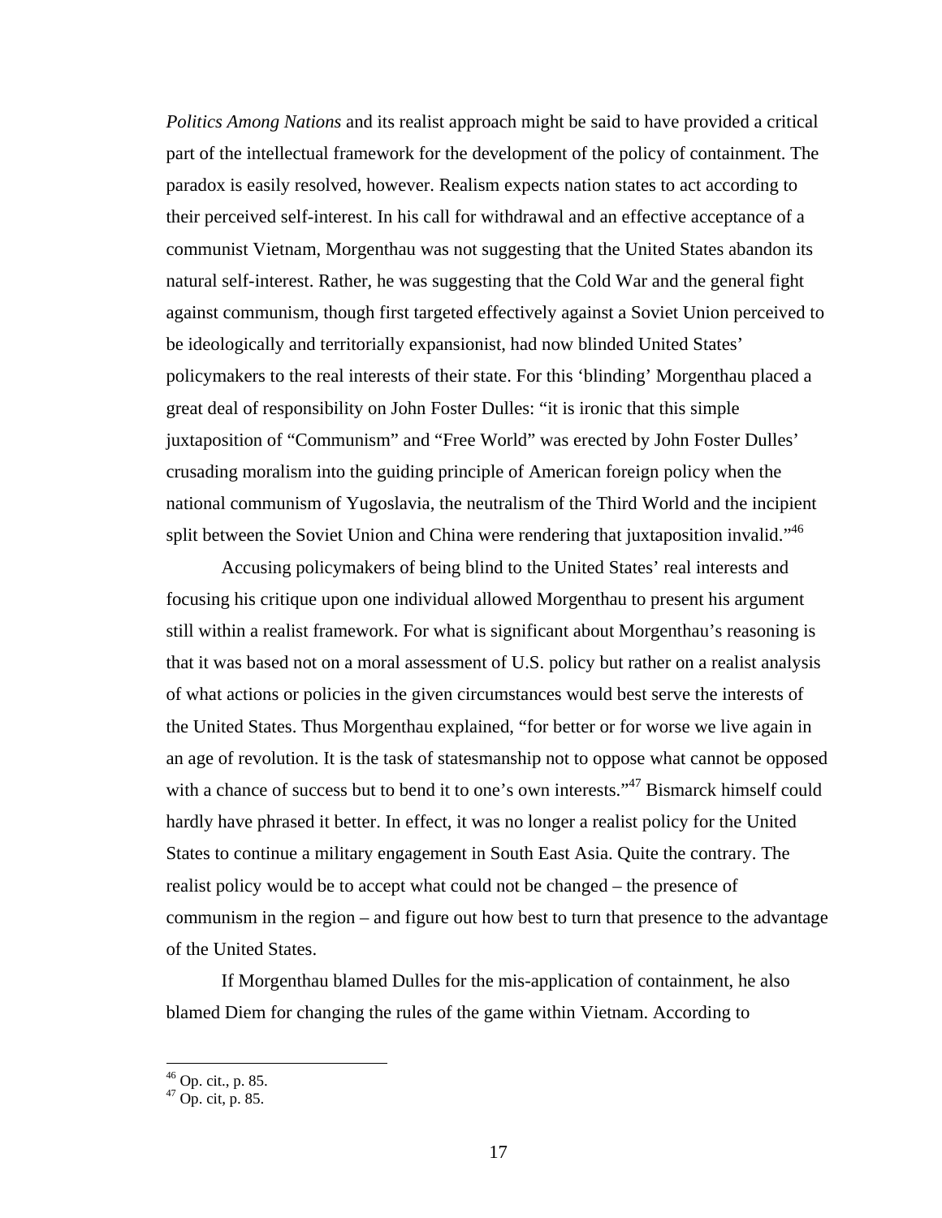*Politics Among Nations* and its realist approach might be said to have provided a critical part of the intellectual framework for the development of the policy of containment. The paradox is easily resolved, however. Realism expects nation states to act according to their perceived self-interest. In his call for withdrawal and an effective acceptance of a communist Vietnam, Morgenthau was not suggesting that the United States abandon its natural self-interest. Rather, he was suggesting that the Cold War and the general fight against communism, though first targeted effectively against a Soviet Union perceived to be ideologically and territorially expansionist, had now blinded United States' policymakers to the real interests of their state. For this 'blinding' Morgenthau placed a great deal of responsibility on John Foster Dulles: "it is ironic that this simple juxtaposition of "Communism" and "Free World" was erected by John Foster Dulles' crusading moralism into the guiding principle of American foreign policy when the national communism of Yugoslavia, the neutralism of the Third World and the incipient split between the Soviet Union and China were rendering that juxtaposition invalid."[46]

Accusing policymakers of being blind to the United States' real interests and focusing his critique upon one individual allowed Morgenthau to present his argument still within a realist framework. For what is significant about Morgenthau's reasoning is that it was based not on a moral assessment of U.S. policy but rather on a realist analysis of what actions or policies in the given circumstances would best serve the interests of the United States. Thus Morgenthau explained, "for better or for worse we live again in an age of revolution. It is the task of statesmanship not to oppose what cannot be opposed with a chance of success but to bend it to one's own interests."[47] Bismarck himself could hardly have phrased it better. In effect, it was no longer a realist policy for the United States to continue a military engagement in South East Asia. Quite the contrary. The realist policy would be to accept what could not be changed – the presence of communism in the region – and figure out how best to turn that presence to the advantage of the United States.

If Morgenthau blamed Dulles for the mis-application of containment, he also blamed Diem for changing the rules of the game within Vietnam. According to

[46] Op. cit., p. 85.
[47] Op. cit, p. 85.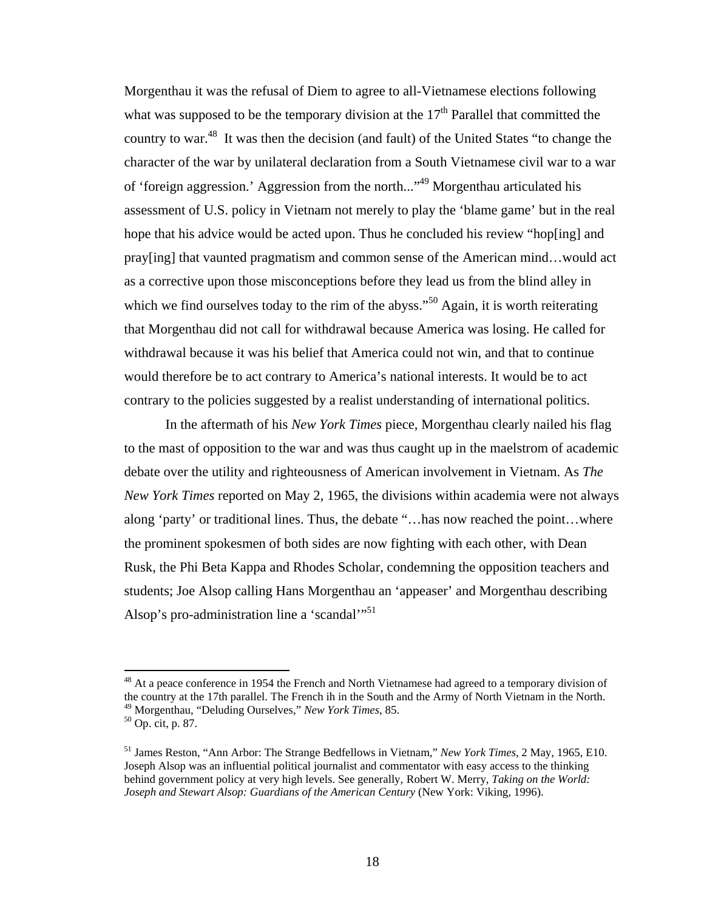Morgenthau it was the refusal of Diem to agree to all-Vietnamese elections following what was supposed to be the temporary division at the 17th Parallel that committed the country to war.[48] It was then the decision (and fault) of the United States "to change the character of the war by unilateral declaration from a South Vietnamese civil war to a war of 'foreign aggression.' Aggression from the north..."[49] Morgenthau articulated his assessment of U.S. policy in Vietnam not merely to play the 'blame game' but in the real hope that his advice would be acted upon. Thus he concluded his review "hop[ing] and pray[ing] that vaunted pragmatism and common sense of the American mind…would act as a corrective upon those misconceptions before they lead us from the blind alley in which we find ourselves today to the rim of the abyss."[50] Again, it is worth reiterating that Morgenthau did not call for withdrawal because America was losing. He called for withdrawal because it was his belief that America could not win, and that to continue would therefore be to act contrary to America's national interests. It would be to act contrary to the policies suggested by a realist understanding of international politics.

In the aftermath of his *New York Times* piece, Morgenthau clearly nailed his flag to the mast of opposition to the war and was thus caught up in the maelstrom of academic debate over the utility and righteousness of American involvement in Vietnam. As *The New York Times* reported on May 2, 1965, the divisions within academia were not always along 'party' or traditional lines. Thus, the debate "…has now reached the point…where the prominent spokesmen of both sides are now fighting with each other, with Dean Rusk, the Phi Beta Kappa and Rhodes Scholar, condemning the opposition teachers and students; Joe Alsop calling Hans Morgenthau an 'appeaser' and Morgenthau describing Alsop's pro-administration line a 'scandal'"[51]

---

[48] At a peace conference in 1954 the French and North Vietnamese had agreed to a temporary division of the country at the 17th parallel. The French ih in the South and the Army of North Vietnam in the North.

[49] Morgenthau, "Deluding Ourselves," *New York Times*, 85.

[50] Op. cit, p. 87.

[51] James Reston, "Ann Arbor: The Strange Bedfellows in Vietnam," *New York Times*, 2 May, 1965, E10. Joseph Alsop was an influential political journalist and commentator with easy access to the thinking behind government policy at very high levels. See generally, Robert W. Merry, *Taking on the World: Joseph and Stewart Alsop: Guardians of the American Century* (New York: Viking, 1996).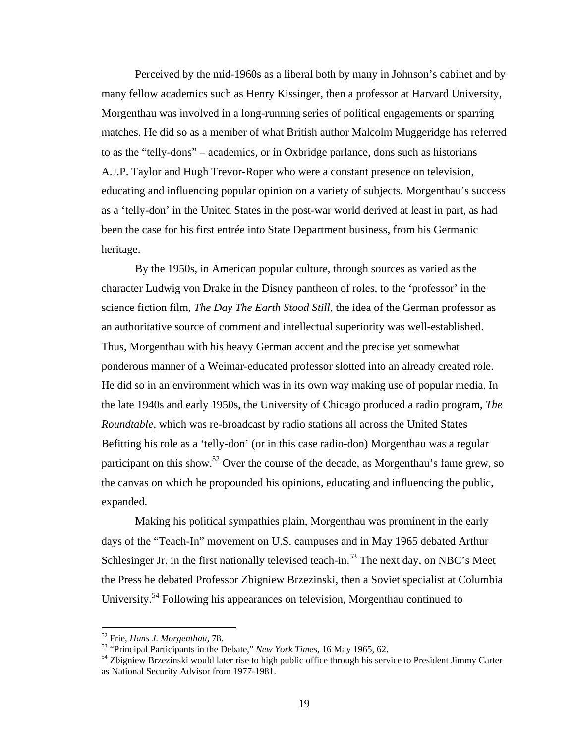Perceived by the mid-1960s as a liberal both by many in Johnson's cabinet and by many fellow academics such as Henry Kissinger, then a professor at Harvard University, Morgenthau was involved in a long-running series of political engagements or sparring matches. He did so as a member of what British author Malcolm Muggeridge has referred to as the "telly-dons" – academics, or in Oxbridge parlance, dons such as historians A.J.P. Taylor and Hugh Trevor-Roper who were a constant presence on television, educating and influencing popular opinion on a variety of subjects. Morgenthau's success as a 'telly-don' in the United States in the post-war world derived at least in part, as had been the case for his first entrée into State Department business, from his Germanic heritage.

By the 1950s, in American popular culture, through sources as varied as the character Ludwig von Drake in the Disney pantheon of roles, to the 'professor' in the science fiction film, *The Day The Earth Stood Still*, the idea of the German professor as an authoritative source of comment and intellectual superiority was well-established. Thus, Morgenthau with his heavy German accent and the precise yet somewhat ponderous manner of a Weimar-educated professor slotted into an already created role. He did so in an environment which was in its own way making use of popular media. In the late 1940s and early 1950s, the University of Chicago produced a radio program, *The Roundtable*, which was re-broadcast by radio stations all across the United States Befitting his role as a 'telly-don' (or in this case radio-don) Morgenthau was a regular participant on this show.[52] Over the course of the decade, as Morgenthau's fame grew, so the canvas on which he propounded his opinions, educating and influencing the public, expanded.

Making his political sympathies plain, Morgenthau was prominent in the early days of the "Teach-In" movement on U.S. campuses and in May 1965 debated Arthur Schlesinger Jr. in the first nationally televised teach-in.[53] The next day, on NBC's Meet the Press he debated Professor Zbigniew Brzezinski, then a Soviet specialist at Columbia University.[54] Following his appearances on television, Morgenthau continued to

---

[52] Frie, *Hans J. Morgenthau*, 78.

[53] "Principal Participants in the Debate," *New York Times*, 16 May 1965, 62.

[54] Zbigniew Brzezinski would later rise to high public office through his service to President Jimmy Carter as National Security Advisor from 1977-1981.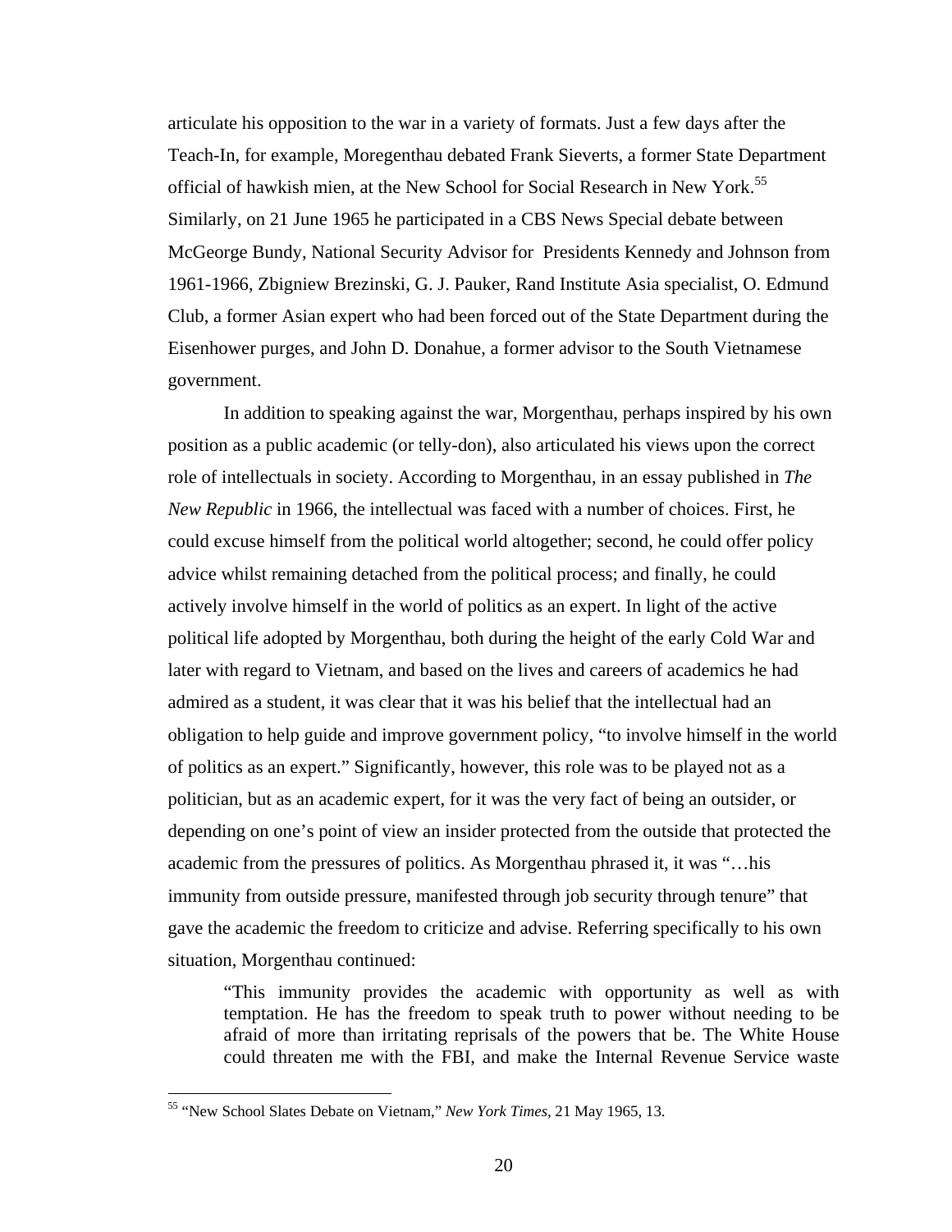articulate his opposition to the war in a variety of formats. Just a few days after the Teach-In, for example, Moregenthau debated Frank Sieverts, a former State Department official of hawkish mien, at the New School for Social Research in New York.[55] Similarly, on 21 June 1965 he participated in a CBS News Special debate between McGeorge Bundy, National Security Advisor for  Presidents Kennedy and Johnson from 1961-1966, Zbigniew Brezinski, G. J. Pauker, Rand Institute Asia specialist, O. Edmund Club, a former Asian expert who had been forced out of the State Department during the Eisenhower purges, and John D. Donahue, a former advisor to the South Vietnamese government.

In addition to speaking against the war, Morgenthau, perhaps inspired by his own position as a public academic (or telly-don), also articulated his views upon the correct role of intellectuals in society. According to Morgenthau, in an essay published in *The New Republic* in 1966, the intellectual was faced with a number of choices. First, he could excuse himself from the political world altogether; second, he could offer policy advice whilst remaining detached from the political process; and finally, he could actively involve himself in the world of politics as an expert. In light of the active political life adopted by Morgenthau, both during the height of the early Cold War and later with regard to Vietnam, and based on the lives and careers of academics he had admired as a student, it was clear that it was his belief that the intellectual had an obligation to help guide and improve government policy, "to involve himself in the world of politics as an expert." Significantly, however, this role was to be played not as a politician, but as an academic expert, for it was the very fact of being an outsider, or depending on one's point of view an insider protected from the outside that protected the academic from the pressures of politics. As Morgenthau phrased it, it was "…his immunity from outside pressure, manifested through job security through tenure" that gave the academic the freedom to criticize and advise. Referring specifically to his own situation, Morgenthau continued:

> "This immunity provides the academic with opportunity as well as with temptation. He has the freedom to speak truth to power without needing to be afraid of more than irritating reprisals of the powers that be. The White House could threaten me with the FBI, and make the Internal Revenue Service waste

[55] "New School Slates Debate on Vietnam," *New York Times*, 21 May 1965, 13.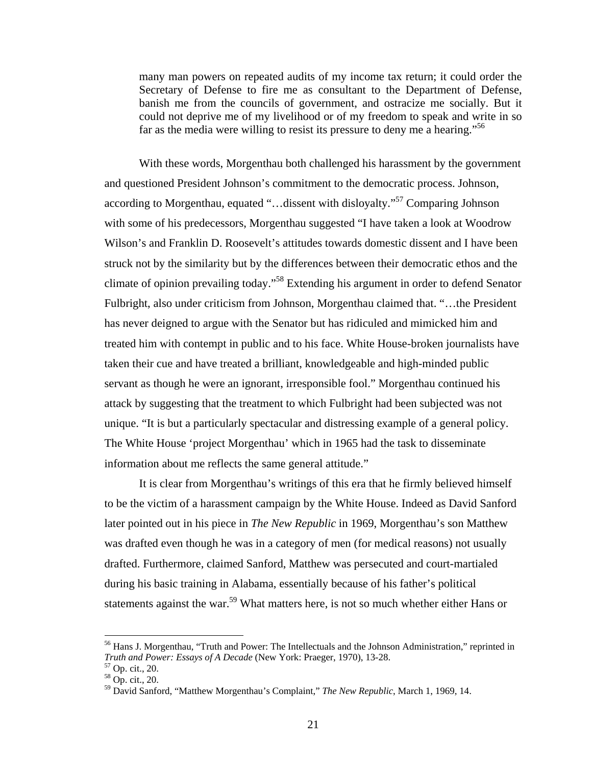> many man powers on repeated audits of my income tax return; it could order the Secretary of Defense to fire me as consultant to the Department of Defense, banish me from the councils of government, and ostracize me socially. But it could not deprive me of my livelihood or of my freedom to speak and write in so far as the media were willing to resist its pressure to deny me a hearing."[56]

With these words, Morgenthau both challenged his harassment by the government and questioned President Johnson's commitment to the democratic process. Johnson, according to Morgenthau, equated "…dissent with disloyalty."[57] Comparing Johnson with some of his predecessors, Morgenthau suggested "I have taken a look at Woodrow Wilson's and Franklin D. Roosevelt's attitudes towards domestic dissent and I have been struck not by the similarity but by the differences between their democratic ethos and the climate of opinion prevailing today."[58] Extending his argument in order to defend Senator Fulbright, also under criticism from Johnson, Morgenthau claimed that. "…the President has never deigned to argue with the Senator but has ridiculed and mimicked him and treated him with contempt in public and to his face. White House-broken journalists have taken their cue and have treated a brilliant, knowledgeable and high-minded public servant as though he were an ignorant, irresponsible fool." Morgenthau continued his attack by suggesting that the treatment to which Fulbright had been subjected was not unique. "It is but a particularly spectacular and distressing example of a general policy. The White House 'project Morgenthau' which in 1965 had the task to disseminate information about me reflects the same general attitude."

It is clear from Morgenthau's writings of this era that he firmly believed himself to be the victim of a harassment campaign by the White House. Indeed as David Sanford later pointed out in his piece in *The New Republic* in 1969, Morgenthau's son Matthew was drafted even though he was in a category of men (for medical reasons) not usually drafted. Furthermore, claimed Sanford, Matthew was persecuted and court-martialed during his basic training in Alabama, essentially because of his father's political statements against the war.[59] What matters here, is not so much whether either Hans or

---

[56] Hans J. Morgenthau, "Truth and Power: The Intellectuals and the Johnson Administration," reprinted in *Truth and Power: Essays of A Decade* (New York: Praeger, 1970), 13-28.

[57] Op. cit., 20.

[58] Op. cit., 20.

[59] David Sanford, "Matthew Morgenthau's Complaint," *The New Republic*, March 1, 1969, 14.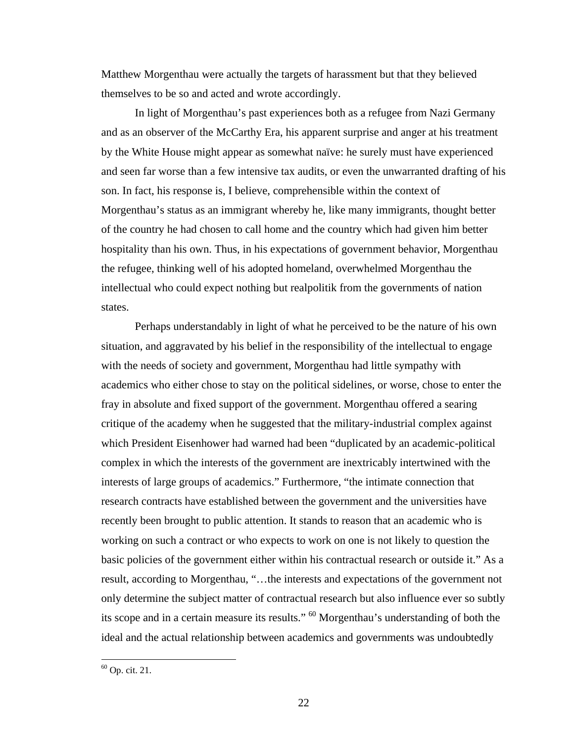Matthew Morgenthau were actually the targets of harassment but that they believed themselves to be so and acted and wrote accordingly.

In light of Morgenthau's past experiences both as a refugee from Nazi Germany and as an observer of the McCarthy Era, his apparent surprise and anger at his treatment by the White House might appear as somewhat naïve: he surely must have experienced and seen far worse than a few intensive tax audits, or even the unwarranted drafting of his son. In fact, his response is, I believe, comprehensible within the context of Morgenthau's status as an immigrant whereby he, like many immigrants, thought better of the country he had chosen to call home and the country which had given him better hospitality than his own. Thus, in his expectations of government behavior, Morgenthau the refugee, thinking well of his adopted homeland, overwhelmed Morgenthau the intellectual who could expect nothing but realpolitik from the governments of nation states.

Perhaps understandably in light of what he perceived to be the nature of his own situation, and aggravated by his belief in the responsibility of the intellectual to engage with the needs of society and government, Morgenthau had little sympathy with academics who either chose to stay on the political sidelines, or worse, chose to enter the fray in absolute and fixed support of the government. Morgenthau offered a searing critique of the academy when he suggested that the military-industrial complex against which President Eisenhower had warned had been "duplicated by an academic-political complex in which the interests of the government are inextricably intertwined with the interests of large groups of academics." Furthermore, "the intimate connection that research contracts have established between the government and the universities have recently been brought to public attention. It stands to reason that an academic who is working on such a contract or who expects to work on one is not likely to question the basic policies of the government either within his contractual research or outside it." As a result, according to Morgenthau, "…the interests and expectations of the government not only determine the subject matter of contractual research but also influence ever so subtly its scope and in a certain measure its results." [60] Morgenthau's understanding of both the ideal and the actual relationship between academics and governments was undoubtedly

[60] Op. cit. 21.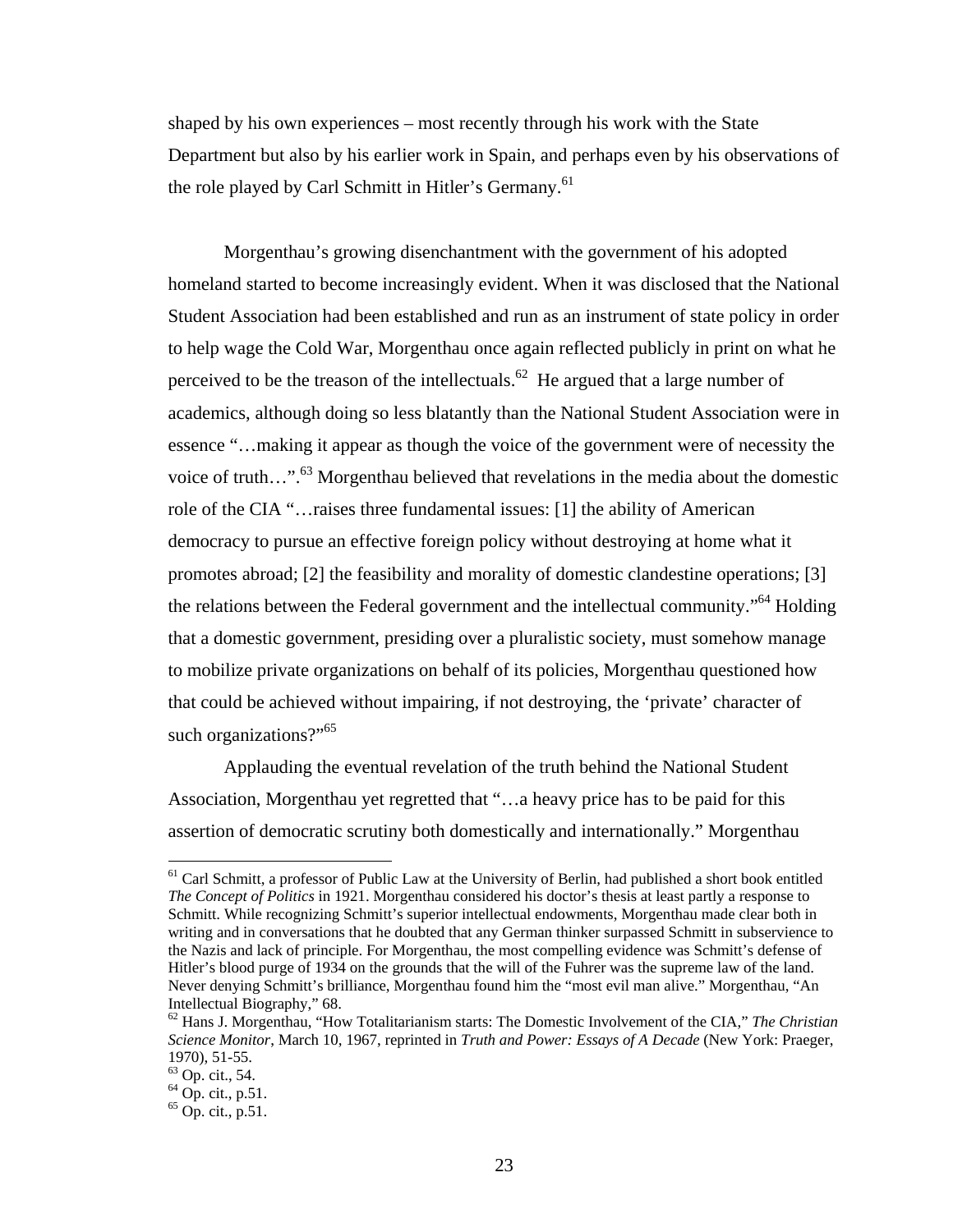shaped by his own experiences – most recently through his work with the State Department but also by his earlier work in Spain, and perhaps even by his observations of the role played by Carl Schmitt in Hitler's Germany.[61]

Morgenthau's growing disenchantment with the government of his adopted homeland started to become increasingly evident. When it was disclosed that the National Student Association had been established and run as an instrument of state policy in order to help wage the Cold War, Morgenthau once again reflected publicly in print on what he perceived to be the treason of the intellectuals.[62] He argued that a large number of academics, although doing so less blatantly than the National Student Association were in essence "…making it appear as though the voice of the government were of necessity the voice of truth…".[63] Morgenthau believed that revelations in the media about the domestic role of the CIA "…raises three fundamental issues: [1] the ability of American democracy to pursue an effective foreign policy without destroying at home what it promotes abroad; [2] the feasibility and morality of domestic clandestine operations; [3] the relations between the Federal government and the intellectual community."[64] Holding that a domestic government, presiding over a pluralistic society, must somehow manage to mobilize private organizations on behalf of its policies, Morgenthau questioned how that could be achieved without impairing, if not destroying, the 'private' character of such organizations?"[65]

Applauding the eventual revelation of the truth behind the National Student Association, Morgenthau yet regretted that "…a heavy price has to be paid for this assertion of democratic scrutiny both domestically and internationally." Morgenthau

---

[61] Carl Schmitt, a professor of Public Law at the University of Berlin, had published a short book entitled *The Concept of Politics* in 1921. Morgenthau considered his doctor's thesis at least partly a response to Schmitt. While recognizing Schmitt's superior intellectual endowments, Morgenthau made clear both in writing and in conversations that he doubted that any German thinker surpassed Schmitt in subservience to the Nazis and lack of principle. For Morgenthau, the most compelling evidence was Schmitt's defense of Hitler's blood purge of 1934 on the grounds that the will of the Fuhrer was the supreme law of the land. Never denying Schmitt's brilliance, Morgenthau found him the "most evil man alive." Morgenthau, "An Intellectual Biography," 68.

[62] Hans J. Morgenthau, "How Totalitarianism starts: The Domestic Involvement of the CIA," *The Christian Science Monitor*, March 10, 1967, reprinted in *Truth and Power: Essays of A Decade* (New York: Praeger, 1970), 51-55.

[63] Op. cit., 54.

[64] Op. cit., p.51.

[65] Op. cit., p.51.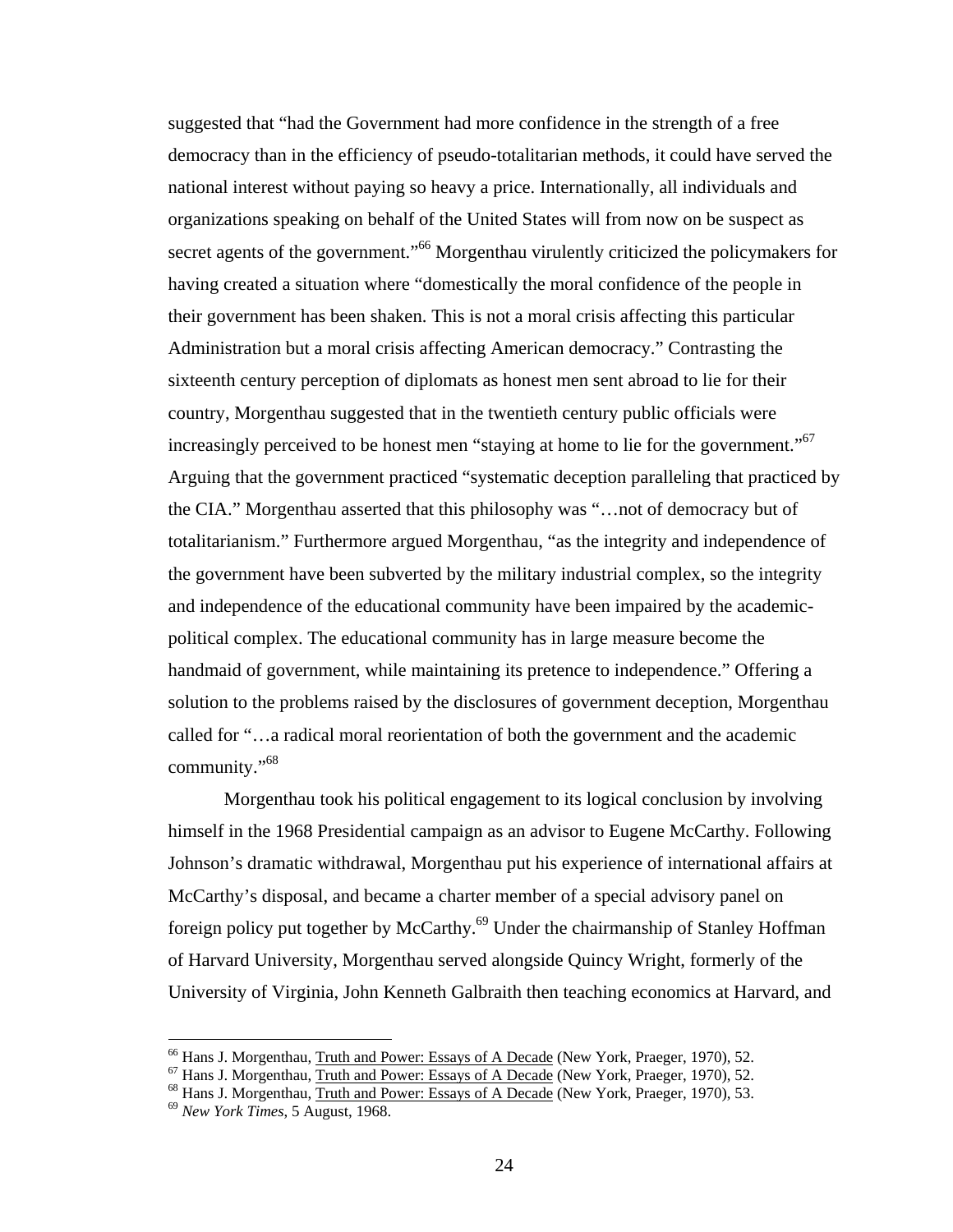suggested that "had the Government had more confidence in the strength of a free democracy than in the efficiency of pseudo-totalitarian methods, it could have served the national interest without paying so heavy a price. Internationally, all individuals and organizations speaking on behalf of the United States will from now on be suspect as secret agents of the government."[66] Morgenthau virulently criticized the policymakers for having created a situation where "domestically the moral confidence of the people in their government has been shaken. This is not a moral crisis affecting this particular Administration but a moral crisis affecting American democracy." Contrasting the sixteenth century perception of diplomats as honest men sent abroad to lie for their country, Morgenthau suggested that in the twentieth century public officials were increasingly perceived to be honest men "staying at home to lie for the government."[67] Arguing that the government practiced "systematic deception paralleling that practiced by the CIA." Morgenthau asserted that this philosophy was "…not of democracy but of totalitarianism." Furthermore argued Morgenthau, "as the integrity and independence of the government have been subverted by the military industrial complex, so the integrity and independence of the educational community have been impaired by the academic-political complex. The educational community has in large measure become the handmaid of government, while maintaining its pretence to independence." Offering a solution to the problems raised by the disclosures of government deception, Morgenthau called for "…a radical moral reorientation of both the government and the academic community."[68]

Morgenthau took his political engagement to its logical conclusion by involving himself in the 1968 Presidential campaign as an advisor to Eugene McCarthy. Following Johnson's dramatic withdrawal, Morgenthau put his experience of international affairs at McCarthy's disposal, and became a charter member of a special advisory panel on foreign policy put together by McCarthy.[69] Under the chairmanship of Stanley Hoffman of Harvard University, Morgenthau served alongside Quincy Wright, formerly of the University of Virginia, John Kenneth Galbraith then teaching economics at Harvard, and

---

[66] Hans J. Morgenthau, Truth and Power: Essays of A Decade (New York, Praeger, 1970), 52.
[67] Hans J. Morgenthau, Truth and Power: Essays of A Decade (New York, Praeger, 1970), 52.
[68] Hans J. Morgenthau, Truth and Power: Essays of A Decade (New York, Praeger, 1970), 53.
[69] *New York Times*, 5 August, 1968.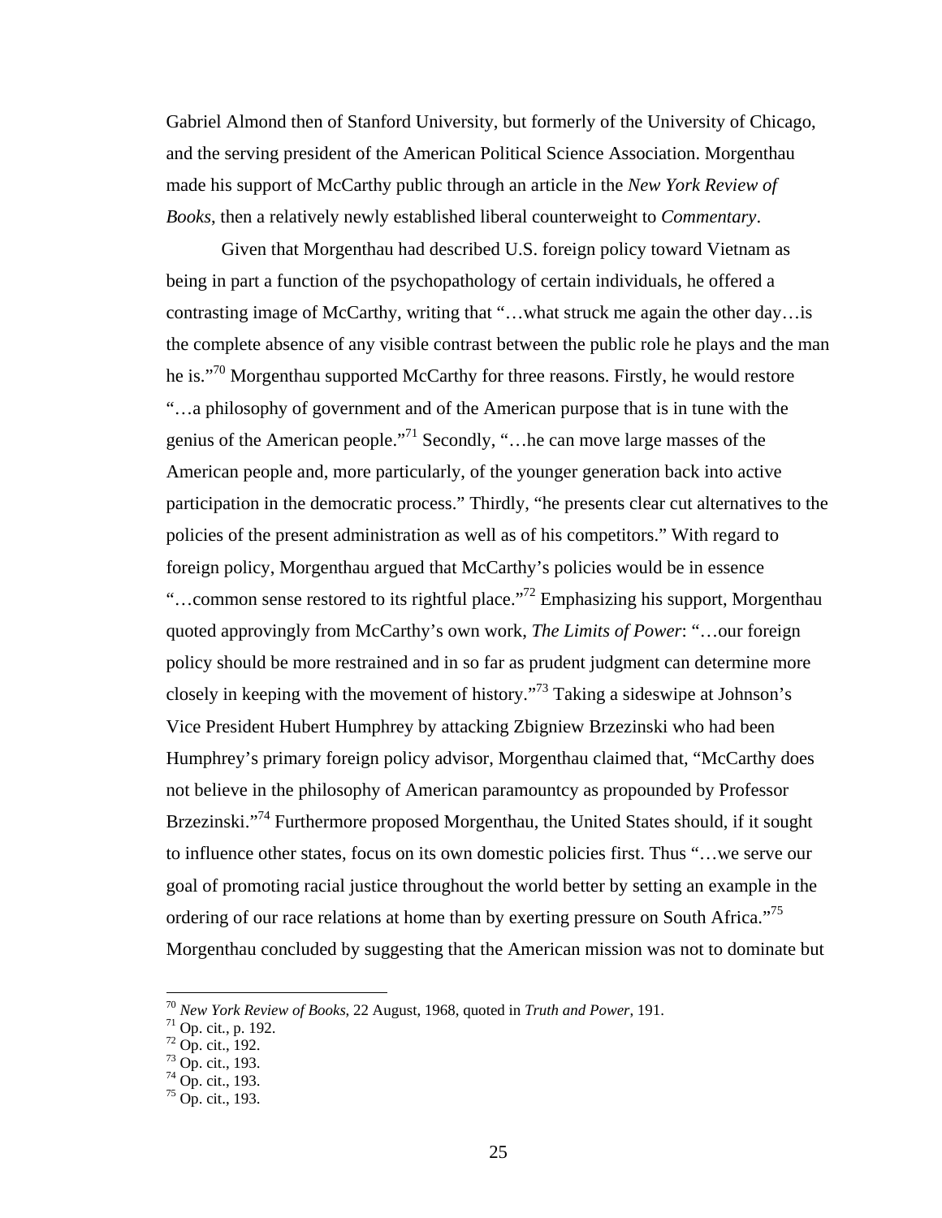Gabriel Almond then of Stanford University, but formerly of the University of Chicago, and the serving president of the American Political Science Association. Morgenthau made his support of McCarthy public through an article in the *New York Review of Books*, then a relatively newly established liberal counterweight to *Commentary*.

Given that Morgenthau had described U.S. foreign policy toward Vietnam as being in part a function of the psychopathology of certain individuals, he offered a contrasting image of McCarthy, writing that "…what struck me again the other day…is the complete absence of any visible contrast between the public role he plays and the man he is."[70] Morgenthau supported McCarthy for three reasons. Firstly, he would restore "…a philosophy of government and of the American purpose that is in tune with the genius of the American people."[71] Secondly, "…he can move large masses of the American people and, more particularly, of the younger generation back into active participation in the democratic process." Thirdly, "he presents clear cut alternatives to the policies of the present administration as well as of his competitors." With regard to foreign policy, Morgenthau argued that McCarthy's policies would be in essence "…common sense restored to its rightful place."[72] Emphasizing his support, Morgenthau quoted approvingly from McCarthy's own work, *The Limits of Power*: "…our foreign policy should be more restrained and in so far as prudent judgment can determine more closely in keeping with the movement of history."[73] Taking a sideswipe at Johnson's Vice President Hubert Humphrey by attacking Zbigniew Brzezinski who had been Humphrey's primary foreign policy advisor, Morgenthau claimed that, "McCarthy does not believe in the philosophy of American paramountcy as propounded by Professor Brzezinski."[74] Furthermore proposed Morgenthau, the United States should, if it sought to influence other states, focus on its own domestic policies first. Thus "…we serve our goal of promoting racial justice throughout the world better by setting an example in the ordering of our race relations at home than by exerting pressure on South Africa."[75] Morgenthau concluded by suggesting that the American mission was not to dominate but

[70] *New York Review of Books*, 22 August, 1968, quoted in *Truth and Power,* 191.
[71] Op. cit., p. 192.
[72] Op. cit., 192.
[73] Op. cit., 193.
[74] Op. cit., 193.
[75] Op. cit., 193.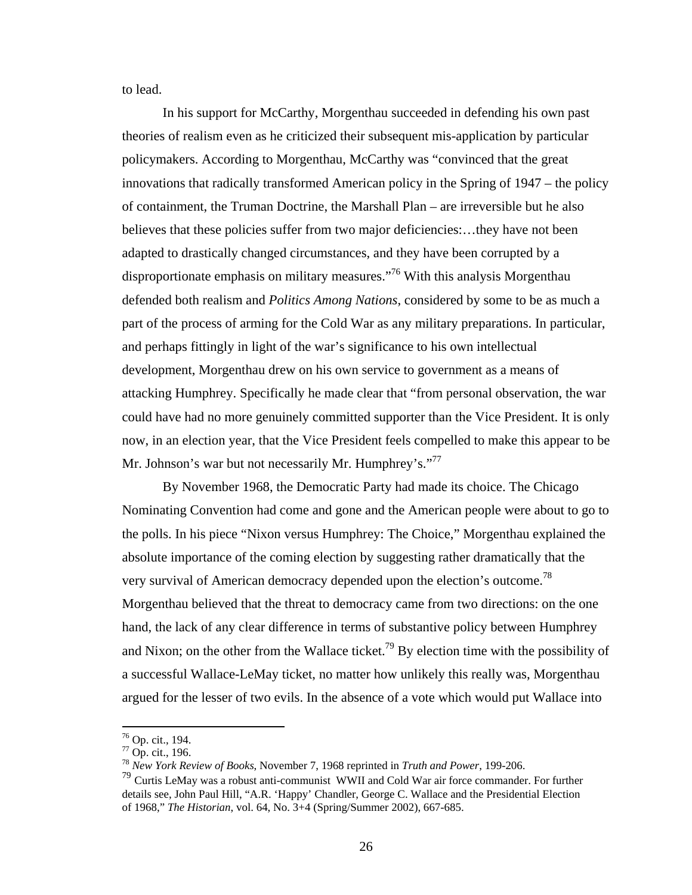to lead.

In his support for McCarthy, Morgenthau succeeded in defending his own past theories of realism even as he criticized their subsequent mis-application by particular policymakers. According to Morgenthau, McCarthy was "convinced that the great innovations that radically transformed American policy in the Spring of 1947 – the policy of containment, the Truman Doctrine, the Marshall Plan – are irreversible but he also believes that these policies suffer from two major deficiencies:…they have not been adapted to drastically changed circumstances, and they have been corrupted by a disproportionate emphasis on military measures."[76] With this analysis Morgenthau defended both realism and *Politics Among Nations*, considered by some to be as much a part of the process of arming for the Cold War as any military preparations. In particular, and perhaps fittingly in light of the war's significance to his own intellectual development, Morgenthau drew on his own service to government as a means of attacking Humphrey. Specifically he made clear that "from personal observation, the war could have had no more genuinely committed supporter than the Vice President. It is only now, in an election year, that the Vice President feels compelled to make this appear to be Mr. Johnson's war but not necessarily Mr. Humphrey's."[77]

By November 1968, the Democratic Party had made its choice. The Chicago Nominating Convention had come and gone and the American people were about to go to the polls. In his piece "Nixon versus Humphrey: The Choice," Morgenthau explained the absolute importance of the coming election by suggesting rather dramatically that the very survival of American democracy depended upon the election's outcome.[78] Morgenthau believed that the threat to democracy came from two directions: on the one hand, the lack of any clear difference in terms of substantive policy between Humphrey and Nixon; on the other from the Wallace ticket.[79] By election time with the possibility of a successful Wallace-LeMay ticket, no matter how unlikely this really was, Morgenthau argued for the lesser of two evils. In the absence of a vote which would put Wallace into

---

[76] Op. cit., 194.
[77] Op. cit., 196.
[78] *New York Review of Books*, November 7, 1968 reprinted in *Truth and Power*, 199-206.
[79] Curtis LeMay was a robust anti-communist WWII and Cold War air force commander. For further details see, John Paul Hill, "A.R. 'Happy' Chandler, George C. Wallace and the Presidential Election of 1968," *The Historian*, vol. 64, No. 3+4 (Spring/Summer 2002), 667-685.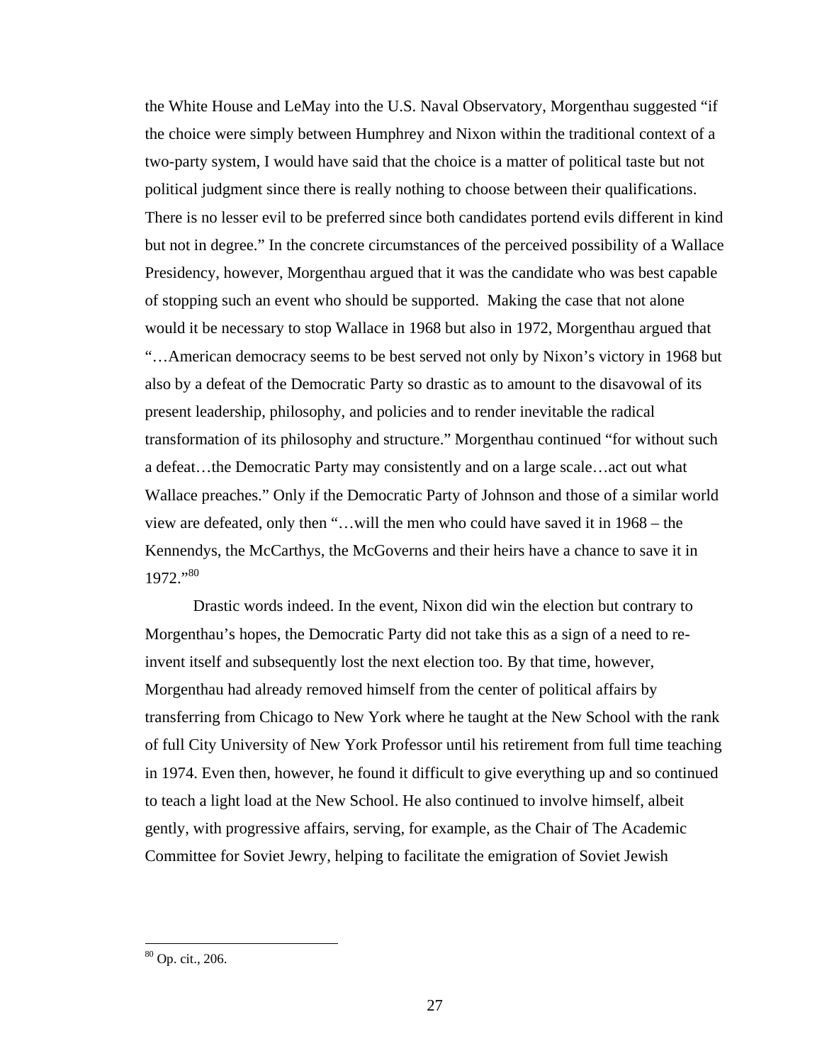the White House and LeMay into the U.S. Naval Observatory, Morgenthau suggested "if the choice were simply between Humphrey and Nixon within the traditional context of a two-party system, I would have said that the choice is a matter of political taste but not political judgment since there is really nothing to choose between their qualifications. There is no lesser evil to be preferred since both candidates portend evils different in kind but not in degree." In the concrete circumstances of the perceived possibility of a Wallace Presidency, however, Morgenthau argued that it was the candidate who was best capable of stopping such an event who should be supported. Making the case that not alone would it be necessary to stop Wallace in 1968 but also in 1972, Morgenthau argued that "…American democracy seems to be best served not only by Nixon's victory in 1968 but also by a defeat of the Democratic Party so drastic as to amount to the disavowal of its present leadership, philosophy, and policies and to render inevitable the radical transformation of its philosophy and structure." Morgenthau continued "for without such a defeat…the Democratic Party may consistently and on a large scale…act out what Wallace preaches." Only if the Democratic Party of Johnson and those of a similar world view are defeated, only then "…will the men who could have saved it in 1968 – the Kennendys, the McCarthys, the McGoverns and their heirs have a chance to save it in 1972."[80]

Drastic words indeed. In the event, Nixon did win the election but contrary to Morgenthau's hopes, the Democratic Party did not take this as a sign of a need to re-invent itself and subsequently lost the next election too. By that time, however, Morgenthau had already removed himself from the center of political affairs by transferring from Chicago to New York where he taught at the New School with the rank of full City University of New York Professor until his retirement from full time teaching in 1974. Even then, however, he found it difficult to give everything up and so continued to teach a light load at the New School. He also continued to involve himself, albeit gently, with progressive affairs, serving, for example, as the Chair of The Academic Committee for Soviet Jewry, helping to facilitate the emigration of Soviet Jewish

[80] Op. cit., 206.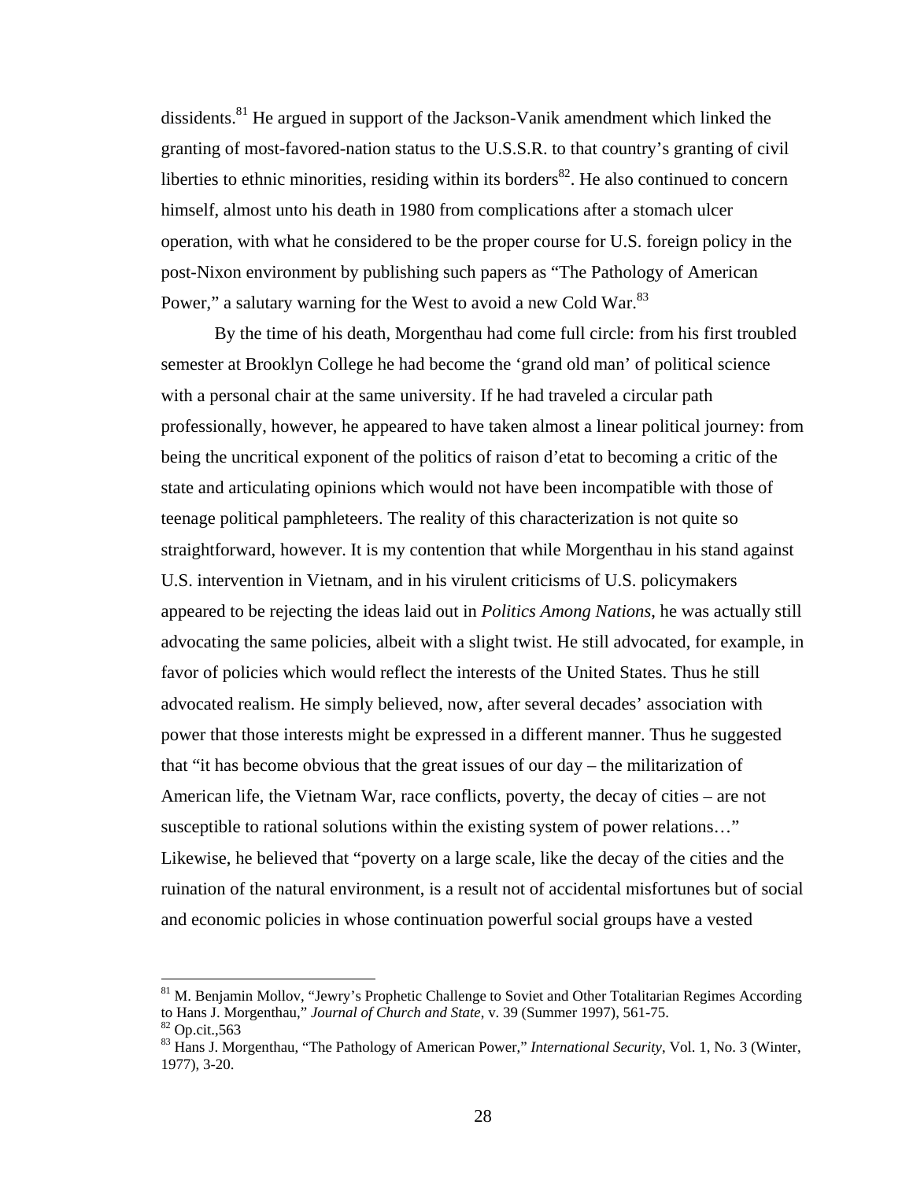dissidents.[81] He argued in support of the Jackson-Vanik amendment which linked the granting of most-favored-nation status to the U.S.S.R. to that country's granting of civil liberties to ethnic minorities, residing within its borders[82]. He also continued to concern himself, almost unto his death in 1980 from complications after a stomach ulcer operation, with what he considered to be the proper course for U.S. foreign policy in the post-Nixon environment by publishing such papers as "The Pathology of American Power," a salutary warning for the West to avoid a new Cold War.[83]

By the time of his death, Morgenthau had come full circle: from his first troubled semester at Brooklyn College he had become the 'grand old man' of political science with a personal chair at the same university. If he had traveled a circular path professionally, however, he appeared to have taken almost a linear political journey: from being the uncritical exponent of the politics of raison d'etat to becoming a critic of the state and articulating opinions which would not have been incompatible with those of teenage political pamphleteers. The reality of this characterization is not quite so straightforward, however. It is my contention that while Morgenthau in his stand against U.S. intervention in Vietnam, and in his virulent criticisms of U.S. policymakers appeared to be rejecting the ideas laid out in *Politics Among Nations*, he was actually still advocating the same policies, albeit with a slight twist. He still advocated, for example, in favor of policies which would reflect the interests of the United States. Thus he still advocated realism. He simply believed, now, after several decades' association with power that those interests might be expressed in a different manner. Thus he suggested that "it has become obvious that the great issues of our day – the militarization of American life, the Vietnam War, race conflicts, poverty, the decay of cities – are not susceptible to rational solutions within the existing system of power relations…" Likewise, he believed that "poverty on a large scale, like the decay of the cities and the ruination of the natural environment, is a result not of accidental misfortunes but of social and economic policies in whose continuation powerful social groups have a vested

[81] M. Benjamin Mollov, "Jewry's Prophetic Challenge to Soviet and Other Totalitarian Regimes According to Hans J. Morgenthau," *Journal of Church and State*, v. 39 (Summer 1997), 561-75.
[82] Op.cit.,563
[83] Hans J. Morgenthau, "The Pathology of American Power," *International Security*, Vol. 1, No. 3 (Winter, 1977), 3-20.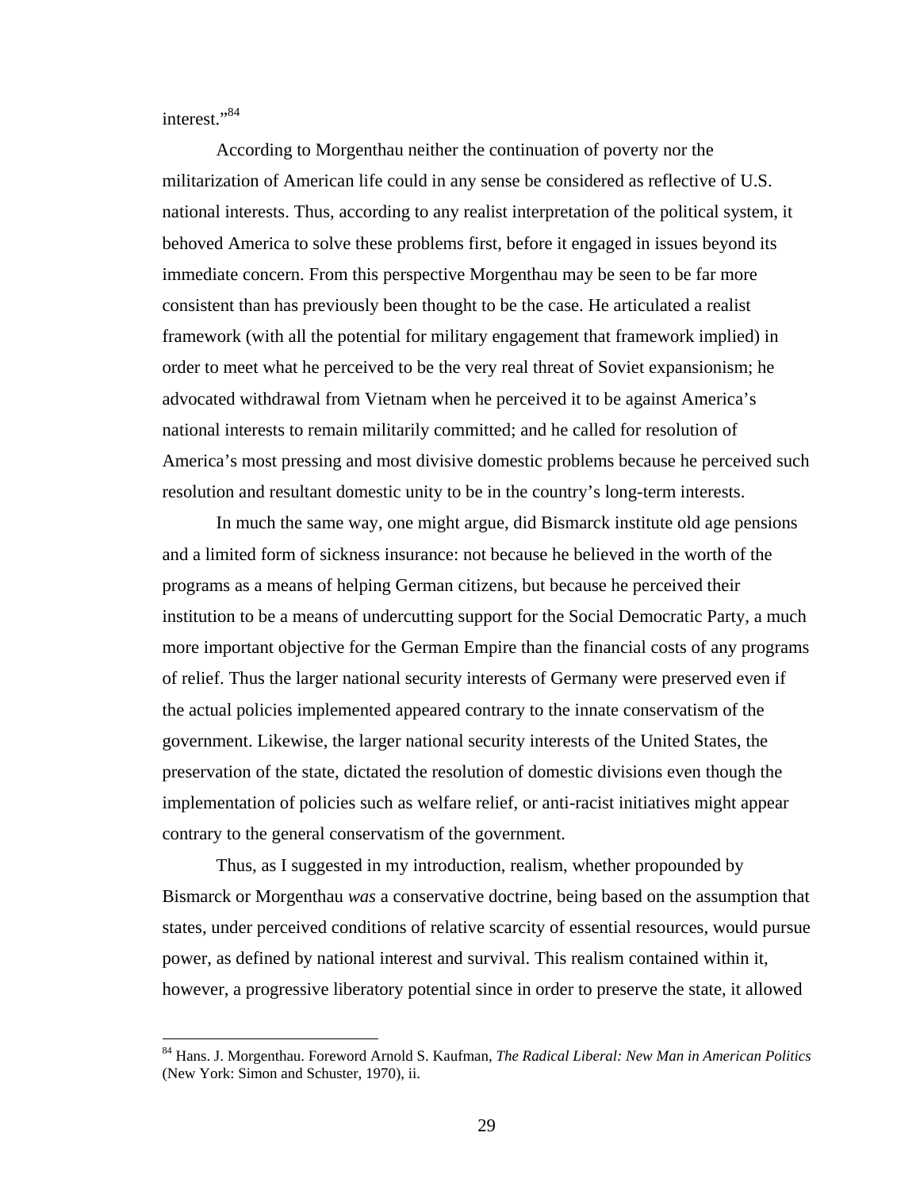interest."[84]

According to Morgenthau neither the continuation of poverty nor the militarization of American life could in any sense be considered as reflective of U.S. national interests. Thus, according to any realist interpretation of the political system, it behoved America to solve these problems first, before it engaged in issues beyond its immediate concern. From this perspective Morgenthau may be seen to be far more consistent than has previously been thought to be the case. He articulated a realist framework (with all the potential for military engagement that framework implied) in order to meet what he perceived to be the very real threat of Soviet expansionism; he advocated withdrawal from Vietnam when he perceived it to be against America's national interests to remain militarily committed; and he called for resolution of America's most pressing and most divisive domestic problems because he perceived such resolution and resultant domestic unity to be in the country's long-term interests.

In much the same way, one might argue, did Bismarck institute old age pensions and a limited form of sickness insurance: not because he believed in the worth of the programs as a means of helping German citizens, but because he perceived their institution to be a means of undercutting support for the Social Democratic Party, a much more important objective for the German Empire than the financial costs of any programs of relief. Thus the larger national security interests of Germany were preserved even if the actual policies implemented appeared contrary to the innate conservatism of the government. Likewise, the larger national security interests of the United States, the preservation of the state, dictated the resolution of domestic divisions even though the implementation of policies such as welfare relief, or anti-racist initiatives might appear contrary to the general conservatism of the government.

Thus, as I suggested in my introduction, realism, whether propounded by Bismarck or Morgenthau *was* a conservative doctrine, being based on the assumption that states, under perceived conditions of relative scarcity of essential resources, would pursue power, as defined by national interest and survival. This realism contained within it, however, a progressive liberatory potential since in order to preserve the state, it allowed

[84] Hans. J. Morgenthau. Foreword Arnold S. Kaufman, *The Radical Liberal: New Man in American Politics* (New York: Simon and Schuster, 1970), ii.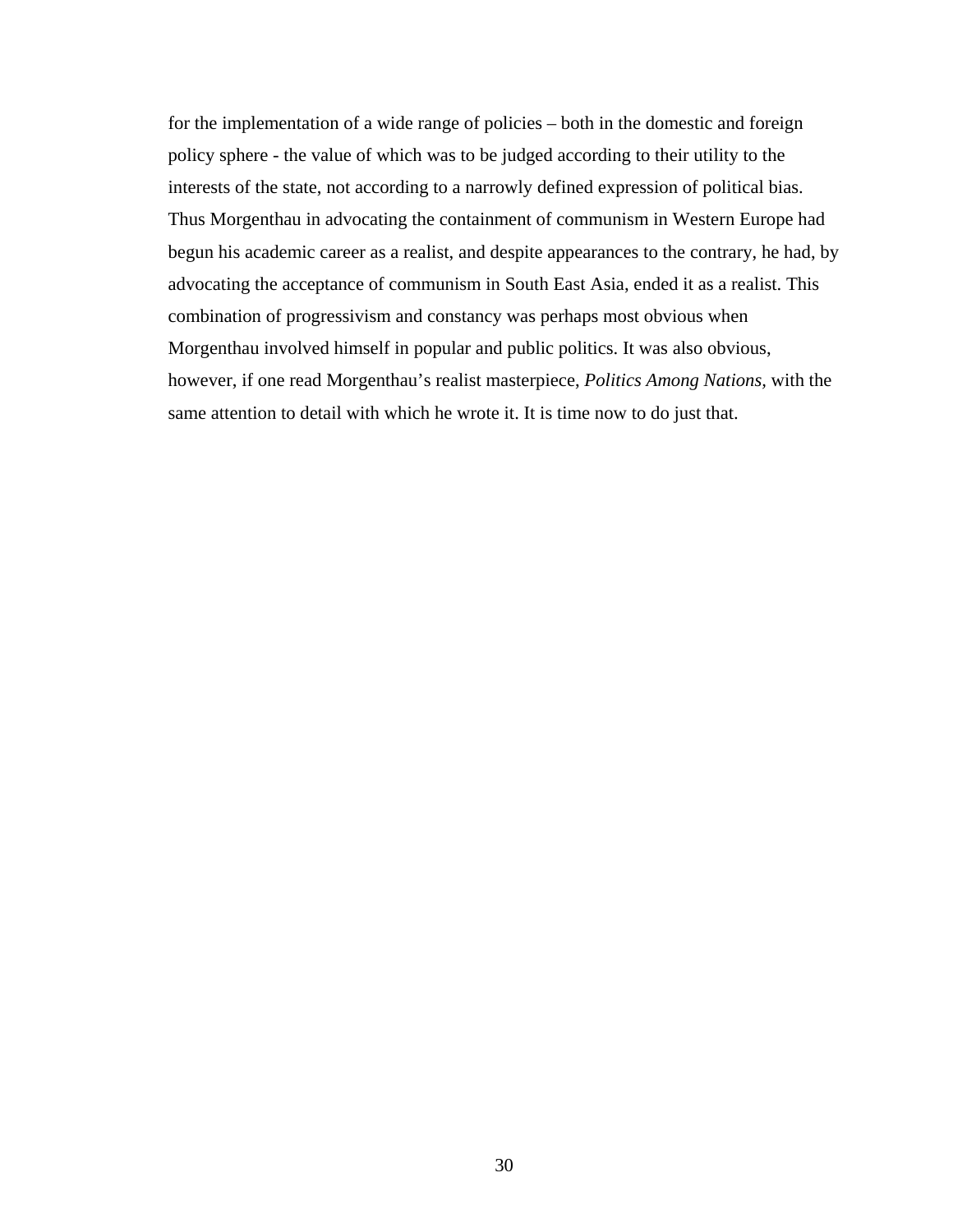for the implementation of a wide range of policies – both in the domestic and foreign policy sphere - the value of which was to be judged according to their utility to the interests of the state, not according to a narrowly defined expression of political bias. Thus Morgenthau in advocating the containment of communism in Western Europe had begun his academic career as a realist, and despite appearances to the contrary, he had, by advocating the acceptance of communism in South East Asia, ended it as a realist. This combination of progressivism and constancy was perhaps most obvious when Morgenthau involved himself in popular and public politics. It was also obvious, however, if one read Morgenthau's realist masterpiece, *Politics Among Nations*, with the same attention to detail with which he wrote it. It is time now to do just that.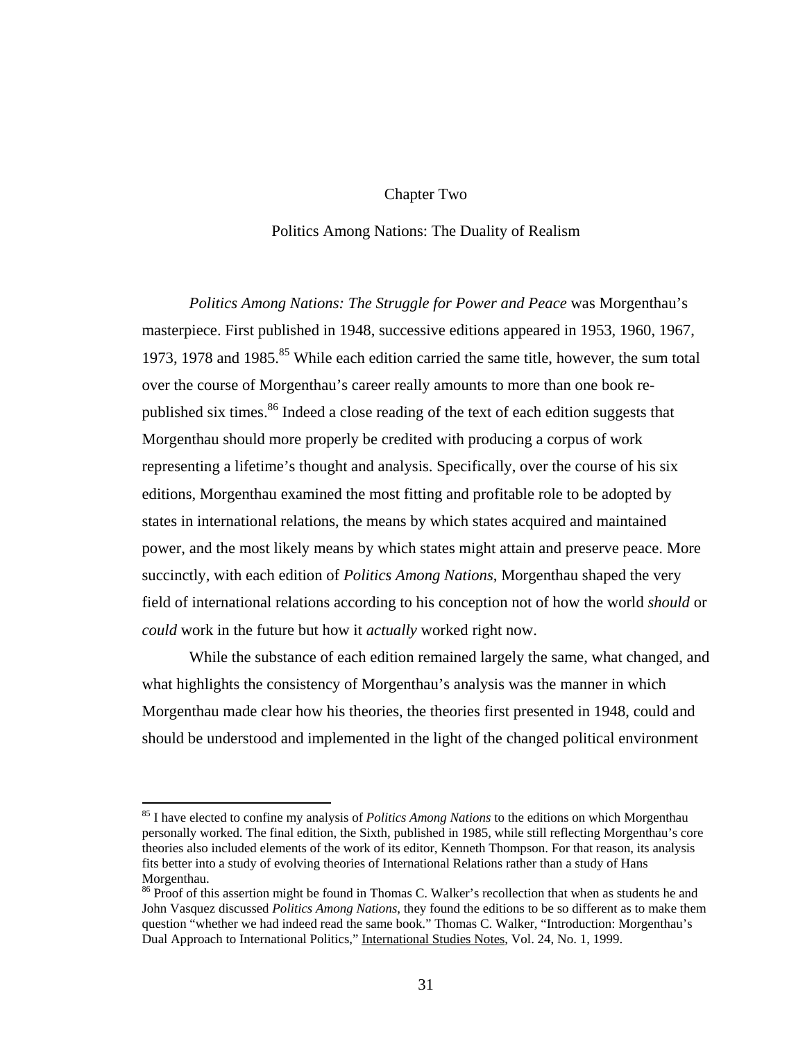# Chapter Two

## Politics Among Nations: The Duality of Realism

*Politics Among Nations: The Struggle for Power and Peace* was Morgenthau's masterpiece. First published in 1948, successive editions appeared in 1953, 1960, 1967, 1973, 1978 and 1985.[85] While each edition carried the same title, however, the sum total over the course of Morgenthau's career really amounts to more than one book re-published six times.[86] Indeed a close reading of the text of each edition suggests that Morgenthau should more properly be credited with producing a corpus of work representing a lifetime's thought and analysis. Specifically, over the course of his six editions, Morgenthau examined the most fitting and profitable role to be adopted by states in international relations, the means by which states acquired and maintained power, and the most likely means by which states might attain and preserve peace. More succinctly, with each edition of *Politics Among Nations*, Morgenthau shaped the very field of international relations according to his conception not of how the world *should* or *could* work in the future but how it *actually* worked right now.

While the substance of each edition remained largely the same, what changed, and what highlights the consistency of Morgenthau's analysis was the manner in which Morgenthau made clear how his theories, the theories first presented in 1948, could and should be understood and implemented in the light of the changed political environment

---

[85] I have elected to confine my analysis of *Politics Among Nations* to the editions on which Morgenthau personally worked. The final edition, the Sixth, published in 1985, while still reflecting Morgenthau's core theories also included elements of the work of its editor, Kenneth Thompson. For that reason, its analysis fits better into a study of evolving theories of International Relations rather than a study of Hans Morgenthau.

[86] Proof of this assertion might be found in Thomas C. Walker's recollection that when as students he and John Vasquez discussed *Politics Among Nations*, they found the editions to be so different as to make them question "whether we had indeed read the same book." Thomas C. Walker, "Introduction: Morgenthau's Dual Approach to International Politics," International Studies Notes, Vol. 24, No. 1, 1999.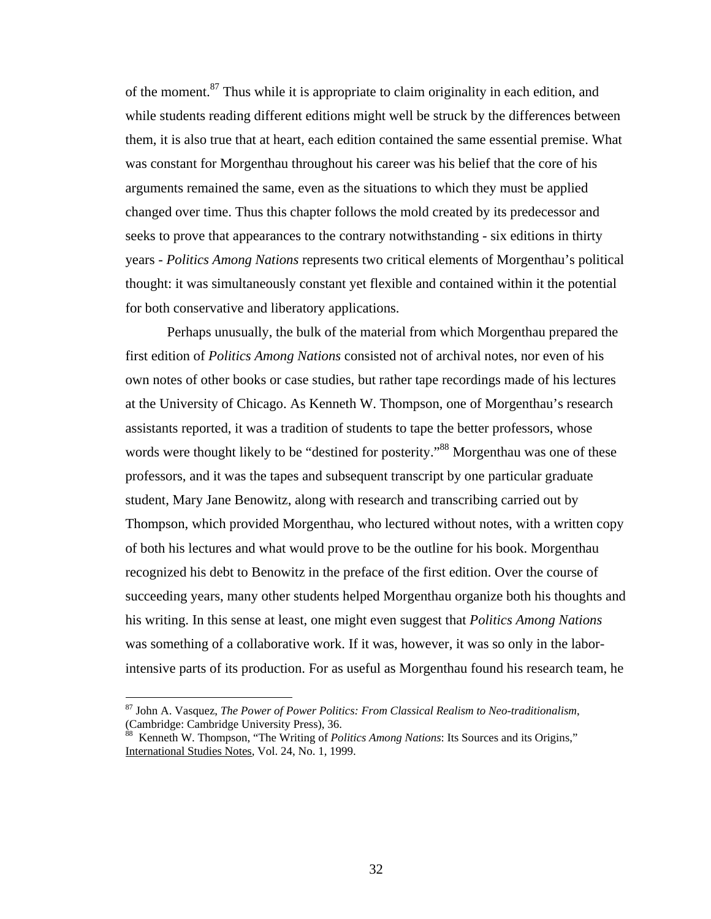of the moment.[87] Thus while it is appropriate to claim originality in each edition, and while students reading different editions might well be struck by the differences between them, it is also true that at heart, each edition contained the same essential premise. What was constant for Morgenthau throughout his career was his belief that the core of his arguments remained the same, even as the situations to which they must be applied changed over time. Thus this chapter follows the mold created by its predecessor and seeks to prove that appearances to the contrary notwithstanding - six editions in thirty years - *Politics Among Nations* represents two critical elements of Morgenthau's political thought: it was simultaneously constant yet flexible and contained within it the potential for both conservative and liberatory applications.

Perhaps unusually, the bulk of the material from which Morgenthau prepared the first edition of *Politics Among Nations* consisted not of archival notes, nor even of his own notes of other books or case studies, but rather tape recordings made of his lectures at the University of Chicago. As Kenneth W. Thompson, one of Morgenthau's research assistants reported, it was a tradition of students to tape the better professors, whose words were thought likely to be "destined for posterity."[88] Morgenthau was one of these professors, and it was the tapes and subsequent transcript by one particular graduate student, Mary Jane Benowitz, along with research and transcribing carried out by Thompson, which provided Morgenthau, who lectured without notes, with a written copy of both his lectures and what would prove to be the outline for his book. Morgenthau recognized his debt to Benowitz in the preface of the first edition. Over the course of succeeding years, many other students helped Morgenthau organize both his thoughts and his writing. In this sense at least, one might even suggest that *Politics Among Nations* was something of a collaborative work. If it was, however, it was so only in the labor-intensive parts of its production. For as useful as Morgenthau found his research team, he

---

[87] John A. Vasquez, *The Power of Power Politics: From Classical Realism to Neo-traditionalism*, (Cambridge: Cambridge University Press), 36.

[88] Kenneth W. Thompson, "The Writing of *Politics Among Nations*: Its Sources and its Origins," International Studies Notes, Vol. 24, No. 1, 1999.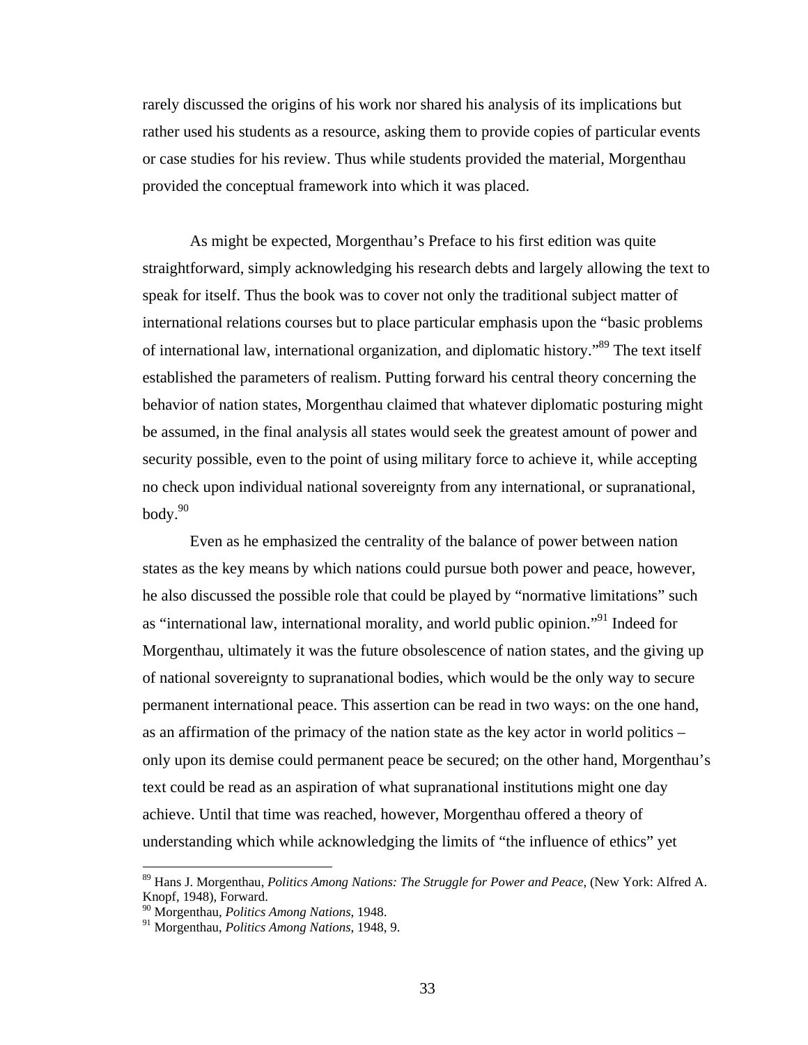rarely discussed the origins of his work nor shared his analysis of its implications but rather used his students as a resource, asking them to provide copies of particular events or case studies for his review. Thus while students provided the material, Morgenthau provided the conceptual framework into which it was placed.

As might be expected, Morgenthau's Preface to his first edition was quite straightforward, simply acknowledging his research debts and largely allowing the text to speak for itself. Thus the book was to cover not only the traditional subject matter of international relations courses but to place particular emphasis upon the "basic problems of international law, international organization, and diplomatic history."[89] The text itself established the parameters of realism. Putting forward his central theory concerning the behavior of nation states, Morgenthau claimed that whatever diplomatic posturing might be assumed, in the final analysis all states would seek the greatest amount of power and security possible, even to the point of using military force to achieve it, while accepting no check upon individual national sovereignty from any international, or supranational, body.[90]

Even as he emphasized the centrality of the balance of power between nation states as the key means by which nations could pursue both power and peace, however, he also discussed the possible role that could be played by "normative limitations" such as "international law, international morality, and world public opinion."[91] Indeed for Morgenthau, ultimately it was the future obsolescence of nation states, and the giving up of national sovereignty to supranational bodies, which would be the only way to secure permanent international peace. This assertion can be read in two ways: on the one hand, as an affirmation of the primacy of the nation state as the key actor in world politics – only upon its demise could permanent peace be secured; on the other hand, Morgenthau's text could be read as an aspiration of what supranational institutions might one day achieve. Until that time was reached, however, Morgenthau offered a theory of understanding which while acknowledging the limits of "the influence of ethics" yet

[89] Hans J. Morgenthau, *Politics Among Nations: The Struggle for Power and Peace*, (New York: Alfred A. Knopf, 1948), Forward.
[90] Morgenthau, *Politics Among Nations*, 1948.
[91] Morgenthau, *Politics Among Nations*, 1948, 9.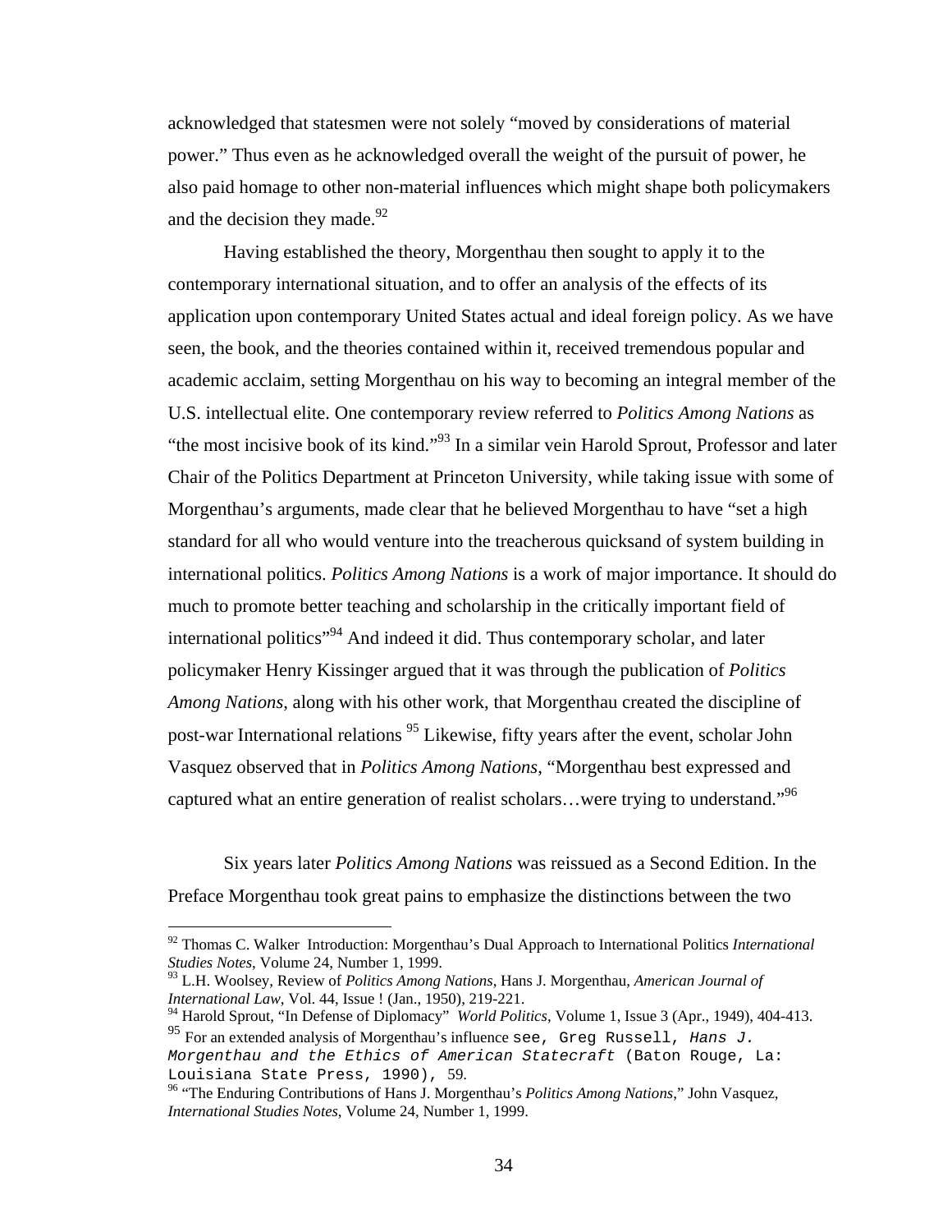acknowledged that statesmen were not solely "moved by considerations of material power." Thus even as he acknowledged overall the weight of the pursuit of power, he also paid homage to other non-material influences which might shape both policymakers and the decision they made.[92]

Having established the theory, Morgenthau then sought to apply it to the contemporary international situation, and to offer an analysis of the effects of its application upon contemporary United States actual and ideal foreign policy. As we have seen, the book, and the theories contained within it, received tremendous popular and academic acclaim, setting Morgenthau on his way to becoming an integral member of the U.S. intellectual elite. One contemporary review referred to *Politics Among Nations* as "the most incisive book of its kind."[93] In a similar vein Harold Sprout, Professor and later Chair of the Politics Department at Princeton University, while taking issue with some of Morgenthau's arguments, made clear that he believed Morgenthau to have "set a high standard for all who would venture into the treacherous quicksand of system building in international politics. *Politics Among Nations* is a work of major importance. It should do much to promote better teaching and scholarship in the critically important field of international politics"[94] And indeed it did. Thus contemporary scholar, and later policymaker Henry Kissinger argued that it was through the publication of *Politics Among Nations*, along with his other work, that Morgenthau created the discipline of post-war International relations [95] Likewise, fifty years after the event, scholar John Vasquez observed that in *Politics Among Nations*, "Morgenthau best expressed and captured what an entire generation of realist scholars…were trying to understand."[96]

Six years later *Politics Among Nations* was reissued as a Second Edition. In the Preface Morgenthau took great pains to emphasize the distinctions between the two

---

[92] Thomas C. Walker Introduction: Morgenthau's Dual Approach to International Politics *International Studies Notes*, Volume 24, Number 1, 1999.

[93] L.H. Woolsey, Review of *Politics Among Nations*, Hans J. Morgenthau, *American Journal of International Law*, Vol. 44, Issue ! (Jan., 1950), 219-221.

[94] Harold Sprout, "In Defense of Diplomacy" *World Politics*, Volume 1, Issue 3 (Apr., 1949), 404-413.

[95] For an extended analysis of Morgenthau's influence see, Greg Russell, *Hans J. Morgenthau and the Ethics of American Statecraft* (Baton Rouge, La: Louisiana State Press, 1990), 59.

[96] "The Enduring Contributions of Hans J. Morgenthau's *Politics Among Nations*," John Vasquez, *International Studies Notes*, Volume 24, Number 1, 1999.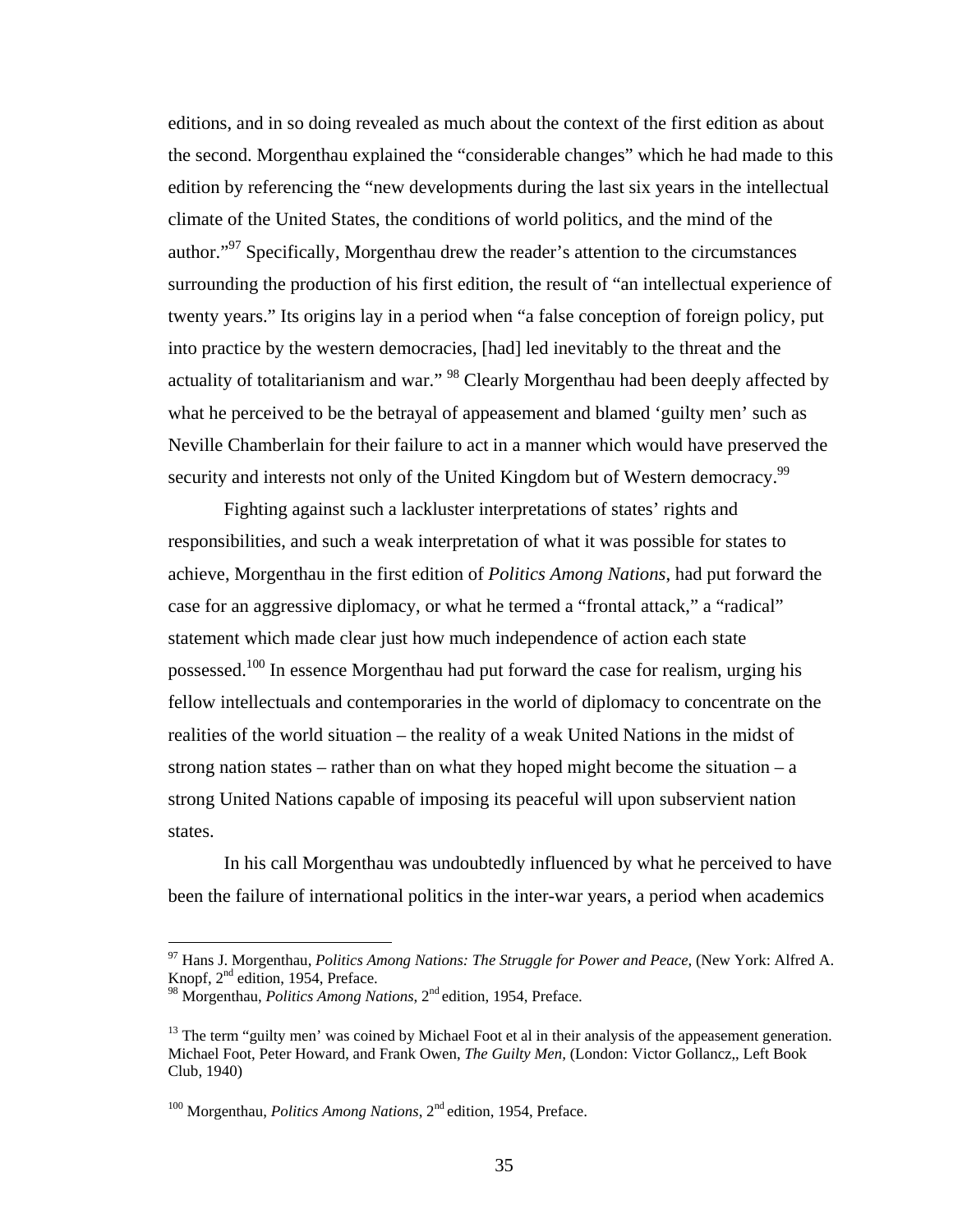editions, and in so doing revealed as much about the context of the first edition as about the second. Morgenthau explained the "considerable changes" which he had made to this edition by referencing the "new developments during the last six years in the intellectual climate of the United States, the conditions of world politics, and the mind of the author."[97] Specifically, Morgenthau drew the reader's attention to the circumstances surrounding the production of his first edition, the result of "an intellectual experience of twenty years." Its origins lay in a period when "a false conception of foreign policy, put into practice by the western democracies, [had] led inevitably to the threat and the actuality of totalitarianism and war." [98] Clearly Morgenthau had been deeply affected by what he perceived to be the betrayal of appeasement and blamed 'guilty men' such as Neville Chamberlain for their failure to act in a manner which would have preserved the security and interests not only of the United Kingdom but of Western democracy.[99]

Fighting against such a lackluster interpretations of states' rights and responsibilities, and such a weak interpretation of what it was possible for states to achieve, Morgenthau in the first edition of *Politics Among Nations*, had put forward the case for an aggressive diplomacy, or what he termed a "frontal attack," a "radical" statement which made clear just how much independence of action each state possessed.[100] In essence Morgenthau had put forward the case for realism, urging his fellow intellectuals and contemporaries in the world of diplomacy to concentrate on the realities of the world situation – the reality of a weak United Nations in the midst of strong nation states – rather than on what they hoped might become the situation – a strong United Nations capable of imposing its peaceful will upon subservient nation states.

In his call Morgenthau was undoubtedly influenced by what he perceived to have been the failure of international politics in the inter-war years, a period when academics

---

[97] Hans J. Morgenthau, *Politics Among Nations: The Struggle for Power and Peace*, (New York: Alfred A. Knopf, 2nd edition, 1954, Preface.

[98] Morgenthau, *Politics Among Nations*, 2nd edition, 1954, Preface.

[13] The term "guilty men' was coined by Michael Foot et al in their analysis of the appeasement generation. Michael Foot, Peter Howard, and Frank Owen, *The Guilty Men*, (London: Victor Gollancz,, Left Book Club, 1940)

[100] Morgenthau, *Politics Among Nations*, 2nd edition, 1954, Preface.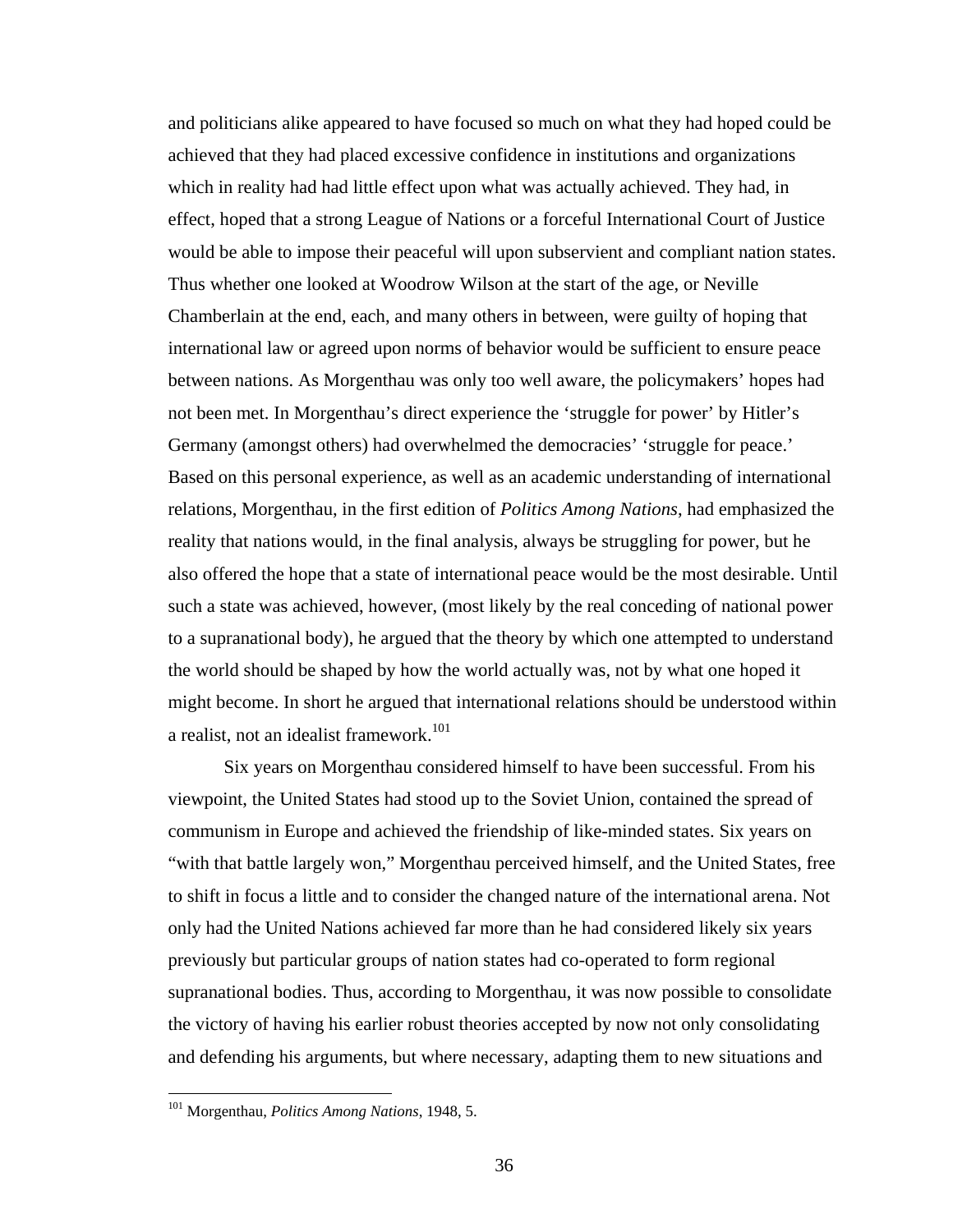and politicians alike appeared to have focused so much on what they had hoped could be achieved that they had placed excessive confidence in institutions and organizations which in reality had had little effect upon what was actually achieved. They had, in effect, hoped that a strong League of Nations or a forceful International Court of Justice would be able to impose their peaceful will upon subservient and compliant nation states. Thus whether one looked at Woodrow Wilson at the start of the age, or Neville Chamberlain at the end, each, and many others in between, were guilty of hoping that international law or agreed upon norms of behavior would be sufficient to ensure peace between nations. As Morgenthau was only too well aware, the policymakers' hopes had not been met. In Morgenthau's direct experience the 'struggle for power' by Hitler's Germany (amongst others) had overwhelmed the democracies' 'struggle for peace.' Based on this personal experience, as well as an academic understanding of international relations, Morgenthau, in the first edition of *Politics Among Nations*, had emphasized the reality that nations would, in the final analysis, always be struggling for power, but he also offered the hope that a state of international peace would be the most desirable. Until such a state was achieved, however, (most likely by the real conceding of national power to a supranational body), he argued that the theory by which one attempted to understand the world should be shaped by how the world actually was, not by what one hoped it might become. In short he argued that international relations should be understood within a realist, not an idealist framework.[101]

Six years on Morgenthau considered himself to have been successful. From his viewpoint, the United States had stood up to the Soviet Union, contained the spread of communism in Europe and achieved the friendship of like-minded states. Six years on "with that battle largely won," Morgenthau perceived himself, and the United States, free to shift in focus a little and to consider the changed nature of the international arena. Not only had the United Nations achieved far more than he had considered likely six years previously but particular groups of nation states had co-operated to form regional supranational bodies. Thus, according to Morgenthau, it was now possible to consolidate the victory of having his earlier robust theories accepted by now not only consolidating and defending his arguments, but where necessary, adapting them to new situations and

[101] Morgenthau, *Politics Among Nations*, 1948, 5.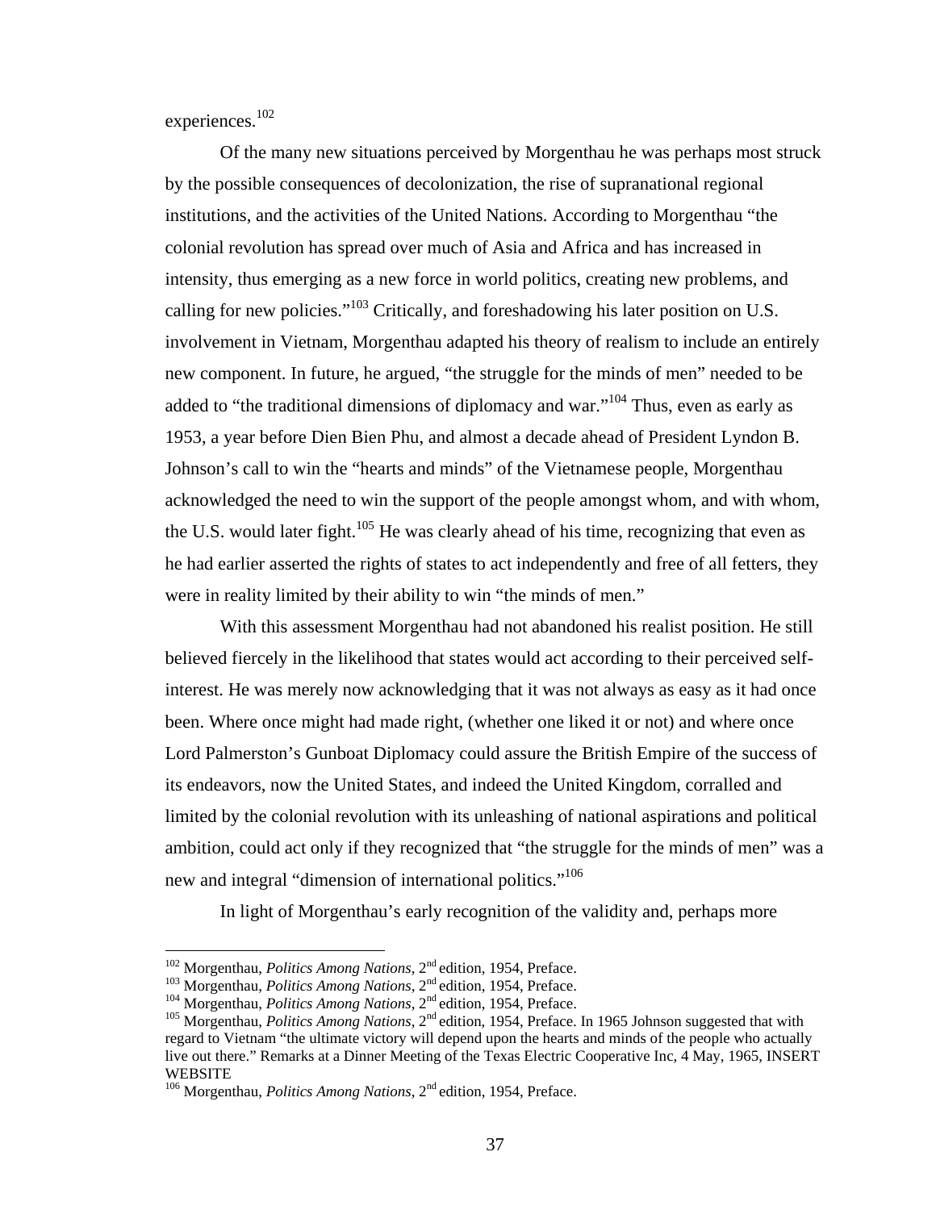experiences.[102]

Of the many new situations perceived by Morgenthau he was perhaps most struck by the possible consequences of decolonization, the rise of supranational regional institutions, and the activities of the United Nations. According to Morgenthau "the colonial revolution has spread over much of Asia and Africa and has increased in intensity, thus emerging as a new force in world politics, creating new problems, and calling for new policies."[103] Critically, and foreshadowing his later position on U.S. involvement in Vietnam, Morgenthau adapted his theory of realism to include an entirely new component. In future, he argued, "the struggle for the minds of men" needed to be added to "the traditional dimensions of diplomacy and war."[104] Thus, even as early as 1953, a year before Dien Bien Phu, and almost a decade ahead of President Lyndon B. Johnson's call to win the "hearts and minds" of the Vietnamese people, Morgenthau acknowledged the need to win the support of the people amongst whom, and with whom, the U.S. would later fight.[105] He was clearly ahead of his time, recognizing that even as he had earlier asserted the rights of states to act independently and free of all fetters, they were in reality limited by their ability to win "the minds of men."

With this assessment Morgenthau had not abandoned his realist position. He still believed fiercely in the likelihood that states would act according to their perceived self-interest. He was merely now acknowledging that it was not always as easy as it had once been. Where once might had made right, (whether one liked it or not) and where once Lord Palmerston's Gunboat Diplomacy could assure the British Empire of the success of its endeavors, now the United States, and indeed the United Kingdom, corralled and limited by the colonial revolution with its unleashing of national aspirations and political ambition, could act only if they recognized that "the struggle for the minds of men" was a new and integral "dimension of international politics."[106]

In light of Morgenthau's early recognition of the validity and, perhaps more

---

[102] Morgenthau, *Politics Among Nations*, 2nd edition, 1954, Preface.

[103] Morgenthau, *Politics Among Nations*, 2nd edition, 1954, Preface.

[104] Morgenthau, *Politics Among Nations*, 2nd edition, 1954, Preface.

[105] Morgenthau, *Politics Among Nations*, 2nd edition, 1954, Preface. In 1965 Johnson suggested that with regard to Vietnam "the ultimate victory will depend upon the hearts and minds of the people who actually live out there." Remarks at a Dinner Meeting of the Texas Electric Cooperative Inc, 4 May, 1965, INSERT WEBSITE

[106] Morgenthau, *Politics Among Nations*, 2nd edition, 1954, Preface.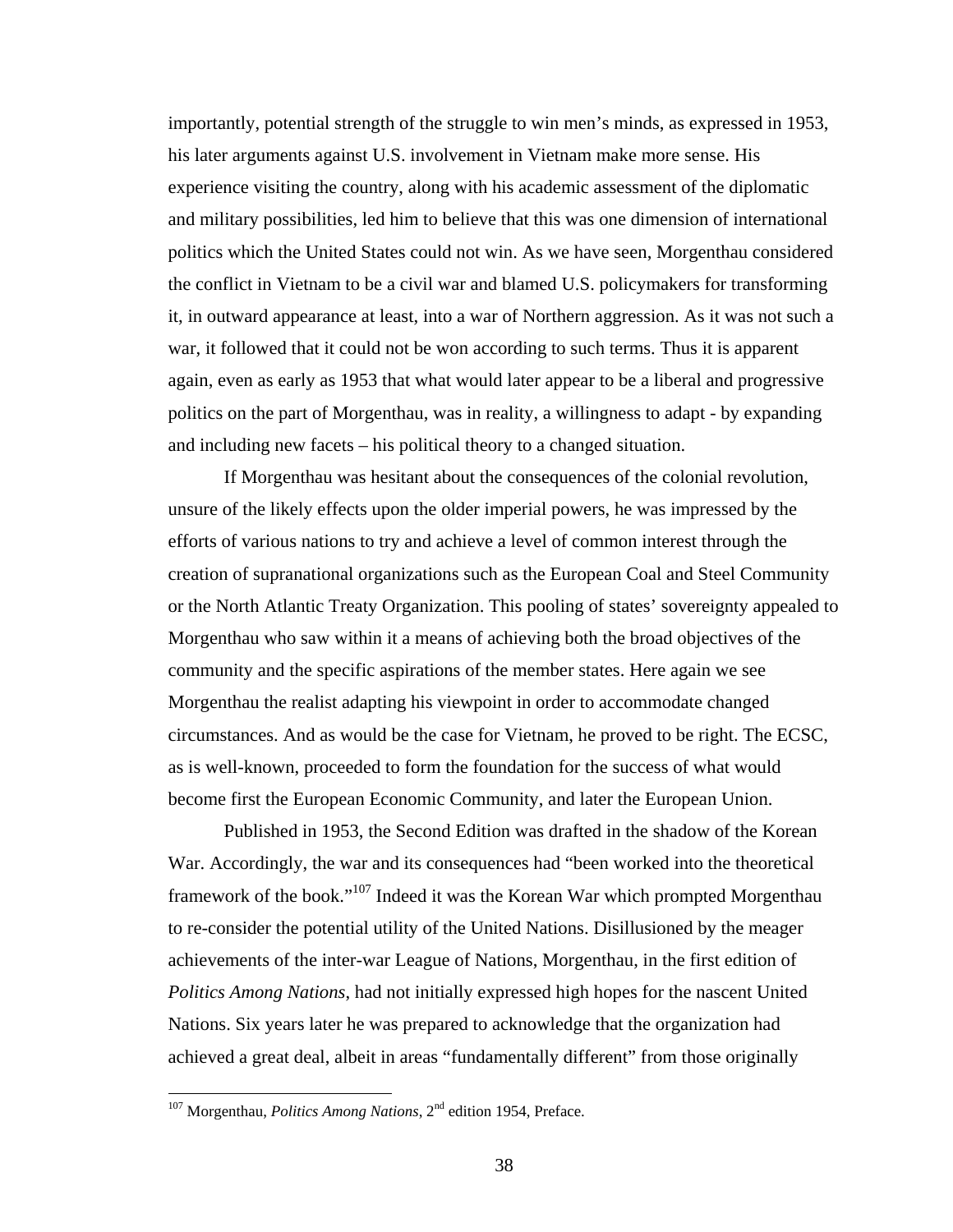importantly, potential strength of the struggle to win men's minds, as expressed in 1953, his later arguments against U.S. involvement in Vietnam make more sense. His experience visiting the country, along with his academic assessment of the diplomatic and military possibilities, led him to believe that this was one dimension of international politics which the United States could not win. As we have seen, Morgenthau considered the conflict in Vietnam to be a civil war and blamed U.S. policymakers for transforming it, in outward appearance at least, into a war of Northern aggression. As it was not such a war, it followed that it could not be won according to such terms. Thus it is apparent again, even as early as 1953 that what would later appear to be a liberal and progressive politics on the part of Morgenthau, was in reality, a willingness to adapt - by expanding and including new facets – his political theory to a changed situation.

If Morgenthau was hesitant about the consequences of the colonial revolution, unsure of the likely effects upon the older imperial powers, he was impressed by the efforts of various nations to try and achieve a level of common interest through the creation of supranational organizations such as the European Coal and Steel Community or the North Atlantic Treaty Organization. This pooling of states' sovereignty appealed to Morgenthau who saw within it a means of achieving both the broad objectives of the community and the specific aspirations of the member states. Here again we see Morgenthau the realist adapting his viewpoint in order to accommodate changed circumstances. And as would be the case for Vietnam, he proved to be right. The ECSC, as is well-known, proceeded to form the foundation for the success of what would become first the European Economic Community, and later the European Union.

Published in 1953, the Second Edition was drafted in the shadow of the Korean War. Accordingly, the war and its consequences had "been worked into the theoretical framework of the book."[107] Indeed it was the Korean War which prompted Morgenthau to re-consider the potential utility of the United Nations. Disillusioned by the meager achievements of the inter-war League of Nations, Morgenthau, in the first edition of *Politics Among Nations*, had not initially expressed high hopes for the nascent United Nations. Six years later he was prepared to acknowledge that the organization had achieved a great deal, albeit in areas "fundamentally different" from those originally

[107] Morgenthau, *Politics Among Nations*, 2nd edition 1954, Preface.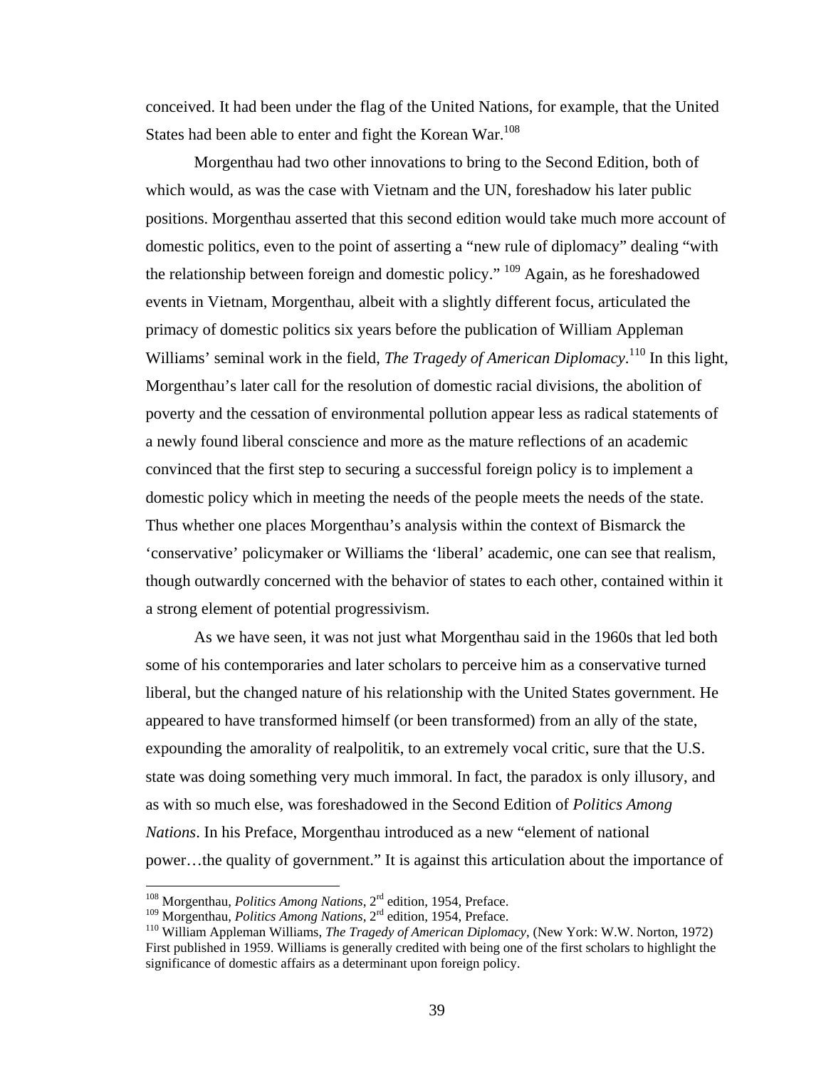conceived. It had been under the flag of the United Nations, for example, that the United States had been able to enter and fight the Korean War.[108]

Morgenthau had two other innovations to bring to the Second Edition, both of which would, as was the case with Vietnam and the UN, foreshadow his later public positions. Morgenthau asserted that this second edition would take much more account of domestic politics, even to the point of asserting a "new rule of diplomacy" dealing "with the relationship between foreign and domestic policy." [109] Again, as he foreshadowed events in Vietnam, Morgenthau, albeit with a slightly different focus, articulated the primacy of domestic politics six years before the publication of William Appleman Williams' seminal work in the field, *The Tragedy of American Diplomacy*.[110] In this light, Morgenthau's later call for the resolution of domestic racial divisions, the abolition of poverty and the cessation of environmental pollution appear less as radical statements of a newly found liberal conscience and more as the mature reflections of an academic convinced that the first step to securing a successful foreign policy is to implement a domestic policy which in meeting the needs of the people meets the needs of the state. Thus whether one places Morgenthau's analysis within the context of Bismarck the 'conservative' policymaker or Williams the 'liberal' academic, one can see that realism, though outwardly concerned with the behavior of states to each other, contained within it a strong element of potential progressivism.

As we have seen, it was not just what Morgenthau said in the 1960s that led both some of his contemporaries and later scholars to perceive him as a conservative turned liberal, but the changed nature of his relationship with the United States government. He appeared to have transformed himself (or been transformed) from an ally of the state, expounding the amorality of realpolitik, to an extremely vocal critic, sure that the U.S. state was doing something very much immoral. In fact, the paradox is only illusory, and as with so much else, was foreshadowed in the Second Edition of *Politics Among Nations*. In his Preface, Morgenthau introduced as a new "element of national power…the quality of government." It is against this articulation about the importance of

---

[108] Morgenthau, *Politics Among Nations*, 2rd edition, 1954, Preface.

[109] Morgenthau, *Politics Among Nations*, 2rd edition, 1954, Preface.

[110] William Appleman Williams, *The Tragedy of American Diplomacy*, (New York: W.W. Norton, 1972) First published in 1959. Williams is generally credited with being one of the first scholars to highlight the significance of domestic affairs as a determinant upon foreign policy.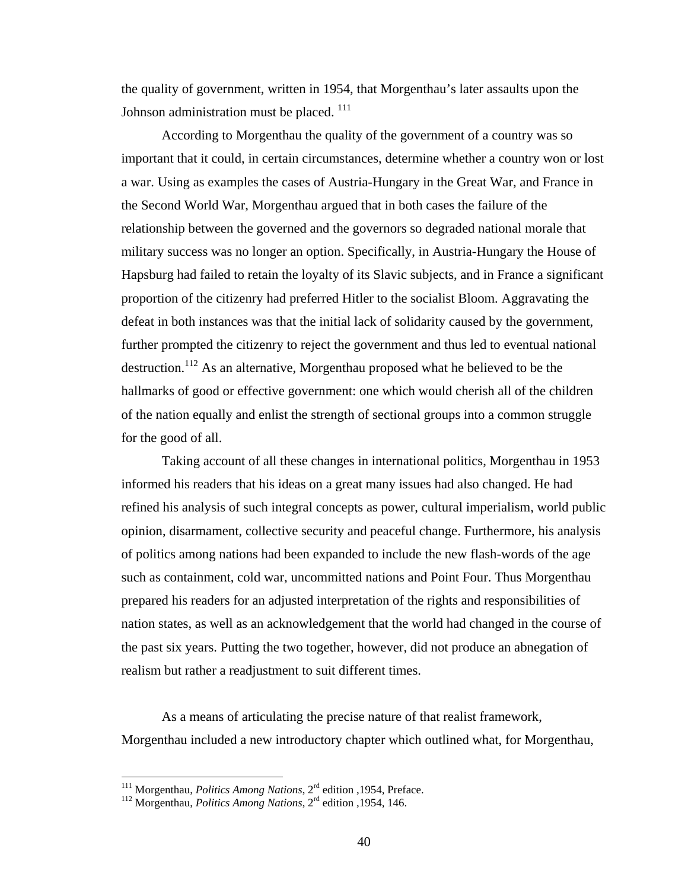the quality of government, written in 1954, that Morgenthau's later assaults upon the Johnson administration must be placed. [111]

According to Morgenthau the quality of the government of a country was so important that it could, in certain circumstances, determine whether a country won or lost a war. Using as examples the cases of Austria-Hungary in the Great War, and France in the Second World War, Morgenthau argued that in both cases the failure of the relationship between the governed and the governors so degraded national morale that military success was no longer an option. Specifically, in Austria-Hungary the House of Hapsburg had failed to retain the loyalty of its Slavic subjects, and in France a significant proportion of the citizenry had preferred Hitler to the socialist Bloom. Aggravating the defeat in both instances was that the initial lack of solidarity caused by the government, further prompted the citizenry to reject the government and thus led to eventual national destruction.[112] As an alternative, Morgenthau proposed what he believed to be the hallmarks of good or effective government: one which would cherish all of the children of the nation equally and enlist the strength of sectional groups into a common struggle for the good of all.

Taking account of all these changes in international politics, Morgenthau in 1953 informed his readers that his ideas on a great many issues had also changed. He had refined his analysis of such integral concepts as power, cultural imperialism, world public opinion, disarmament, collective security and peaceful change. Furthermore, his analysis of politics among nations had been expanded to include the new flash-words of the age such as containment, cold war, uncommitted nations and Point Four. Thus Morgenthau prepared his readers for an adjusted interpretation of the rights and responsibilities of nation states, as well as an acknowledgement that the world had changed in the course of the past six years. Putting the two together, however, did not produce an abnegation of realism but rather a readjustment to suit different times.

As a means of articulating the precise nature of that realist framework, Morgenthau included a new introductory chapter which outlined what, for Morgenthau,

---

[111] Morgenthau, *Politics Among Nations*, 2nd edition ,1954, Preface.

[112] Morgenthau, *Politics Among Nations*, 2nd edition ,1954, 146.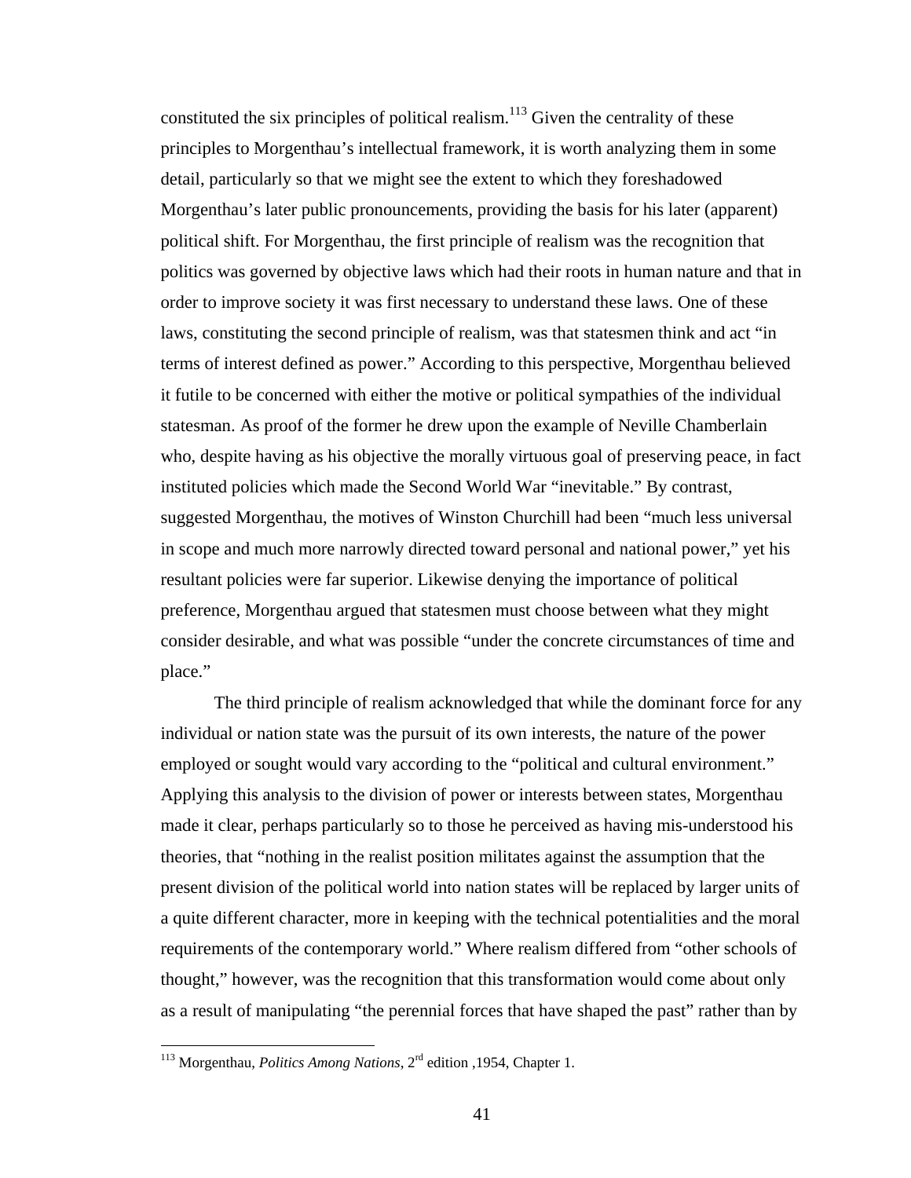constituted the six principles of political realism.[113] Given the centrality of these principles to Morgenthau's intellectual framework, it is worth analyzing them in some detail, particularly so that we might see the extent to which they foreshadowed Morgenthau's later public pronouncements, providing the basis for his later (apparent) political shift. For Morgenthau, the first principle of realism was the recognition that politics was governed by objective laws which had their roots in human nature and that in order to improve society it was first necessary to understand these laws. One of these laws, constituting the second principle of realism, was that statesmen think and act "in terms of interest defined as power." According to this perspective, Morgenthau believed it futile to be concerned with either the motive or political sympathies of the individual statesman. As proof of the former he drew upon the example of Neville Chamberlain who, despite having as his objective the morally virtuous goal of preserving peace, in fact instituted policies which made the Second World War "inevitable." By contrast, suggested Morgenthau, the motives of Winston Churchill had been "much less universal in scope and much more narrowly directed toward personal and national power," yet his resultant policies were far superior. Likewise denying the importance of political preference, Morgenthau argued that statesmen must choose between what they might consider desirable, and what was possible "under the concrete circumstances of time and place."

The third principle of realism acknowledged that while the dominant force for any individual or nation state was the pursuit of its own interests, the nature of the power employed or sought would vary according to the "political and cultural environment." Applying this analysis to the division of power or interests between states, Morgenthau made it clear, perhaps particularly so to those he perceived as having mis-understood his theories, that "nothing in the realist position militates against the assumption that the present division of the political world into nation states will be replaced by larger units of a quite different character, more in keeping with the technical potentialities and the moral requirements of the contemporary world." Where realism differed from "other schools of thought," however, was the recognition that this transformation would come about only as a result of manipulating "the perennial forces that have shaped the past" rather than by

[113] Morgenthau, *Politics Among Nations*, 2nd edition ,1954, Chapter 1.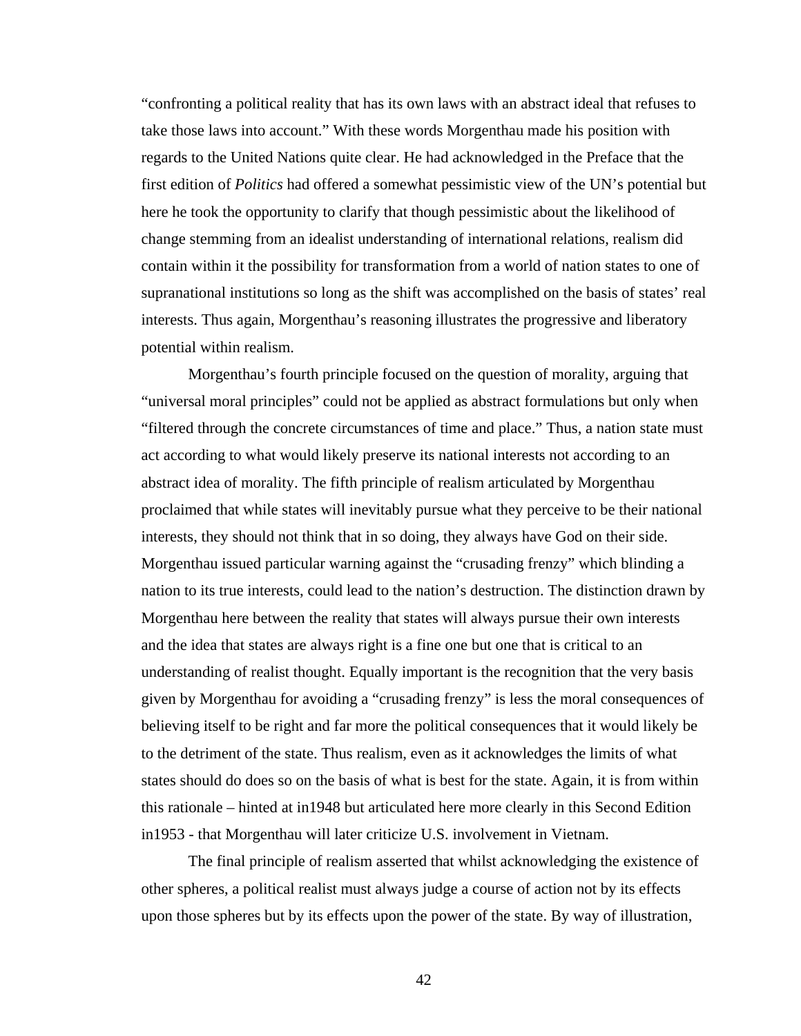"confronting a political reality that has its own laws with an abstract ideal that refuses to take those laws into account." With these words Morgenthau made his position with regards to the United Nations quite clear. He had acknowledged in the Preface that the first edition of *Politics* had offered a somewhat pessimistic view of the UN's potential but here he took the opportunity to clarify that though pessimistic about the likelihood of change stemming from an idealist understanding of international relations, realism did contain within it the possibility for transformation from a world of nation states to one of supranational institutions so long as the shift was accomplished on the basis of states' real interests. Thus again, Morgenthau's reasoning illustrates the progressive and liberatory potential within realism.

Morgenthau's fourth principle focused on the question of morality, arguing that "universal moral principles" could not be applied as abstract formulations but only when "filtered through the concrete circumstances of time and place." Thus, a nation state must act according to what would likely preserve its national interests not according to an abstract idea of morality. The fifth principle of realism articulated by Morgenthau proclaimed that while states will inevitably pursue what they perceive to be their national interests, they should not think that in so doing, they always have God on their side. Morgenthau issued particular warning against the "crusading frenzy" which blinding a nation to its true interests, could lead to the nation's destruction. The distinction drawn by Morgenthau here between the reality that states will always pursue their own interests and the idea that states are always right is a fine one but one that is critical to an understanding of realist thought. Equally important is the recognition that the very basis given by Morgenthau for avoiding a "crusading frenzy" is less the moral consequences of believing itself to be right and far more the political consequences that it would likely be to the detriment of the state. Thus realism, even as it acknowledges the limits of what states should do does so on the basis of what is best for the state. Again, it is from within this rationale – hinted at in1948 but articulated here more clearly in this Second Edition in1953 - that Morgenthau will later criticize U.S. involvement in Vietnam.

The final principle of realism asserted that whilst acknowledging the existence of other spheres, a political realist must always judge a course of action not by its effects upon those spheres but by its effects upon the power of the state. By way of illustration,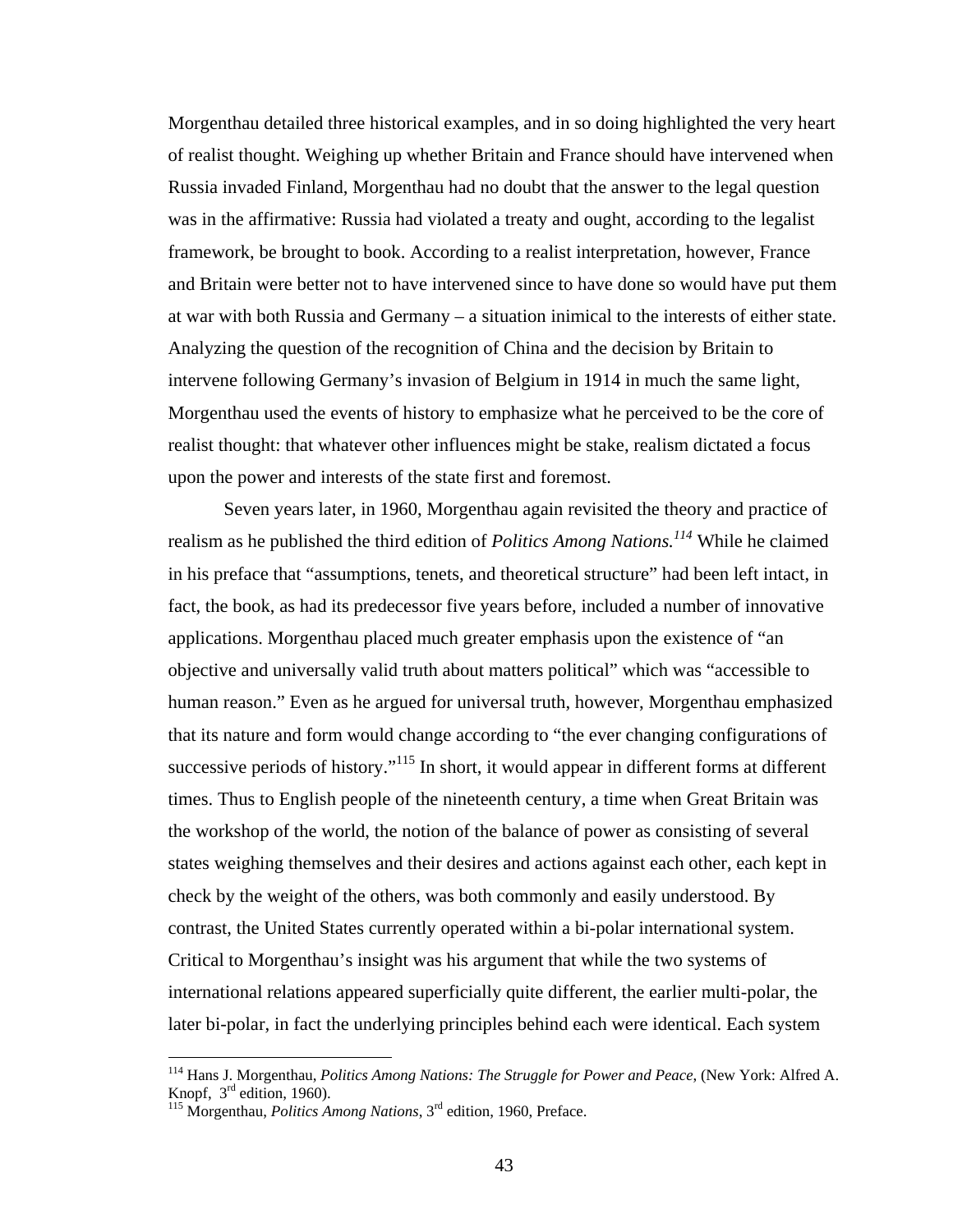Morgenthau detailed three historical examples, and in so doing highlighted the very heart of realist thought. Weighing up whether Britain and France should have intervened when Russia invaded Finland, Morgenthau had no doubt that the answer to the legal question was in the affirmative: Russia had violated a treaty and ought, according to the legalist framework, be brought to book. According to a realist interpretation, however, France and Britain were better not to have intervened since to have done so would have put them at war with both Russia and Germany – a situation inimical to the interests of either state. Analyzing the question of the recognition of China and the decision by Britain to intervene following Germany's invasion of Belgium in 1914 in much the same light, Morgenthau used the events of history to emphasize what he perceived to be the core of realist thought: that whatever other influences might be stake, realism dictated a focus upon the power and interests of the state first and foremost.

Seven years later, in 1960, Morgenthau again revisited the theory and practice of realism as he published the third edition of *Politics Among Nations.*[114] While he claimed in his preface that "assumptions, tenets, and theoretical structure" had been left intact, in fact, the book, as had its predecessor five years before, included a number of innovative applications. Morgenthau placed much greater emphasis upon the existence of "an objective and universally valid truth about matters political" which was "accessible to human reason." Even as he argued for universal truth, however, Morgenthau emphasized that its nature and form would change according to "the ever changing configurations of successive periods of history."[115] In short, it would appear in different forms at different times. Thus to English people of the nineteenth century, a time when Great Britain was the workshop of the world, the notion of the balance of power as consisting of several states weighing themselves and their desires and actions against each other, each kept in check by the weight of the others, was both commonly and easily understood. By contrast, the United States currently operated within a bi-polar international system. Critical to Morgenthau's insight was his argument that while the two systems of international relations appeared superficially quite different, the earlier multi-polar, the later bi-polar, in fact the underlying principles behind each were identical. Each system

---

[114] Hans J. Morgenthau, *Politics Among Nations: The Struggle for Power and Peace*, (New York: Alfred A. Knopf, 3rd edition, 1960).

[115] Morgenthau, *Politics Among Nations*, 3rd edition, 1960, Preface.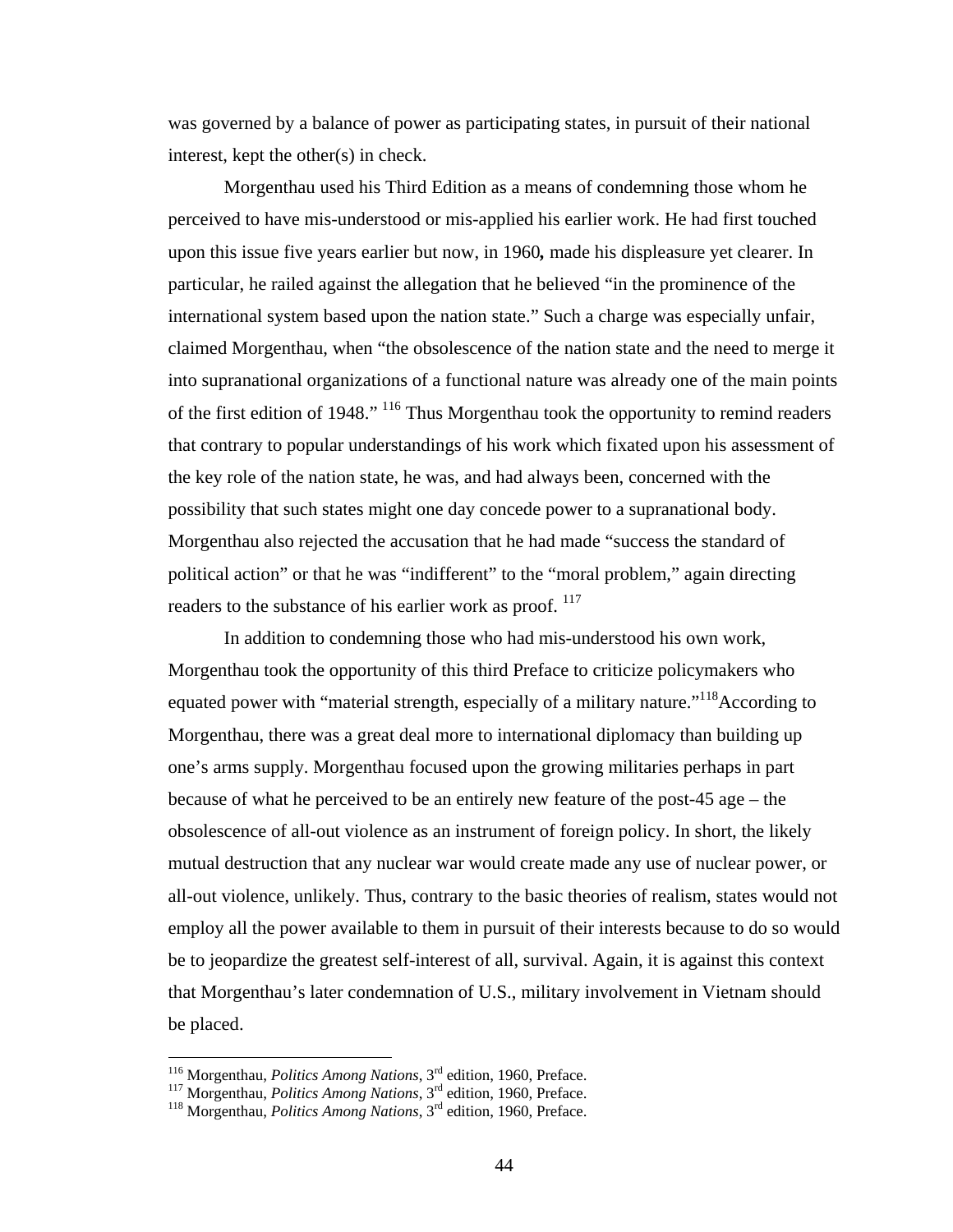was governed by a balance of power as participating states, in pursuit of their national interest, kept the other(s) in check.

Morgenthau used his Third Edition as a means of condemning those whom he perceived to have mis-understood or mis-applied his earlier work. He had first touched upon this issue five years earlier but now, in 1960**,** made his displeasure yet clearer. In particular, he railed against the allegation that he believed "in the prominence of the international system based upon the nation state." Such a charge was especially unfair, claimed Morgenthau, when "the obsolescence of the nation state and the need to merge it into supranational organizations of a functional nature was already one of the main points of the first edition of 1948." [116] Thus Morgenthau took the opportunity to remind readers that contrary to popular understandings of his work which fixated upon his assessment of the key role of the nation state, he was, and had always been, concerned with the possibility that such states might one day concede power to a supranational body. Morgenthau also rejected the accusation that he had made "success the standard of political action" or that he was "indifferent" to the "moral problem," again directing readers to the substance of his earlier work as proof. [117]

In addition to condemning those who had mis-understood his own work, Morgenthau took the opportunity of this third Preface to criticize policymakers who equated power with "material strength, especially of a military nature."[118] According to Morgenthau, there was a great deal more to international diplomacy than building up one's arms supply. Morgenthau focused upon the growing militaries perhaps in part because of what he perceived to be an entirely new feature of the post-45 age – the obsolescence of all-out violence as an instrument of foreign policy. In short, the likely mutual destruction that any nuclear war would create made any use of nuclear power, or all-out violence, unlikely. Thus, contrary to the basic theories of realism, states would not employ all the power available to them in pursuit of their interests because to do so would be to jeopardize the greatest self-interest of all, survival. Again, it is against this context that Morgenthau's later condemnation of U.S., military involvement in Vietnam should be placed.

---

[116] Morgenthau, *Politics Among Nations*, 3rd edition, 1960, Preface.
[117] Morgenthau, *Politics Among Nations*, 3rd edition, 1960, Preface.
[118] Morgenthau, *Politics Among Nations*, 3rd edition, 1960, Preface.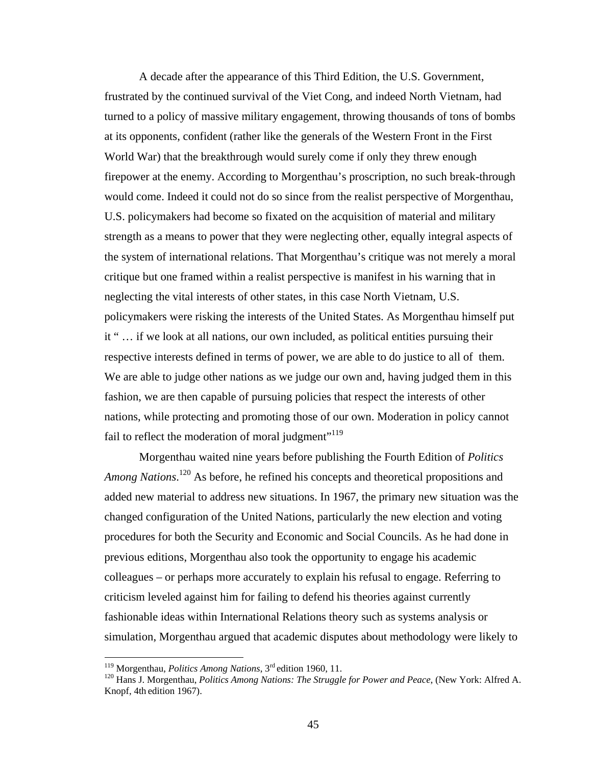A decade after the appearance of this Third Edition, the U.S. Government, frustrated by the continued survival of the Viet Cong, and indeed North Vietnam, had turned to a policy of massive military engagement, throwing thousands of tons of bombs at its opponents, confident (rather like the generals of the Western Front in the First World War) that the breakthrough would surely come if only they threw enough firepower at the enemy. According to Morgenthau's proscription, no such break-through would come. Indeed it could not do so since from the realist perspective of Morgenthau, U.S. policymakers had become so fixated on the acquisition of material and military strength as a means to power that they were neglecting other, equally integral aspects of the system of international relations. That Morgenthau's critique was not merely a moral critique but one framed within a realist perspective is manifest in his warning that in neglecting the vital interests of other states, in this case North Vietnam, U.S. policymakers were risking the interests of the United States. As Morgenthau himself put it " … if we look at all nations, our own included, as political entities pursuing their respective interests defined in terms of power, we are able to do justice to all of them. We are able to judge other nations as we judge our own and, having judged them in this fashion, we are then capable of pursuing policies that respect the interests of other nations, while protecting and promoting those of our own. Moderation in policy cannot fail to reflect the moderation of moral judgment"[119]

Morgenthau waited nine years before publishing the Fourth Edition of *Politics Among Nations*.[120] As before, he refined his concepts and theoretical propositions and added new material to address new situations. In 1967, the primary new situation was the changed configuration of the United Nations, particularly the new election and voting procedures for both the Security and Economic and Social Councils. As he had done in previous editions, Morgenthau also took the opportunity to engage his academic colleagues – or perhaps more accurately to explain his refusal to engage. Referring to criticism leveled against him for failing to defend his theories against currently fashionable ideas within International Relations theory such as systems analysis or simulation, Morgenthau argued that academic disputes about methodology were likely to

---

[119] Morgenthau, *Politics Among Nations*, 3rd edition 1960, 11.

[120] Hans J. Morgenthau, *Politics Among Nations: The Struggle for Power and Peace*, (New York: Alfred A. Knopf, 4th edition 1967).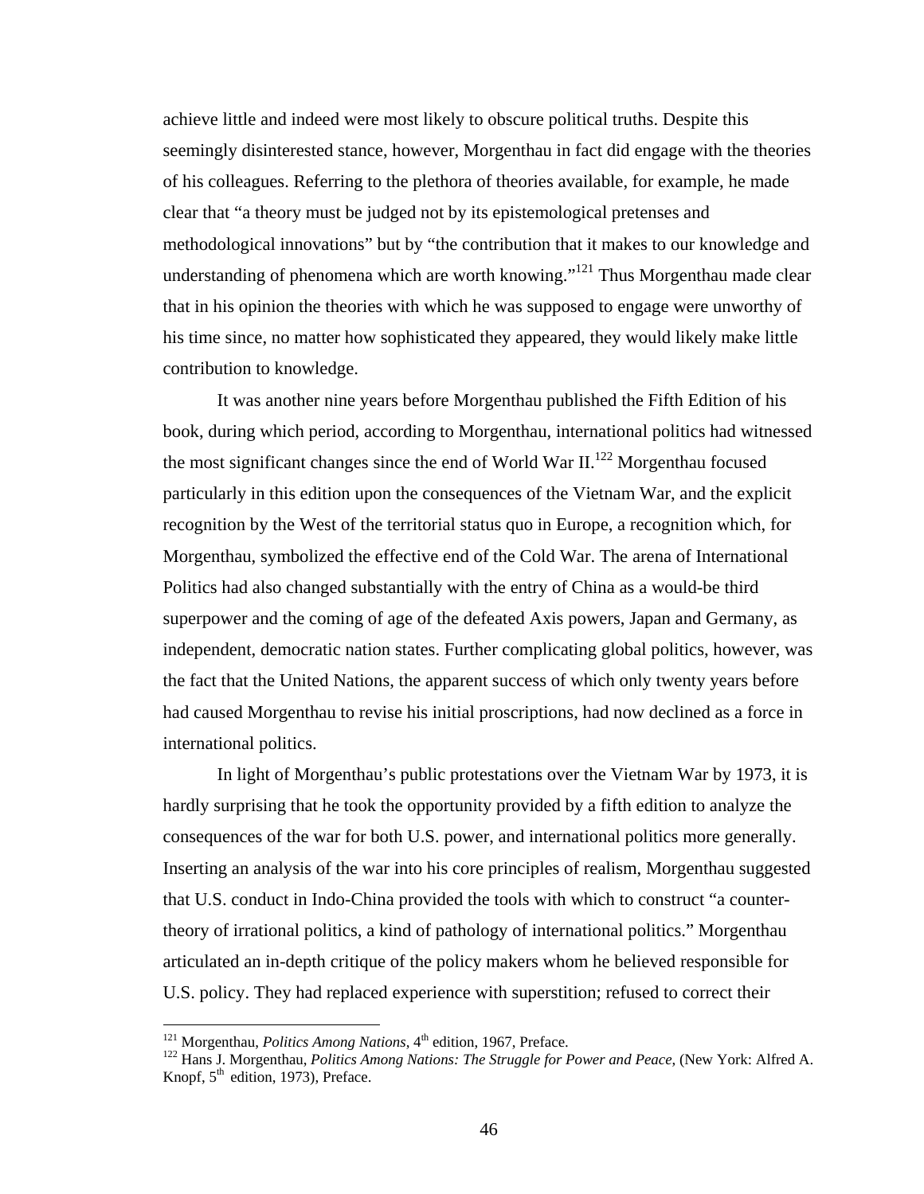achieve little and indeed were most likely to obscure political truths. Despite this seemingly disinterested stance, however, Morgenthau in fact did engage with the theories of his colleagues. Referring to the plethora of theories available, for example, he made clear that "a theory must be judged not by its epistemological pretenses and methodological innovations" but by "the contribution that it makes to our knowledge and understanding of phenomena which are worth knowing."[121] Thus Morgenthau made clear that in his opinion the theories with which he was supposed to engage were unworthy of his time since, no matter how sophisticated they appeared, they would likely make little contribution to knowledge.

It was another nine years before Morgenthau published the Fifth Edition of his book, during which period, according to Morgenthau, international politics had witnessed the most significant changes since the end of World War II.[122] Morgenthau focused particularly in this edition upon the consequences of the Vietnam War, and the explicit recognition by the West of the territorial status quo in Europe, a recognition which, for Morgenthau, symbolized the effective end of the Cold War. The arena of International Politics had also changed substantially with the entry of China as a would-be third superpower and the coming of age of the defeated Axis powers, Japan and Germany, as independent, democratic nation states. Further complicating global politics, however, was the fact that the United Nations, the apparent success of which only twenty years before had caused Morgenthau to revise his initial proscriptions, had now declined as a force in international politics.

In light of Morgenthau's public protestations over the Vietnam War by 1973, it is hardly surprising that he took the opportunity provided by a fifth edition to analyze the consequences of the war for both U.S. power, and international politics more generally. Inserting an analysis of the war into his core principles of realism, Morgenthau suggested that U.S. conduct in Indo-China provided the tools with which to construct "a counter-theory of irrational politics, a kind of pathology of international politics." Morgenthau articulated an in-depth critique of the policy makers whom he believed responsible for U.S. policy. They had replaced experience with superstition; refused to correct their

---

[121] Morgenthau, *Politics Among Nations*, 4th edition, 1967, Preface.

[122] Hans J. Morgenthau, *Politics Among Nations: The Struggle for Power and Peace*, (New York: Alfred A. Knopf, 5th edition, 1973), Preface.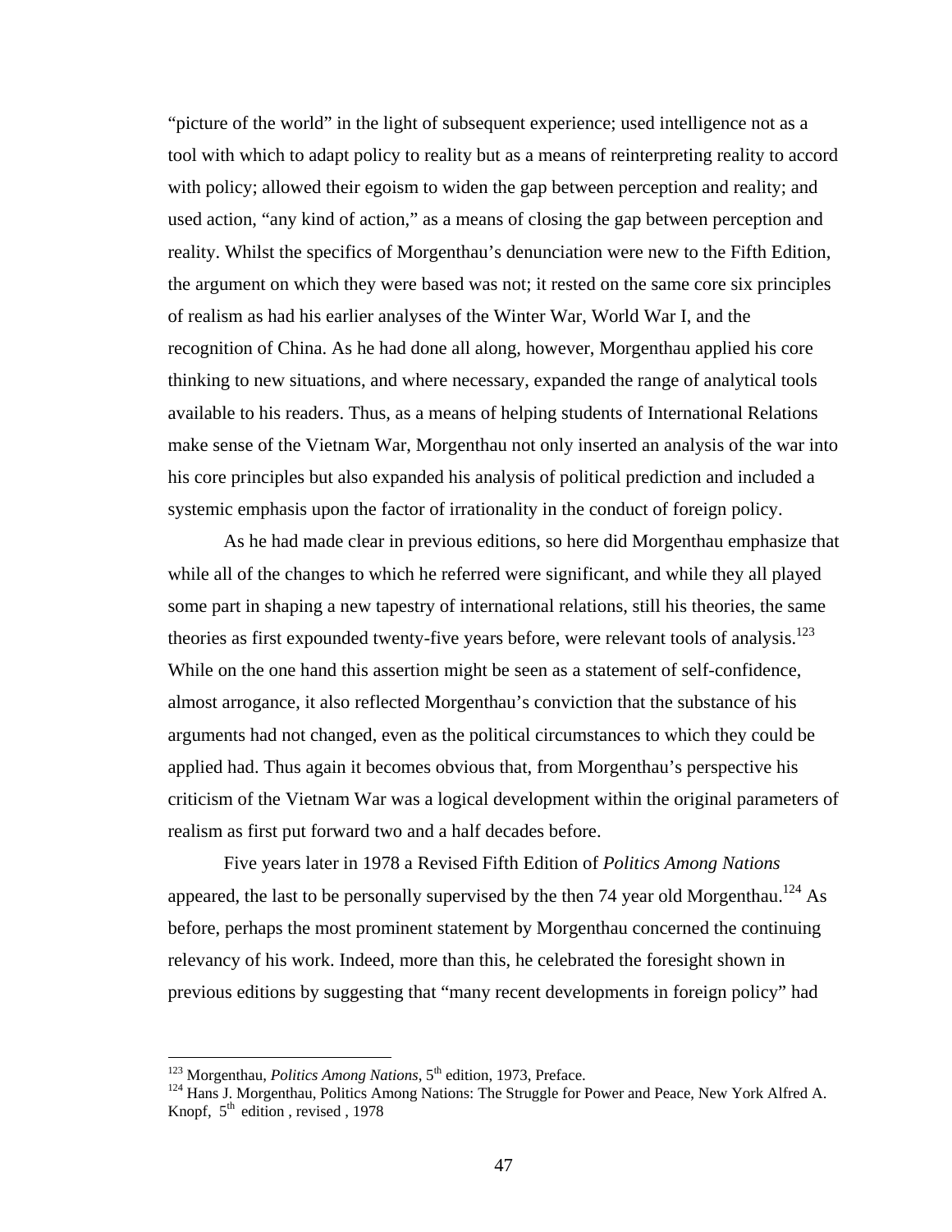"picture of the world" in the light of subsequent experience; used intelligence not as a tool with which to adapt policy to reality but as a means of reinterpreting reality to accord with policy; allowed their egoism to widen the gap between perception and reality; and used action, "any kind of action," as a means of closing the gap between perception and reality. Whilst the specifics of Morgenthau's denunciation were new to the Fifth Edition, the argument on which they were based was not; it rested on the same core six principles of realism as had his earlier analyses of the Winter War, World War I, and the recognition of China. As he had done all along, however, Morgenthau applied his core thinking to new situations, and where necessary, expanded the range of analytical tools available to his readers. Thus, as a means of helping students of International Relations make sense of the Vietnam War, Morgenthau not only inserted an analysis of the war into his core principles but also expanded his analysis of political prediction and included a systemic emphasis upon the factor of irrationality in the conduct of foreign policy.

As he had made clear in previous editions, so here did Morgenthau emphasize that while all of the changes to which he referred were significant, and while they all played some part in shaping a new tapestry of international relations, still his theories, the same theories as first expounded twenty-five years before, were relevant tools of analysis.[123] While on the one hand this assertion might be seen as a statement of self-confidence, almost arrogance, it also reflected Morgenthau's conviction that the substance of his arguments had not changed, even as the political circumstances to which they could be applied had. Thus again it becomes obvious that, from Morgenthau's perspective his criticism of the Vietnam War was a logical development within the original parameters of realism as first put forward two and a half decades before.

Five years later in 1978 a Revised Fifth Edition of *Politics Among Nations* appeared, the last to be personally supervised by the then 74 year old Morgenthau.[124] As before, perhaps the most prominent statement by Morgenthau concerned the continuing relevancy of his work. Indeed, more than this, he celebrated the foresight shown in previous editions by suggesting that "many recent developments in foreign policy" had

---

[123] Morgenthau, *Politics Among Nations*, 5th edition, 1973, Preface.

[124] Hans J. Morgenthau, Politics Among Nations: The Struggle for Power and Peace, New York Alfred A. Knopf, 5th edition , revised , 1978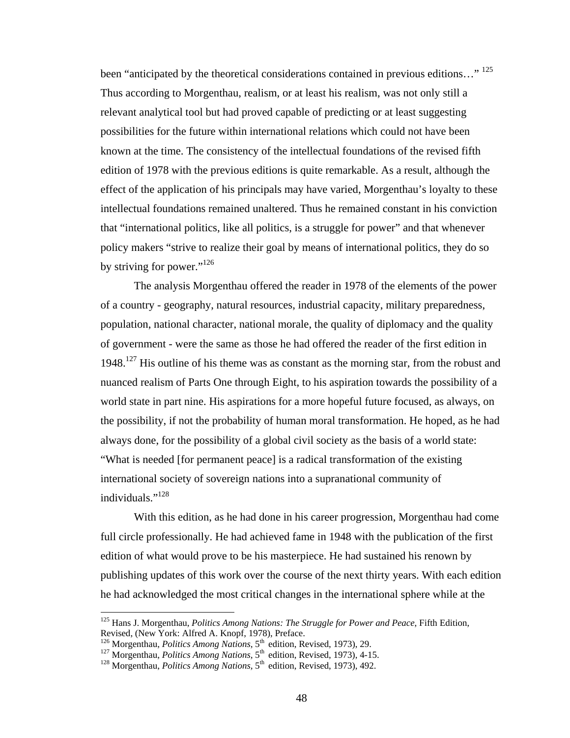been "anticipated by the theoretical considerations contained in previous editions…" [125] Thus according to Morgenthau, realism, or at least his realism, was not only still a relevant analytical tool but had proved capable of predicting or at least suggesting possibilities for the future within international relations which could not have been known at the time. The consistency of the intellectual foundations of the revised fifth edition of 1978 with the previous editions is quite remarkable. As a result, although the effect of the application of his principals may have varied, Morgenthau's loyalty to these intellectual foundations remained unaltered. Thus he remained constant in his conviction that "international politics, like all politics, is a struggle for power" and that whenever policy makers "strive to realize their goal by means of international politics, they do so by striving for power."[126]

The analysis Morgenthau offered the reader in 1978 of the elements of the power of a country - geography, natural resources, industrial capacity, military preparedness, population, national character, national morale, the quality of diplomacy and the quality of government - were the same as those he had offered the reader of the first edition in 1948.[127] His outline of his theme was as constant as the morning star, from the robust and nuanced realism of Parts One through Eight, to his aspiration towards the possibility of a world state in part nine. His aspirations for a more hopeful future focused, as always, on the possibility, if not the probability of human moral transformation. He hoped, as he had always done, for the possibility of a global civil society as the basis of a world state: "What is needed [for permanent peace] is a radical transformation of the existing international society of sovereign nations into a supranational community of individuals."[128]

With this edition, as he had done in his career progression, Morgenthau had come full circle professionally. He had achieved fame in 1948 with the publication of the first edition of what would prove to be his masterpiece. He had sustained his renown by publishing updates of this work over the course of the next thirty years. With each edition he had acknowledged the most critical changes in the international sphere while at the

---

[125] Hans J. Morgenthau, *Politics Among Nations: The Struggle for Power and Peace*, Fifth Edition, Revised, (New York: Alfred A. Knopf, 1978), Preface.

[126] Morgenthau, *Politics Among Nations*, 5th edition, Revised, 1973), 29.

[127] Morgenthau, *Politics Among Nations*, 5th edition, Revised, 1973), 4-15.

[128] Morgenthau, *Politics Among Nations*, 5th edition, Revised, 1973), 492.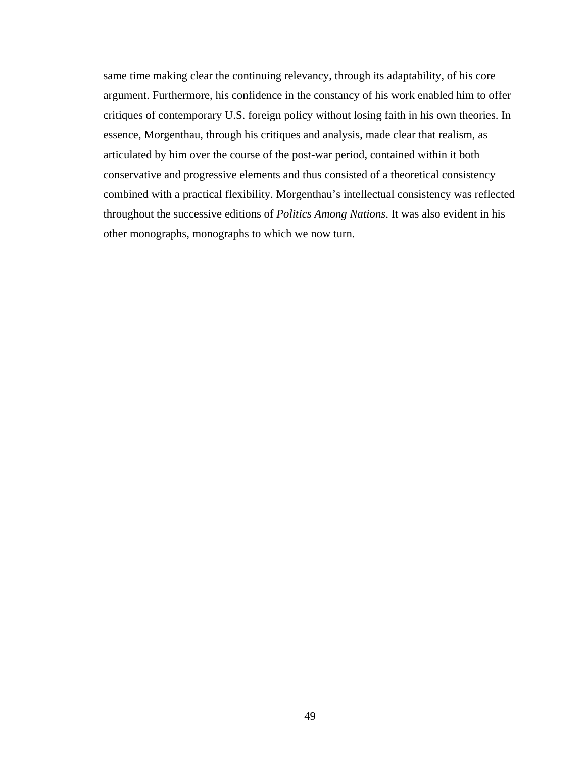same time making clear the continuing relevancy, through its adaptability, of his core argument. Furthermore, his confidence in the constancy of his work enabled him to offer critiques of contemporary U.S. foreign policy without losing faith in his own theories. In essence, Morgenthau, through his critiques and analysis, made clear that realism, as articulated by him over the course of the post-war period, contained within it both conservative and progressive elements and thus consisted of a theoretical consistency combined with a practical flexibility. Morgenthau's intellectual consistency was reflected throughout the successive editions of *Politics Among Nations*. It was also evident in his other monographs, monographs to which we now turn.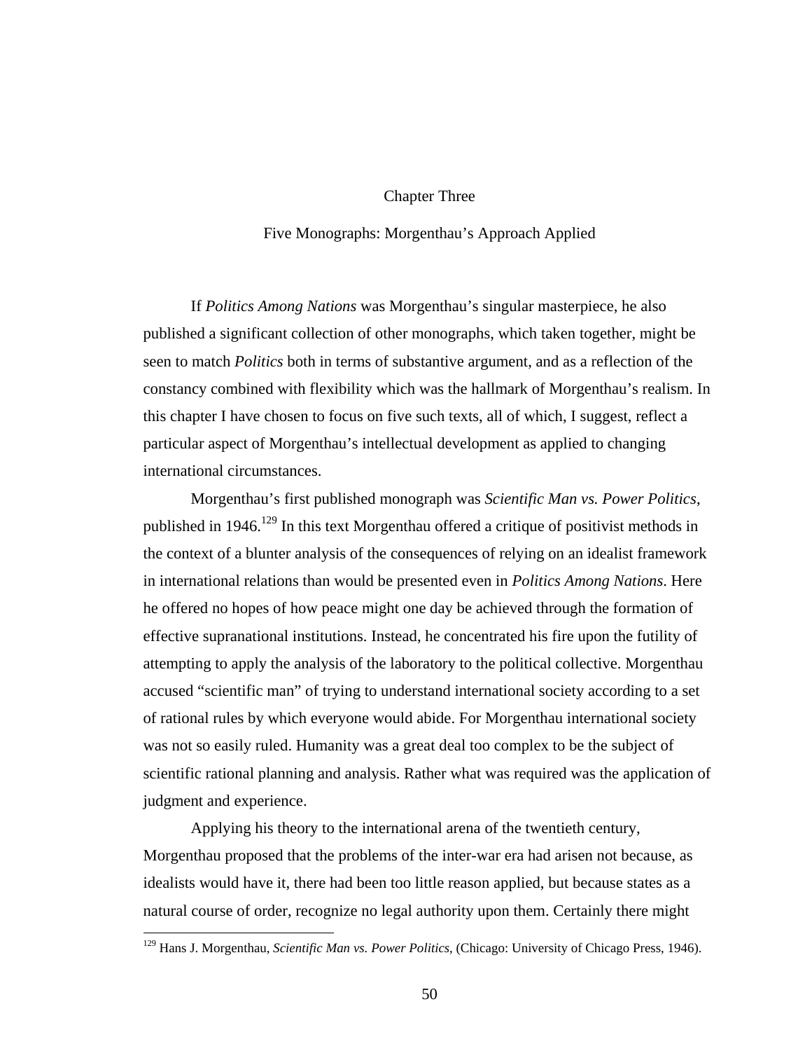# Chapter Three

## Five Monographs: Morgenthau's Approach Applied

If *Politics Among Nations* was Morgenthau's singular masterpiece, he also published a significant collection of other monographs, which taken together, might be seen to match *Politics* both in terms of substantive argument, and as a reflection of the constancy combined with flexibility which was the hallmark of Morgenthau's realism. In this chapter I have chosen to focus on five such texts, all of which, I suggest, reflect a particular aspect of Morgenthau's intellectual development as applied to changing international circumstances.

Morgenthau's first published monograph was *Scientific Man vs. Power Politics*, published in 1946.[129] In this text Morgenthau offered a critique of positivist methods in the context of a blunter analysis of the consequences of relying on an idealist framework in international relations than would be presented even in *Politics Among Nations*. Here he offered no hopes of how peace might one day be achieved through the formation of effective supranational institutions. Instead, he concentrated his fire upon the futility of attempting to apply the analysis of the laboratory to the political collective. Morgenthau accused "scientific man" of trying to understand international society according to a set of rational rules by which everyone would abide. For Morgenthau international society was not so easily ruled. Humanity was a great deal too complex to be the subject of scientific rational planning and analysis. Rather what was required was the application of judgment and experience.

Applying his theory to the international arena of the twentieth century, Morgenthau proposed that the problems of the inter-war era had arisen not because, as idealists would have it, there had been too little reason applied, but because states as a natural course of order, recognize no legal authority upon them. Certainly there might

[129] Hans J. Morgenthau, *Scientific Man vs. Power Politics*, (Chicago: University of Chicago Press, 1946).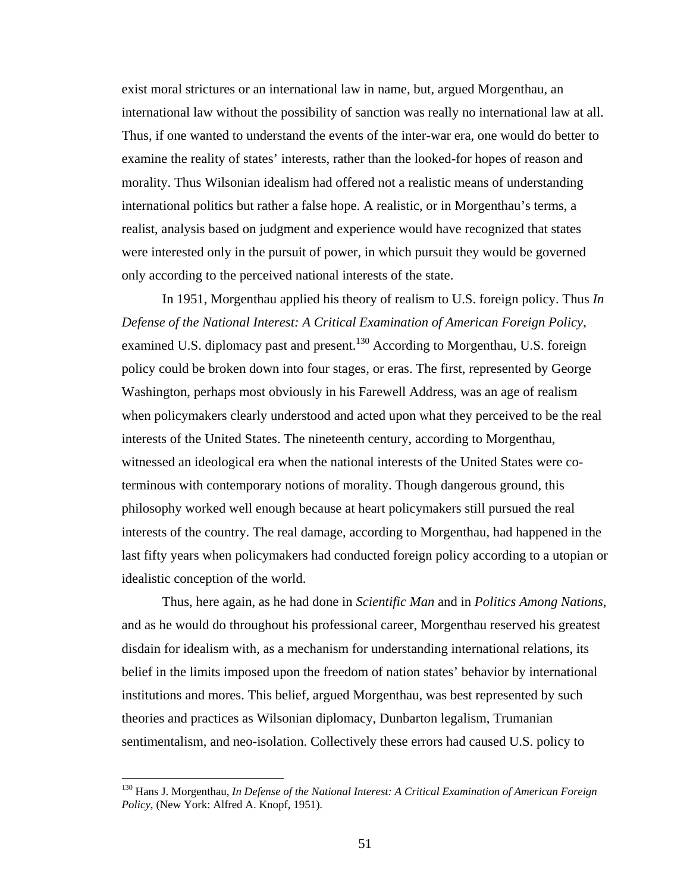exist moral strictures or an international law in name, but, argued Morgenthau, an international law without the possibility of sanction was really no international law at all. Thus, if one wanted to understand the events of the inter-war era, one would do better to examine the reality of states' interests, rather than the looked-for hopes of reason and morality. Thus Wilsonian idealism had offered not a realistic means of understanding international politics but rather a false hope. A realistic, or in Morgenthau's terms, a realist, analysis based on judgment and experience would have recognized that states were interested only in the pursuit of power, in which pursuit they would be governed only according to the perceived national interests of the state.

In 1951, Morgenthau applied his theory of realism to U.S. foreign policy. Thus *In Defense of the National Interest: A Critical Examination of American Foreign Policy*, examined U.S. diplomacy past and present.[130] According to Morgenthau, U.S. foreign policy could be broken down into four stages, or eras. The first, represented by George Washington, perhaps most obviously in his Farewell Address, was an age of realism when policymakers clearly understood and acted upon what they perceived to be the real interests of the United States. The nineteenth century, according to Morgenthau, witnessed an ideological era when the national interests of the United States were co-terminous with contemporary notions of morality. Though dangerous ground, this philosophy worked well enough because at heart policymakers still pursued the real interests of the country. The real damage, according to Morgenthau, had happened in the last fifty years when policymakers had conducted foreign policy according to a utopian or idealistic conception of the world.

Thus, here again, as he had done in *Scientific Man* and in *Politics Among Nations*, and as he would do throughout his professional career, Morgenthau reserved his greatest disdain for idealism with, as a mechanism for understanding international relations, its belief in the limits imposed upon the freedom of nation states' behavior by international institutions and mores. This belief, argued Morgenthau, was best represented by such theories and practices as Wilsonian diplomacy, Dunbarton legalism, Trumanian sentimentalism, and neo-isolation. Collectively these errors had caused U.S. policy to

---

[130] Hans J. Morgenthau, *In Defense of the National Interest: A Critical Examination of American Foreign Policy*, (New York: Alfred A. Knopf, 1951).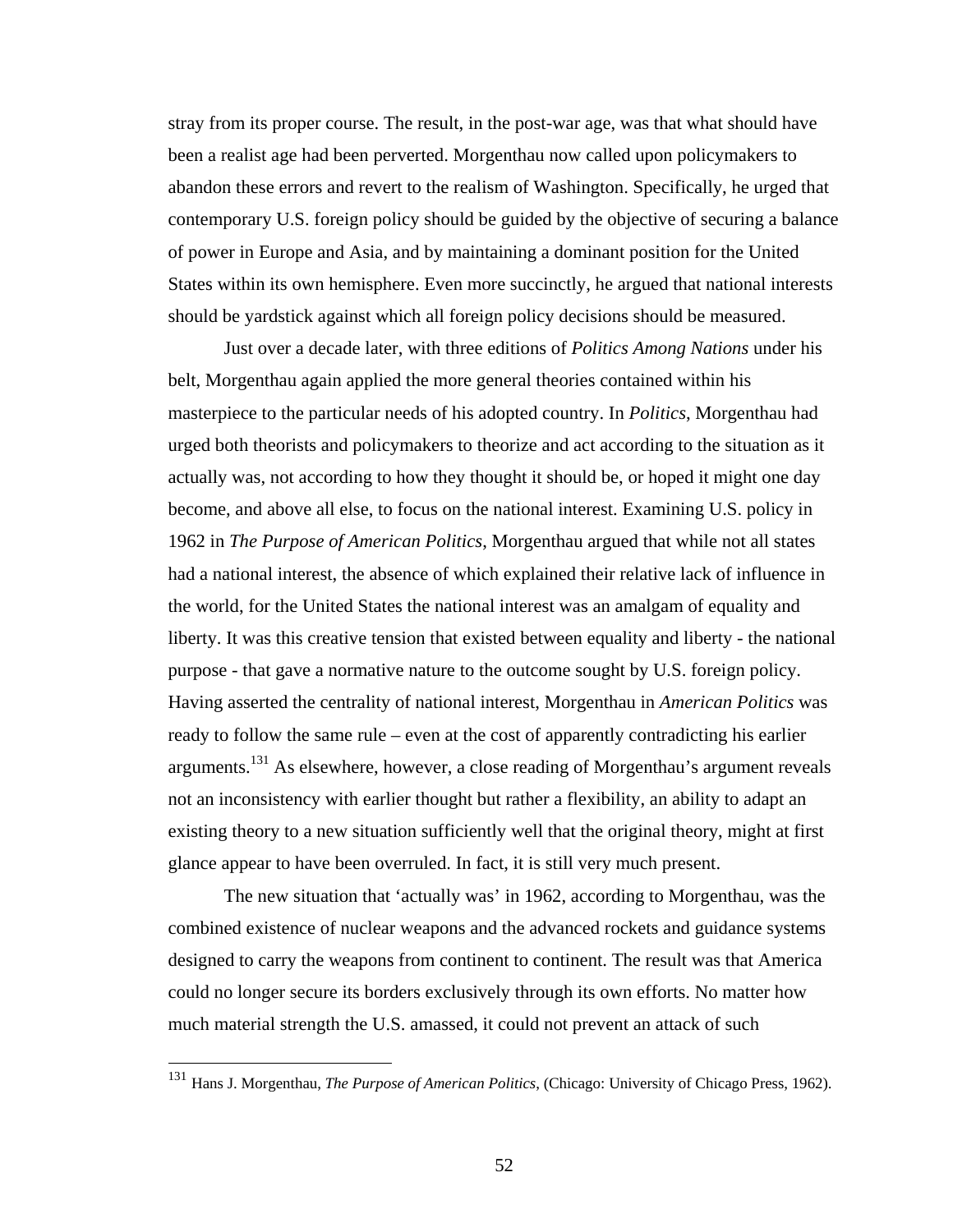stray from its proper course. The result, in the post-war age, was that what should have been a realist age had been perverted. Morgenthau now called upon policymakers to abandon these errors and revert to the realism of Washington. Specifically, he urged that contemporary U.S. foreign policy should be guided by the objective of securing a balance of power in Europe and Asia, and by maintaining a dominant position for the United States within its own hemisphere. Even more succinctly, he argued that national interests should be yardstick against which all foreign policy decisions should be measured.

Just over a decade later, with three editions of *Politics Among Nations* under his belt, Morgenthau again applied the more general theories contained within his masterpiece to the particular needs of his adopted country. In *Politics*, Morgenthau had urged both theorists and policymakers to theorize and act according to the situation as it actually was, not according to how they thought it should be, or hoped it might one day become, and above all else, to focus on the national interest. Examining U.S. policy in 1962 in *The Purpose of American Politics*, Morgenthau argued that while not all states had a national interest, the absence of which explained their relative lack of influence in the world, for the United States the national interest was an amalgam of equality and liberty. It was this creative tension that existed between equality and liberty - the national purpose - that gave a normative nature to the outcome sought by U.S. foreign policy. Having asserted the centrality of national interest, Morgenthau in *American Politics* was ready to follow the same rule – even at the cost of apparently contradicting his earlier arguments.[131] As elsewhere, however, a close reading of Morgenthau's argument reveals not an inconsistency with earlier thought but rather a flexibility, an ability to adapt an existing theory to a new situation sufficiently well that the original theory, might at first glance appear to have been overruled. In fact, it is still very much present.

The new situation that 'actually was' in 1962, according to Morgenthau, was the combined existence of nuclear weapons and the advanced rockets and guidance systems designed to carry the weapons from continent to continent. The result was that America could no longer secure its borders exclusively through its own efforts. No matter how much material strength the U.S. amassed, it could not prevent an attack of such

[131] Hans J. Morgenthau, *The Purpose of American Politics*, (Chicago: University of Chicago Press, 1962).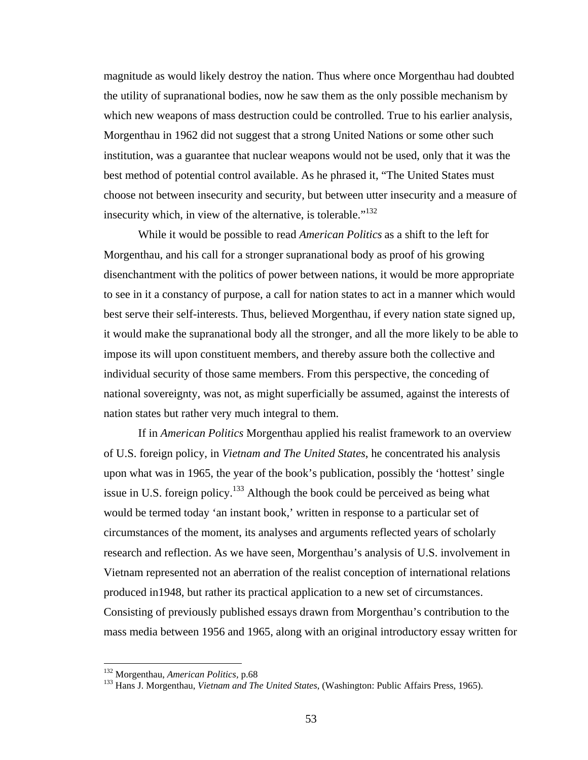magnitude as would likely destroy the nation. Thus where once Morgenthau had doubted the utility of supranational bodies, now he saw them as the only possible mechanism by which new weapons of mass destruction could be controlled. True to his earlier analysis, Morgenthau in 1962 did not suggest that a strong United Nations or some other such institution, was a guarantee that nuclear weapons would not be used, only that it was the best method of potential control available. As he phrased it, "The United States must choose not between insecurity and security, but between utter insecurity and a measure of insecurity which, in view of the alternative, is tolerable."[132]

While it would be possible to read *American Politics* as a shift to the left for Morgenthau, and his call for a stronger supranational body as proof of his growing disenchantment with the politics of power between nations, it would be more appropriate to see in it a constancy of purpose, a call for nation states to act in a manner which would best serve their self-interests. Thus, believed Morgenthau, if every nation state signed up, it would make the supranational body all the stronger, and all the more likely to be able to impose its will upon constituent members, and thereby assure both the collective and individual security of those same members. From this perspective, the conceding of national sovereignty, was not, as might superficially be assumed, against the interests of nation states but rather very much integral to them.

If in *American Politics* Morgenthau applied his realist framework to an overview of U.S. foreign policy, in *Vietnam and The United States*, he concentrated his analysis upon what was in 1965, the year of the book's publication, possibly the 'hottest' single issue in U.S. foreign policy.[133] Although the book could be perceived as being what would be termed today 'an instant book,' written in response to a particular set of circumstances of the moment, its analyses and arguments reflected years of scholarly research and reflection. As we have seen, Morgenthau's analysis of U.S. involvement in Vietnam represented not an aberration of the realist conception of international relations produced in1948, but rather its practical application to a new set of circumstances. Consisting of previously published essays drawn from Morgenthau's contribution to the mass media between 1956 and 1965, along with an original introductory essay written for

---

[132] Morgenthau, *American Politics*, p.68

[133] Hans J. Morgenthau, *Vietnam and The United States*, (Washington: Public Affairs Press, 1965).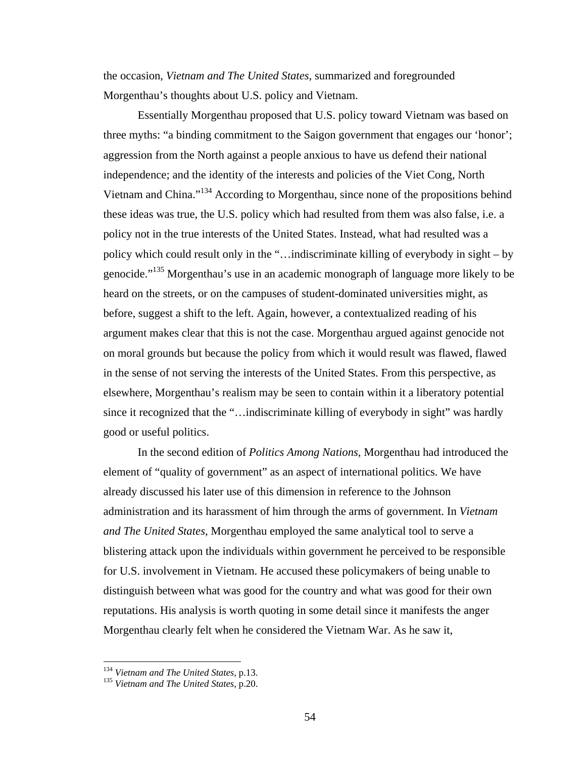the occasion, *Vietnam and The United States*, summarized and foregrounded Morgenthau's thoughts about U.S. policy and Vietnam.

Essentially Morgenthau proposed that U.S. policy toward Vietnam was based on three myths: "a binding commitment to the Saigon government that engages our 'honor'; aggression from the North against a people anxious to have us defend their national independence; and the identity of the interests and policies of the Viet Cong, North Vietnam and China."[134] According to Morgenthau, since none of the propositions behind these ideas was true, the U.S. policy which had resulted from them was also false, i.e. a policy not in the true interests of the United States. Instead, what had resulted was a policy which could result only in the "…indiscriminate killing of everybody in sight – by genocide."[135] Morgenthau's use in an academic monograph of language more likely to be heard on the streets, or on the campuses of student-dominated universities might, as before, suggest a shift to the left. Again, however, a contextualized reading of his argument makes clear that this is not the case. Morgenthau argued against genocide not on moral grounds but because the policy from which it would result was flawed, flawed in the sense of not serving the interests of the United States. From this perspective, as elsewhere, Morgenthau's realism may be seen to contain within it a liberatory potential since it recognized that the "…indiscriminate killing of everybody in sight" was hardly good or useful politics.

In the second edition of *Politics Among Nations*, Morgenthau had introduced the element of "quality of government" as an aspect of international politics. We have already discussed his later use of this dimension in reference to the Johnson administration and its harassment of him through the arms of government. In *Vietnam and The United States*, Morgenthau employed the same analytical tool to serve a blistering attack upon the individuals within government he perceived to be responsible for U.S. involvement in Vietnam. He accused these policymakers of being unable to distinguish between what was good for the country and what was good for their own reputations. His analysis is worth quoting in some detail since it manifests the anger Morgenthau clearly felt when he considered the Vietnam War. As he saw it,

---

[134] *Vietnam and The United States*, p.13.

[135] *Vietnam and The United States*, p.20.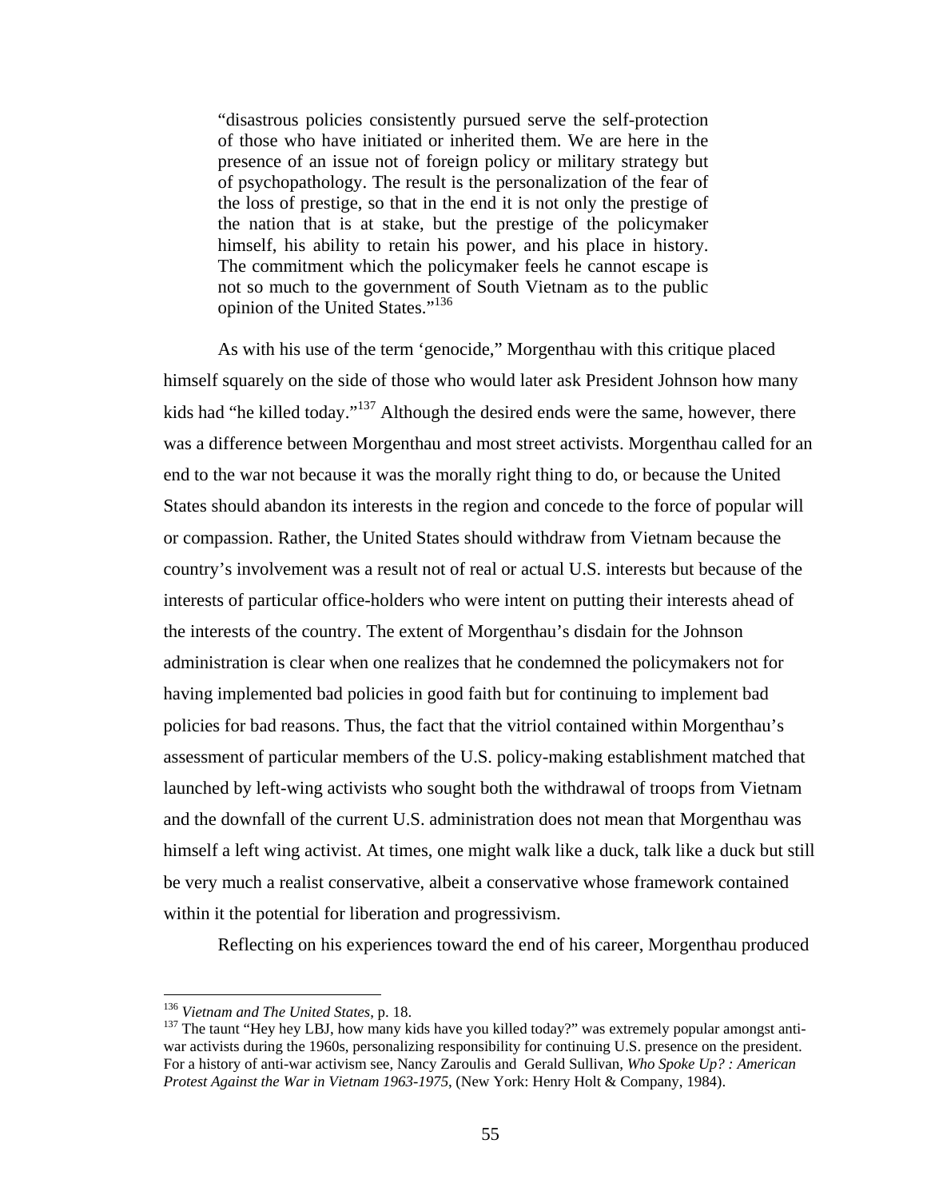> "disastrous policies consistently pursued serve the self-protection of those who have initiated or inherited them. We are here in the presence of an issue not of foreign policy or military strategy but of psychopathology. The result is the personalization of the fear of the loss of prestige, so that in the end it is not only the prestige of the nation that is at stake, but the prestige of the policymaker himself, his ability to retain his power, and his place in history. The commitment which the policymaker feels he cannot escape is not so much to the government of South Vietnam as to the public opinion of the United States."[136]

As with his use of the term 'genocide," Morgenthau with this critique placed himself squarely on the side of those who would later ask President Johnson how many kids had "he killed today."[137] Although the desired ends were the same, however, there was a difference between Morgenthau and most street activists. Morgenthau called for an end to the war not because it was the morally right thing to do, or because the United States should abandon its interests in the region and concede to the force of popular will or compassion. Rather, the United States should withdraw from Vietnam because the country's involvement was a result not of real or actual U.S. interests but because of the interests of particular office-holders who were intent on putting their interests ahead of the interests of the country. The extent of Morgenthau's disdain for the Johnson administration is clear when one realizes that he condemned the policymakers not for having implemented bad policies in good faith but for continuing to implement bad policies for bad reasons. Thus, the fact that the vitriol contained within Morgenthau's assessment of particular members of the U.S. policy-making establishment matched that launched by left-wing activists who sought both the withdrawal of troops from Vietnam and the downfall of the current U.S. administration does not mean that Morgenthau was himself a left wing activist. At times, one might walk like a duck, talk like a duck but still be very much a realist conservative, albeit a conservative whose framework contained within it the potential for liberation and progressivism.

Reflecting on his experiences toward the end of his career, Morgenthau produced

---

[136] *Vietnam and The United States*, p. 18.

[137] The taunt "Hey hey LBJ, how many kids have you killed today?" was extremely popular amongst anti-war activists during the 1960s, personalizing responsibility for continuing U.S. presence on the president. For a history of anti-war activism see, Nancy Zaroulis and Gerald Sullivan, *Who Spoke Up? : American Protest Against the War in Vietnam 1963-1975*, (New York: Henry Holt & Company, 1984).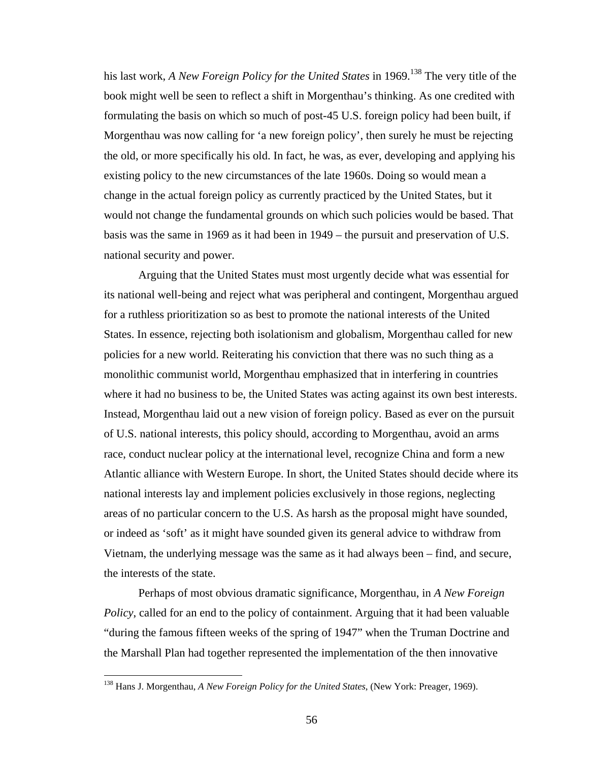his last work, *A New Foreign Policy for the United States* in 1969.[138] The very title of the book might well be seen to reflect a shift in Morgenthau's thinking. As one credited with formulating the basis on which so much of post-45 U.S. foreign policy had been built, if Morgenthau was now calling for 'a new foreign policy', then surely he must be rejecting the old, or more specifically his old. In fact, he was, as ever, developing and applying his existing policy to the new circumstances of the late 1960s. Doing so would mean a change in the actual foreign policy as currently practiced by the United States, but it would not change the fundamental grounds on which such policies would be based. That basis was the same in 1969 as it had been in 1949 – the pursuit and preservation of U.S. national security and power.

Arguing that the United States must most urgently decide what was essential for its national well-being and reject what was peripheral and contingent, Morgenthau argued for a ruthless prioritization so as best to promote the national interests of the United States. In essence, rejecting both isolationism and globalism, Morgenthau called for new policies for a new world. Reiterating his conviction that there was no such thing as a monolithic communist world, Morgenthau emphasized that in interfering in countries where it had no business to be, the United States was acting against its own best interests. Instead, Morgenthau laid out a new vision of foreign policy. Based as ever on the pursuit of U.S. national interests, this policy should, according to Morgenthau, avoid an arms race, conduct nuclear policy at the international level, recognize China and form a new Atlantic alliance with Western Europe. In short, the United States should decide where its national interests lay and implement policies exclusively in those regions, neglecting areas of no particular concern to the U.S. As harsh as the proposal might have sounded, or indeed as 'soft' as it might have sounded given its general advice to withdraw from Vietnam, the underlying message was the same as it had always been – find, and secure, the interests of the state.

Perhaps of most obvious dramatic significance, Morgenthau, in *A New Foreign Policy*, called for an end to the policy of containment. Arguing that it had been valuable "during the famous fifteen weeks of the spring of 1947" when the Truman Doctrine and the Marshall Plan had together represented the implementation of the then innovative

[138] Hans J. Morgenthau, *A New Foreign Policy for the United States*, (New York: Preager, 1969).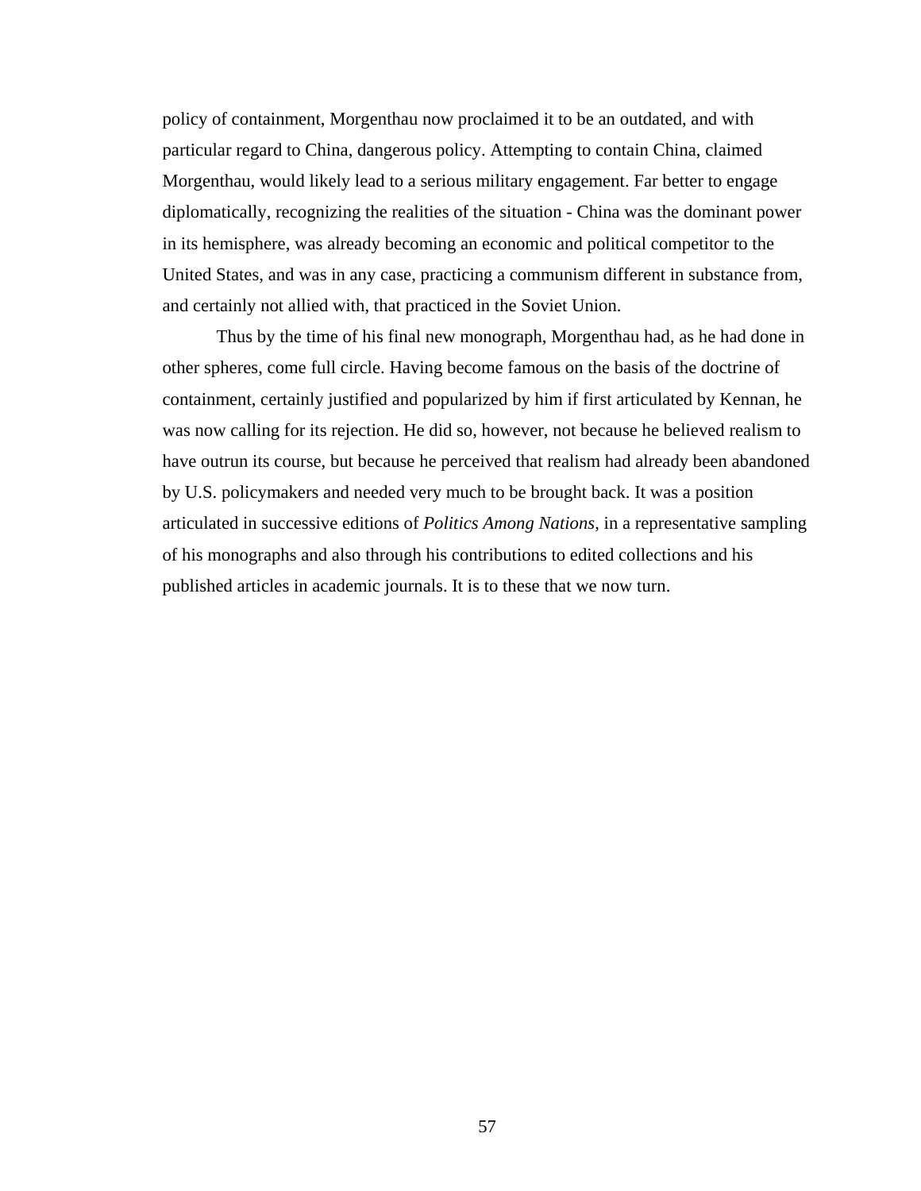policy of containment, Morgenthau now proclaimed it to be an outdated, and with particular regard to China, dangerous policy. Attempting to contain China, claimed Morgenthau, would likely lead to a serious military engagement. Far better to engage diplomatically, recognizing the realities of the situation - China was the dominant power in its hemisphere, was already becoming an economic and political competitor to the United States, and was in any case, practicing a communism different in substance from, and certainly not allied with, that practiced in the Soviet Union.

Thus by the time of his final new monograph, Morgenthau had, as he had done in other spheres, come full circle. Having become famous on the basis of the doctrine of containment, certainly justified and popularized by him if first articulated by Kennan, he was now calling for its rejection. He did so, however, not because he believed realism to have outrun its course, but because he perceived that realism had already been abandoned by U.S. policymakers and needed very much to be brought back. It was a position articulated in successive editions of *Politics Among Nations*, in a representative sampling of his monographs and also through his contributions to edited collections and his published articles in academic journals. It is to these that we now turn.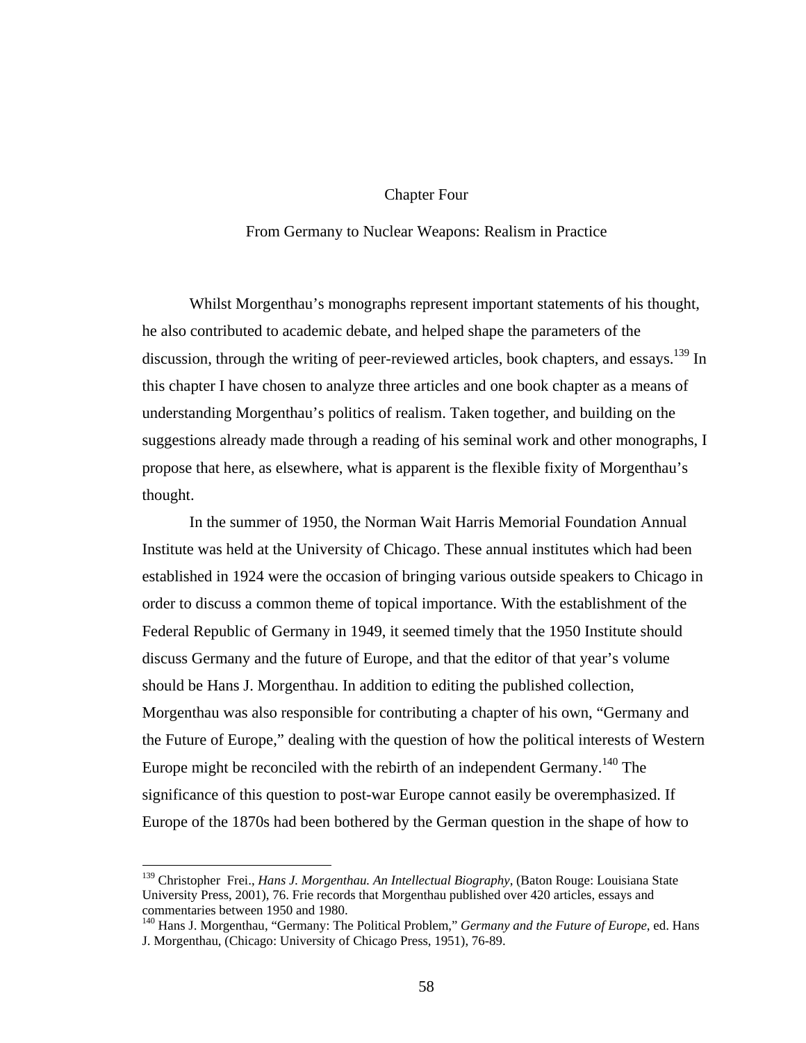# Chapter Four

## From Germany to Nuclear Weapons: Realism in Practice

Whilst Morgenthau's monographs represent important statements of his thought, he also contributed to academic debate, and helped shape the parameters of the discussion, through the writing of peer-reviewed articles, book chapters, and essays.[139] In this chapter I have chosen to analyze three articles and one book chapter as a means of understanding Morgenthau's politics of realism. Taken together, and building on the suggestions already made through a reading of his seminal work and other monographs, I propose that here, as elsewhere, what is apparent is the flexible fixity of Morgenthau's thought.

In the summer of 1950, the Norman Wait Harris Memorial Foundation Annual Institute was held at the University of Chicago. These annual institutes which had been established in 1924 were the occasion of bringing various outside speakers to Chicago in order to discuss a common theme of topical importance. With the establishment of the Federal Republic of Germany in 1949, it seemed timely that the 1950 Institute should discuss Germany and the future of Europe, and that the editor of that year's volume should be Hans J. Morgenthau. In addition to editing the published collection, Morgenthau was also responsible for contributing a chapter of his own, "Germany and the Future of Europe," dealing with the question of how the political interests of Western Europe might be reconciled with the rebirth of an independent Germany.[140] The significance of this question to post-war Europe cannot easily be overemphasized. If Europe of the 1870s had been bothered by the German question in the shape of how to

---

[139] Christopher Frei., *Hans J. Morgenthau. An Intellectual Biography*, (Baton Rouge: Louisiana State University Press, 2001), 76. Frie records that Morgenthau published over 420 articles, essays and commentaries between 1950 and 1980.

[140] Hans J. Morgenthau, "Germany: The Political Problem," *Germany and the Future of Europe*, ed. Hans J. Morgenthau, (Chicago: University of Chicago Press, 1951), 76-89.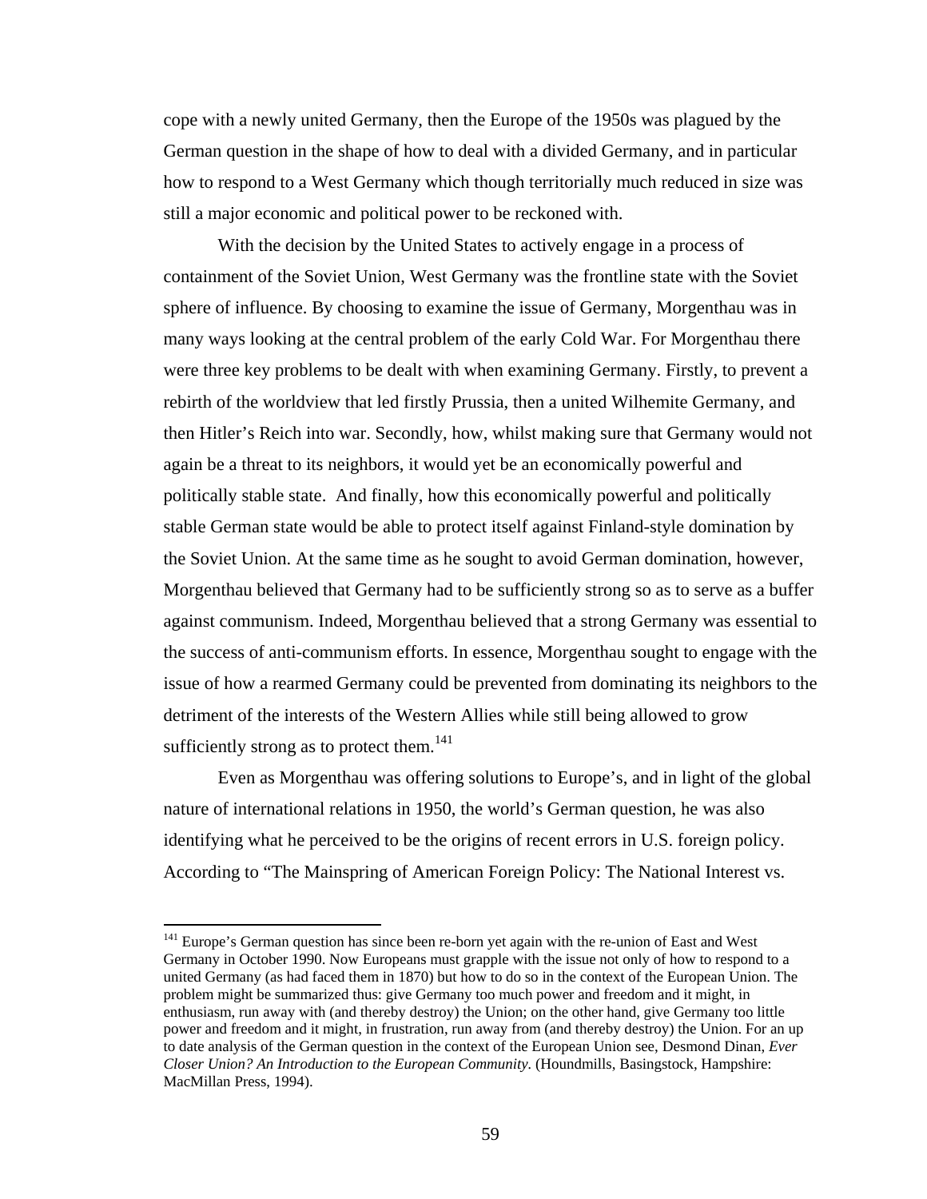cope with a newly united Germany, then the Europe of the 1950s was plagued by the German question in the shape of how to deal with a divided Germany, and in particular how to respond to a West Germany which though territorially much reduced in size was still a major economic and political power to be reckoned with.

With the decision by the United States to actively engage in a process of containment of the Soviet Union, West Germany was the frontline state with the Soviet sphere of influence. By choosing to examine the issue of Germany, Morgenthau was in many ways looking at the central problem of the early Cold War. For Morgenthau there were three key problems to be dealt with when examining Germany. Firstly, to prevent a rebirth of the worldview that led firstly Prussia, then a united Wilhemite Germany, and then Hitler's Reich into war. Secondly, how, whilst making sure that Germany would not again be a threat to its neighbors, it would yet be an economically powerful and politically stable state. And finally, how this economically powerful and politically stable German state would be able to protect itself against Finland-style domination by the Soviet Union. At the same time as he sought to avoid German domination, however, Morgenthau believed that Germany had to be sufficiently strong so as to serve as a buffer against communism. Indeed, Morgenthau believed that a strong Germany was essential to the success of anti-communism efforts. In essence, Morgenthau sought to engage with the issue of how a rearmed Germany could be prevented from dominating its neighbors to the detriment of the interests of the Western Allies while still being allowed to grow sufficiently strong as to protect them.[141]

Even as Morgenthau was offering solutions to Europe's, and in light of the global nature of international relations in 1950, the world's German question, he was also identifying what he perceived to be the origins of recent errors in U.S. foreign policy. According to "The Mainspring of American Foreign Policy: The National Interest vs.

---

[141] Europe's German question has since been re-born yet again with the re-union of East and West Germany in October 1990. Now Europeans must grapple with the issue not only of how to respond to a united Germany (as had faced them in 1870) but how to do so in the context of the European Union. The problem might be summarized thus: give Germany too much power and freedom and it might, in enthusiasm, run away with (and thereby destroy) the Union; on the other hand, give Germany too little power and freedom and it might, in frustration, run away from (and thereby destroy) the Union. For an up to date analysis of the German question in the context of the European Union see, Desmond Dinan, *Ever Closer Union? An Introduction to the European Community.* (Houndmills, Basingstock, Hampshire: MacMillan Press, 1994).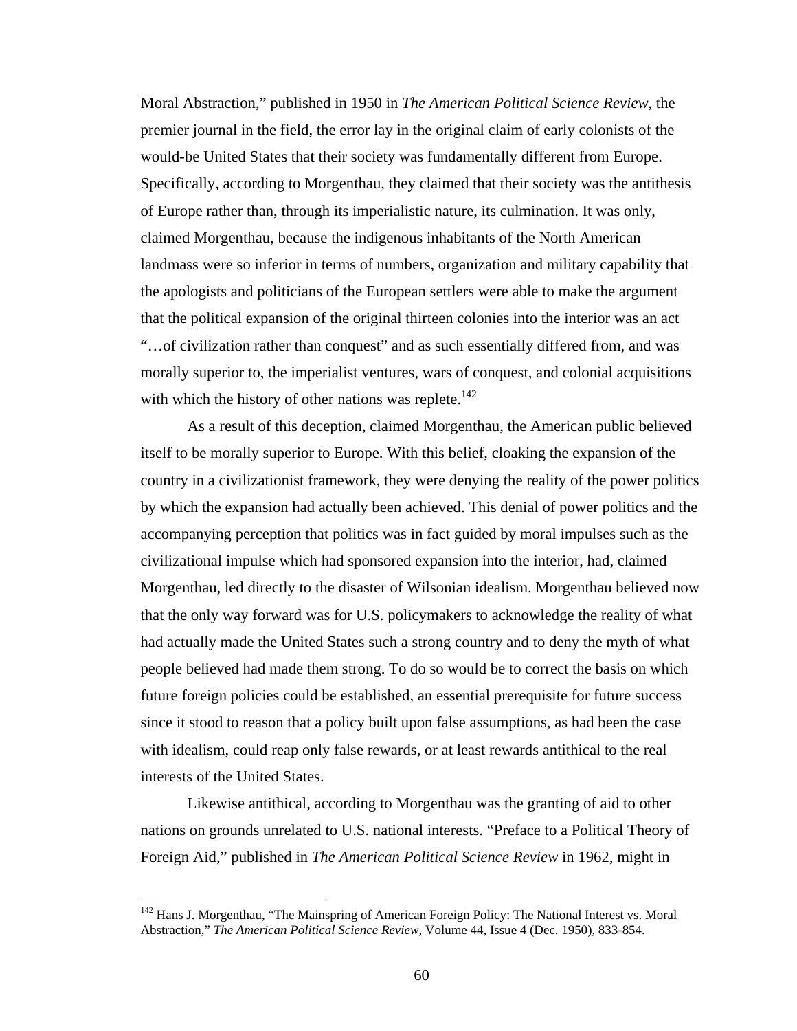Moral Abstraction," published in 1950 in *The American Political Science Review*, the premier journal in the field, the error lay in the original claim of early colonists of the would-be United States that their society was fundamentally different from Europe. Specifically, according to Morgenthau, they claimed that their society was the antithesis of Europe rather than, through its imperialistic nature, its culmination. It was only, claimed Morgenthau, because the indigenous inhabitants of the North American landmass were so inferior in terms of numbers, organization and military capability that the apologists and politicians of the European settlers were able to make the argument that the political expansion of the original thirteen colonies into the interior was an act "…of civilization rather than conquest" and as such essentially differed from, and was morally superior to, the imperialist ventures, wars of conquest, and colonial acquisitions with which the history of other nations was replete.[142]

As a result of this deception, claimed Morgenthau, the American public believed itself to be morally superior to Europe. With this belief, cloaking the expansion of the country in a civilizationist framework, they were denying the reality of the power politics by which the expansion had actually been achieved. This denial of power politics and the accompanying perception that politics was in fact guided by moral impulses such as the civilizational impulse which had sponsored expansion into the interior, had, claimed Morgenthau, led directly to the disaster of Wilsonian idealism. Morgenthau believed now that the only way forward was for U.S. policymakers to acknowledge the reality of what had actually made the United States such a strong country and to deny the myth of what people believed had made them strong. To do so would be to correct the basis on which future foreign policies could be established, an essential prerequisite for future success since it stood to reason that a policy built upon false assumptions, as had been the case with idealism, could reap only false rewards, or at least rewards antithical to the real interests of the United States.

Likewise antithical, according to Morgenthau was the granting of aid to other nations on grounds unrelated to U.S. national interests. "Preface to a Political Theory of Foreign Aid," published in *The American Political Science Review* in 1962, might in

---

[142] Hans J. Morgenthau, "The Mainspring of American Foreign Policy: The National Interest vs. Moral Abstraction," *The American Political Science Review*, Volume 44, Issue 4 (Dec. 1950), 833-854.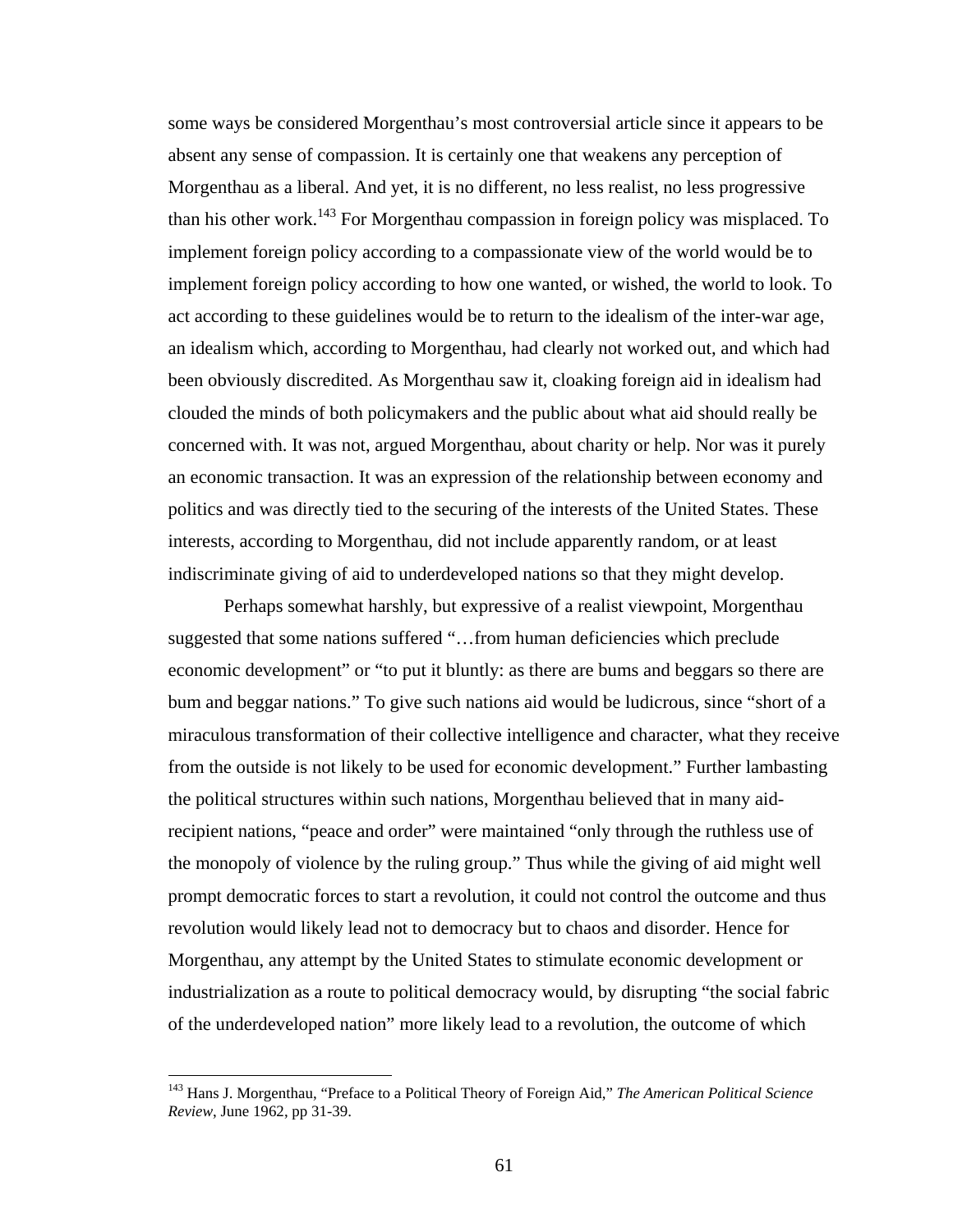some ways be considered Morgenthau's most controversial article since it appears to be absent any sense of compassion. It is certainly one that weakens any perception of Morgenthau as a liberal. And yet, it is no different, no less realist, no less progressive than his other work.[143] For Morgenthau compassion in foreign policy was misplaced. To implement foreign policy according to a compassionate view of the world would be to implement foreign policy according to how one wanted, or wished, the world to look. To act according to these guidelines would be to return to the idealism of the inter-war age, an idealism which, according to Morgenthau, had clearly not worked out, and which had been obviously discredited. As Morgenthau saw it, cloaking foreign aid in idealism had clouded the minds of both policymakers and the public about what aid should really be concerned with. It was not, argued Morgenthau, about charity or help. Nor was it purely an economic transaction. It was an expression of the relationship between economy and politics and was directly tied to the securing of the interests of the United States. These interests, according to Morgenthau, did not include apparently random, or at least indiscriminate giving of aid to underdeveloped nations so that they might develop.

Perhaps somewhat harshly, but expressive of a realist viewpoint, Morgenthau suggested that some nations suffered "…from human deficiencies which preclude economic development" or "to put it bluntly: as there are bums and beggars so there are bum and beggar nations." To give such nations aid would be ludicrous, since "short of a miraculous transformation of their collective intelligence and character, what they receive from the outside is not likely to be used for economic development." Further lambasting the political structures within such nations, Morgenthau believed that in many aid-recipient nations, "peace and order" were maintained "only through the ruthless use of the monopoly of violence by the ruling group." Thus while the giving of aid might well prompt democratic forces to start a revolution, it could not control the outcome and thus revolution would likely lead not to democracy but to chaos and disorder. Hence for Morgenthau, any attempt by the United States to stimulate economic development or industrialization as a route to political democracy would, by disrupting "the social fabric of the underdeveloped nation" more likely lead to a revolution, the outcome of which

[143] Hans J. Morgenthau, "Preface to a Political Theory of Foreign Aid," *The American Political Science Review*, June 1962, pp 31-39.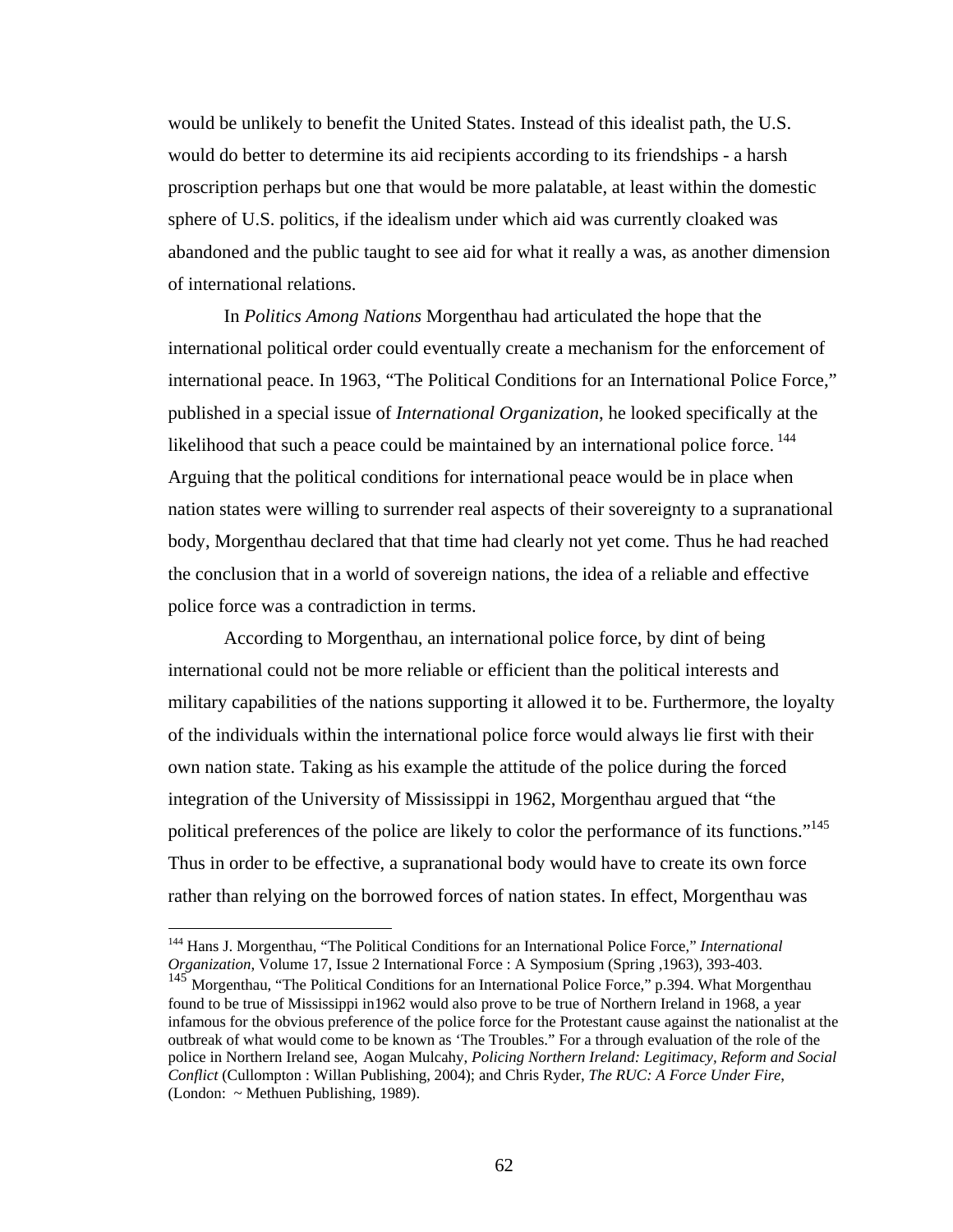would be unlikely to benefit the United States. Instead of this idealist path, the U.S. would do better to determine its aid recipients according to its friendships - a harsh proscription perhaps but one that would be more palatable, at least within the domestic sphere of U.S. politics, if the idealism under which aid was currently cloaked was abandoned and the public taught to see aid for what it really a was, as another dimension of international relations.

In *Politics Among Nations* Morgenthau had articulated the hope that the international political order could eventually create a mechanism for the enforcement of international peace. In 1963, "The Political Conditions for an International Police Force," published in a special issue of *International Organization*, he looked specifically at the likelihood that such a peace could be maintained by an international police force. [144] Arguing that the political conditions for international peace would be in place when nation states were willing to surrender real aspects of their sovereignty to a supranational body, Morgenthau declared that that time had clearly not yet come. Thus he had reached the conclusion that in a world of sovereign nations, the idea of a reliable and effective police force was a contradiction in terms.

According to Morgenthau, an international police force, by dint of being international could not be more reliable or efficient than the political interests and military capabilities of the nations supporting it allowed it to be. Furthermore, the loyalty of the individuals within the international police force would always lie first with their own nation state. Taking as his example the attitude of the police during the forced integration of the University of Mississippi in 1962, Morgenthau argued that "the political preferences of the police are likely to color the performance of its functions."[145] Thus in order to be effective, a supranational body would have to create its own force rather than relying on the borrowed forces of nation states. In effect, Morgenthau was

---

[144] Hans J. Morgenthau, "The Political Conditions for an International Police Force," *International Organization*, Volume 17, Issue 2 International Force : A Symposium (Spring ,1963), 393-403.

[145] Morgenthau, "The Political Conditions for an International Police Force," p.394. What Morgenthau found to be true of Mississippi in1962 would also prove to be true of Northern Ireland in 1968, a year infamous for the obvious preference of the police force for the Protestant cause against the nationalist at the outbreak of what would come to be known as 'The Troubles." For a through evaluation of the role of the police in Northern Ireland see, Aogan Mulcahy, *Policing Northern Ireland: Legitimacy, Reform and Social Conflict* (Cullompton : Willan Publishing, 2004); and Chris Ryder, *The RUC: A Force Under Fire*, (London: ~ Methuen Publishing, 1989).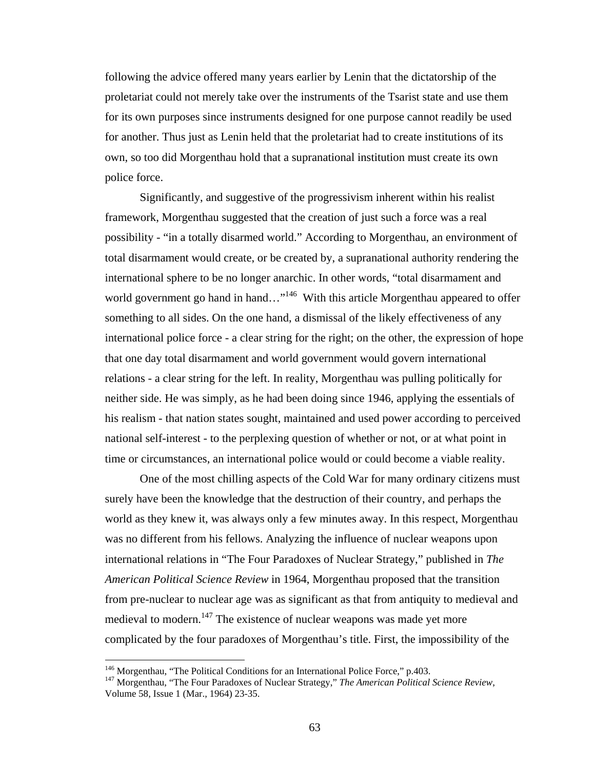following the advice offered many years earlier by Lenin that the dictatorship of the proletariat could not merely take over the instruments of the Tsarist state and use them for its own purposes since instruments designed for one purpose cannot readily be used for another. Thus just as Lenin held that the proletariat had to create institutions of its own, so too did Morgenthau hold that a supranational institution must create its own police force.

Significantly, and suggestive of the progressivism inherent within his realist framework, Morgenthau suggested that the creation of just such a force was a real possibility - "in a totally disarmed world." According to Morgenthau, an environment of total disarmament would create, or be created by, a supranational authority rendering the international sphere to be no longer anarchic. In other words, "total disarmament and world government go hand in hand…"[146] With this article Morgenthau appeared to offer something to all sides. On the one hand, a dismissal of the likely effectiveness of any international police force - a clear string for the right; on the other, the expression of hope that one day total disarmament and world government would govern international relations - a clear string for the left. In reality, Morgenthau was pulling politically for neither side. He was simply, as he had been doing since 1946, applying the essentials of his realism - that nation states sought, maintained and used power according to perceived national self-interest - to the perplexing question of whether or not, or at what point in time or circumstances, an international police would or could become a viable reality.

One of the most chilling aspects of the Cold War for many ordinary citizens must surely have been the knowledge that the destruction of their country, and perhaps the world as they knew it, was always only a few minutes away. In this respect, Morgenthau was no different from his fellows. Analyzing the influence of nuclear weapons upon international relations in "The Four Paradoxes of Nuclear Strategy," published in *The American Political Science Review* in 1964, Morgenthau proposed that the transition from pre-nuclear to nuclear age was as significant as that from antiquity to medieval and medieval to modern.[147] The existence of nuclear weapons was made yet more complicated by the four paradoxes of Morgenthau's title. First, the impossibility of the

---

[146] Morgenthau, "The Political Conditions for an International Police Force," p.403.

[147] Morgenthau, "The Four Paradoxes of Nuclear Strategy," *The American Political Science Review*, Volume 58, Issue 1 (Mar., 1964) 23-35.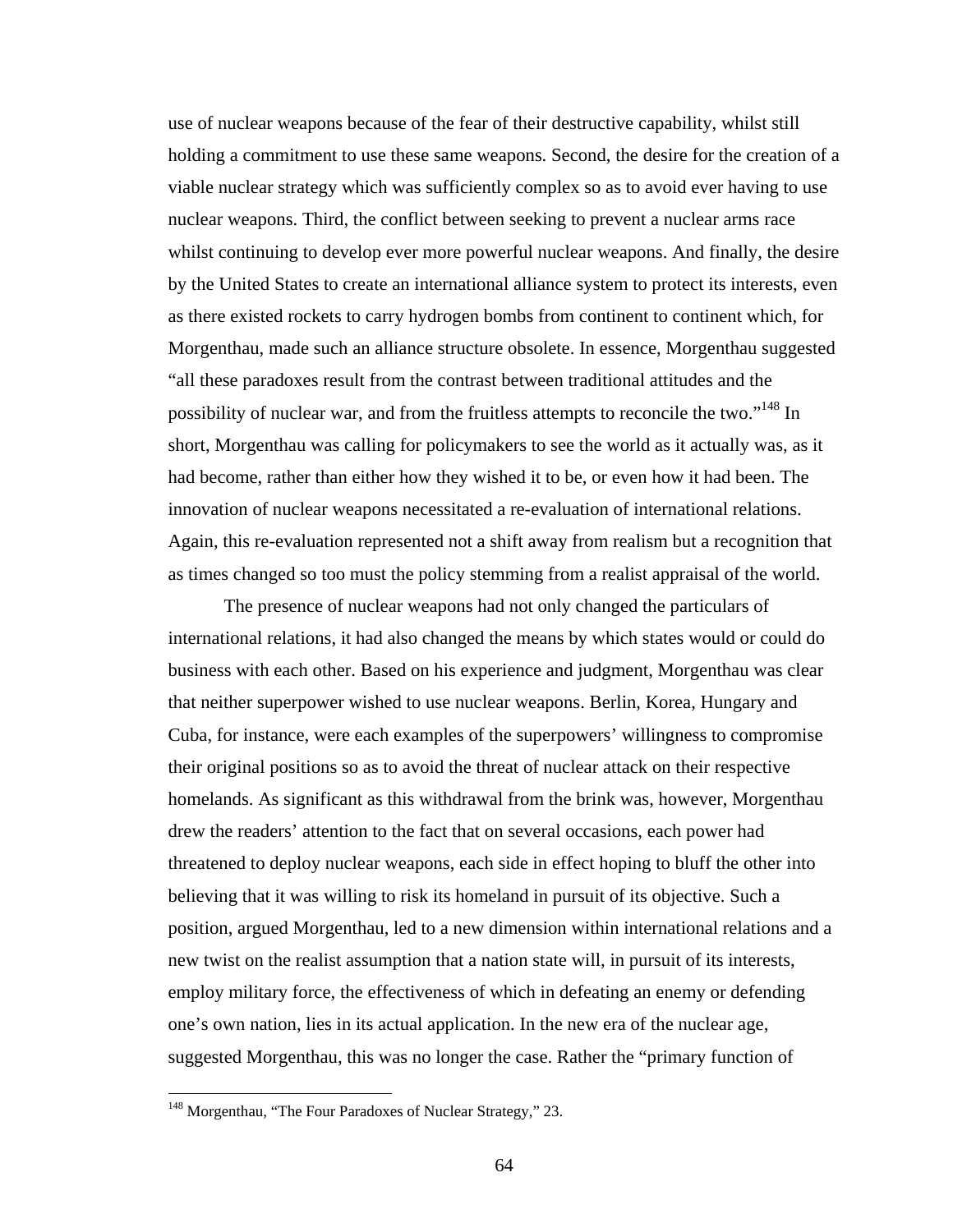use of nuclear weapons because of the fear of their destructive capability, whilst still holding a commitment to use these same weapons. Second, the desire for the creation of a viable nuclear strategy which was sufficiently complex so as to avoid ever having to use nuclear weapons. Third, the conflict between seeking to prevent a nuclear arms race whilst continuing to develop ever more powerful nuclear weapons. And finally, the desire by the United States to create an international alliance system to protect its interests, even as there existed rockets to carry hydrogen bombs from continent to continent which, for Morgenthau, made such an alliance structure obsolete. In essence, Morgenthau suggested "all these paradoxes result from the contrast between traditional attitudes and the possibility of nuclear war, and from the fruitless attempts to reconcile the two."[148] In short, Morgenthau was calling for policymakers to see the world as it actually was, as it had become, rather than either how they wished it to be, or even how it had been. The innovation of nuclear weapons necessitated a re-evaluation of international relations. Again, this re-evaluation represented not a shift away from realism but a recognition that as times changed so too must the policy stemming from a realist appraisal of the world.

The presence of nuclear weapons had not only changed the particulars of international relations, it had also changed the means by which states would or could do business with each other. Based on his experience and judgment, Morgenthau was clear that neither superpower wished to use nuclear weapons. Berlin, Korea, Hungary and Cuba, for instance, were each examples of the superpowers' willingness to compromise their original positions so as to avoid the threat of nuclear attack on their respective homelands. As significant as this withdrawal from the brink was, however, Morgenthau drew the readers' attention to the fact that on several occasions, each power had threatened to deploy nuclear weapons, each side in effect hoping to bluff the other into believing that it was willing to risk its homeland in pursuit of its objective. Such a position, argued Morgenthau, led to a new dimension within international relations and a new twist on the realist assumption that a nation state will, in pursuit of its interests, employ military force, the effectiveness of which in defeating an enemy or defending one's own nation, lies in its actual application. In the new era of the nuclear age, suggested Morgenthau, this was no longer the case. Rather the "primary function of

[148] Morgenthau, "The Four Paradoxes of Nuclear Strategy," 23.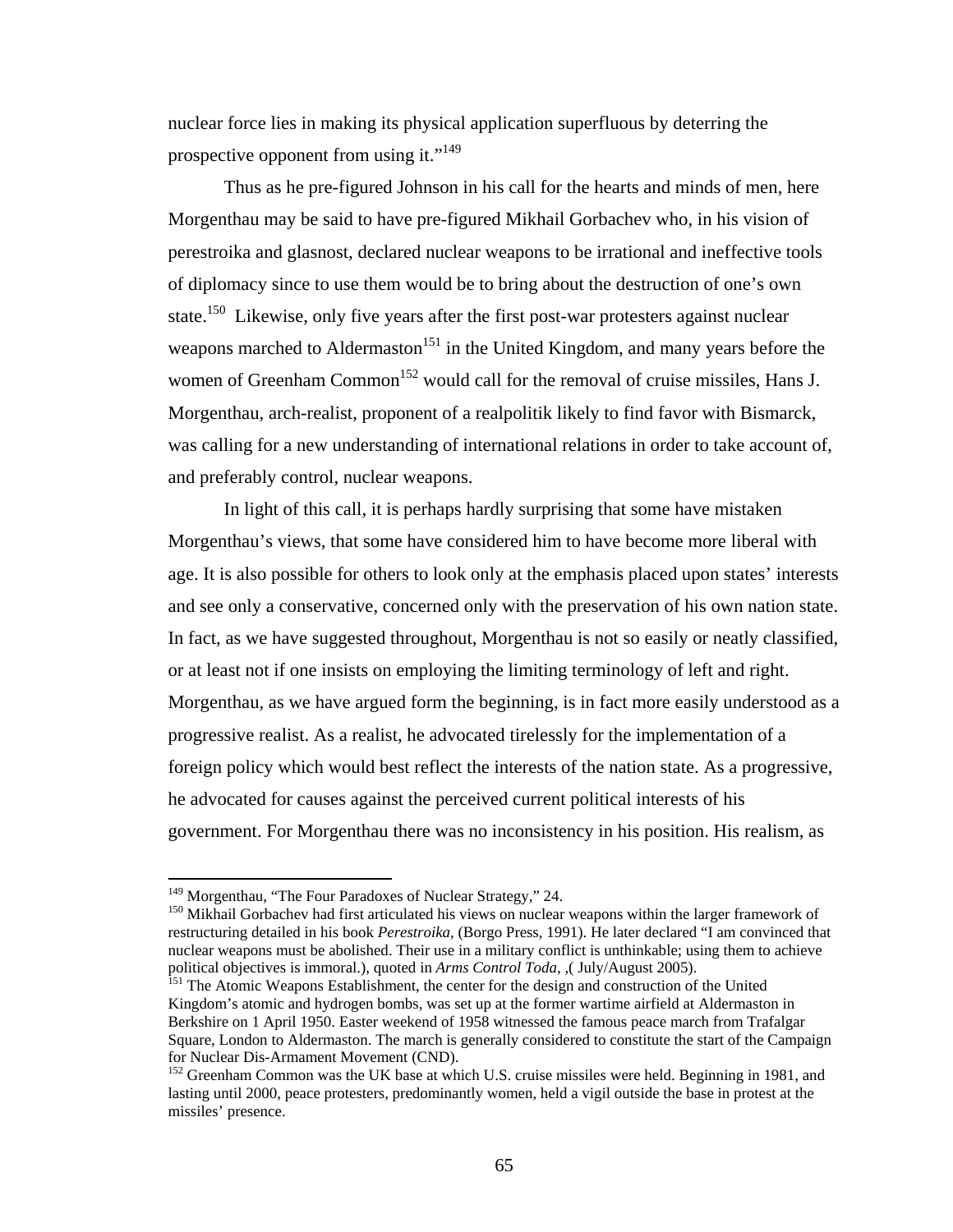nuclear force lies in making its physical application superfluous by deterring the prospective opponent from using it."[149]

Thus as he pre-figured Johnson in his call for the hearts and minds of men, here Morgenthau may be said to have pre-figured Mikhail Gorbachev who, in his vision of perestroika and glasnost, declared nuclear weapons to be irrational and ineffective tools of diplomacy since to use them would be to bring about the destruction of one's own state.[150] Likewise, only five years after the first post-war protesters against nuclear weapons marched to Aldermaston[151] in the United Kingdom, and many years before the women of Greenham Common[152] would call for the removal of cruise missiles, Hans J. Morgenthau, arch-realist, proponent of a realpolitik likely to find favor with Bismarck, was calling for a new understanding of international relations in order to take account of, and preferably control, nuclear weapons.

In light of this call, it is perhaps hardly surprising that some have mistaken Morgenthau's views, that some have considered him to have become more liberal with age. It is also possible for others to look only at the emphasis placed upon states' interests and see only a conservative, concerned only with the preservation of his own nation state. In fact, as we have suggested throughout, Morgenthau is not so easily or neatly classified, or at least not if one insists on employing the limiting terminology of left and right. Morgenthau, as we have argued form the beginning, is in fact more easily understood as a progressive realist. As a realist, he advocated tirelessly for the implementation of a foreign policy which would best reflect the interests of the nation state. As a progressive, he advocated for causes against the perceived current political interests of his government. For Morgenthau there was no inconsistency in his position. His realism, as

---

[149] Morgenthau, "The Four Paradoxes of Nuclear Strategy," 24.

[150] Mikhail Gorbachev had first articulated his views on nuclear weapons within the larger framework of restructuring detailed in his book *Perestroika*, (Borgo Press, 1991). He later declared "I am convinced that nuclear weapons must be abolished. Their use in a military conflict is unthinkable; using them to achieve political objectives is immoral.), quoted in *Arms Control Toda,* ,( July/August 2005).

[151] The Atomic Weapons Establishment, the center for the design and construction of the United Kingdom's atomic and hydrogen bombs, was set up at the former wartime airfield at Aldermaston in Berkshire on 1 April 1950. Easter weekend of 1958 witnessed the famous peace march from Trafalgar Square, London to Aldermaston. The march is generally considered to constitute the start of the Campaign for Nuclear Dis-Armament Movement (CND).

[152] Greenham Common was the UK base at which U.S. cruise missiles were held. Beginning in 1981, and lasting until 2000, peace protesters, predominantly women, held a vigil outside the base in protest at the missiles' presence.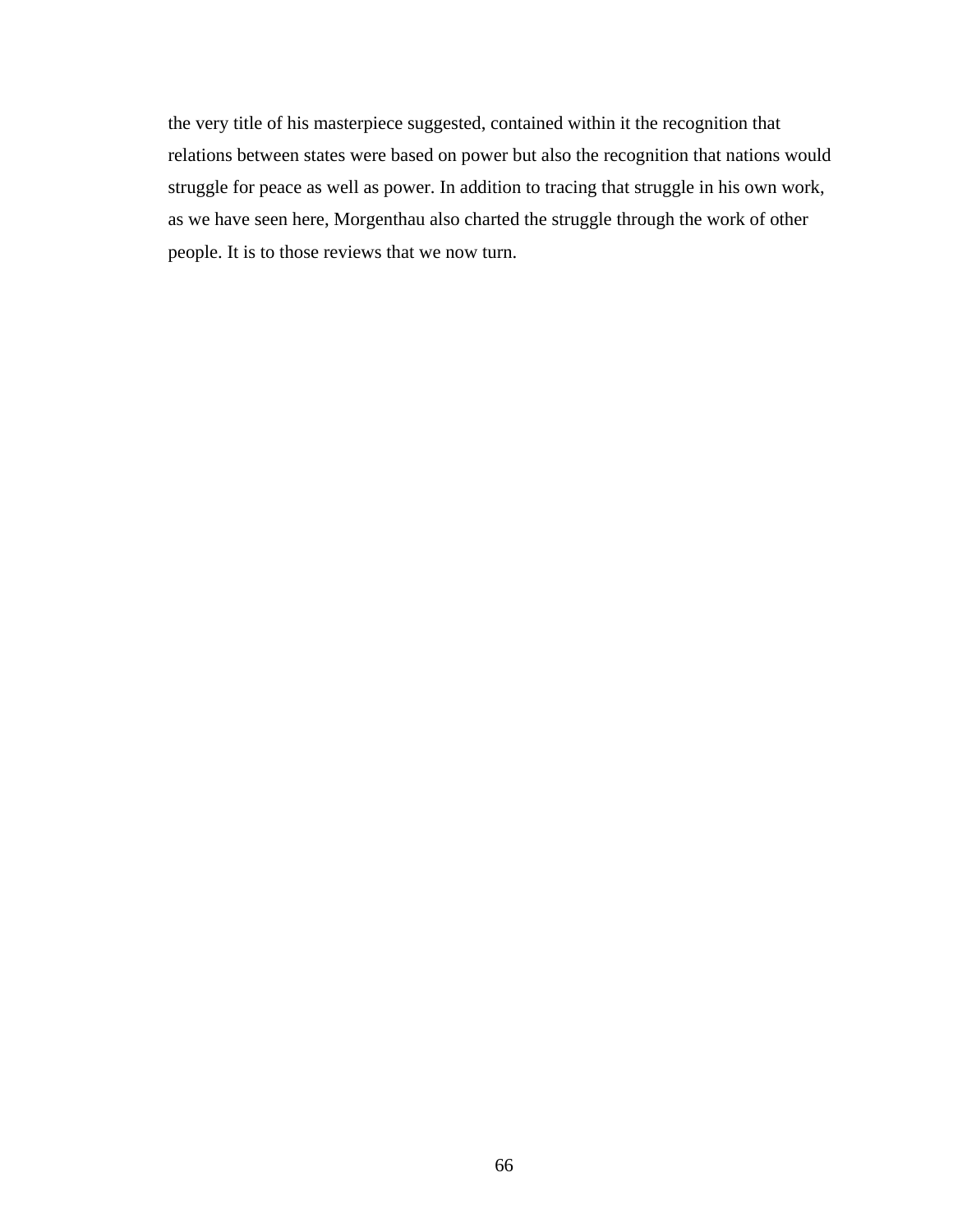the very title of his masterpiece suggested, contained within it the recognition that relations between states were based on power but also the recognition that nations would struggle for peace as well as power. In addition to tracing that struggle in his own work, as we have seen here, Morgenthau also charted the struggle through the work of other people. It is to those reviews that we now turn.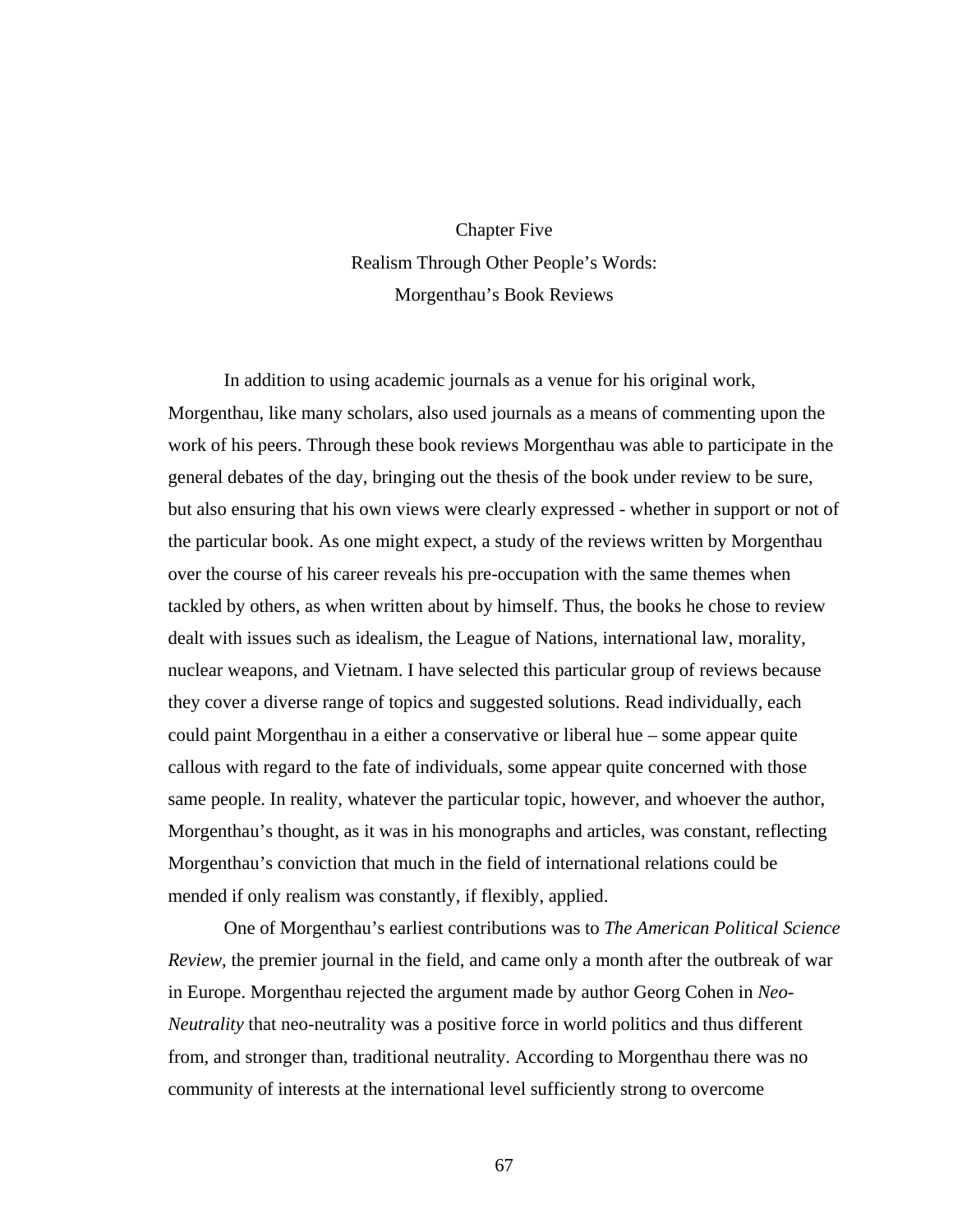# Chapter Five
## Realism Through Other People's Words: Morgenthau's Book Reviews

In addition to using academic journals as a venue for his original work, Morgenthau, like many scholars, also used journals as a means of commenting upon the work of his peers. Through these book reviews Morgenthau was able to participate in the general debates of the day, bringing out the thesis of the book under review to be sure, but also ensuring that his own views were clearly expressed - whether in support or not of the particular book. As one might expect, a study of the reviews written by Morgenthau over the course of his career reveals his pre-occupation with the same themes when tackled by others, as when written about by himself. Thus, the books he chose to review dealt with issues such as idealism, the League of Nations, international law, morality, nuclear weapons, and Vietnam. I have selected this particular group of reviews because they cover a diverse range of topics and suggested solutions. Read individually, each could paint Morgenthau in a either a conservative or liberal hue – some appear quite callous with regard to the fate of individuals, some appear quite concerned with those same people. In reality, whatever the particular topic, however, and whoever the author, Morgenthau's thought, as it was in his monographs and articles, was constant, reflecting Morgenthau's conviction that much in the field of international relations could be mended if only realism was constantly, if flexibly, applied.

One of Morgenthau's earliest contributions was to *The American Political Science Review*, the premier journal in the field, and came only a month after the outbreak of war in Europe. Morgenthau rejected the argument made by author Georg Cohen in *Neo-Neutrality* that neo-neutrality was a positive force in world politics and thus different from, and stronger than, traditional neutrality. According to Morgenthau there was no community of interests at the international level sufficiently strong to overcome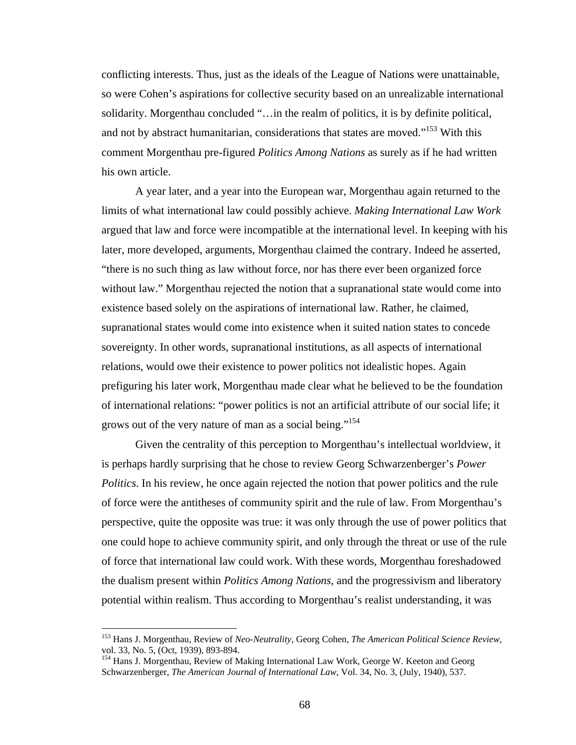conflicting interests. Thus, just as the ideals of the League of Nations were unattainable, so were Cohen's aspirations for collective security based on an unrealizable international solidarity. Morgenthau concluded "…in the realm of politics, it is by definite political, and not by abstract humanitarian, considerations that states are moved."[153] With this comment Morgenthau pre-figured *Politics Among Nations* as surely as if he had written his own article.

A year later, and a year into the European war, Morgenthau again returned to the limits of what international law could possibly achieve. *Making International Law Work* argued that law and force were incompatible at the international level. In keeping with his later, more developed, arguments, Morgenthau claimed the contrary. Indeed he asserted, "there is no such thing as law without force, nor has there ever been organized force without law." Morgenthau rejected the notion that a supranational state would come into existence based solely on the aspirations of international law. Rather, he claimed, supranational states would come into existence when it suited nation states to concede sovereignty. In other words, supranational institutions, as all aspects of international relations, would owe their existence to power politics not idealistic hopes. Again prefiguring his later work, Morgenthau made clear what he believed to be the foundation of international relations: "power politics is not an artificial attribute of our social life; it grows out of the very nature of man as a social being."[154]

Given the centrality of this perception to Morgenthau's intellectual worldview, it is perhaps hardly surprising that he chose to review Georg Schwarzenberger's *Power Politics*. In his review, he once again rejected the notion that power politics and the rule of force were the antitheses of community spirit and the rule of law. From Morgenthau's perspective, quite the opposite was true: it was only through the use of power politics that one could hope to achieve community spirit, and only through the threat or use of the rule of force that international law could work. With these words, Morgenthau foreshadowed the dualism present within *Politics Among Nations*, and the progressivism and liberatory potential within realism. Thus according to Morgenthau's realist understanding, it was

---

[153] Hans J. Morgenthau, Review of *Neo-Neutrality*, Georg Cohen, *The American Political Science Review*, vol. 33, No. 5, (Oct, 1939), 893-894.

[154] Hans J. Morgenthau, Review of Making International Law Work, George W. Keeton and Georg Schwarzenberger, *The American Journal of International Law*, Vol. 34, No. 3, (July, 1940), 537.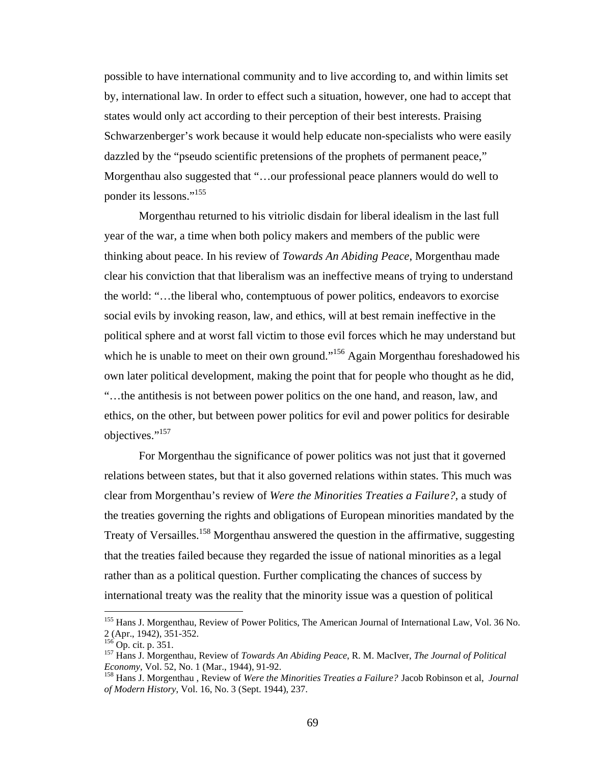possible to have international community and to live according to, and within limits set by, international law. In order to effect such a situation, however, one had to accept that states would only act according to their perception of their best interests. Praising Schwarzenberger's work because it would help educate non-specialists who were easily dazzled by the "pseudo scientific pretensions of the prophets of permanent peace," Morgenthau also suggested that "…our professional peace planners would do well to ponder its lessons."[155]

Morgenthau returned to his vitriolic disdain for liberal idealism in the last full year of the war, a time when both policy makers and members of the public were thinking about peace. In his review of *Towards An Abiding Peace*, Morgenthau made clear his conviction that that liberalism was an ineffective means of trying to understand the world: "…the liberal who, contemptuous of power politics, endeavors to exorcise social evils by invoking reason, law, and ethics, will at best remain ineffective in the political sphere and at worst fall victim to those evil forces which he may understand but which he is unable to meet on their own ground."[156] Again Morgenthau foreshadowed his own later political development, making the point that for people who thought as he did, "…the antithesis is not between power politics on the one hand, and reason, law, and ethics, on the other, but between power politics for evil and power politics for desirable objectives."[157]

For Morgenthau the significance of power politics was not just that it governed relations between states, but that it also governed relations within states. This much was clear from Morgenthau's review of *Were the Minorities Treaties a Failure?,* a study of the treaties governing the rights and obligations of European minorities mandated by the Treaty of Versailles.[158] Morgenthau answered the question in the affirmative, suggesting that the treaties failed because they regarded the issue of national minorities as a legal rather than as a political question. Further complicating the chances of success by international treaty was the reality that the minority issue was a question of political

---

[155] Hans J. Morgenthau, Review of Power Politics, The American Journal of International Law, Vol. 36 No. 2 (Apr., 1942), 351-352.
[156] Op. cit. p. 351.
[157] Hans J. Morgenthau, Review of *Towards An Abiding Peace*, R. M. MacIver, *The Journal of Political Economy*, Vol. 52, No. 1 (Mar., 1944), 91-92.
[158] Hans J. Morgenthau , Review of *Were the Minorities Treaties a Failure?* Jacob Robinson et al, *Journal of Modern History*, Vol. 16, No. 3 (Sept. 1944), 237.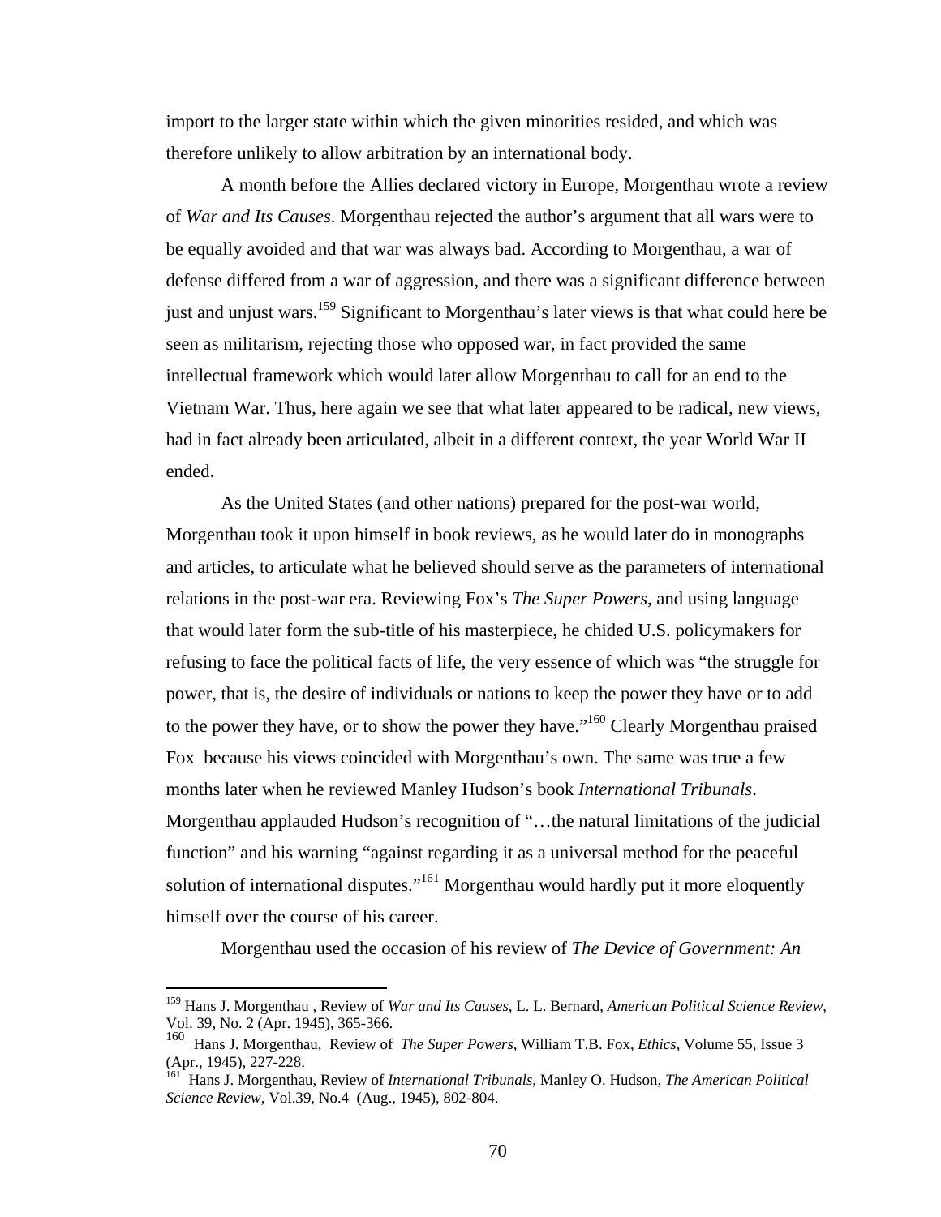import to the larger state within which the given minorities resided, and which was therefore unlikely to allow arbitration by an international body.

A month before the Allies declared victory in Europe, Morgenthau wrote a review of *War and Its Causes*. Morgenthau rejected the author's argument that all wars were to be equally avoided and that war was always bad. According to Morgenthau, a war of defense differed from a war of aggression, and there was a significant difference between just and unjust wars.[159] Significant to Morgenthau's later views is that what could here be seen as militarism, rejecting those who opposed war, in fact provided the same intellectual framework which would later allow Morgenthau to call for an end to the Vietnam War. Thus, here again we see that what later appeared to be radical, new views, had in fact already been articulated, albeit in a different context, the year World War II ended.

As the United States (and other nations) prepared for the post-war world, Morgenthau took it upon himself in book reviews, as he would later do in monographs and articles, to articulate what he believed should serve as the parameters of international relations in the post-war era. Reviewing Fox's *The Super Powers*, and using language that would later form the sub-title of his masterpiece, he chided U.S. policymakers for refusing to face the political facts of life, the very essence of which was "the struggle for power, that is, the desire of individuals or nations to keep the power they have or to add to the power they have, or to show the power they have."[160] Clearly Morgenthau praised Fox because his views coincided with Morgenthau's own. The same was true a few months later when he reviewed Manley Hudson's book *International Tribunals*. Morgenthau applauded Hudson's recognition of "…the natural limitations of the judicial function" and his warning "against regarding it as a universal method for the peaceful solution of international disputes."[161] Morgenthau would hardly put it more eloquently himself over the course of his career.

Morgenthau used the occasion of his review of *The Device of Government: An*

---

[159] Hans J. Morgenthau , Review of *War and Its Causes*, L. L. Bernard, *American Political Science Review*, Vol. 39, No. 2 (Apr. 1945), 365-366.

[160] Hans J. Morgenthau, Review of *The Super Powers*, William T.B. Fox, *Ethics*, Volume 55, Issue 3 (Apr., 1945), 227-228.

[161] Hans J. Morgenthau, Review of *International Tribunals*, Manley O. Hudson, *The American Political Science Review*, Vol.39, No.4 (Aug., 1945), 802-804.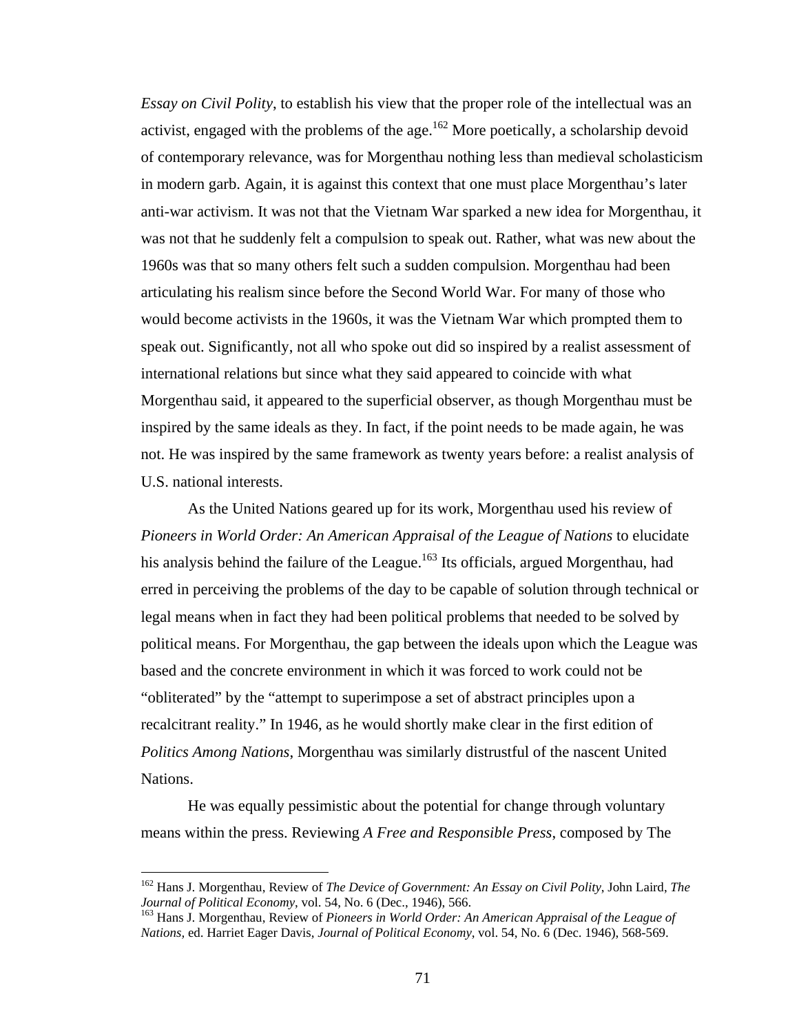*Essay on Civil Polity*, to establish his view that the proper role of the intellectual was an activist, engaged with the problems of the age.[162] More poetically, a scholarship devoid of contemporary relevance, was for Morgenthau nothing less than medieval scholasticism in modern garb. Again, it is against this context that one must place Morgenthau's later anti-war activism. It was not that the Vietnam War sparked a new idea for Morgenthau, it was not that he suddenly felt a compulsion to speak out. Rather, what was new about the 1960s was that so many others felt such a sudden compulsion. Morgenthau had been articulating his realism since before the Second World War. For many of those who would become activists in the 1960s, it was the Vietnam War which prompted them to speak out. Significantly, not all who spoke out did so inspired by a realist assessment of international relations but since what they said appeared to coincide with what Morgenthau said, it appeared to the superficial observer, as though Morgenthau must be inspired by the same ideals as they. In fact, if the point needs to be made again, he was not. He was inspired by the same framework as twenty years before: a realist analysis of U.S. national interests.

As the United Nations geared up for its work, Morgenthau used his review of *Pioneers in World Order: An American Appraisal of the League of Nations* to elucidate his analysis behind the failure of the League.[163] Its officials, argued Morgenthau, had erred in perceiving the problems of the day to be capable of solution through technical or legal means when in fact they had been political problems that needed to be solved by political means. For Morgenthau, the gap between the ideals upon which the League was based and the concrete environment in which it was forced to work could not be "obliterated" by the "attempt to superimpose a set of abstract principles upon a recalcitrant reality." In 1946, as he would shortly make clear in the first edition of *Politics Among Nations*, Morgenthau was similarly distrustful of the nascent United Nations.

He was equally pessimistic about the potential for change through voluntary means within the press. Reviewing *A Free and Responsible Press*, composed by The

[162] Hans J. Morgenthau, Review of *The Device of Government: An Essay on Civil Polity*, John Laird, *The Journal of Political Economy*, vol. 54, No. 6 (Dec., 1946), 566.

[163] Hans J. Morgenthau, Review of *Pioneers in World Order: An American Appraisal of the League of Nations*, ed. Harriet Eager Davis, *Journal of Political Economy*, vol. 54, No. 6 (Dec. 1946), 568-569.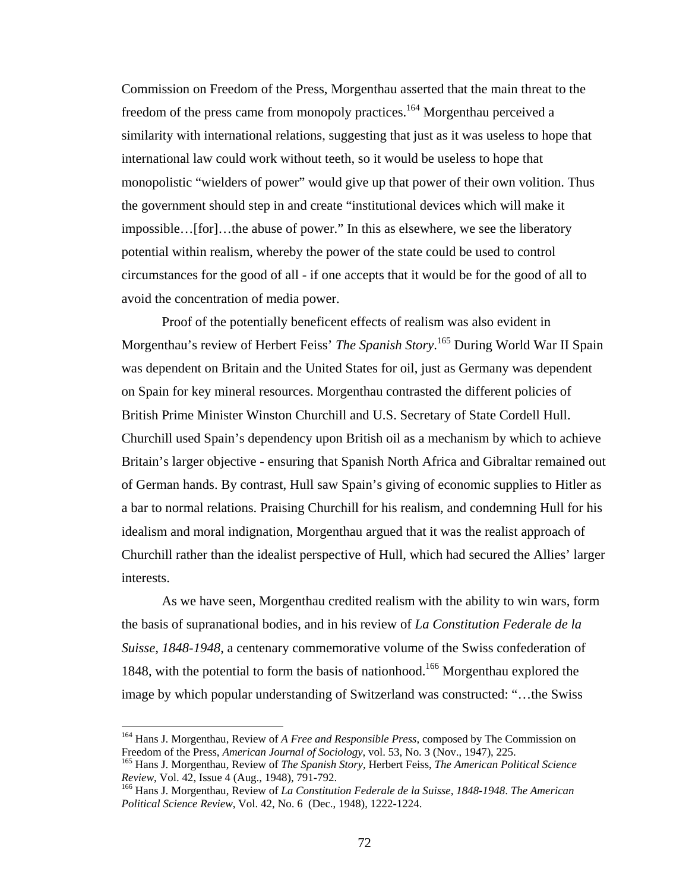Commission on Freedom of the Press, Morgenthau asserted that the main threat to the freedom of the press came from monopoly practices.[164] Morgenthau perceived a similarity with international relations, suggesting that just as it was useless to hope that international law could work without teeth, so it would be useless to hope that monopolistic "wielders of power" would give up that power of their own volition. Thus the government should step in and create "institutional devices which will make it impossible…[for]…the abuse of power." In this as elsewhere, we see the liberatory potential within realism, whereby the power of the state could be used to control circumstances for the good of all - if one accepts that it would be for the good of all to avoid the concentration of media power.

Proof of the potentially beneficent effects of realism was also evident in Morgenthau's review of Herbert Feiss' *The Spanish Story*.[165] During World War II Spain was dependent on Britain and the United States for oil, just as Germany was dependent on Spain for key mineral resources. Morgenthau contrasted the different policies of British Prime Minister Winston Churchill and U.S. Secretary of State Cordell Hull. Churchill used Spain's dependency upon British oil as a mechanism by which to achieve Britain's larger objective - ensuring that Spanish North Africa and Gibraltar remained out of German hands. By contrast, Hull saw Spain's giving of economic supplies to Hitler as a bar to normal relations. Praising Churchill for his realism, and condemning Hull for his idealism and moral indignation, Morgenthau argued that it was the realist approach of Churchill rather than the idealist perspective of Hull, which had secured the Allies' larger interests.

As we have seen, Morgenthau credited realism with the ability to win wars, form the basis of supranational bodies, and in his review of *La Constitution Federale de la Suisse, 1848-1948*, a centenary commemorative volume of the Swiss confederation of 1848, with the potential to form the basis of nationhood.[166] Morgenthau explored the image by which popular understanding of Switzerland was constructed: "…the Swiss

---

[164] Hans J. Morgenthau, Review of *A Free and Responsible Press*, composed by The Commission on Freedom of the Press, *American Journal of Sociology*, vol. 53, No. 3 (Nov., 1947), 225.

[165] Hans J. Morgenthau, Review of *The Spanish Story*, Herbert Feiss, *The American Political Science Review*, Vol. 42, Issue 4 (Aug., 1948), 791-792.

[166] Hans J. Morgenthau, Review of *La Constitution Federale de la Suisse, 1848-1948*. *The American Political Science Review*, Vol. 42, No. 6 (Dec., 1948), 1222-1224.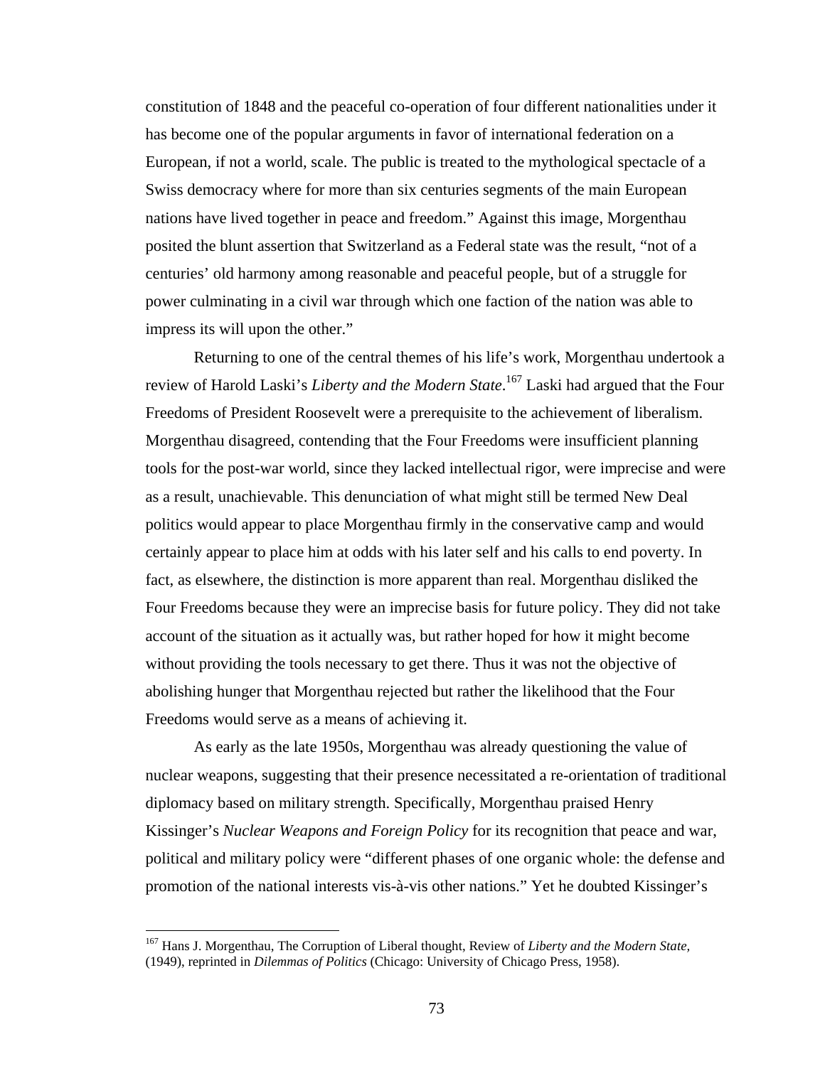constitution of 1848 and the peaceful co-operation of four different nationalities under it has become one of the popular arguments in favor of international federation on a European, if not a world, scale. The public is treated to the mythological spectacle of a Swiss democracy where for more than six centuries segments of the main European nations have lived together in peace and freedom." Against this image, Morgenthau posited the blunt assertion that Switzerland as a Federal state was the result, "not of a centuries' old harmony among reasonable and peaceful people, but of a struggle for power culminating in a civil war through which one faction of the nation was able to impress its will upon the other."

Returning to one of the central themes of his life's work, Morgenthau undertook a review of Harold Laski's *Liberty and the Modern State*.[167] Laski had argued that the Four Freedoms of President Roosevelt were a prerequisite to the achievement of liberalism. Morgenthau disagreed, contending that the Four Freedoms were insufficient planning tools for the post-war world, since they lacked intellectual rigor, were imprecise and were as a result, unachievable. This denunciation of what might still be termed New Deal politics would appear to place Morgenthau firmly in the conservative camp and would certainly appear to place him at odds with his later self and his calls to end poverty. In fact, as elsewhere, the distinction is more apparent than real. Morgenthau disliked the Four Freedoms because they were an imprecise basis for future policy. They did not take account of the situation as it actually was, but rather hoped for how it might become without providing the tools necessary to get there. Thus it was not the objective of abolishing hunger that Morgenthau rejected but rather the likelihood that the Four Freedoms would serve as a means of achieving it.

As early as the late 1950s, Morgenthau was already questioning the value of nuclear weapons, suggesting that their presence necessitated a re-orientation of traditional diplomacy based on military strength. Specifically, Morgenthau praised Henry Kissinger's *Nuclear Weapons and Foreign Policy* for its recognition that peace and war, political and military policy were "different phases of one organic whole: the defense and promotion of the national interests vis-à-vis other nations." Yet he doubted Kissinger's

---

[167] Hans J. Morgenthau, The Corruption of Liberal thought, Review of *Liberty and the Modern State,* (1949), reprinted in *Dilemmas of Politics* (Chicago: University of Chicago Press, 1958).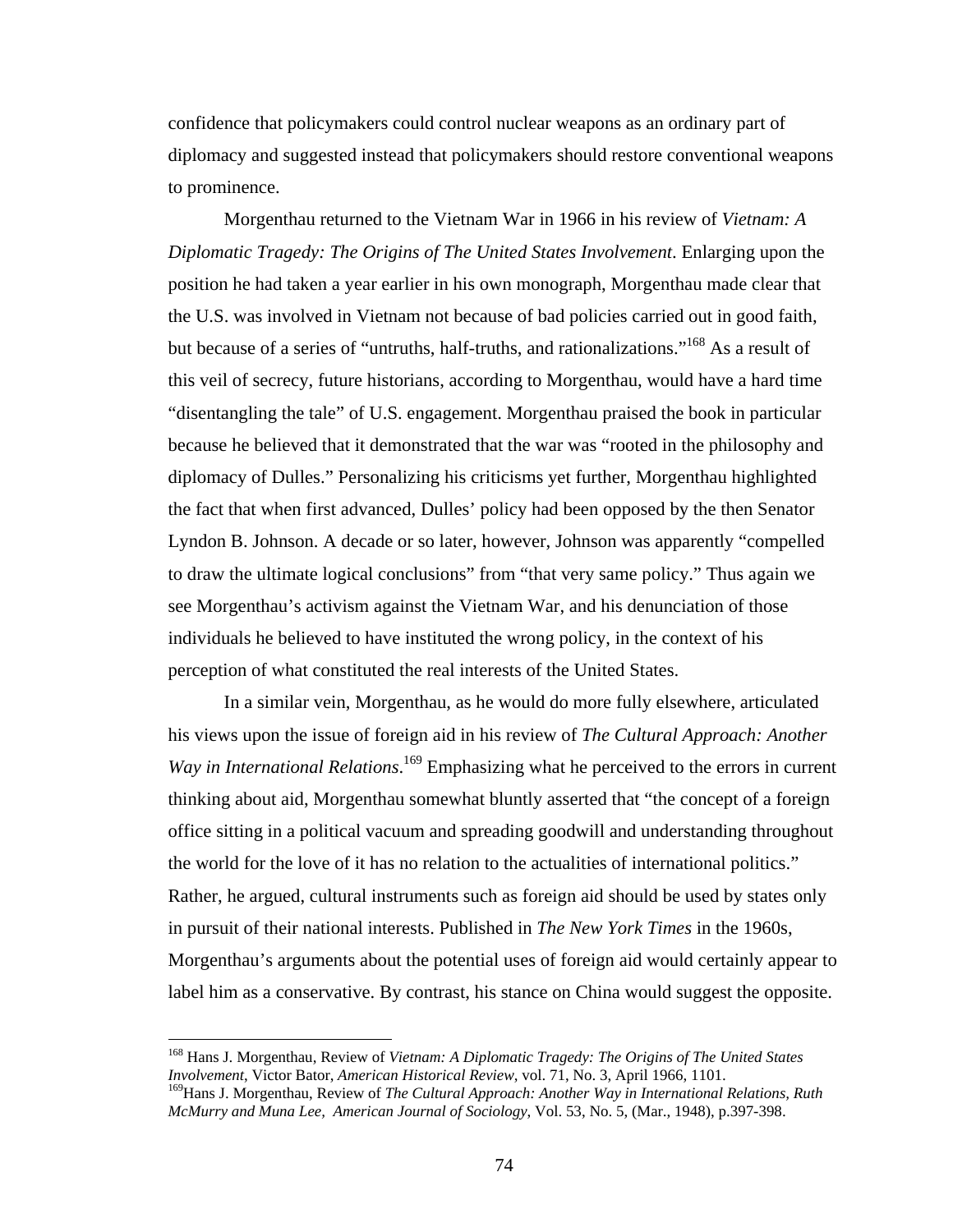confidence that policymakers could control nuclear weapons as an ordinary part of diplomacy and suggested instead that policymakers should restore conventional weapons to prominence.

Morgenthau returned to the Vietnam War in 1966 in his review of *Vietnam: A Diplomatic Tragedy: The Origins of The United States Involvement*. Enlarging upon the position he had taken a year earlier in his own monograph, Morgenthau made clear that the U.S. was involved in Vietnam not because of bad policies carried out in good faith, but because of a series of "untruths, half-truths, and rationalizations."[168] As a result of this veil of secrecy, future historians, according to Morgenthau, would have a hard time "disentangling the tale" of U.S. engagement. Morgenthau praised the book in particular because he believed that it demonstrated that the war was "rooted in the philosophy and diplomacy of Dulles." Personalizing his criticisms yet further, Morgenthau highlighted the fact that when first advanced, Dulles' policy had been opposed by the then Senator Lyndon B. Johnson. A decade or so later, however, Johnson was apparently "compelled to draw the ultimate logical conclusions" from "that very same policy." Thus again we see Morgenthau's activism against the Vietnam War, and his denunciation of those individuals he believed to have instituted the wrong policy, in the context of his perception of what constituted the real interests of the United States.

In a similar vein, Morgenthau, as he would do more fully elsewhere, articulated his views upon the issue of foreign aid in his review of *The Cultural Approach: Another Way in International Relations*.[169] Emphasizing what he perceived to the errors in current thinking about aid, Morgenthau somewhat bluntly asserted that "the concept of a foreign office sitting in a political vacuum and spreading goodwill and understanding throughout the world for the love of it has no relation to the actualities of international politics." Rather, he argued, cultural instruments such as foreign aid should be used by states only in pursuit of their national interests. Published in *The New York Times* in the 1960s, Morgenthau's arguments about the potential uses of foreign aid would certainly appear to label him as a conservative. By contrast, his stance on China would suggest the opposite.

---

[168] Hans J. Morgenthau, Review of *Vietnam: A Diplomatic Tragedy: The Origins of The United States Involvement*, Victor Bator, *American Historical Review*, vol. 71, No. 3, April 1966, 1101.

[169] Hans J. Morgenthau, Review of *The Cultural Approach: Another Way in International Relations, Ruth McMurry and Muna Lee, American Journal of Sociology*, Vol. 53, No. 5, (Mar., 1948), p.397-398.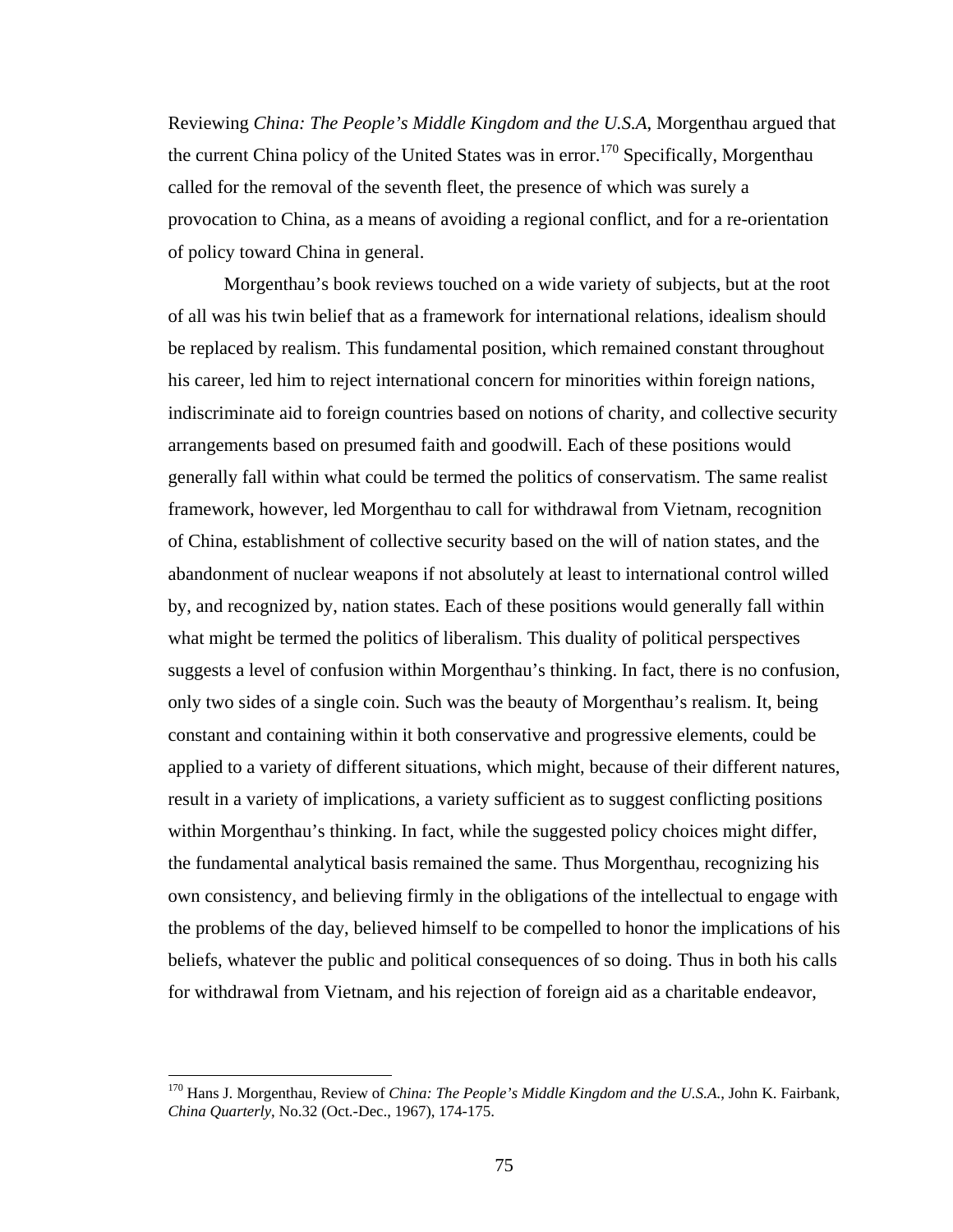Reviewing *China: The People's Middle Kingdom and the U.S.A*, Morgenthau argued that the current China policy of the United States was in error.[170] Specifically, Morgenthau called for the removal of the seventh fleet, the presence of which was surely a provocation to China, as a means of avoiding a regional conflict, and for a re-orientation of policy toward China in general.

Morgenthau's book reviews touched on a wide variety of subjects, but at the root of all was his twin belief that as a framework for international relations, idealism should be replaced by realism. This fundamental position, which remained constant throughout his career, led him to reject international concern for minorities within foreign nations, indiscriminate aid to foreign countries based on notions of charity, and collective security arrangements based on presumed faith and goodwill. Each of these positions would generally fall within what could be termed the politics of conservatism. The same realist framework, however, led Morgenthau to call for withdrawal from Vietnam, recognition of China, establishment of collective security based on the will of nation states, and the abandonment of nuclear weapons if not absolutely at least to international control willed by, and recognized by, nation states. Each of these positions would generally fall within what might be termed the politics of liberalism. This duality of political perspectives suggests a level of confusion within Morgenthau's thinking. In fact, there is no confusion, only two sides of a single coin. Such was the beauty of Morgenthau's realism. It, being constant and containing within it both conservative and progressive elements, could be applied to a variety of different situations, which might, because of their different natures, result in a variety of implications, a variety sufficient as to suggest conflicting positions within Morgenthau's thinking. In fact, while the suggested policy choices might differ, the fundamental analytical basis remained the same. Thus Morgenthau, recognizing his own consistency, and believing firmly in the obligations of the intellectual to engage with the problems of the day, believed himself to be compelled to honor the implications of his beliefs, whatever the public and political consequences of so doing. Thus in both his calls for withdrawal from Vietnam, and his rejection of foreign aid as a charitable endeavor,

[170] Hans J. Morgenthau, Review of *China: The People's Middle Kingdom and the U.S.A.*, John K. Fairbank, *China Quarterly*, No.32 (Oct.-Dec., 1967), 174-175.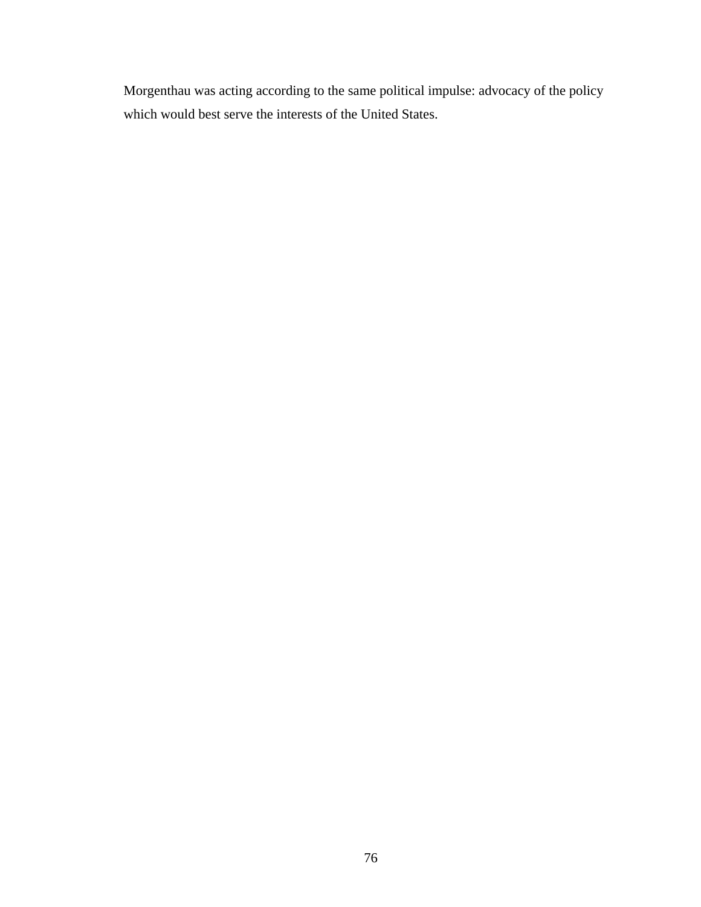Morgenthau was acting according to the same political impulse: advocacy of the policy which would best serve the interests of the United States.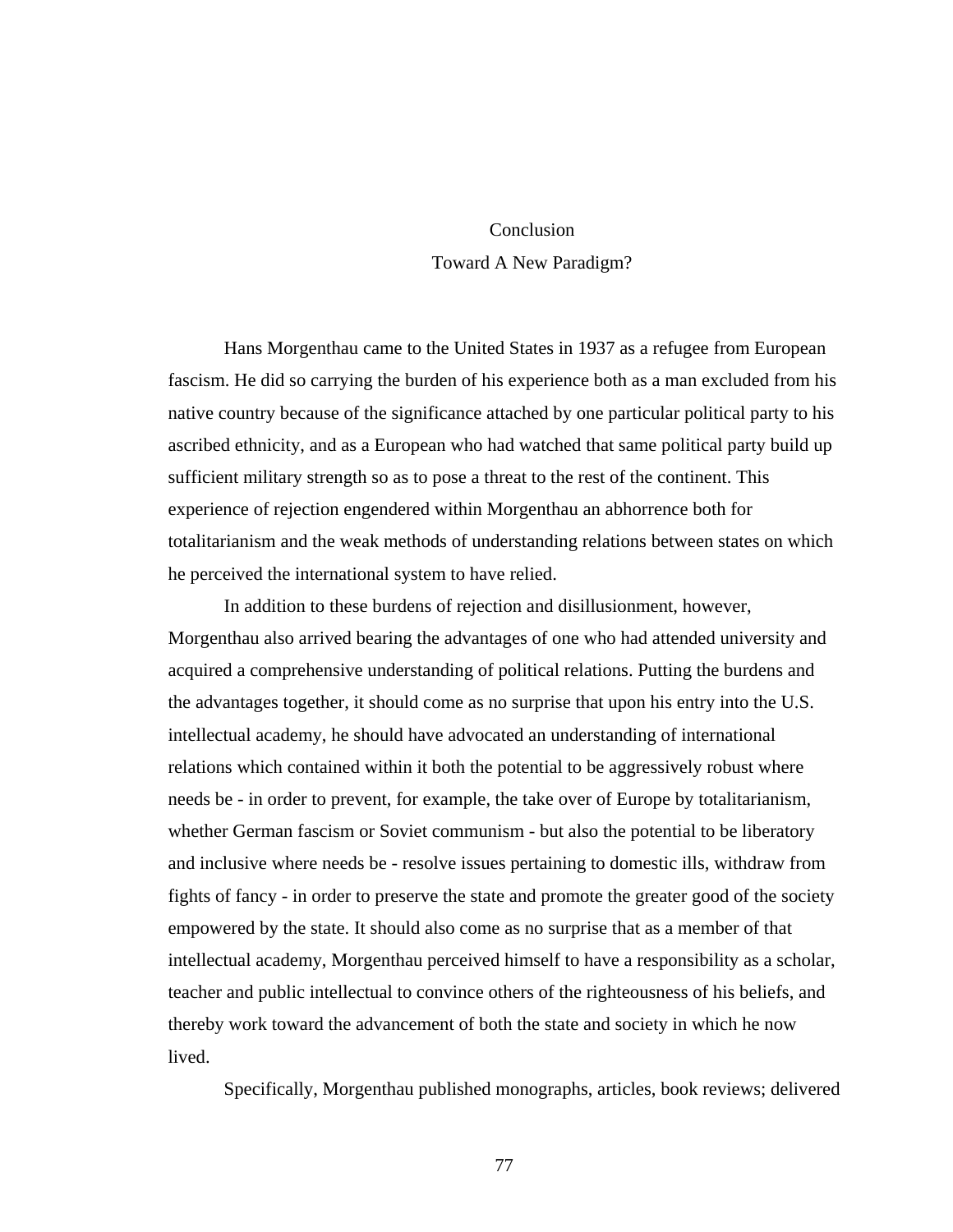# Conclusion

## Toward A New Paradigm?

Hans Morgenthau came to the United States in 1937 as a refugee from European fascism. He did so carrying the burden of his experience both as a man excluded from his native country because of the significance attached by one particular political party to his ascribed ethnicity, and as a European who had watched that same political party build up sufficient military strength so as to pose a threat to the rest of the continent. This experience of rejection engendered within Morgenthau an abhorrence both for totalitarianism and the weak methods of understanding relations between states on which he perceived the international system to have relied.

In addition to these burdens of rejection and disillusionment, however, Morgenthau also arrived bearing the advantages of one who had attended university and acquired a comprehensive understanding of political relations. Putting the burdens and the advantages together, it should come as no surprise that upon his entry into the U.S. intellectual academy, he should have advocated an understanding of international relations which contained within it both the potential to be aggressively robust where needs be - in order to prevent, for example, the take over of Europe by totalitarianism, whether German fascism or Soviet communism - but also the potential to be liberatory and inclusive where needs be - resolve issues pertaining to domestic ills, withdraw from fights of fancy - in order to preserve the state and promote the greater good of the society empowered by the state. It should also come as no surprise that as a member of that intellectual academy, Morgenthau perceived himself to have a responsibility as a scholar, teacher and public intellectual to convince others of the righteousness of his beliefs, and thereby work toward the advancement of both the state and society in which he now lived.

Specifically, Morgenthau published monographs, articles, book reviews; delivered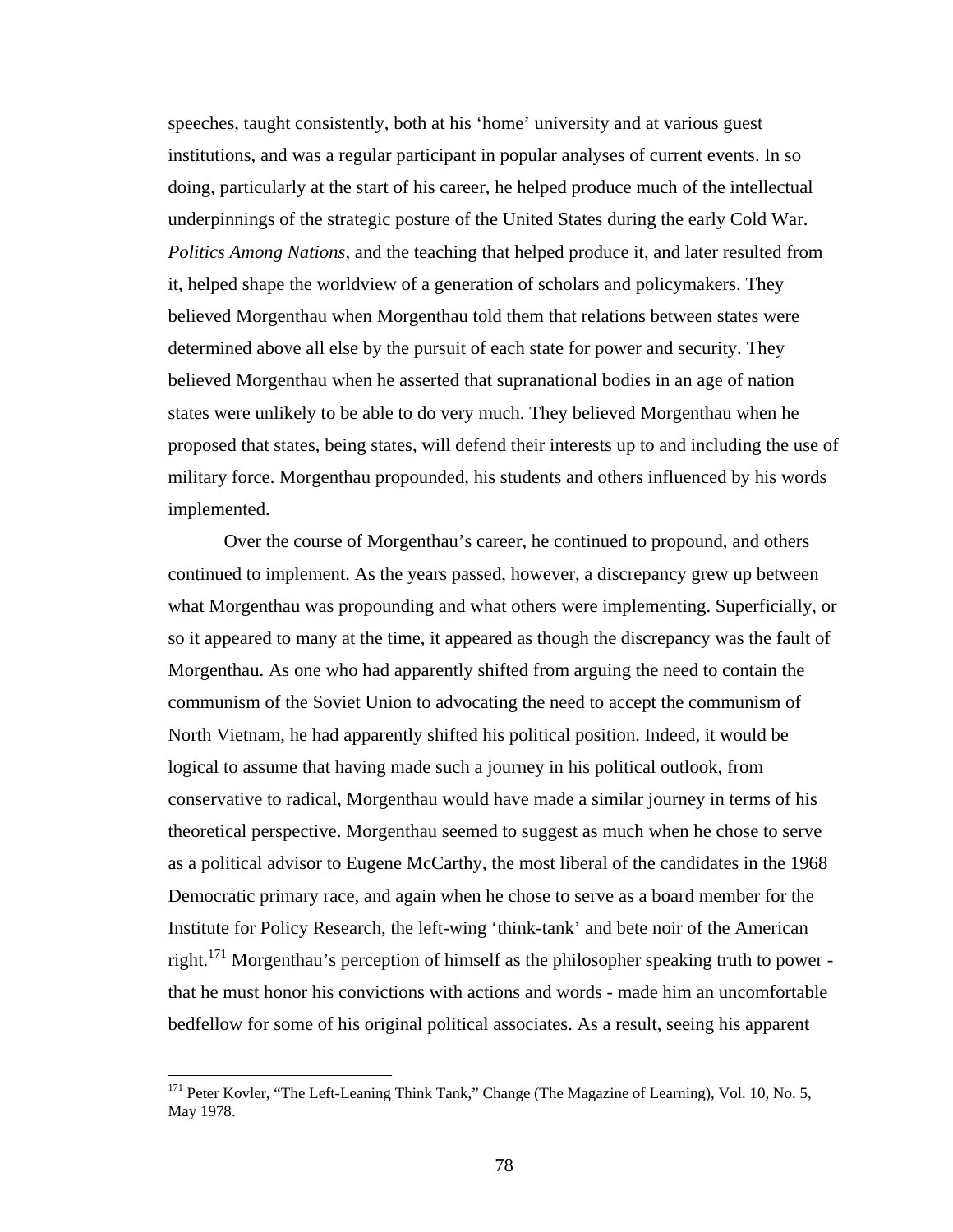speeches, taught consistently, both at his 'home' university and at various guest institutions, and was a regular participant in popular analyses of current events. In so doing, particularly at the start of his career, he helped produce much of the intellectual underpinnings of the strategic posture of the United States during the early Cold War. *Politics Among Nations*, and the teaching that helped produce it, and later resulted from it, helped shape the worldview of a generation of scholars and policymakers. They believed Morgenthau when Morgenthau told them that relations between states were determined above all else by the pursuit of each state for power and security. They believed Morgenthau when he asserted that supranational bodies in an age of nation states were unlikely to be able to do very much. They believed Morgenthau when he proposed that states, being states, will defend their interests up to and including the use of military force. Morgenthau propounded, his students and others influenced by his words implemented.

Over the course of Morgenthau's career, he continued to propound, and others continued to implement. As the years passed, however, a discrepancy grew up between what Morgenthau was propounding and what others were implementing. Superficially, or so it appeared to many at the time, it appeared as though the discrepancy was the fault of Morgenthau. As one who had apparently shifted from arguing the need to contain the communism of the Soviet Union to advocating the need to accept the communism of North Vietnam, he had apparently shifted his political position. Indeed, it would be logical to assume that having made such a journey in his political outlook, from conservative to radical, Morgenthau would have made a similar journey in terms of his theoretical perspective. Morgenthau seemed to suggest as much when he chose to serve as a political advisor to Eugene McCarthy, the most liberal of the candidates in the 1968 Democratic primary race, and again when he chose to serve as a board member for the Institute for Policy Research, the left-wing 'think-tank' and bete noir of the American right.[171] Morgenthau's perception of himself as the philosopher speaking truth to power - that he must honor his convictions with actions and words - made him an uncomfortable bedfellow for some of his original political associates. As a result, seeing his apparent

[171] Peter Kovler, "The Left-Leaning Think Tank," Change (The Magazine of Learning), Vol. 10, No. 5, May 1978.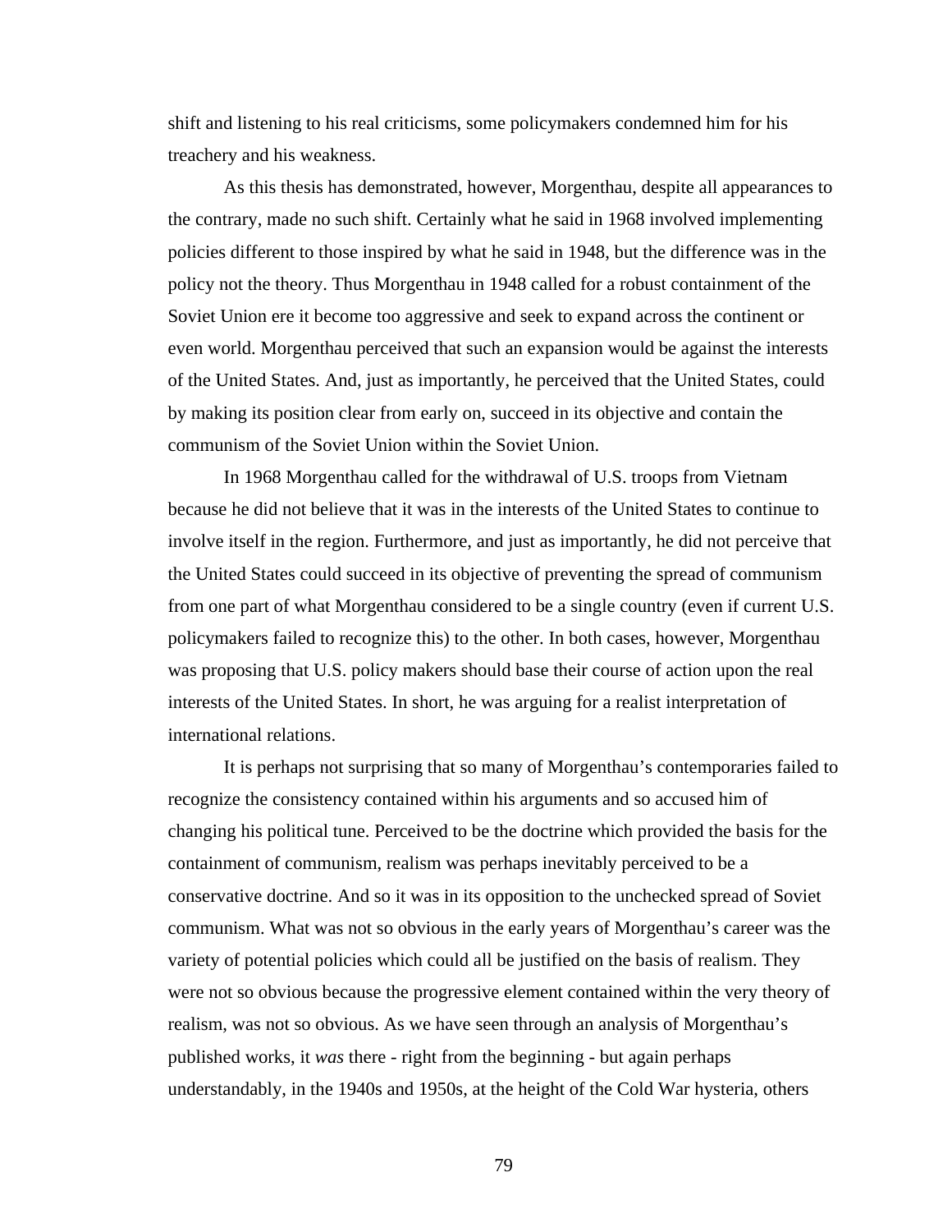shift and listening to his real criticisms, some policymakers condemned him for his treachery and his weakness.

As this thesis has demonstrated, however, Morgenthau, despite all appearances to the contrary, made no such shift. Certainly what he said in 1968 involved implementing policies different to those inspired by what he said in 1948, but the difference was in the policy not the theory. Thus Morgenthau in 1948 called for a robust containment of the Soviet Union ere it become too aggressive and seek to expand across the continent or even world. Morgenthau perceived that such an expansion would be against the interests of the United States. And, just as importantly, he perceived that the United States, could by making its position clear from early on, succeed in its objective and contain the communism of the Soviet Union within the Soviet Union.

In 1968 Morgenthau called for the withdrawal of U.S. troops from Vietnam because he did not believe that it was in the interests of the United States to continue to involve itself in the region. Furthermore, and just as importantly, he did not perceive that the United States could succeed in its objective of preventing the spread of communism from one part of what Morgenthau considered to be a single country (even if current U.S. policymakers failed to recognize this) to the other. In both cases, however, Morgenthau was proposing that U.S. policy makers should base their course of action upon the real interests of the United States. In short, he was arguing for a realist interpretation of international relations.

It is perhaps not surprising that so many of Morgenthau's contemporaries failed to recognize the consistency contained within his arguments and so accused him of changing his political tune. Perceived to be the doctrine which provided the basis for the containment of communism, realism was perhaps inevitably perceived to be a conservative doctrine. And so it was in its opposition to the unchecked spread of Soviet communism. What was not so obvious in the early years of Morgenthau's career was the variety of potential policies which could all be justified on the basis of realism. They were not so obvious because the progressive element contained within the very theory of realism, was not so obvious. As we have seen through an analysis of Morgenthau's published works, it *was* there - right from the beginning - but again perhaps understandably, in the 1940s and 1950s, at the height of the Cold War hysteria, others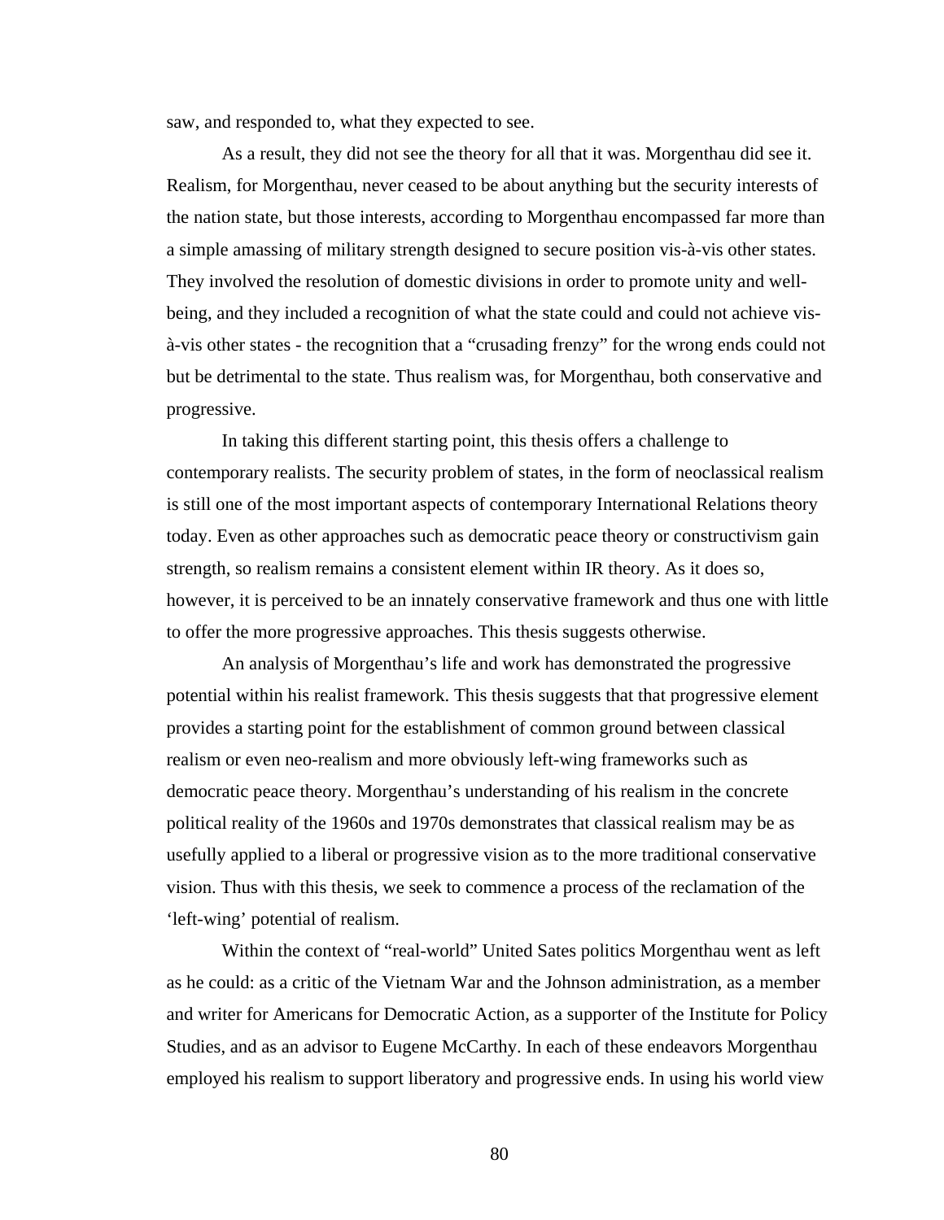saw, and responded to, what they expected to see.

As a result, they did not see the theory for all that it was. Morgenthau did see it. Realism, for Morgenthau, never ceased to be about anything but the security interests of the nation state, but those interests, according to Morgenthau encompassed far more than a simple amassing of military strength designed to secure position vis-à-vis other states. They involved the resolution of domestic divisions in order to promote unity and well-being, and they included a recognition of what the state could and could not achieve vis-à-vis other states - the recognition that a "crusading frenzy" for the wrong ends could not but be detrimental to the state. Thus realism was, for Morgenthau, both conservative and progressive.

In taking this different starting point, this thesis offers a challenge to contemporary realists. The security problem of states, in the form of neoclassical realism is still one of the most important aspects of contemporary International Relations theory today. Even as other approaches such as democratic peace theory or constructivism gain strength, so realism remains a consistent element within IR theory. As it does so, however, it is perceived to be an innately conservative framework and thus one with little to offer the more progressive approaches. This thesis suggests otherwise.

An analysis of Morgenthau's life and work has demonstrated the progressive potential within his realist framework. This thesis suggests that that progressive element provides a starting point for the establishment of common ground between classical realism or even neo-realism and more obviously left-wing frameworks such as democratic peace theory. Morgenthau's understanding of his realism in the concrete political reality of the 1960s and 1970s demonstrates that classical realism may be as usefully applied to a liberal or progressive vision as to the more traditional conservative vision. Thus with this thesis, we seek to commence a process of the reclamation of the 'left-wing' potential of realism.

Within the context of "real-world" United Sates politics Morgenthau went as left as he could: as a critic of the Vietnam War and the Johnson administration, as a member and writer for Americans for Democratic Action, as a supporter of the Institute for Policy Studies, and as an advisor to Eugene McCarthy. In each of these endeavors Morgenthau employed his realism to support liberatory and progressive ends. In using his world view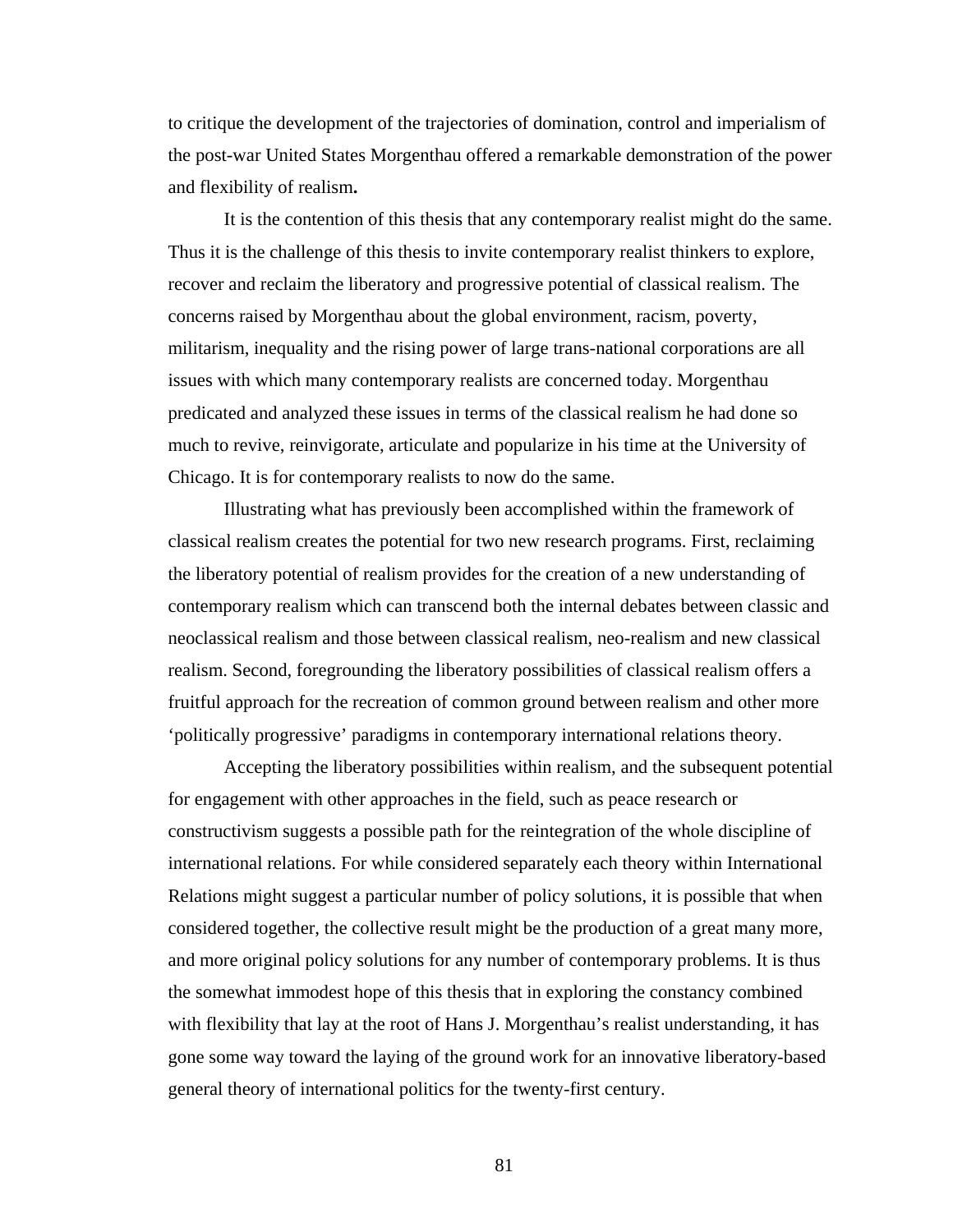to critique the development of the trajectories of domination, control and imperialism of the post-war United States Morgenthau offered a remarkable demonstration of the power and flexibility of realism**.**

It is the contention of this thesis that any contemporary realist might do the same. Thus it is the challenge of this thesis to invite contemporary realist thinkers to explore, recover and reclaim the liberatory and progressive potential of classical realism. The concerns raised by Morgenthau about the global environment, racism, poverty, militarism, inequality and the rising power of large trans-national corporations are all issues with which many contemporary realists are concerned today. Morgenthau predicated and analyzed these issues in terms of the classical realism he had done so much to revive, reinvigorate, articulate and popularize in his time at the University of Chicago. It is for contemporary realists to now do the same.

Illustrating what has previously been accomplished within the framework of classical realism creates the potential for two new research programs. First, reclaiming the liberatory potential of realism provides for the creation of a new understanding of contemporary realism which can transcend both the internal debates between classic and neoclassical realism and those between classical realism, neo-realism and new classical realism. Second, foregrounding the liberatory possibilities of classical realism offers a fruitful approach for the recreation of common ground between realism and other more 'politically progressive' paradigms in contemporary international relations theory.

Accepting the liberatory possibilities within realism, and the subsequent potential for engagement with other approaches in the field, such as peace research or constructivism suggests a possible path for the reintegration of the whole discipline of international relations. For while considered separately each theory within International Relations might suggest a particular number of policy solutions, it is possible that when considered together, the collective result might be the production of a great many more, and more original policy solutions for any number of contemporary problems. It is thus the somewhat immodest hope of this thesis that in exploring the constancy combined with flexibility that lay at the root of Hans J. Morgenthau's realist understanding, it has gone some way toward the laying of the ground work for an innovative liberatory-based general theory of international politics for the twenty-first century.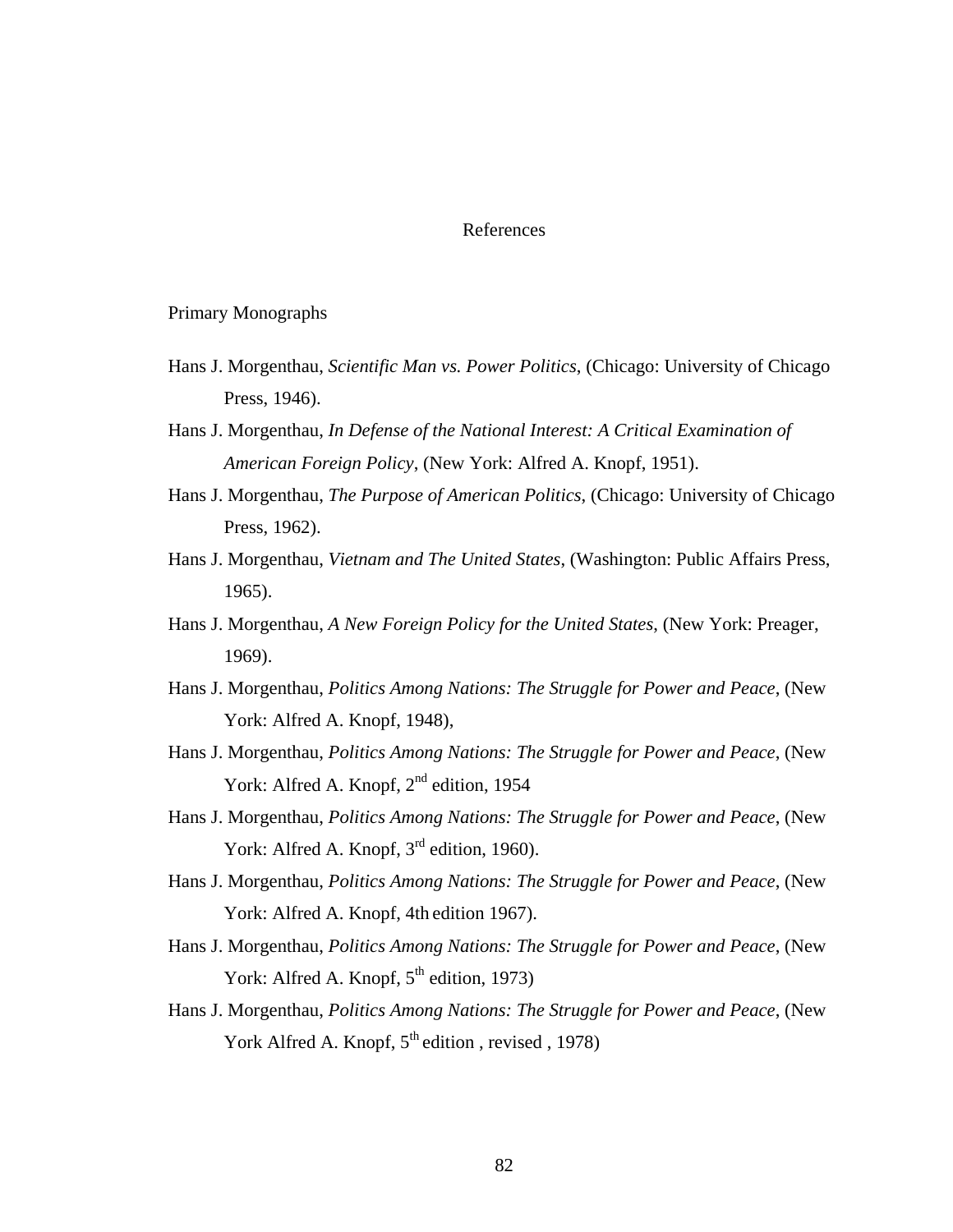# References

## Primary Monographs

Hans J. Morgenthau, *Scientific Man vs. Power Politics*, (Chicago: University of Chicago Press, 1946).

Hans J. Morgenthau, *In Defense of the National Interest: A Critical Examination of American Foreign Policy*, (New York: Alfred A. Knopf, 1951).

Hans J. Morgenthau, *The Purpose of American Politics*, (Chicago: University of Chicago Press, 1962).

Hans J. Morgenthau, *Vietnam and The United States*, (Washington: Public Affairs Press, 1965).

Hans J. Morgenthau, *A New Foreign Policy for the United States*, (New York: Preager, 1969).

Hans J. Morgenthau, *Politics Among Nations: The Struggle for Power and Peace*, (New York: Alfred A. Knopf, 1948),

Hans J. Morgenthau, *Politics Among Nations: The Struggle for Power and Peace*, (New York: Alfred A. Knopf, 2nd edition, 1954

Hans J. Morgenthau, *Politics Among Nations: The Struggle for Power and Peace*, (New York: Alfred A. Knopf, 3rd edition, 1960).

Hans J. Morgenthau, *Politics Among Nations: The Struggle for Power and Peace*, (New York: Alfred A. Knopf, 4th edition 1967).

Hans J. Morgenthau, *Politics Among Nations: The Struggle for Power and Peace*, (New York: Alfred A. Knopf, 5th edition, 1973)

Hans J. Morgenthau, *Politics Among Nations: The Struggle for Power and Peace*, (New York Alfred A. Knopf, 5th edition , revised , 1978)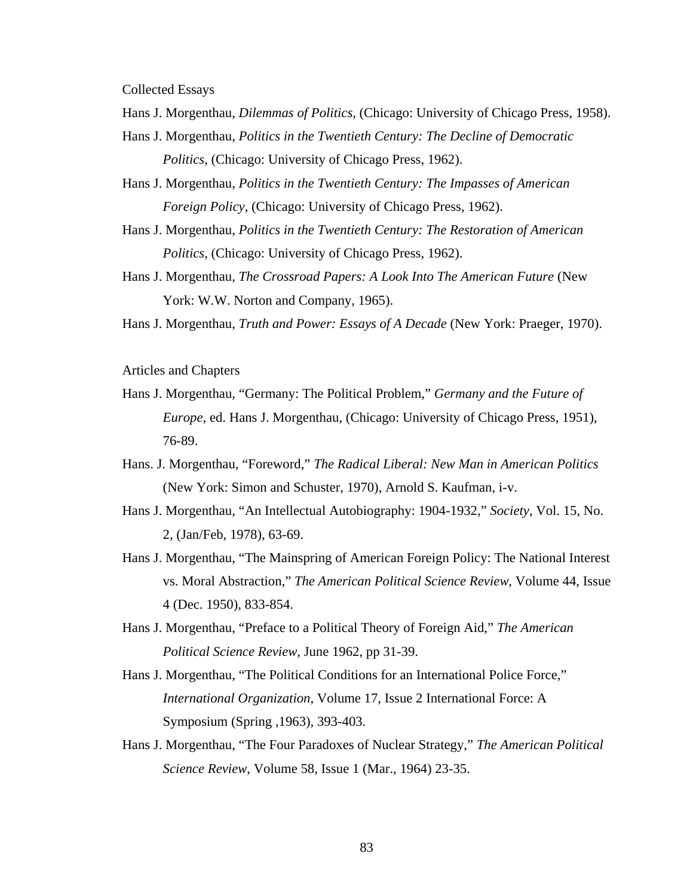Collected Essays

Hans J. Morgenthau, *Dilemmas of Politics*, (Chicago: University of Chicago Press, 1958).

Hans J. Morgenthau, *Politics in the Twentieth Century: The Decline of Democratic Politics*, (Chicago: University of Chicago Press, 1962).

Hans J. Morgenthau, *Politics in the Twentieth Century: The Impasses of American Foreign Policy*, (Chicago: University of Chicago Press, 1962).

Hans J. Morgenthau, *Politics in the Twentieth Century: The Restoration of American Politics*, (Chicago: University of Chicago Press, 1962).

Hans J. Morgenthau, *The Crossroad Papers: A Look Into The American Future* (New York: W.W. Norton and Company, 1965).

Hans J. Morgenthau, *Truth and Power: Essays of A Decade* (New York: Praeger, 1970).

Articles and Chapters

Hans J. Morgenthau, "Germany: The Political Problem," *Germany and the Future of Europe*, ed. Hans J. Morgenthau, (Chicago: University of Chicago Press, 1951), 76-89.

Hans. J. Morgenthau, "Foreword," *The Radical Liberal: New Man in American Politics* (New York: Simon and Schuster, 1970), Arnold S. Kaufman, i-v.

Hans J. Morgenthau, "An Intellectual Autobiography: 1904-1932," *Society*, Vol. 15, No. 2, (Jan/Feb, 1978), 63-69.

Hans J. Morgenthau, "The Mainspring of American Foreign Policy: The National Interest vs. Moral Abstraction," *The American Political Science Review*, Volume 44, Issue 4 (Dec. 1950), 833-854.

Hans J. Morgenthau, "Preface to a Political Theory of Foreign Aid," *The American Political Science Review*, June 1962, pp 31-39.

Hans J. Morgenthau, "The Political Conditions for an International Police Force," *International Organization*, Volume 17, Issue 2 International Force: A Symposium (Spring ,1963), 393-403.

Hans J. Morgenthau, "The Four Paradoxes of Nuclear Strategy," *The American Political Science Review*, Volume 58, Issue 1 (Mar., 1964) 23-35.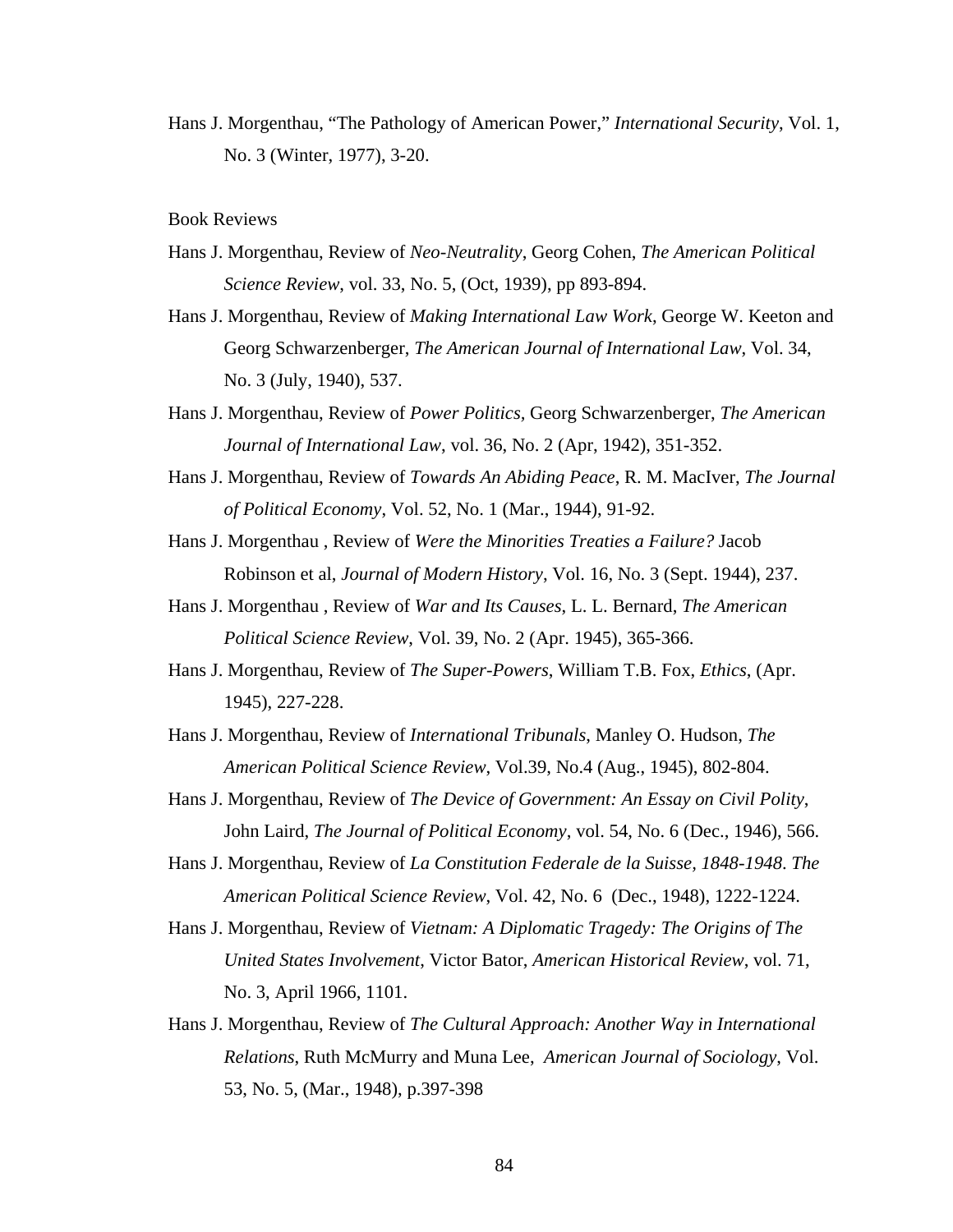Hans J. Morgenthau, "The Pathology of American Power," *International Security*, Vol. 1, No. 3 (Winter, 1977), 3-20.

Book Reviews

Hans J. Morgenthau, Review of *Neo-Neutrality*, Georg Cohen, *The American Political Science Review*, vol. 33, No. 5, (Oct, 1939), pp 893-894.

Hans J. Morgenthau, Review of *Making International Law Work*, George W. Keeton and Georg Schwarzenberger, *The American Journal of International Law*, Vol. 34, No. 3 (July, 1940), 537.

Hans J. Morgenthau, Review of *Power Politics*, Georg Schwarzenberger, *The American Journal of International Law*, vol. 36, No. 2 (Apr, 1942), 351-352.

Hans J. Morgenthau, Review of *Towards An Abiding Peace*, R. M. MacIver, *The Journal of Political Economy*, Vol. 52, No. 1 (Mar., 1944), 91-92.

Hans J. Morgenthau , Review of *Were the Minorities Treaties a Failure?* Jacob Robinson et al, *Journal of Modern History*, Vol. 16, No. 3 (Sept. 1944), 237.

Hans J. Morgenthau , Review of *War and Its Causes*, L. L. Bernard, *The American Political Science Review*, Vol. 39, No. 2 (Apr. 1945), 365-366.

Hans J. Morgenthau, Review of *The Super-Powers*, William T.B. Fox, *Ethics*, (Apr. 1945), 227-228.

Hans J. Morgenthau, Review of *International Tribunals*, Manley O. Hudson, *The American Political Science Review*, Vol.39, No.4 (Aug., 1945), 802-804.

Hans J. Morgenthau, Review of *The Device of Government: An Essay on Civil Polity*, John Laird, *The Journal of Political Economy*, vol. 54, No. 6 (Dec., 1946), 566.

Hans J. Morgenthau, Review of *La Constitution Federale de la Suisse, 1848-1948*. *The American Political Science Review*, Vol. 42, No. 6 (Dec., 1948), 1222-1224.

Hans J. Morgenthau, Review of *Vietnam: A Diplomatic Tragedy: The Origins of The United States Involvement*, Victor Bator, *American Historical Review*, vol. 71, No. 3, April 1966, 1101.

Hans J. Morgenthau, Review of *The Cultural Approach: Another Way in International Relations*, Ruth McMurry and Muna Lee, *American Journal of Sociology*, Vol. 53, No. 5, (Mar., 1948), p.397-398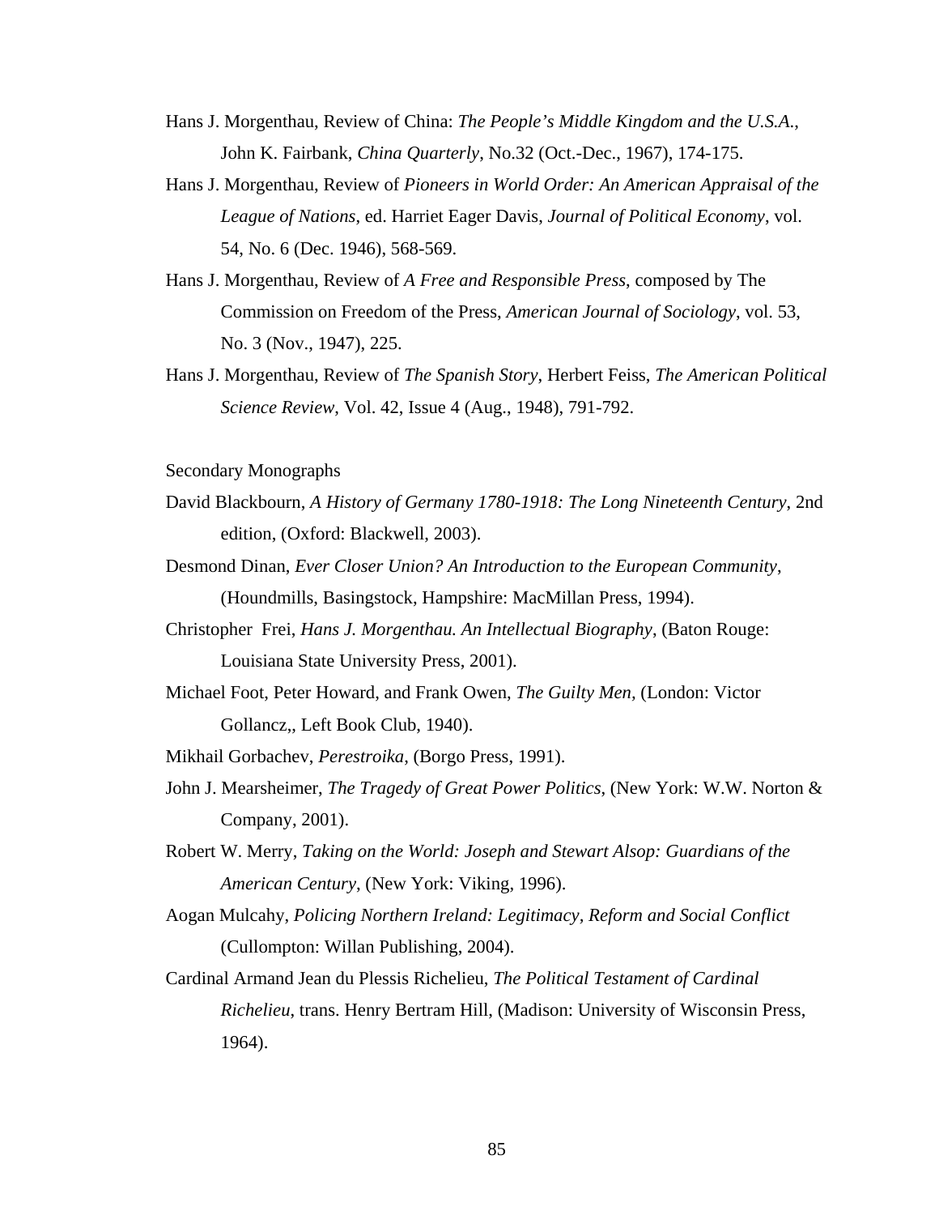Hans J. Morgenthau, Review of China: *The People's Middle Kingdom and the U.S.A.*, John K. Fairbank, *China Quarterly*, No.32 (Oct.-Dec., 1967), 174-175.

Hans J. Morgenthau, Review of *Pioneers in World Order: An American Appraisal of the League of Nations*, ed. Harriet Eager Davis, *Journal of Political Economy*, vol. 54, No. 6 (Dec. 1946), 568-569.

Hans J. Morgenthau, Review of *A Free and Responsible Press*, composed by The Commission on Freedom of the Press, *American Journal of Sociology*, vol. 53, No. 3 (Nov., 1947), 225.

Hans J. Morgenthau, Review of *The Spanish Story*, Herbert Feiss, *The American Political Science Review*, Vol. 42, Issue 4 (Aug., 1948), 791-792.

Secondary Monographs

David Blackbourn, *A History of Germany 1780-1918: The Long Nineteenth Century*, 2nd edition, (Oxford: Blackwell, 2003).

Desmond Dinan, *Ever Closer Union? An Introduction to the European Community*, (Houndmills, Basingstock, Hampshire: MacMillan Press, 1994).

Christopher Frei, *Hans J. Morgenthau. An Intellectual Biography*, (Baton Rouge: Louisiana State University Press, 2001).

Michael Foot, Peter Howard, and Frank Owen, *The Guilty Men*, (London: Victor Gollancz,, Left Book Club, 1940).

Mikhail Gorbachev, *Perestroika*, (Borgo Press, 1991).

John J. Mearsheimer, *The Tragedy of Great Power Politics*, (New York: W.W. Norton & Company, 2001).

Robert W. Merry, *Taking on the World: Joseph and Stewart Alsop: Guardians of the American Century*, (New York: Viking, 1996).

Aogan Mulcahy, *Policing Northern Ireland: Legitimacy, Reform and Social Conflict* (Cullompton: Willan Publishing, 2004).

Cardinal Armand Jean du Plessis Richelieu, *The Political Testament of Cardinal Richelieu*, trans. Henry Bertram Hill, (Madison: University of Wisconsin Press, 1964).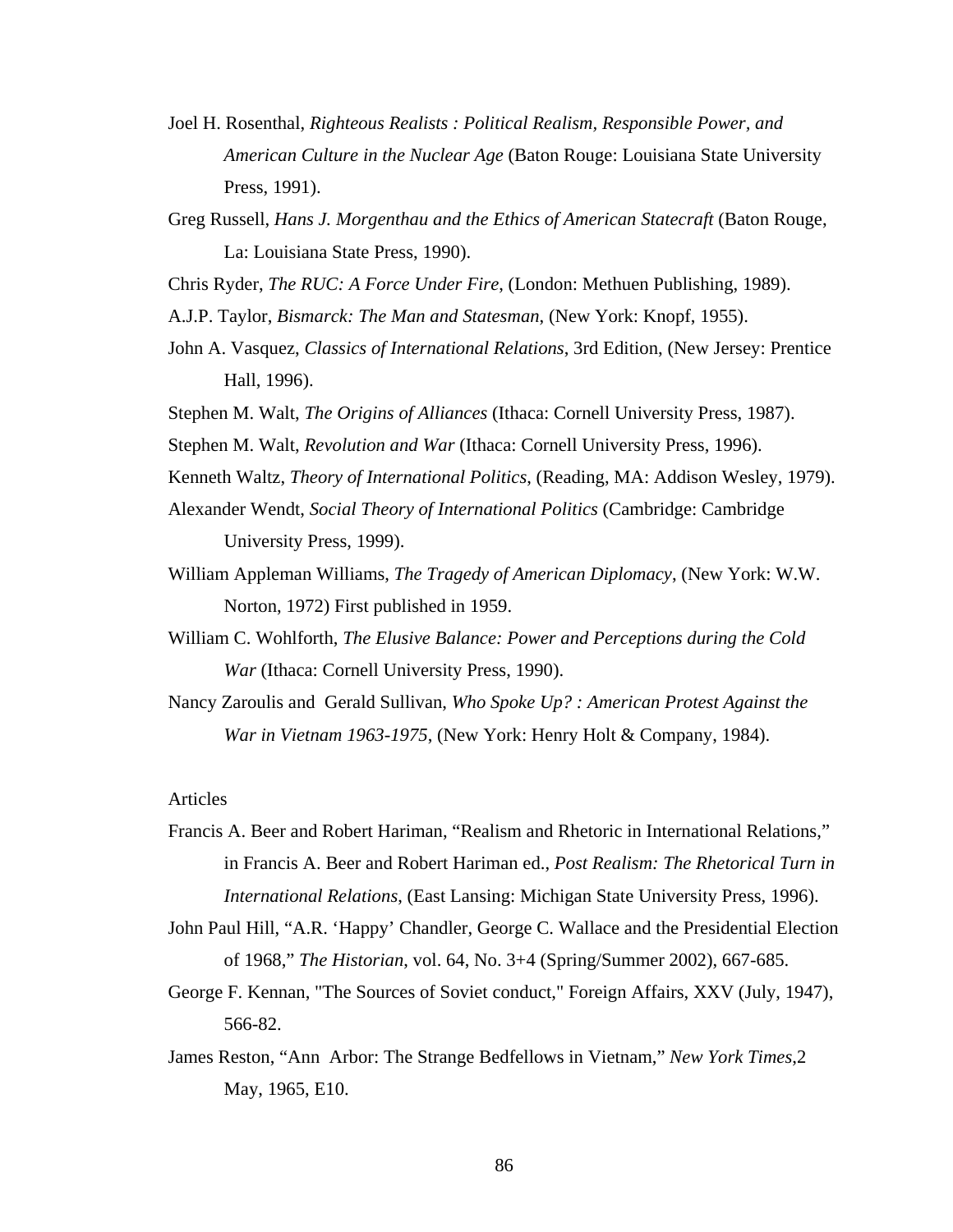Joel H. Rosenthal, *Righteous Realists : Political Realism, Responsible Power, and American Culture in the Nuclear Age* (Baton Rouge: Louisiana State University Press, 1991).

Greg Russell, *Hans J. Morgenthau and the Ethics of American Statecraft* (Baton Rouge, La: Louisiana State Press, 1990).

Chris Ryder, *The RUC: A Force Under Fire*, (London: Methuen Publishing, 1989).

A.J.P. Taylor, *Bismarck: The Man and Statesman*, (New York: Knopf, 1955).

John A. Vasquez, *Classics of International Relations*, 3rd Edition, (New Jersey: Prentice Hall, 1996).

Stephen M. Walt, *The Origins of Alliances* (Ithaca: Cornell University Press, 1987).

Stephen M. Walt, *Revolution and War* (Ithaca: Cornell University Press, 1996).

Kenneth Waltz, *Theory of International Politics*, (Reading, MA: Addison Wesley, 1979).

Alexander Wendt, *Social Theory of International Politics* (Cambridge: Cambridge University Press, 1999).

William Appleman Williams, *The Tragedy of American Diplomacy*, (New York: W.W. Norton, 1972) First published in 1959.

William C. Wohlforth, *The Elusive Balance: Power and Perceptions during the Cold War* (Ithaca: Cornell University Press, 1990).

Nancy Zaroulis and Gerald Sullivan, *Who Spoke Up? : American Protest Against the War in Vietnam 1963-1975*, (New York: Henry Holt & Company, 1984).

Articles

Francis A. Beer and Robert Hariman, "Realism and Rhetoric in International Relations," in Francis A. Beer and Robert Hariman ed., *Post Realism: The Rhetorical Turn in International Relations*, (East Lansing: Michigan State University Press, 1996).

John Paul Hill, "A.R. 'Happy' Chandler, George C. Wallace and the Presidential Election of 1968," *The Historian*, vol. 64, No. 3+4 (Spring/Summer 2002), 667-685.

George F. Kennan, "The Sources of Soviet conduct," Foreign Affairs, XXV (July, 1947), 566-82.

James Reston, "Ann Arbor: The Strange Bedfellows in Vietnam," *New York Times*,2 May, 1965, E10.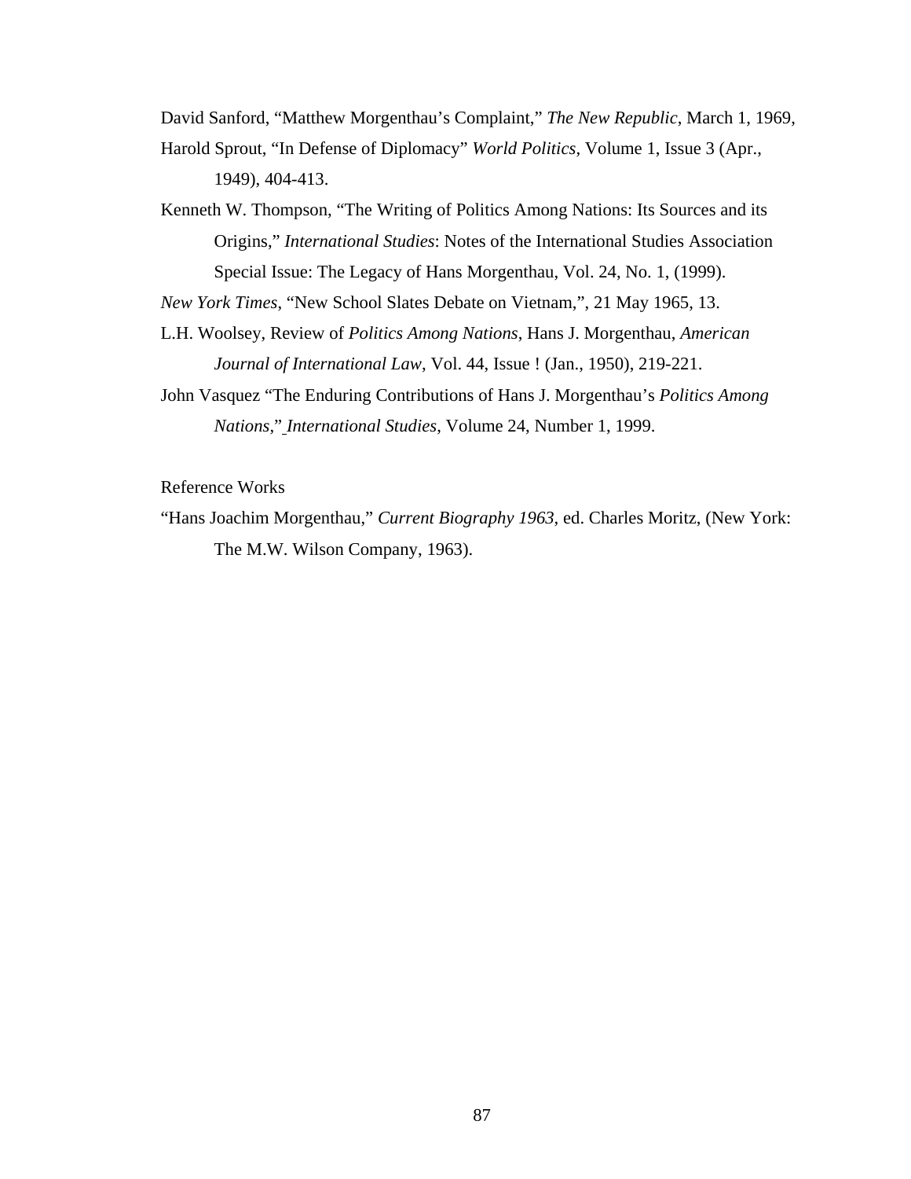David Sanford, "Matthew Morgenthau's Complaint," *The New Republic*, March 1, 1969,

Harold Sprout, "In Defense of Diplomacy" *World Politics*, Volume 1, Issue 3 (Apr., 1949), 404-413.

Kenneth W. Thompson, "The Writing of Politics Among Nations: Its Sources and its Origins," *International Studies*: Notes of the International Studies Association Special Issue: The Legacy of Hans Morgenthau, Vol. 24, No. 1, (1999).

*New York Times*, "New School Slates Debate on Vietnam,", 21 May 1965, 13.

L.H. Woolsey, Review of *Politics Among Nations*, Hans J. Morgenthau, *American Journal of International Law*, Vol. 44, Issue ! (Jan., 1950), 219-221.

John Vasquez "The Enduring Contributions of Hans J. Morgenthau's *Politics Among Nations*," *International Studies*, Volume 24, Number 1, 1999.

Reference Works

"Hans Joachim Morgenthau," *Current Biography 1963*, ed. Charles Moritz, (New York: The M.W. Wilson Company, 1963).